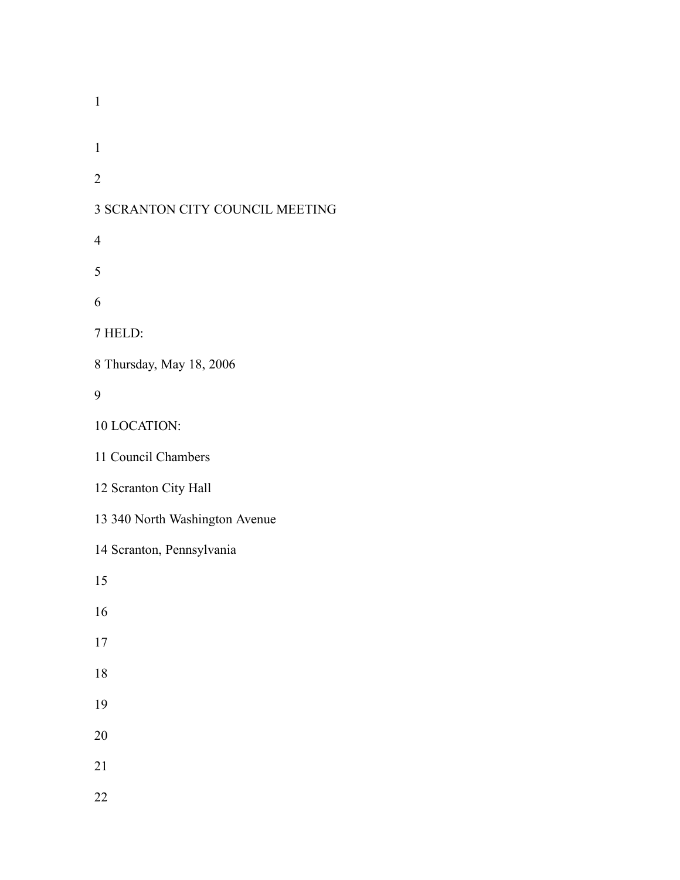# SCRANTON CITY COUNCIL MEETING

HELD:

Thursday, May 18, 2006

LOCATION:

Council Chambers

Scranton City Hall

340 North Washington Avenue

Scranton, Pennsylvania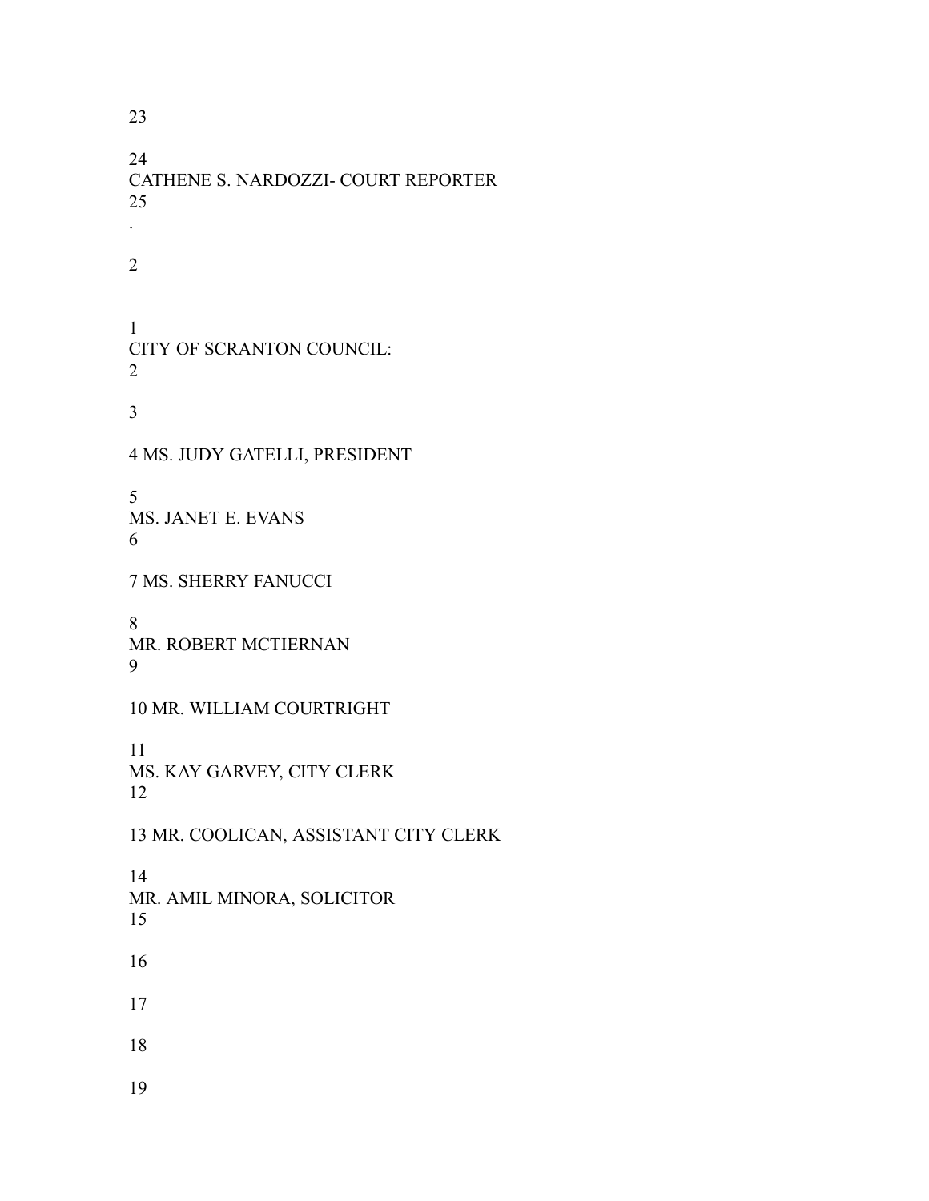CATHENE S. NARDOZZI- COURT REPORTER

CITY OF SCRANTON COUNCIL:

MS. JUDY GATELLI, PRESIDENT

MS. JANET E. EVANS

MS. SHERRY FANUCCI

MR. ROBERT MCTIERNAN

MR. WILLIAM COURTRIGHT

MS. KAY GARVEY, CITY CLERK

MR. COOLICAN, ASSISTANT CITY CLERK

MR. AMIL MINORA, SOLICITOR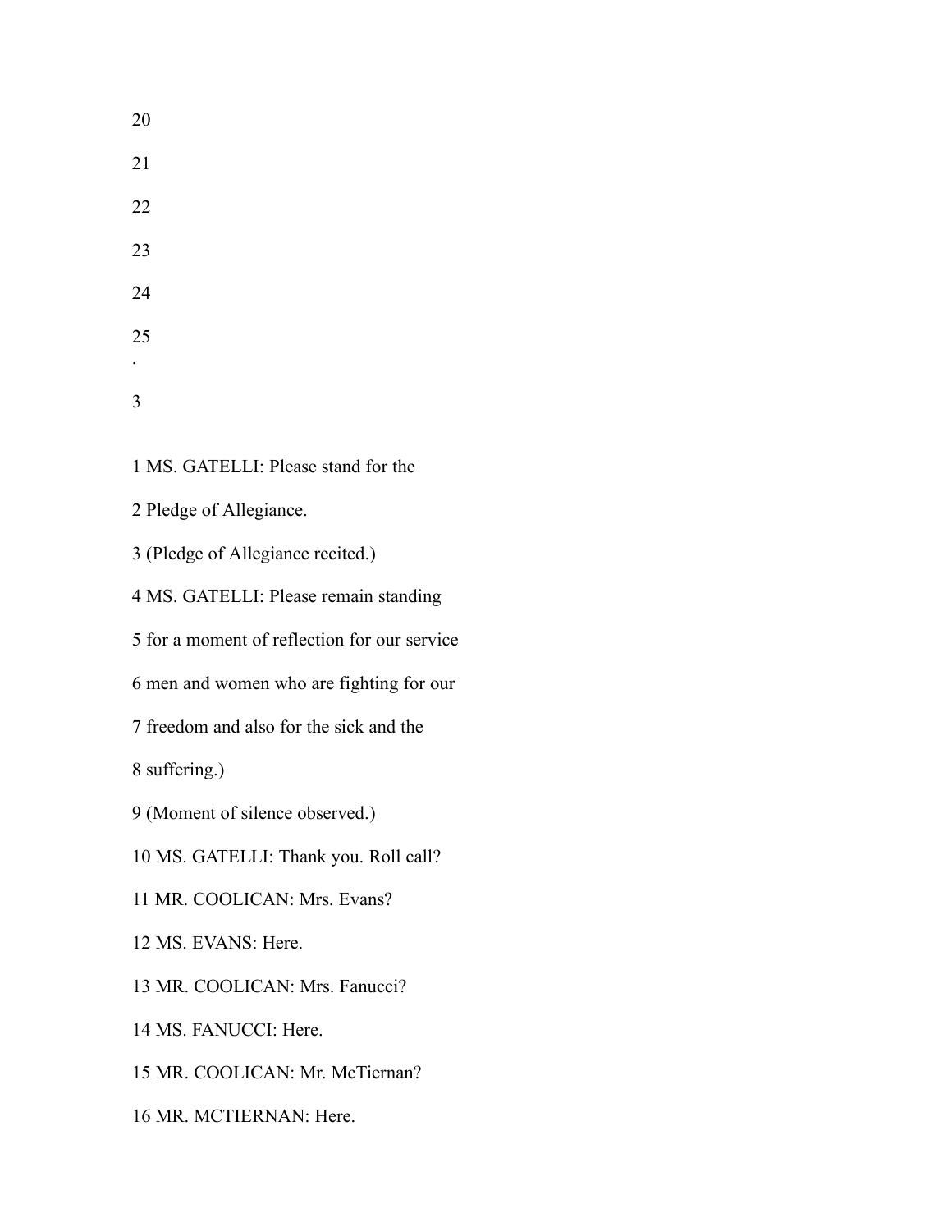1 MS. GATELLI: Please stand for the

2 Pledge of Allegiance.

3 (Pledge of Allegiance recited.)

4 MS. GATELLI: Please remain standing

5 for a moment of reflection for our service

6 men and women who are fighting for our

7 freedom and also for the sick and the

8 suffering.)

9 (Moment of silence observed.)

10 MS. GATELLI: Thank you. Roll call?

11 MR. COOLICAN: Mrs. Evans?

12 MS. EVANS: Here.

13 MR. COOLICAN: Mrs. Fanucci?

14 MS. FANUCCI: Here.

15 MR. COOLICAN: Mr. McTiernan?

16 MR. MCTIERNAN: Here.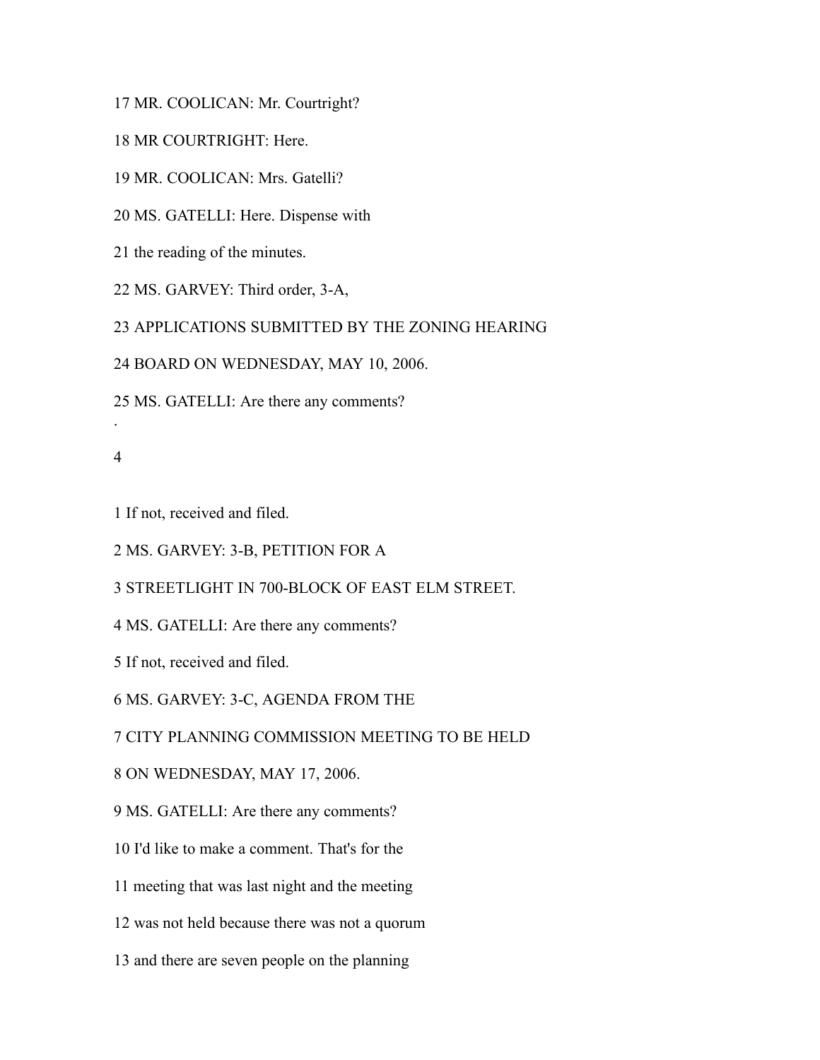17 MR. COOLICAN: Mr. Courtright?

18 MR COURTRIGHT: Here.

19 MR. COOLICAN: Mrs. Gatelli?

20 MS. GATELLI: Here. Dispense with

21 the reading of the minutes.

22 MS. GARVEY: Third order, 3-A,

23 APPLICATIONS SUBMITTED BY THE ZONING HEARING

24 BOARD ON WEDNESDAY, MAY 10, 2006.

25 MS. GATELLI: Are there any comments?

1 If not, received and filed.

2 MS. GARVEY: 3-B, PETITION FOR A

3 STREETLIGHT IN 700-BLOCK OF EAST ELM STREET.

4 MS. GATELLI: Are there any comments?

5 If not, received and filed.

6 MS. GARVEY: 3-C, AGENDA FROM THE

7 CITY PLANNING COMMISSION MEETING TO BE HELD

8 ON WEDNESDAY, MAY 17, 2006.

9 MS. GATELLI: Are there any comments?

10 I'd like to make a comment. That's for the

11 meeting that was last night and the meeting

12 was not held because there was not a quorum

13 and there are seven people on the planning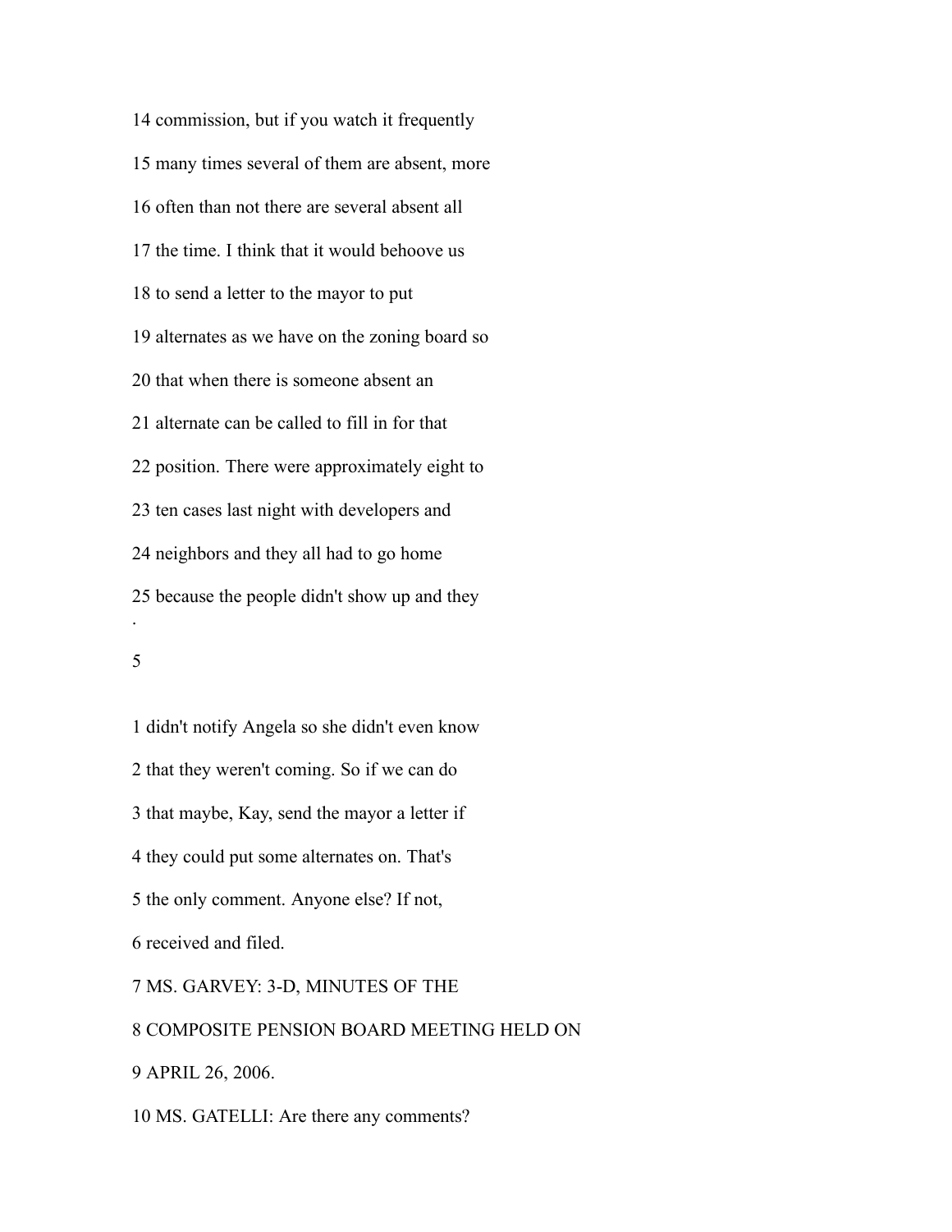14 commission, but if you watch it frequently

15 many times several of them are absent, more

16 often than not there are several absent all

17 the time. I think that it would behoove us

18 to send a letter to the mayor to put

19 alternates as we have on the zoning board so

20 that when there is someone absent an

21 alternate can be called to fill in for that

22 position. There were approximately eight to

23 ten cases last night with developers and

24 neighbors and they all had to go home

25 because the people didn't show up and they

1 didn't notify Angela so she didn't even know

2 that they weren't coming. So if we can do

3 that maybe, Kay, send the mayor a letter if

4 they could put some alternates on. That's

5 the only comment. Anyone else? If not,

6 received and filed.

7 MS. GARVEY: 3-D, MINUTES OF THE

8 COMPOSITE PENSION BOARD MEETING HELD ON

9 APRIL 26, 2006.

10 MS. GATELLI: Are there any comments?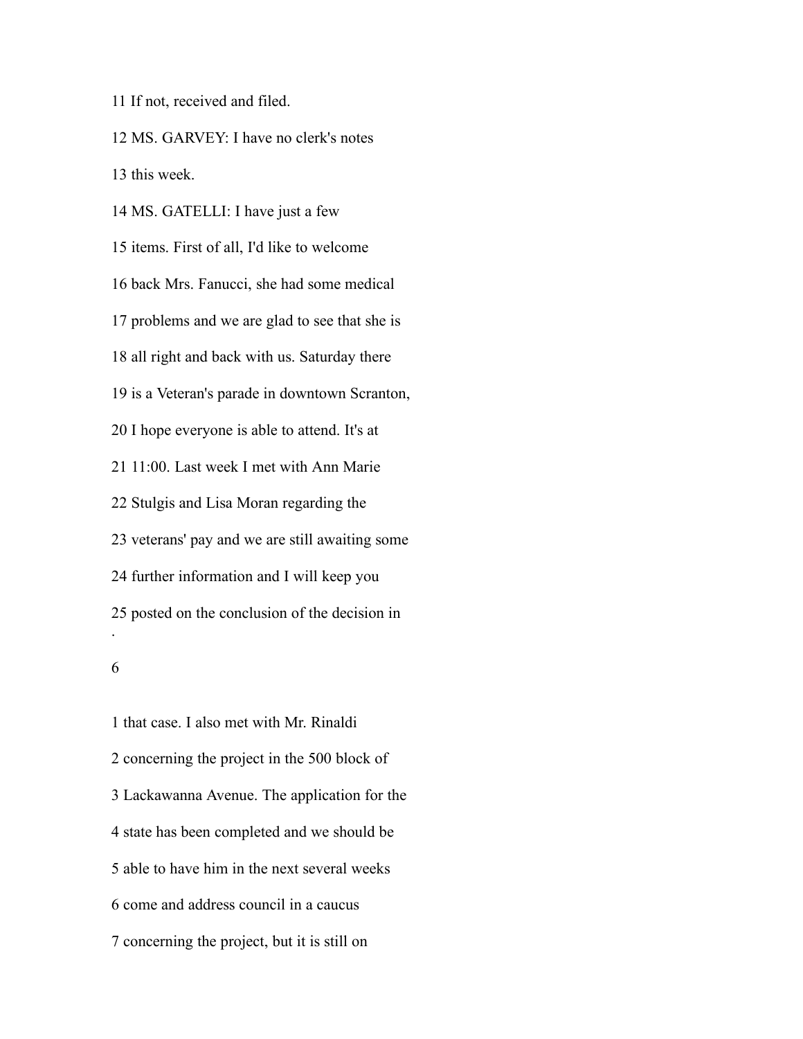11 If not, received and filed.

12 MS. GARVEY: I have no clerk's notes

13 this week.

14 MS. GATELLI: I have just a few

15 items. First of all, I'd like to welcome

16 back Mrs. Fanucci, she had some medical

17 problems and we are glad to see that she is

18 all right and back with us. Saturday there

19 is a Veteran's parade in downtown Scranton,

20 I hope everyone is able to attend. It's at

21 11:00. Last week I met with Ann Marie

22 Stulgis and Lisa Moran regarding the

23 veterans' pay and we are still awaiting some

24 further information and I will keep you

25 posted on the conclusion of the decision in

1 that case. I also met with Mr. Rinaldi

2 concerning the project in the 500 block of

3 Lackawanna Avenue. The application for the

4 state has been completed and we should be

5 able to have him in the next several weeks

6 come and address council in a caucus

7 concerning the project, but it is still on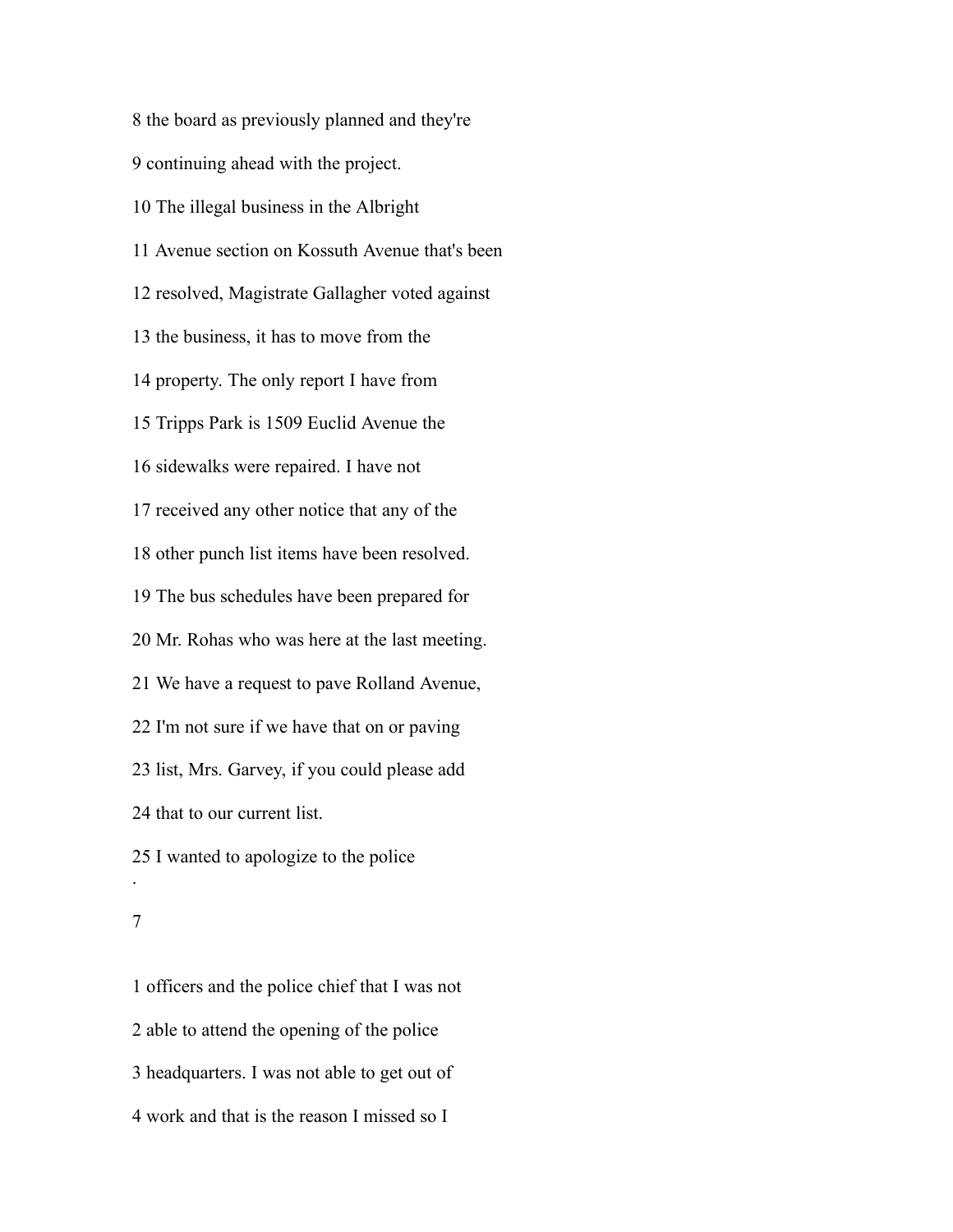8 the board as previously planned and they're

9 continuing ahead with the project.

10 The illegal business in the Albright

11 Avenue section on Kossuth Avenue that's been

12 resolved, Magistrate Gallagher voted against

13 the business, it has to move from the

14 property. The only report I have from

15 Tripps Park is 1509 Euclid Avenue the

16 sidewalks were repaired. I have not

17 received any other notice that any of the

18 other punch list items have been resolved.

19 The bus schedules have been prepared for

20 Mr. Rohas who was here at the last meeting.

21 We have a request to pave Rolland Avenue,

22 I'm not sure if we have that on or paving

23 list, Mrs. Garvey, if you could please add

24 that to our current list.

25 I wanted to apologize to the police

1 officers and the police chief that I was not

2 able to attend the opening of the police

3 headquarters. I was not able to get out of

4 work and that is the reason I missed so I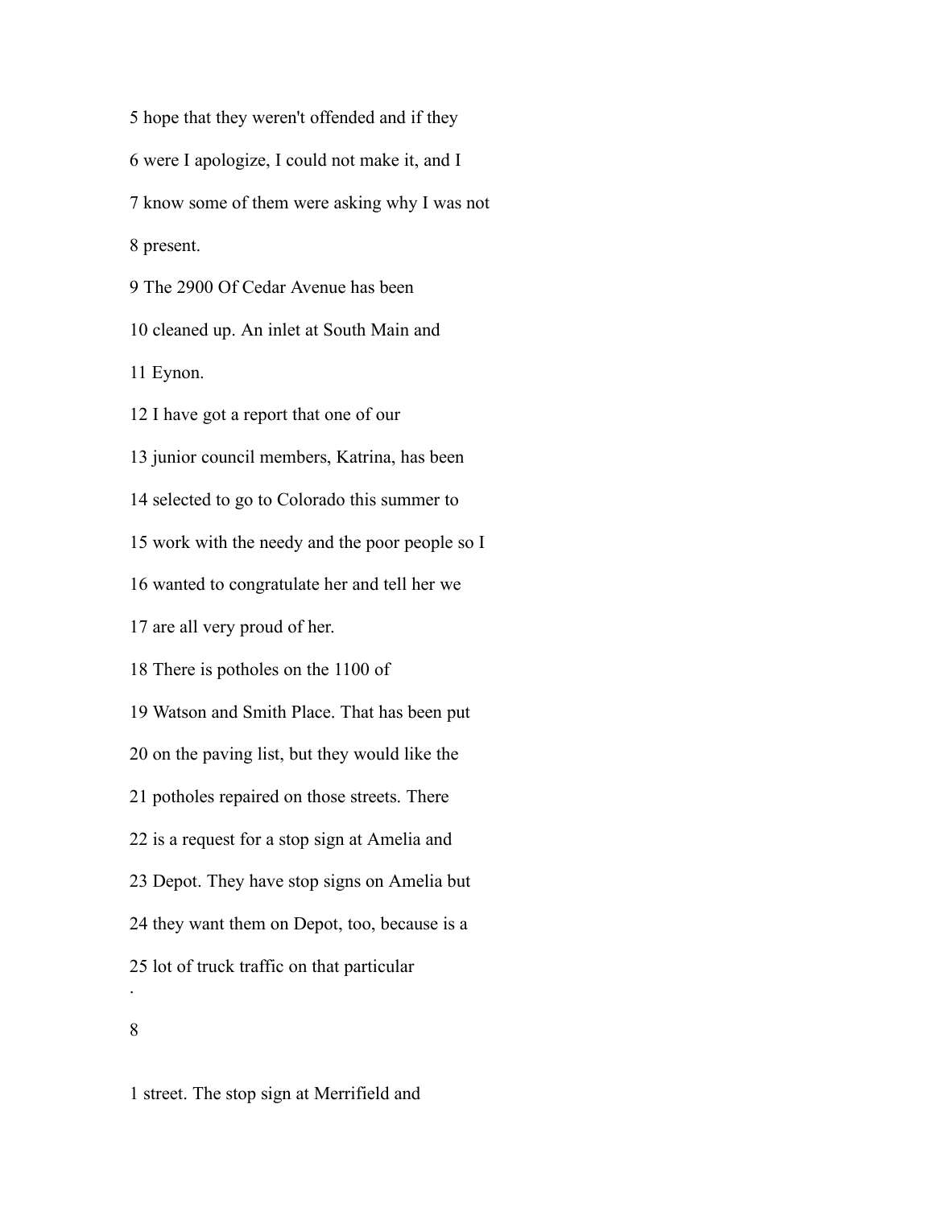5 hope that they weren't offended and if they

6 were I apologize, I could not make it, and I

7 know some of them were asking why I was not

8 present.

9 The 2900 Of Cedar Avenue has been

10 cleaned up. An inlet at South Main and

11 Eynon.

12 I have got a report that one of our

13 junior council members, Katrina, has been

14 selected to go to Colorado this summer to

15 work with the needy and the poor people so I

16 wanted to congratulate her and tell her we

17 are all very proud of her.

18 There is potholes on the 1100 of

19 Watson and Smith Place. That has been put

20 on the paving list, but they would like the

21 potholes repaired on those streets. There

22 is a request for a stop sign at Amelia and

23 Depot. They have stop signs on Amelia but

24 they want them on Depot, too, because is a

25 lot of truck traffic on that particular

1 street. The stop sign at Merrifield and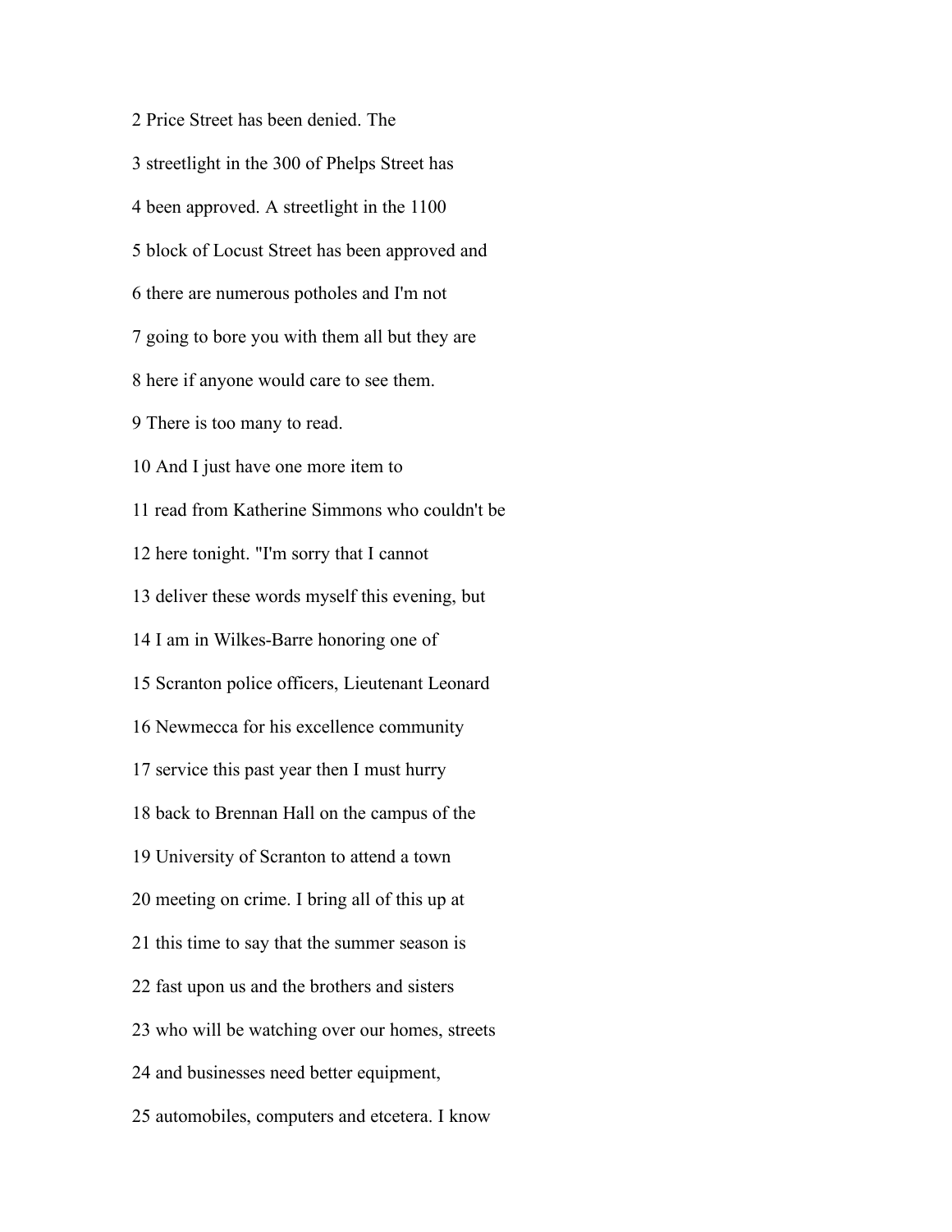2 Price Street has been denied. The

3 streetlight in the 300 of Phelps Street has

4 been approved. A streetlight in the 1100

5 block of Locust Street has been approved and

6 there are numerous potholes and I'm not

7 going to bore you with them all but they are

8 here if anyone would care to see them.

9 There is too many to read.

10 And I just have one more item to

11 read from Katherine Simmons who couldn't be

12 here tonight. "I'm sorry that I cannot

13 deliver these words myself this evening, but

14 I am in Wilkes-Barre honoring one of

15 Scranton police officers, Lieutenant Leonard

16 Newmecca for his excellence community

17 service this past year then I must hurry

18 back to Brennan Hall on the campus of the

19 University of Scranton to attend a town

20 meeting on crime. I bring all of this up at

21 this time to say that the summer season is

22 fast upon us and the brothers and sisters

23 who will be watching over our homes, streets

24 and businesses need better equipment,

25 automobiles, computers and etcetera. I know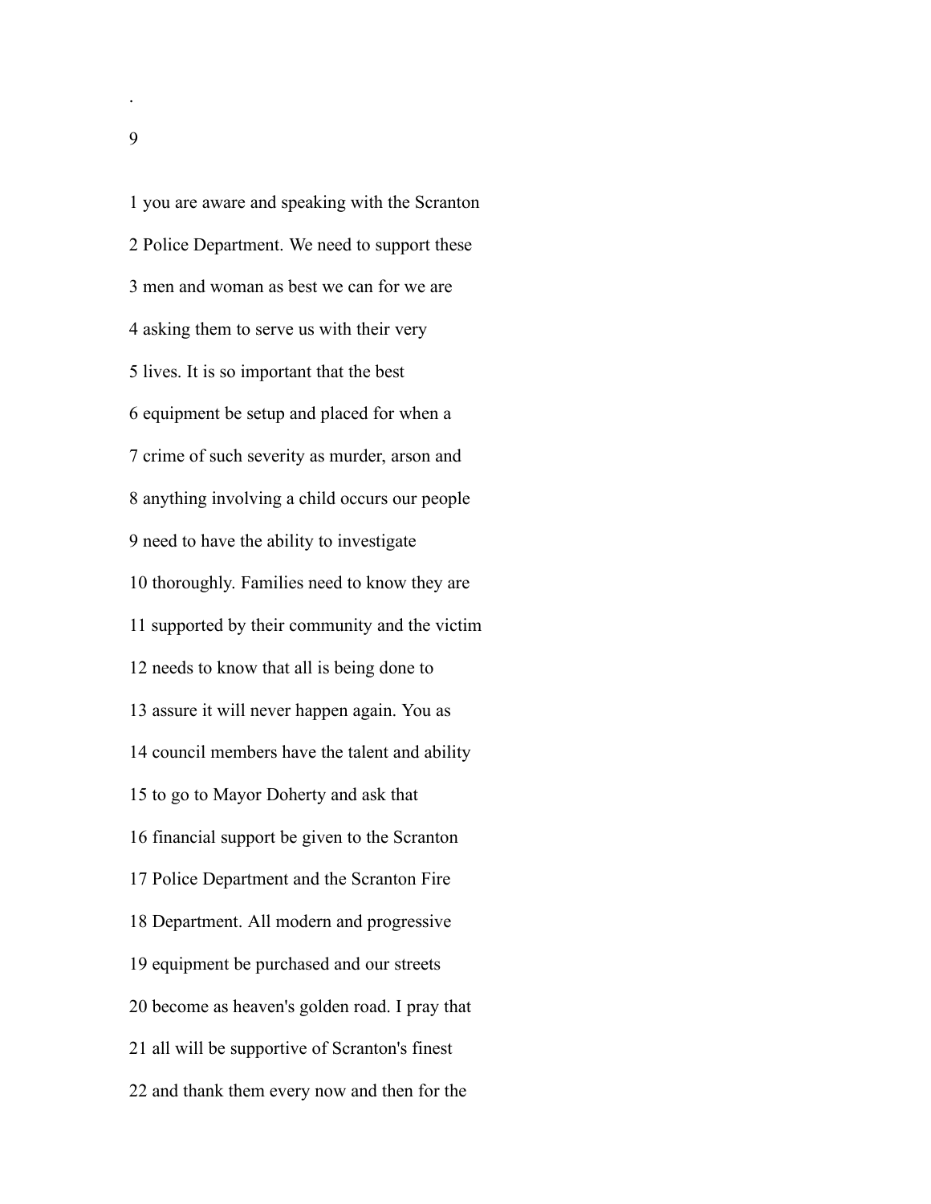1 you are aware and speaking with the Scranton

2 Police Department. We need to support these

3 men and woman as best we can for we are

4 asking them to serve us with their very

5 lives. It is so important that the best

6 equipment be setup and placed for when a

7 crime of such severity as murder, arson and

8 anything involving a child occurs our people

9 need to have the ability to investigate

10 thoroughly. Families need to know they are

11 supported by their community and the victim

12 needs to know that all is being done to

13 assure it will never happen again. You as

14 council members have the talent and ability

15 to go to Mayor Doherty and ask that

16 financial support be given to the Scranton

17 Police Department and the Scranton Fire

18 Department. All modern and progressive

19 equipment be purchased and our streets

20 become as heaven's golden road. I pray that

21 all will be supportive of Scranton's finest

22 and thank them every now and then for the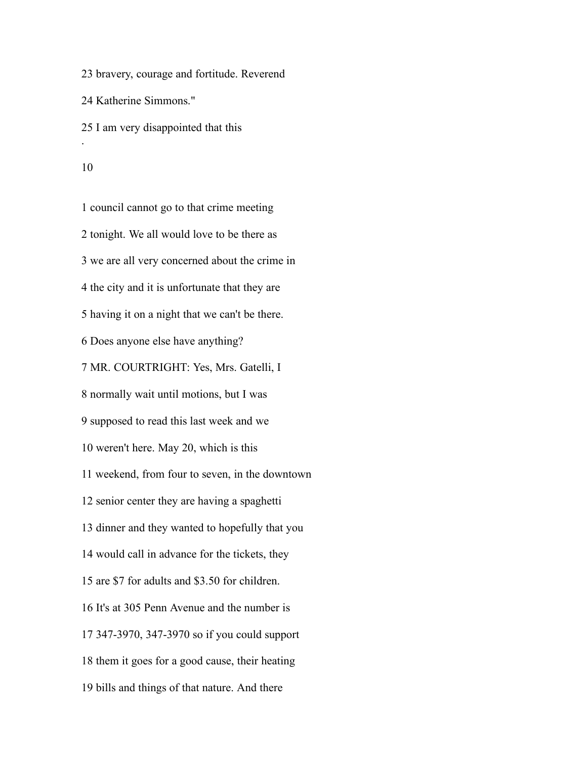23 bravery, courage and fortitude. Reverend

24 Katherine Simmons."

25 I am very disappointed that this

1 council cannot go to that crime meeting

2 tonight. We all would love to be there as

3 we are all very concerned about the crime in

4 the city and it is unfortunate that they are

5 having it on a night that we can't be there.

6 Does anyone else have anything?

7 MR. COURTRIGHT: Yes, Mrs. Gatelli, I

8 normally wait until motions, but I was

9 supposed to read this last week and we

10 weren't here. May 20, which is this

11 weekend, from four to seven, in the downtown

12 senior center they are having a spaghetti

13 dinner and they wanted to hopefully that you

14 would call in advance for the tickets, they

15 are $7 for adults and $3.50 for children.

16 It's at 305 Penn Avenue and the number is

17 347-3970, 347-3970 so if you could support

18 them it goes for a good cause, their heating

19 bills and things of that nature. And there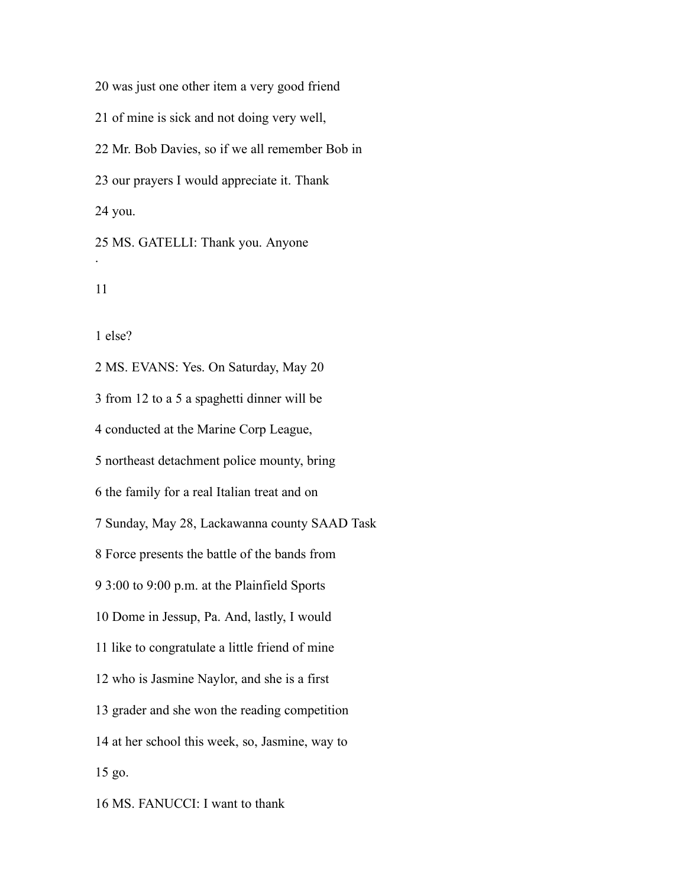20 was just one other item a very good friend

21 of mine is sick and not doing very well,

22 Mr. Bob Davies, so if we all remember Bob in

23 our prayers I would appreciate it. Thank

24 you.

25 MS. GATELLI: Thank you. Anyone

1 else?

2 MS. EVANS: Yes. On Saturday, May 20

3 from 12 to a 5 a spaghetti dinner will be

4 conducted at the Marine Corp League,

5 northeast detachment police mounty, bring

6 the family for a real Italian treat and on

7 Sunday, May 28, Lackawanna county SAAD Task

8 Force presents the battle of the bands from

9 3:00 to 9:00 p.m. at the Plainfield Sports

10 Dome in Jessup, Pa. And, lastly, I would

11 like to congratulate a little friend of mine

12 who is Jasmine Naylor, and she is a first

13 grader and she won the reading competition

14 at her school this week, so, Jasmine, way to

15 go.

16 MS. FANUCCI: I want to thank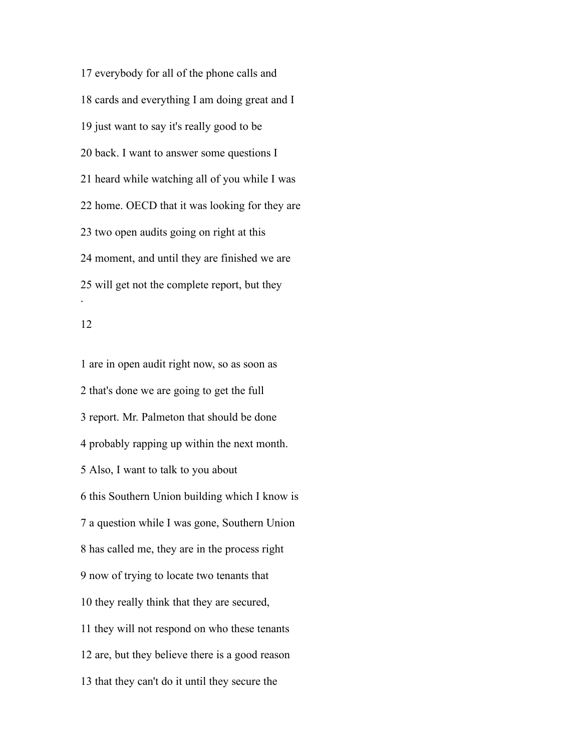17 everybody for all of the phone calls and

18 cards and everything I am doing great and I

19 just want to say it's really good to be

20 back. I want to answer some questions I

21 heard while watching all of you while I was

22 home. OECD that it was looking for they are

23 two open audits going on right at this

24 moment, and until they are finished we are

25 will get not the complete report, but they

1 are in open audit right now, so as soon as

2 that's done we are going to get the full

3 report. Mr. Palmeton that should be done

4 probably rapping up within the next month.

5 Also, I want to talk to you about

6 this Southern Union building which I know is

7 a question while I was gone, Southern Union

8 has called me, they are in the process right

9 now of trying to locate two tenants that

10 they really think that they are secured,

11 they will not respond on who these tenants

12 are, but they believe there is a good reason

13 that they can't do it until they secure the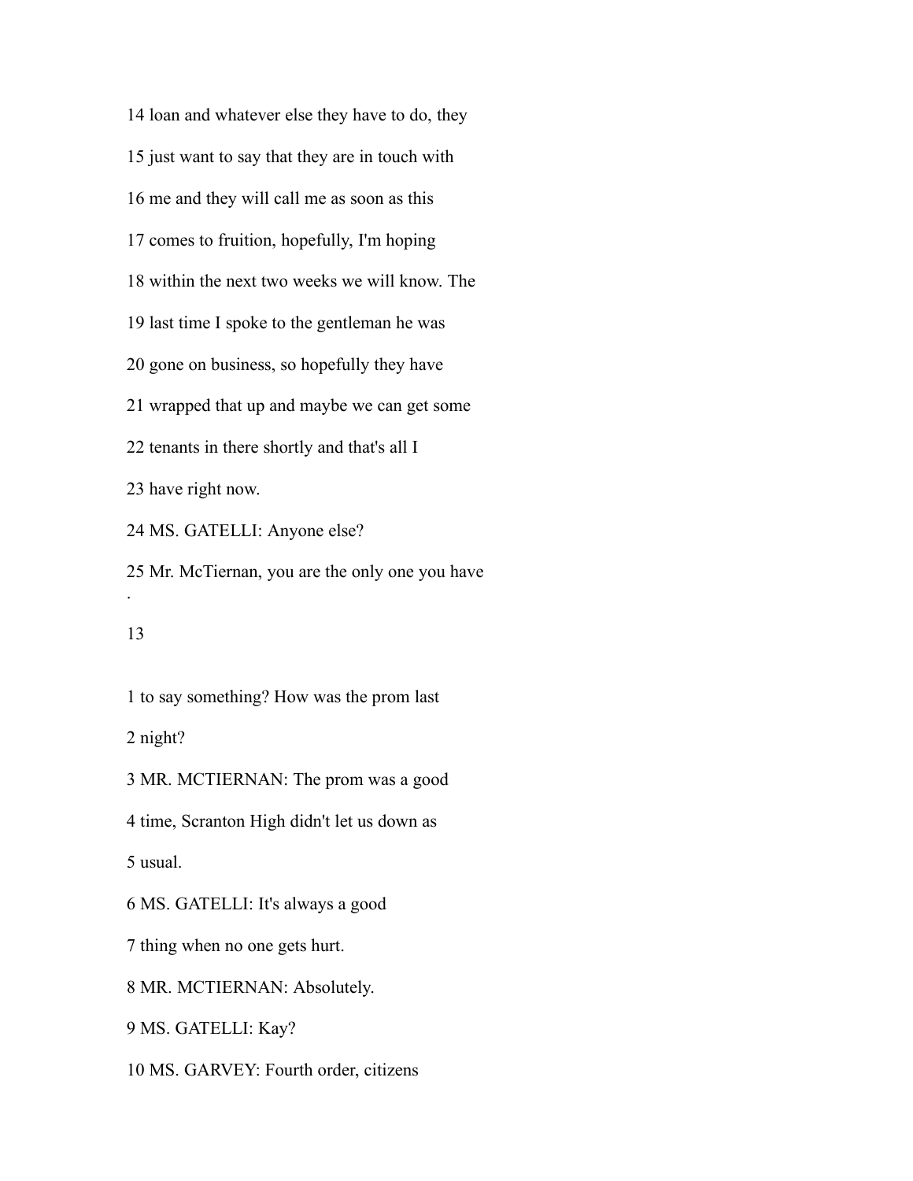14 loan and whatever else they have to do, they

15 just want to say that they are in touch with

16 me and they will call me as soon as this

17 comes to fruition, hopefully, I'm hoping

18 within the next two weeks we will know. The

19 last time I spoke to the gentleman he was

20 gone on business, so hopefully they have

21 wrapped that up and maybe we can get some

22 tenants in there shortly and that's all I

23 have right now.

24 MS. GATELLI: Anyone else?

25 Mr. McTiernan, you are the only one you have

1 to say something? How was the prom last

2 night?

3 MR. MCTIERNAN: The prom was a good

4 time, Scranton High didn't let us down as

5 usual.

6 MS. GATELLI: It's always a good

7 thing when no one gets hurt.

8 MR. MCTIERNAN: Absolutely.

9 MS. GATELLI: Kay?

10 MS. GARVEY: Fourth order, citizens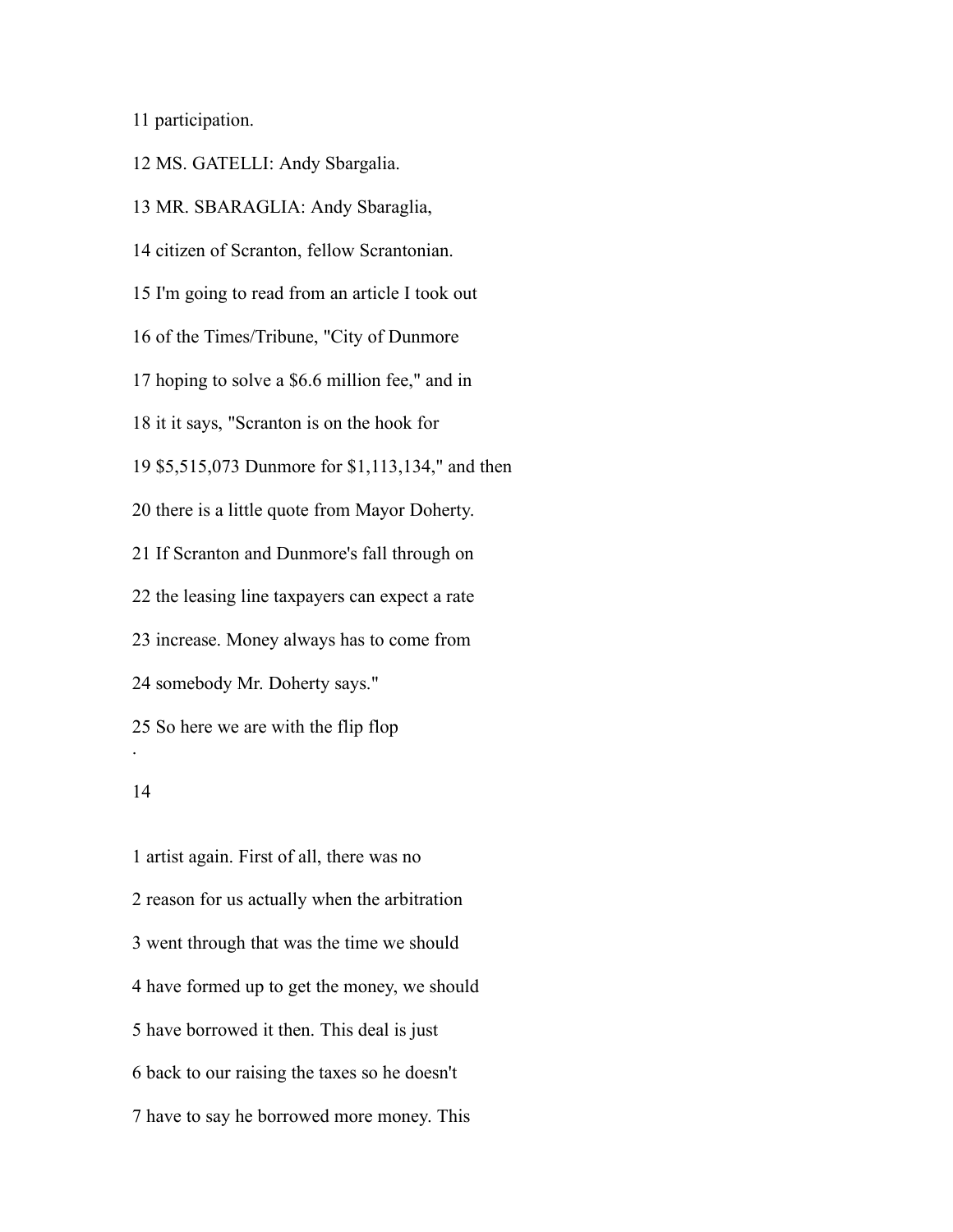11 participation.

12 MS. GATELLI: Andy Sbargalia.

13 MR. SBARAGLIA: Andy Sbaraglia,

14 citizen of Scranton, fellow Scrantonian.

15 I'm going to read from an article I took out

16 of the Times/Tribune, "City of Dunmore

17 hoping to solve a $6.6 million fee," and in

18 it it says, "Scranton is on the hook for

19 $5,515,073 Dunmore for $1,113,134," and then

20 there is a little quote from Mayor Doherty.

21 If Scranton and Dunmore's fall through on

22 the leasing line taxpayers can expect a rate

23 increase. Money always has to come from

24 somebody Mr. Doherty says."

25 So here we are with the flip flop

1 artist again. First of all, there was no

2 reason for us actually when the arbitration

3 went through that was the time we should

4 have formed up to get the money, we should

5 have borrowed it then. This deal is just

6 back to our raising the taxes so he doesn't

7 have to say he borrowed more money. This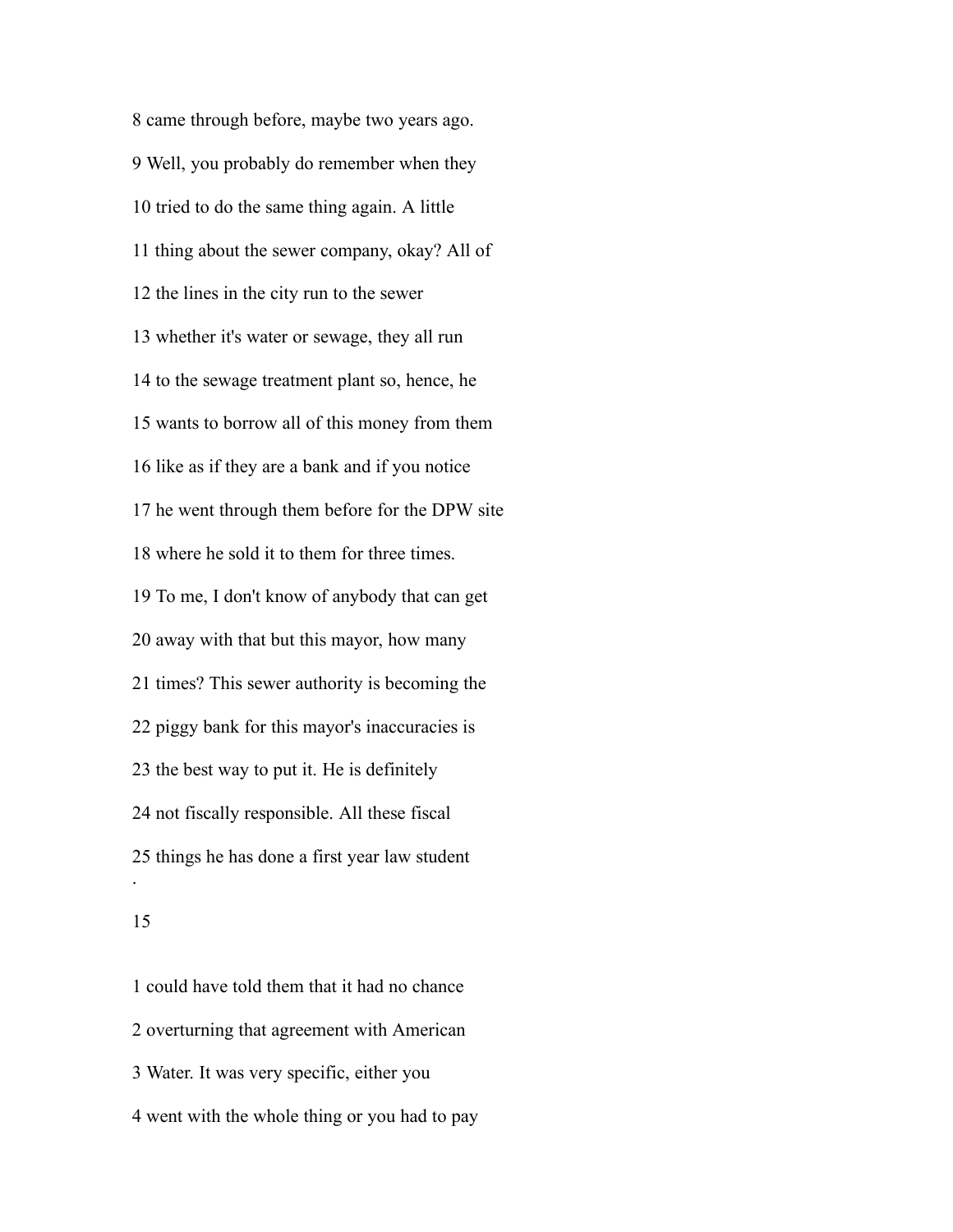8 came through before, maybe two years ago.

9 Well, you probably do remember when they

10 tried to do the same thing again. A little

11 thing about the sewer company, okay? All of

12 the lines in the city run to the sewer

13 whether it's water or sewage, they all run

14 to the sewage treatment plant so, hence, he

15 wants to borrow all of this money from them

16 like as if they are a bank and if you notice

17 he went through them before for the DPW site

18 where he sold it to them for three times.

19 To me, I don't know of anybody that can get

20 away with that but this mayor, how many

21 times? This sewer authority is becoming the

22 piggy bank for this mayor's inaccuracies is

23 the best way to put it. He is definitely

24 not fiscally responsible. All these fiscal

25 things he has done a first year law student

1 could have told them that it had no chance

2 overturning that agreement with American

3 Water. It was very specific, either you

4 went with the whole thing or you had to pay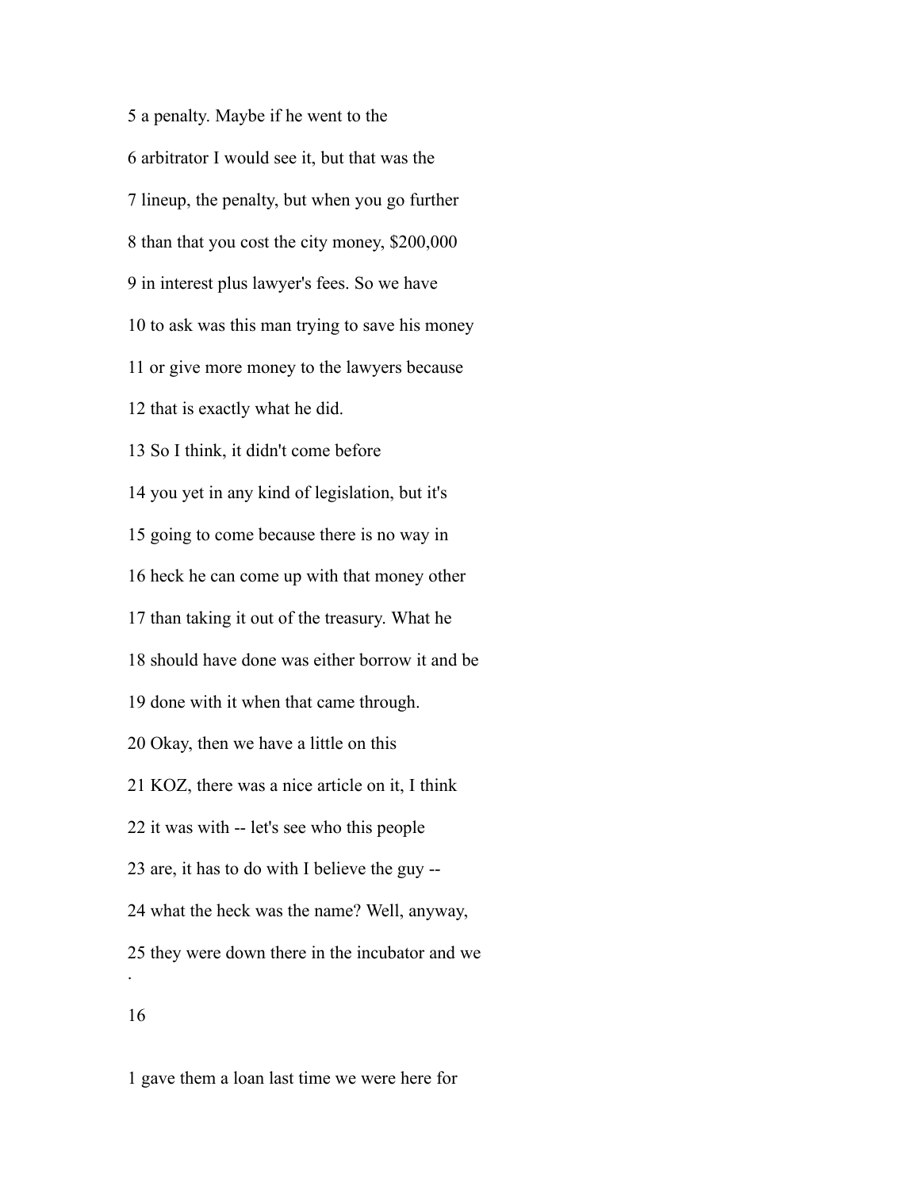5 a penalty. Maybe if he went to the

6 arbitrator I would see it, but that was the

7 lineup, the penalty, but when you go further

8 than that you cost the city money, $200,000

9 in interest plus lawyer's fees. So we have

10 to ask was this man trying to save his money

11 or give more money to the lawyers because

12 that is exactly what he did.

13 So I think, it didn't come before

14 you yet in any kind of legislation, but it's

15 going to come because there is no way in

16 heck he can come up with that money other

17 than taking it out of the treasury. What he

18 should have done was either borrow it and be

19 done with it when that came through.

20 Okay, then we have a little on this

21 KOZ, there was a nice article on it, I think

22 it was with -- let's see who this people

23 are, it has to do with I believe the guy --

24 what the heck was the name? Well, anyway,

25 they were down there in the incubator and we

16

1 gave them a loan last time we were here for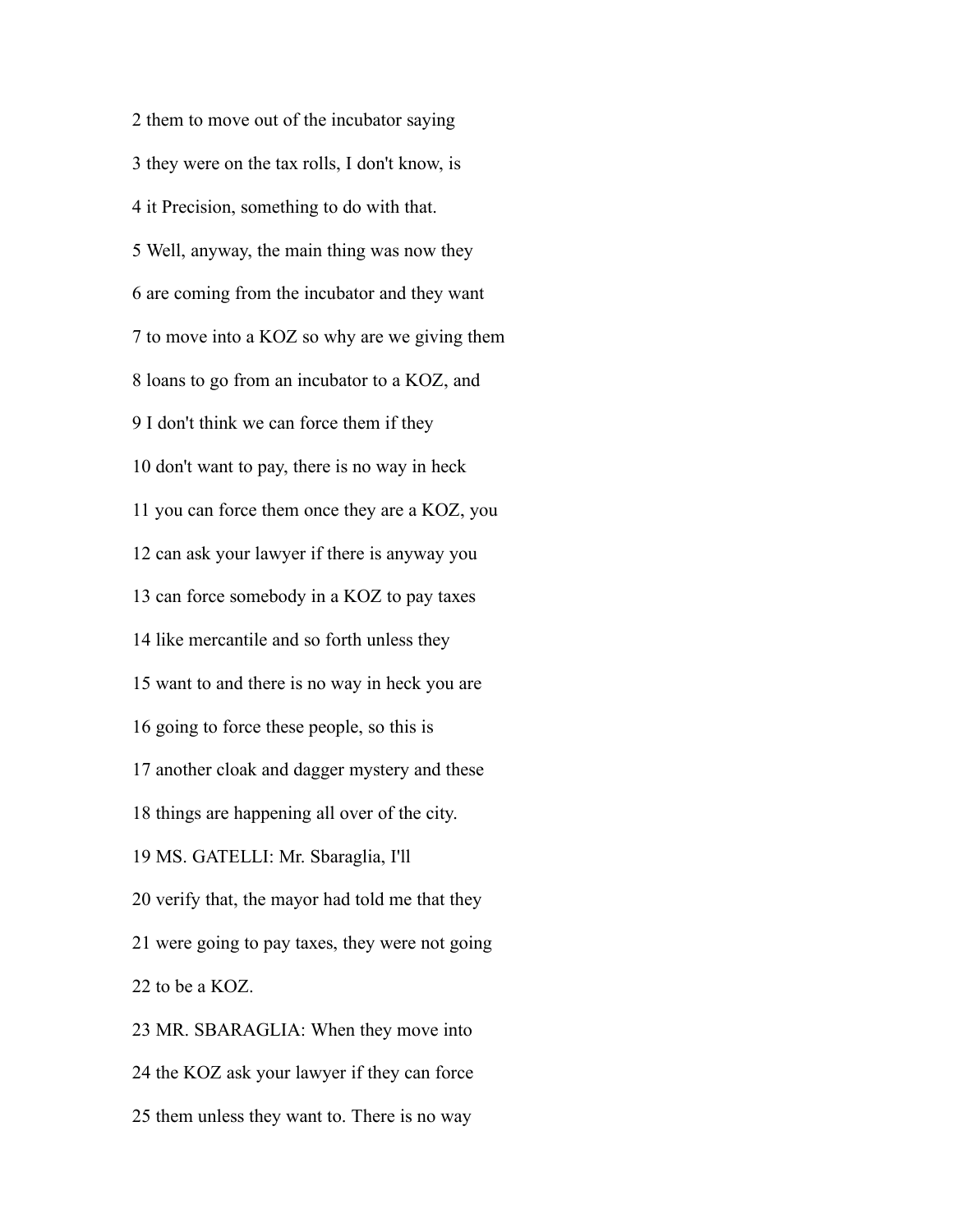2 them to move out of the incubator saying

3 they were on the tax rolls, I don't know, is

4 it Precision, something to do with that.

5 Well, anyway, the main thing was now they

6 are coming from the incubator and they want

7 to move into a KOZ so why are we giving them

8 loans to go from an incubator to a KOZ, and

9 I don't think we can force them if they

10 don't want to pay, there is no way in heck

11 you can force them once they are a KOZ, you

12 can ask your lawyer if there is anyway you

13 can force somebody in a KOZ to pay taxes

14 like mercantile and so forth unless they

15 want to and there is no way in heck you are

16 going to force these people, so this is

17 another cloak and dagger mystery and these

18 things are happening all over of the city.

19 MS. GATELLI: Mr. Sbaraglia, I'll

20 verify that, the mayor had told me that they

21 were going to pay taxes, they were not going

22 to be a KOZ.

23 MR. SBARAGLIA: When they move into

24 the KOZ ask your lawyer if they can force

25 them unless they want to. There is no way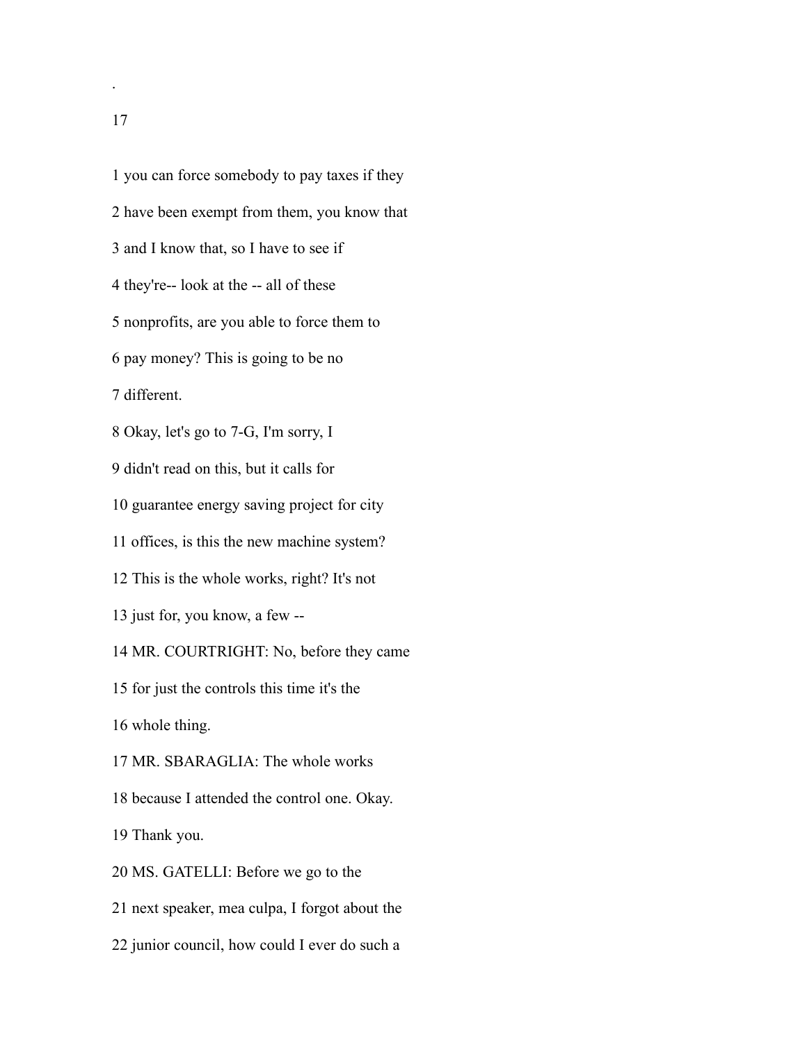1 you can force somebody to pay taxes if they

2 have been exempt from them, you know that

3 and I know that, so I have to see if

4 they're-- look at the -- all of these

5 nonprofits, are you able to force them to

6 pay money? This is going to be no

7 different.

8 Okay, let's go to 7-G, I'm sorry, I

9 didn't read on this, but it calls for

10 guarantee energy saving project for city

11 offices, is this the new machine system?

12 This is the whole works, right? It's not

13 just for, you know, a few --

14 MR. COURTRIGHT: No, before they came

15 for just the controls this time it's the

16 whole thing.

17 MR. SBARAGLIA: The whole works

18 because I attended the control one. Okay.

19 Thank you.

20 MS. GATELLI: Before we go to the

21 next speaker, mea culpa, I forgot about the

22 junior council, how could I ever do such a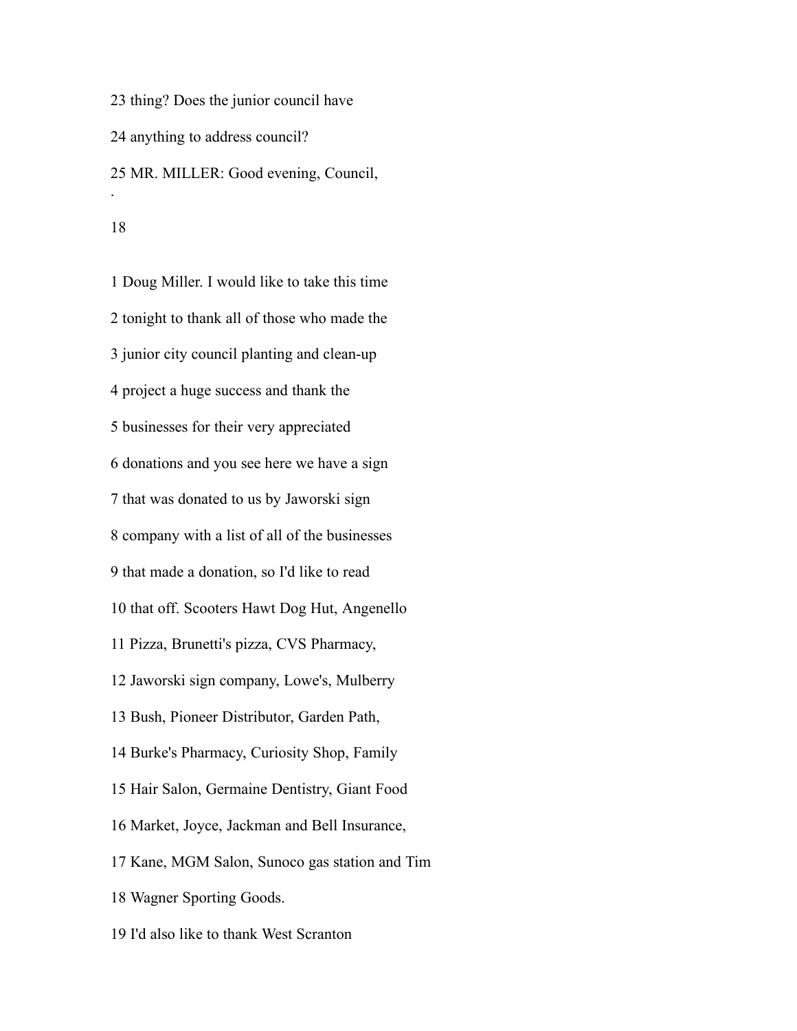23 thing? Does the junior council have

24 anything to address council?

25 MR. MILLER: Good evening, Council,

1 Doug Miller. I would like to take this time

2 tonight to thank all of those who made the

3 junior city council planting and clean-up

4 project a huge success and thank the

5 businesses for their very appreciated

6 donations and you see here we have a sign

7 that was donated to us by Jaworski sign

8 company with a list of all of the businesses

9 that made a donation, so I'd like to read

10 that off. Scooters Hawt Dog Hut, Angenello

11 Pizza, Brunetti's pizza, CVS Pharmacy,

12 Jaworski sign company, Lowe's, Mulberry

13 Bush, Pioneer Distributor, Garden Path,

14 Burke's Pharmacy, Curiosity Shop, Family

15 Hair Salon, Germaine Dentistry, Giant Food

16 Market, Joyce, Jackman and Bell Insurance,

17 Kane, MGM Salon, Sunoco gas station and Tim

18 Wagner Sporting Goods.

19 I'd also like to thank West Scranton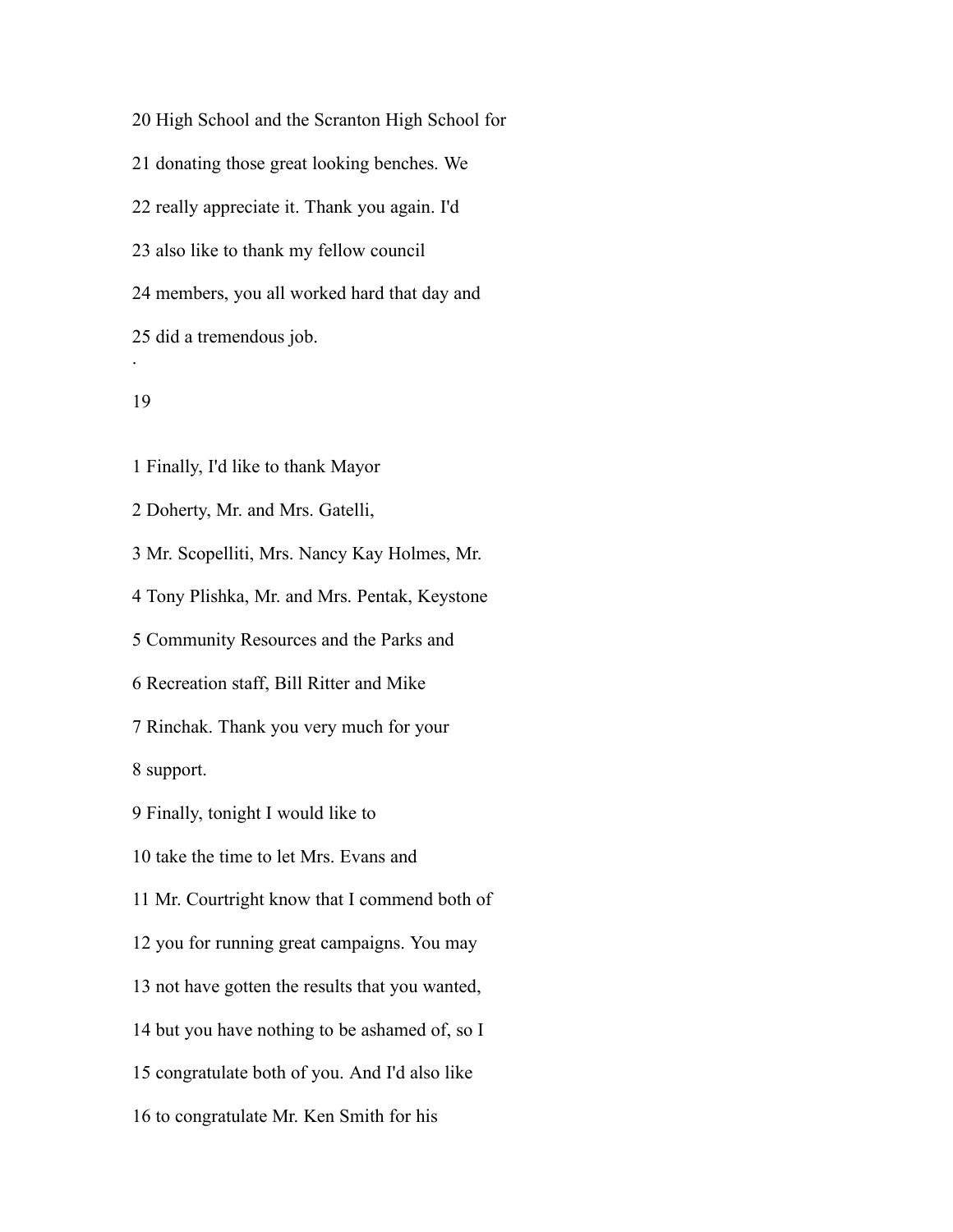20 High School and the Scranton High School for

21 donating those great looking benches. We

22 really appreciate it. Thank you again. I'd

23 also like to thank my fellow council

24 members, you all worked hard that day and

25 did a tremendous job.

.

1 Finally, I'd like to thank Mayor

2 Doherty, Mr. and Mrs. Gatelli,

3 Mr. Scopelliti, Mrs. Nancy Kay Holmes, Mr.

4 Tony Plishka, Mr. and Mrs. Pentak, Keystone

5 Community Resources and the Parks and

6 Recreation staff, Bill Ritter and Mike

7 Rinchak. Thank you very much for your

8 support.

9 Finally, tonight I would like to

10 take the time to let Mrs. Evans and

11 Mr. Courtright know that I commend both of

12 you for running great campaigns. You may

13 not have gotten the results that you wanted,

14 but you have nothing to be ashamed of, so I

15 congratulate both of you. And I'd also like

16 to congratulate Mr. Ken Smith for his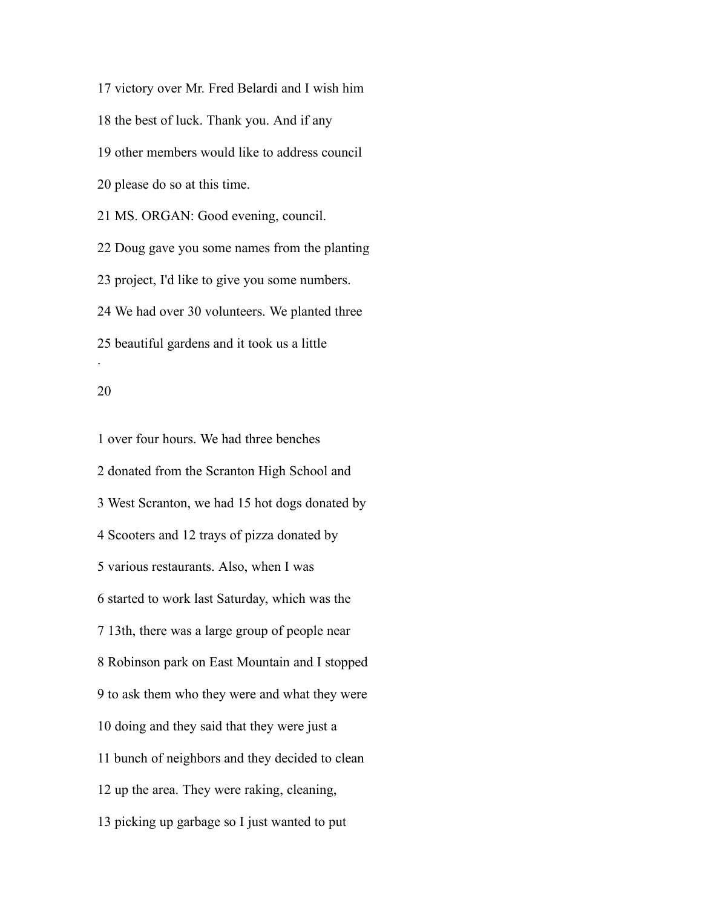17 victory over Mr. Fred Belardi and I wish him

18 the best of luck. Thank you. And if any

19 other members would like to address council

20 please do so at this time.

21 MS. ORGAN: Good evening, council.

22 Doug gave you some names from the planting

23 project, I'd like to give you some numbers.

24 We had over 30 volunteers. We planted three

25 beautiful gardens and it took us a little

1 over four hours. We had three benches

2 donated from the Scranton High School and

3 West Scranton, we had 15 hot dogs donated by

4 Scooters and 12 trays of pizza donated by

5 various restaurants. Also, when I was

6 started to work last Saturday, which was the

7 13th, there was a large group of people near

8 Robinson park on East Mountain and I stopped

9 to ask them who they were and what they were

10 doing and they said that they were just a

11 bunch of neighbors and they decided to clean

12 up the area. They were raking, cleaning,

13 picking up garbage so I just wanted to put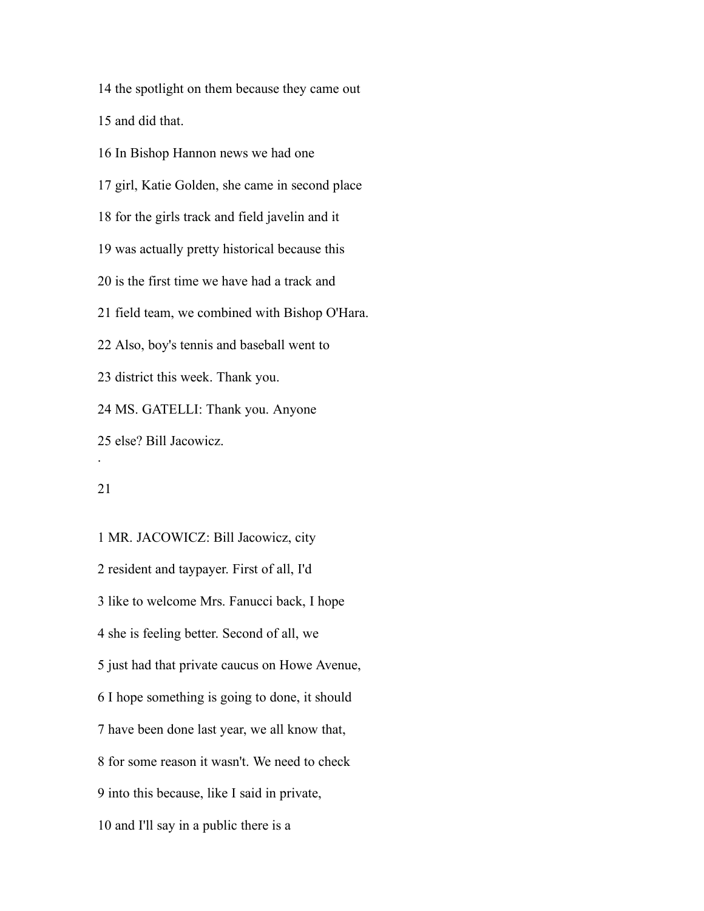14 the spotlight on them because they came out

15 and did that.

16 In Bishop Hannon news we had one

17 girl, Katie Golden, she came in second place

18 for the girls track and field javelin and it

19 was actually pretty historical because this

20 is the first time we have had a track and

21 field team, we combined with Bishop O'Hara.

22 Also, boy's tennis and baseball went to

23 district this week. Thank you.

24 MS. GATELLI: Thank you. Anyone

25 else? Bill Jacowicz.

.

1 MR. JACOWICZ: Bill Jacowicz, city

2 resident and taypayer. First of all, I'd

3 like to welcome Mrs. Fanucci back, I hope

4 she is feeling better. Second of all, we

5 just had that private caucus on Howe Avenue,

6 I hope something is going to done, it should

7 have been done last year, we all know that,

8 for some reason it wasn't. We need to check

9 into this because, like I said in private,

10 and I'll say in a public there is a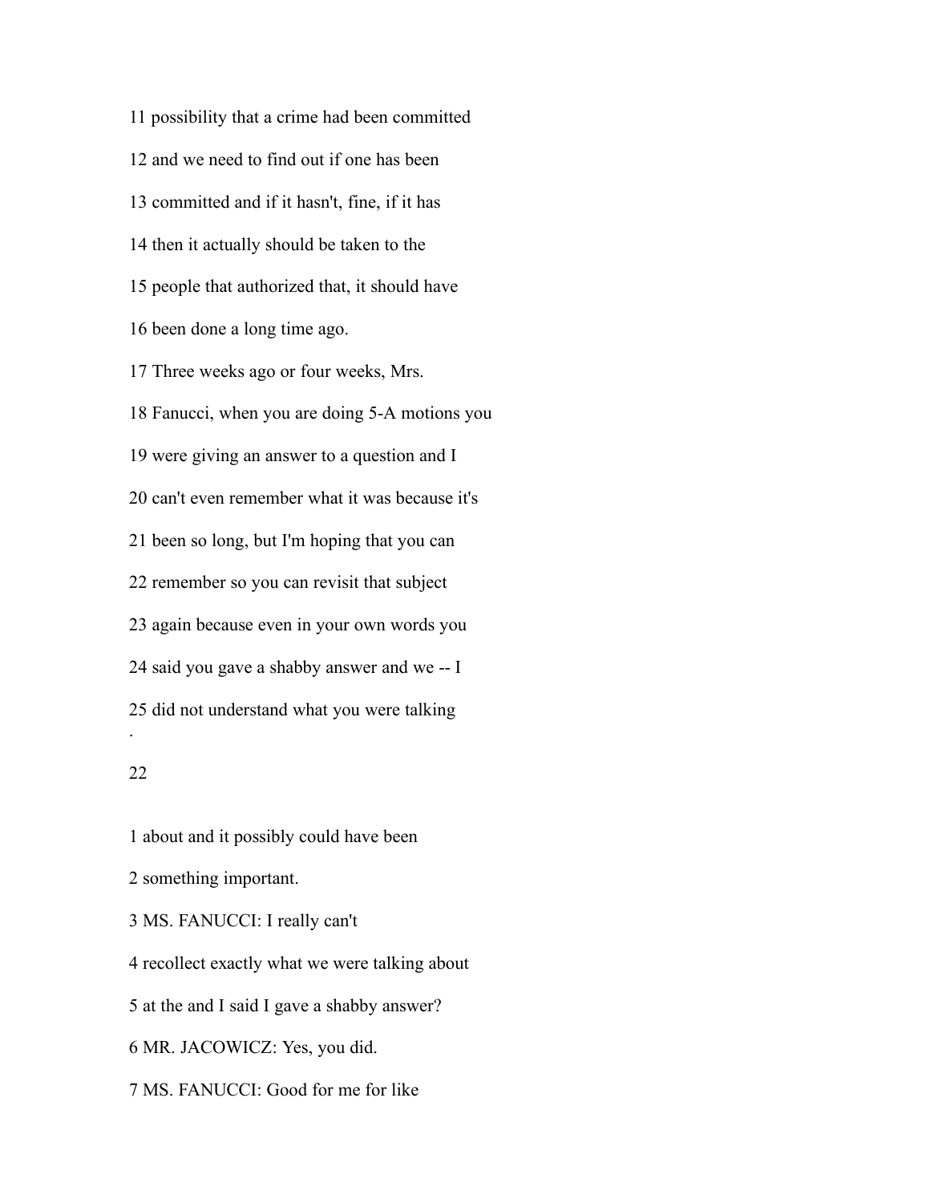11 possibility that a crime had been committed

12 and we need to find out if one has been

13 committed and if it hasn't, fine, if it has

14 then it actually should be taken to the

15 people that authorized that, it should have

16 been done a long time ago.

17 Three weeks ago or four weeks, Mrs.

18 Fanucci, when you are doing 5-A motions you

19 were giving an answer to a question and I

20 can't even remember what it was because it's

21 been so long, but I'm hoping that you can

22 remember so you can revisit that subject

23 again because even in your own words you

24 said you gave a shabby answer and we -- I

25 did not understand what you were talking

1 about and it possibly could have been

2 something important.

3 MS. FANUCCI: I really can't

4 recollect exactly what we were talking about

5 at the and I said I gave a shabby answer?

6 MR. JACOWICZ: Yes, you did.

7 MS. FANUCCI: Good for me for like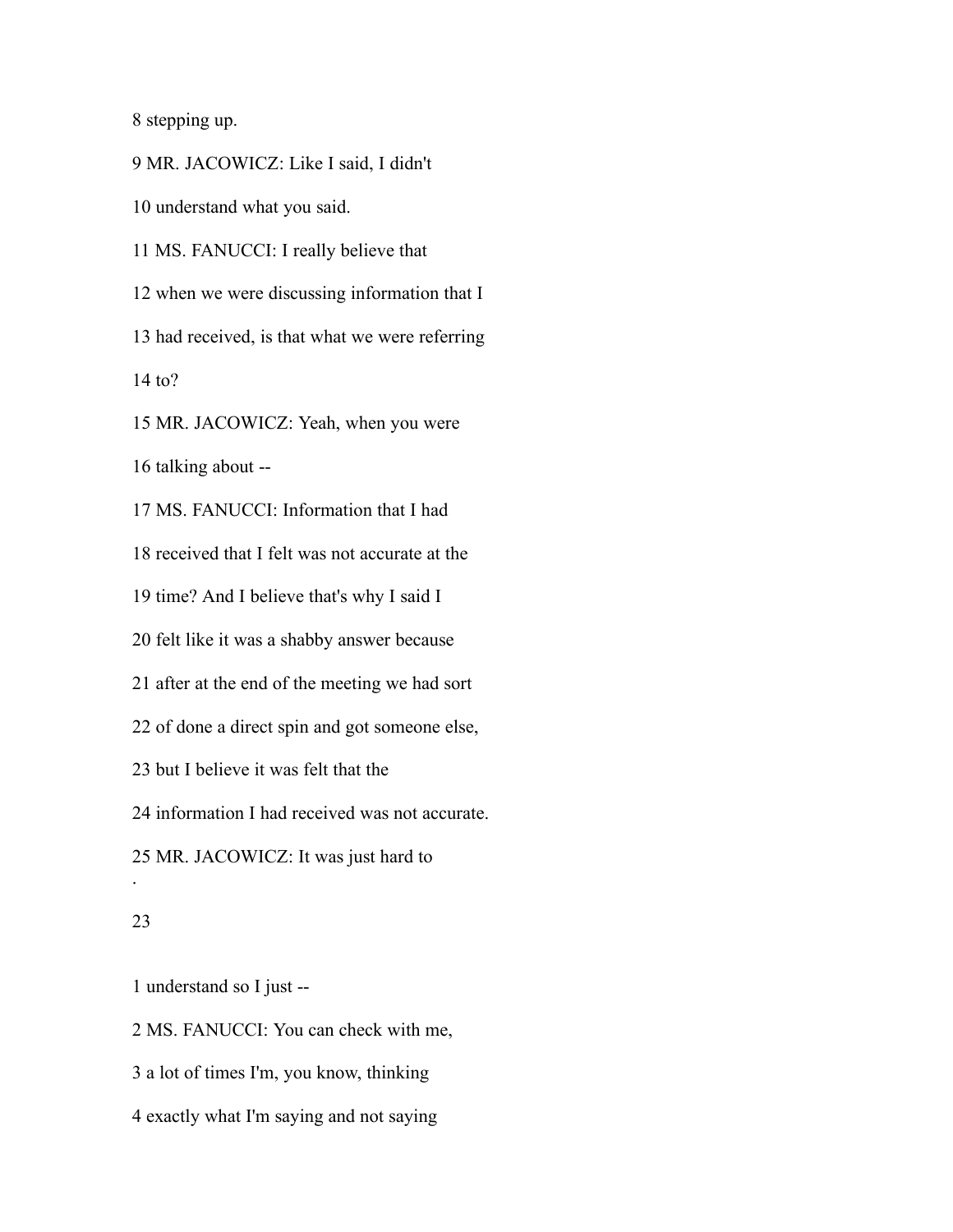8 stepping up.

9 MR. JACOWICZ: Like I said, I didn't

10 understand what you said.

11 MS. FANUCCI: I really believe that

12 when we were discussing information that I

13 had received, is that what we were referring

14 to?

15 MR. JACOWICZ: Yeah, when you were

16 talking about --

17 MS. FANUCCI: Information that I had

18 received that I felt was not accurate at the

19 time? And I believe that's why I said I

20 felt like it was a shabby answer because

21 after at the end of the meeting we had sort

22 of done a direct spin and got someone else,

23 but I believe it was felt that the

24 information I had received was not accurate.

25 MR. JACOWICZ: It was just hard to

1 understand so I just --

2 MS. FANUCCI: You can check with me,

3 a lot of times I'm, you know, thinking

4 exactly what I'm saying and not saying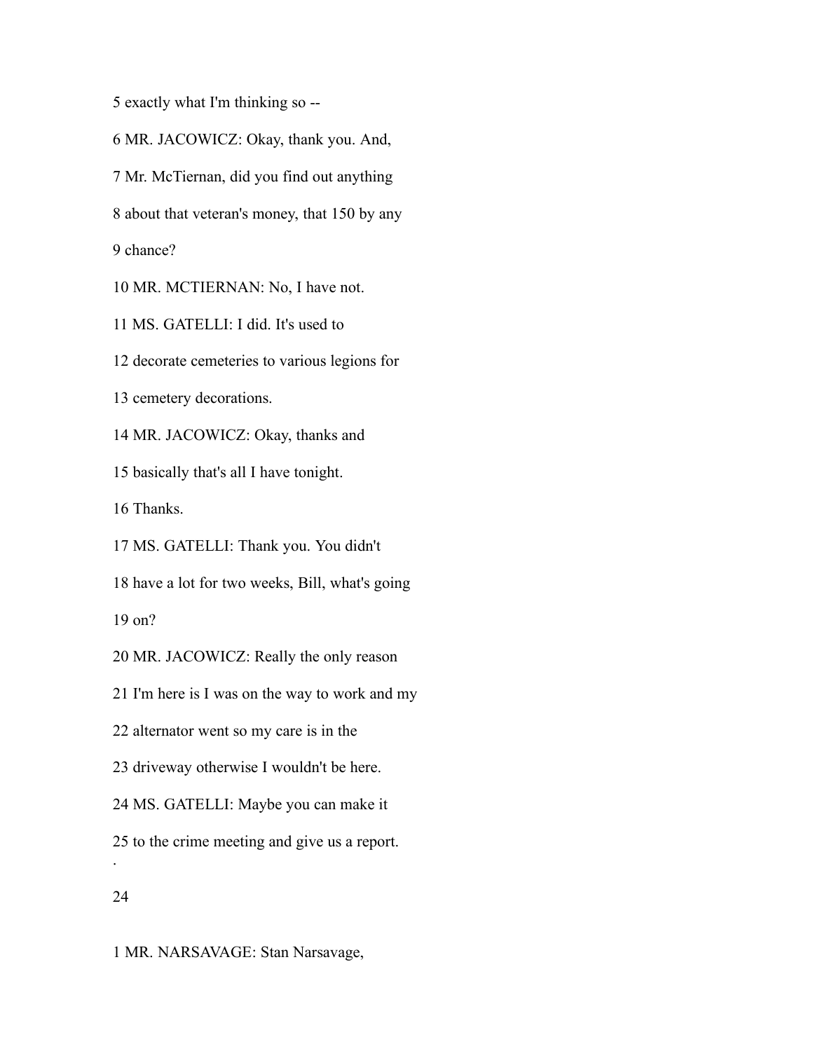5 exactly what I'm thinking so --

6 MR. JACOWICZ: Okay, thank you. And,

7 Mr. McTiernan, did you find out anything

8 about that veteran's money, that 150 by any

9 chance?

10 MR. MCTIERNAN: No, I have not.

11 MS. GATELLI: I did. It's used to

12 decorate cemeteries to various legions for

13 cemetery decorations.

14 MR. JACOWICZ: Okay, thanks and

15 basically that's all I have tonight.

16 Thanks.

17 MS. GATELLI: Thank you. You didn't

18 have a lot for two weeks, Bill, what's going

19 on?

20 MR. JACOWICZ: Really the only reason

21 I'm here is I was on the way to work and my

22 alternator went so my care is in the

23 driveway otherwise I wouldn't be here.

24 MS. GATELLI: Maybe you can make it

25 to the crime meeting and give us a report.

1 MR. NARSAVAGE: Stan Narsavage,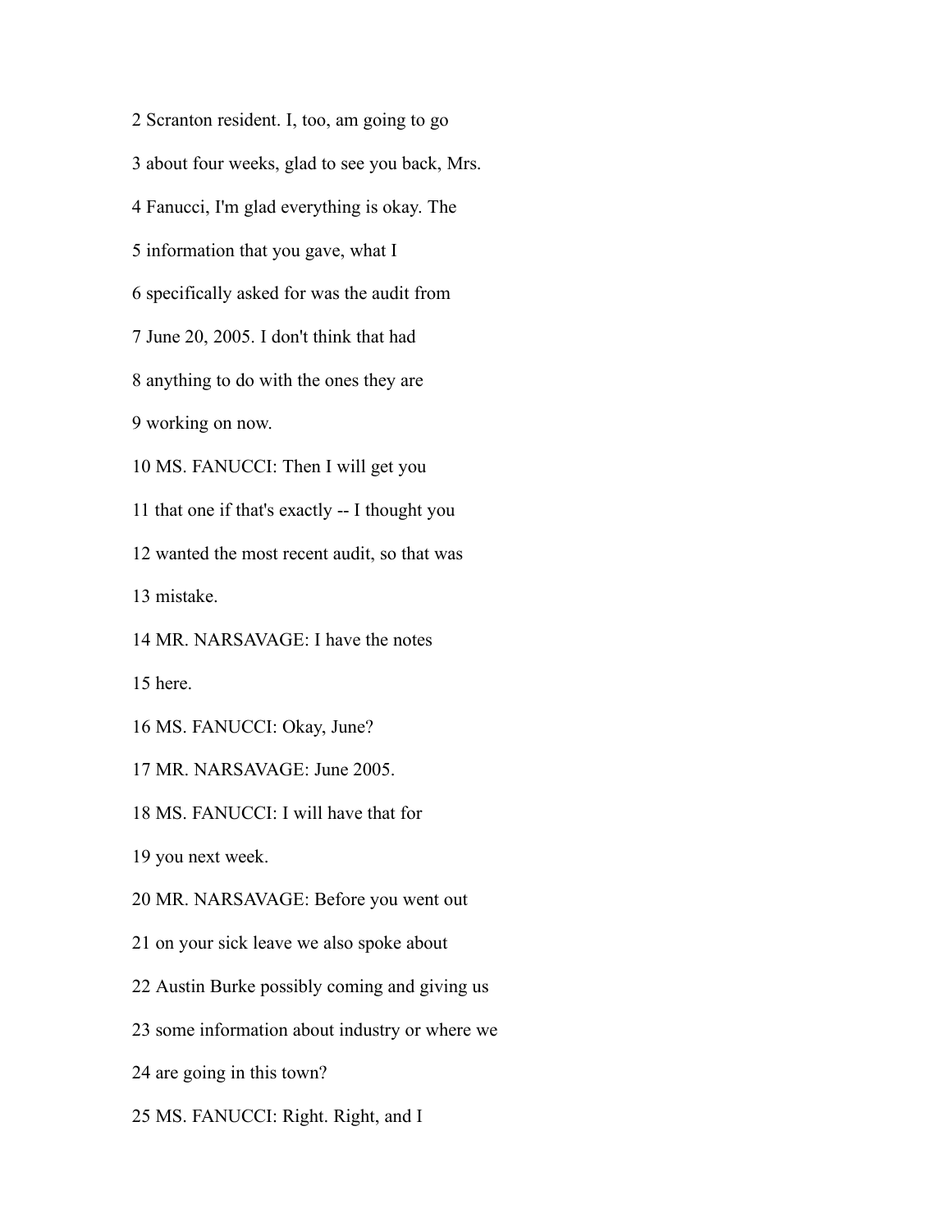2 Scranton resident. I, too, am going to go

3 about four weeks, glad to see you back, Mrs.

4 Fanucci, I'm glad everything is okay. The

5 information that you gave, what I

6 specifically asked for was the audit from

7 June 20, 2005. I don't think that had

8 anything to do with the ones they are

9 working on now.

10 MS. FANUCCI: Then I will get you

11 that one if that's exactly -- I thought you

12 wanted the most recent audit, so that was

13 mistake.

14 MR. NARSAVAGE: I have the notes

15 here.

16 MS. FANUCCI: Okay, June?

17 MR. NARSAVAGE: June 2005.

18 MS. FANUCCI: I will have that for

19 you next week.

20 MR. NARSAVAGE: Before you went out

21 on your sick leave we also spoke about

22 Austin Burke possibly coming and giving us

23 some information about industry or where we

24 are going in this town?

25 MS. FANUCCI: Right. Right, and I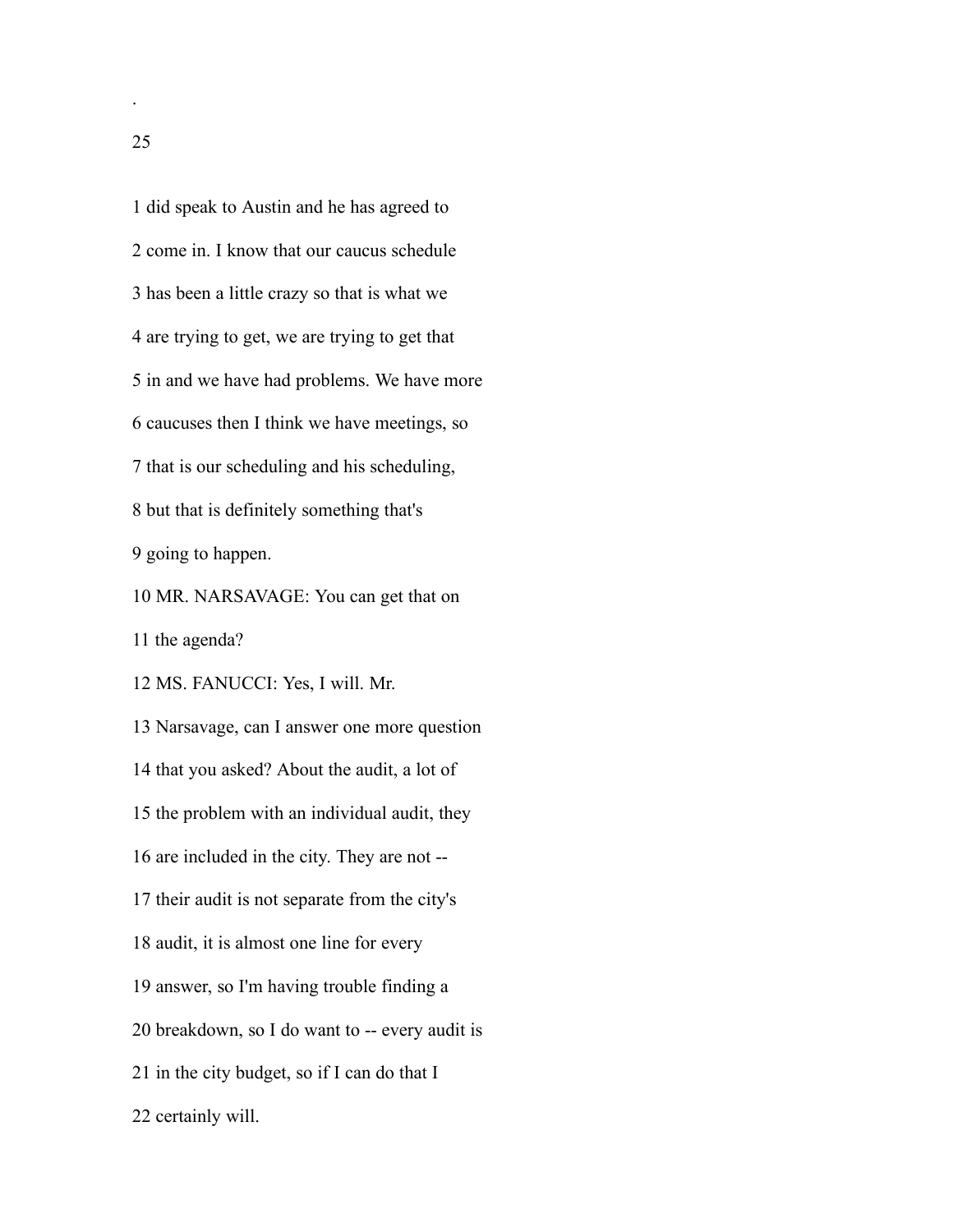1 did speak to Austin and he has agreed to

2 come in. I know that our caucus schedule

3 has been a little crazy so that is what we

4 are trying to get, we are trying to get that

5 in and we have had problems. We have more

6 caucuses then I think we have meetings, so

7 that is our scheduling and his scheduling,

8 but that is definitely something that's

9 going to happen.

10 MR. NARSAVAGE: You can get that on

11 the agenda?

12 MS. FANUCCI: Yes, I will. Mr.

13 Narsavage, can I answer one more question

14 that you asked? About the audit, a lot of

15 the problem with an individual audit, they

16 are included in the city. They are not --

17 their audit is not separate from the city's

18 audit, it is almost one line for every

19 answer, so I'm having trouble finding a

20 breakdown, so I do want to -- every audit is

21 in the city budget, so if I can do that I

22 certainly will.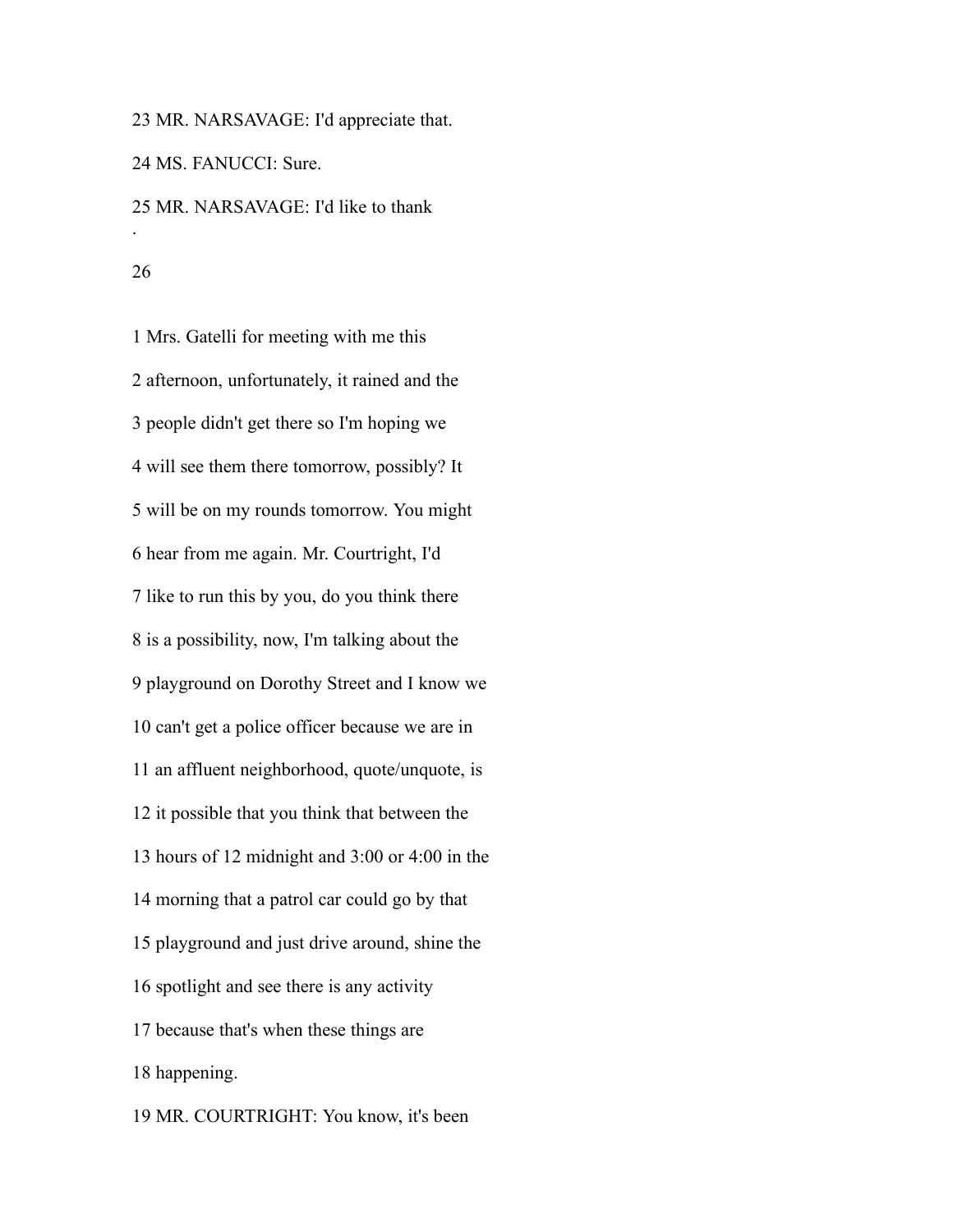23 MR. NARSAVAGE: I'd appreciate that.

24 MS. FANUCCI: Sure.

25 MR. NARSAVAGE: I'd like to thank

.

26

1 Mrs. Gatelli for meeting with me this

2 afternoon, unfortunately, it rained and the

3 people didn't get there so I'm hoping we

4 will see them there tomorrow, possibly? It

5 will be on my rounds tomorrow. You might

6 hear from me again. Mr. Courtright, I'd

7 like to run this by you, do you think there

8 is a possibility, now, I'm talking about the

9 playground on Dorothy Street and I know we

10 can't get a police officer because we are in

11 an affluent neighborhood, quote/unquote, is

12 it possible that you think that between the

13 hours of 12 midnight and 3:00 or 4:00 in the

14 morning that a patrol car could go by that

15 playground and just drive around, shine the

16 spotlight and see there is any activity

17 because that's when these things are

18 happening.

19 MR. COURTRIGHT: You know, it's been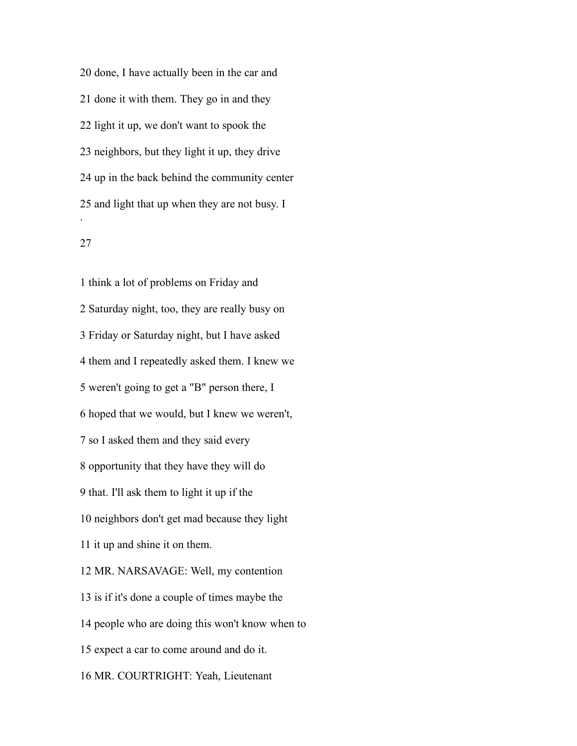20 done, I have actually been in the car and

21 done it with them. They go in and they

22 light it up, we don't want to spook the

23 neighbors, but they light it up, they drive

24 up in the back behind the community center

25 and light that up when they are not busy. I

1 think a lot of problems on Friday and

2 Saturday night, too, they are really busy on

3 Friday or Saturday night, but I have asked

4 them and I repeatedly asked them. I knew we

5 weren't going to get a "B" person there, I

6 hoped that we would, but I knew we weren't,

7 so I asked them and they said every

8 opportunity that they have they will do

9 that. I'll ask them to light it up if the

10 neighbors don't get mad because they light

11 it up and shine it on them.

12 MR. NARSAVAGE: Well, my contention

13 is if it's done a couple of times maybe the

14 people who are doing this won't know when to

15 expect a car to come around and do it.

16 MR. COURTRIGHT: Yeah, Lieutenant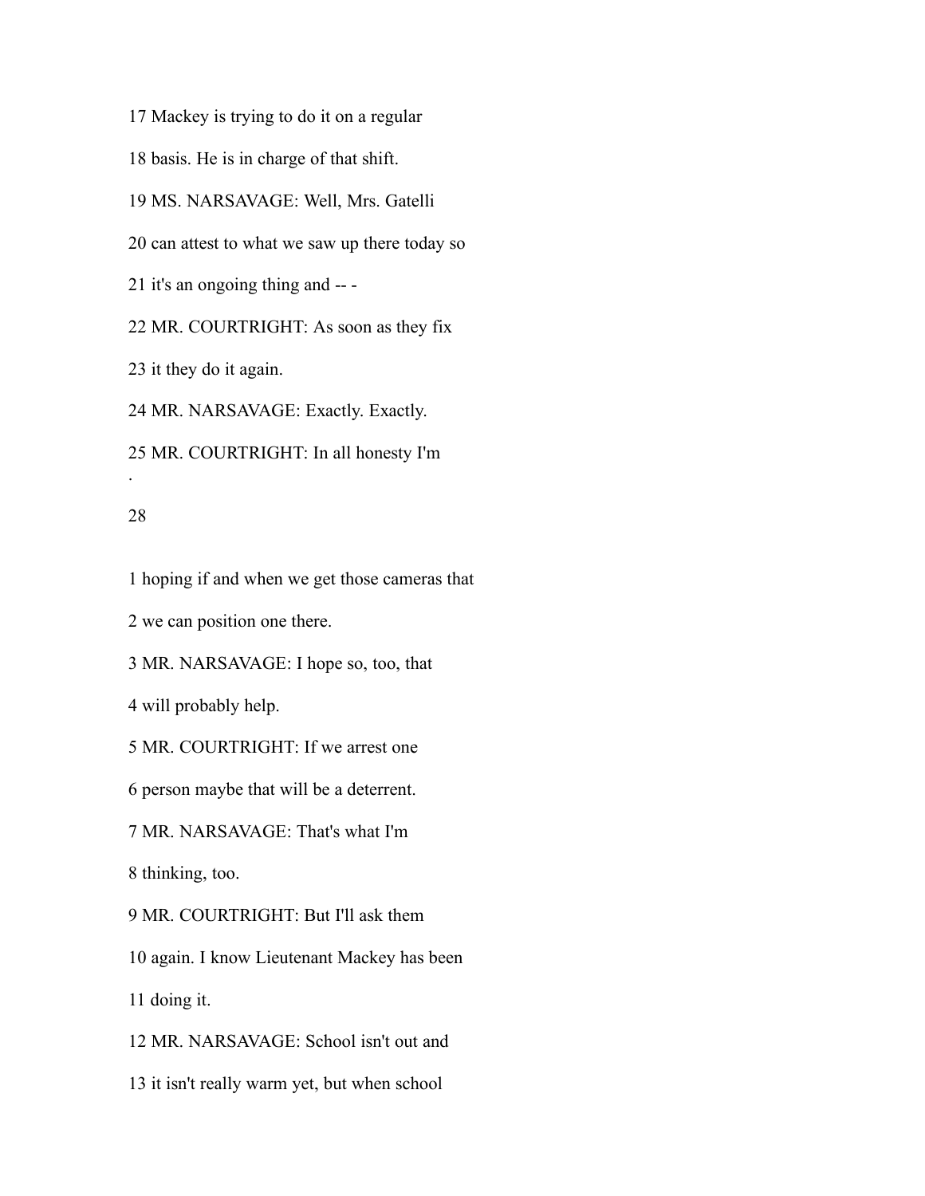17 Mackey is trying to do it on a regular

18 basis. He is in charge of that shift.

19 MS. NARSAVAGE: Well, Mrs. Gatelli

20 can attest to what we saw up there today so

21 it's an ongoing thing and -- -

22 MR. COURTRIGHT: As soon as they fix

23 it they do it again.

24 MR. NARSAVAGE: Exactly. Exactly.

25 MR. COURTRIGHT: In all honesty I'm

1 hoping if and when we get those cameras that

2 we can position one there.

3 MR. NARSAVAGE: I hope so, too, that

4 will probably help.

5 MR. COURTRIGHT: If we arrest one

6 person maybe that will be a deterrent.

7 MR. NARSAVAGE: That's what I'm

8 thinking, too.

9 MR. COURTRIGHT: But I'll ask them

10 again. I know Lieutenant Mackey has been

11 doing it.

12 MR. NARSAVAGE: School isn't out and

13 it isn't really warm yet, but when school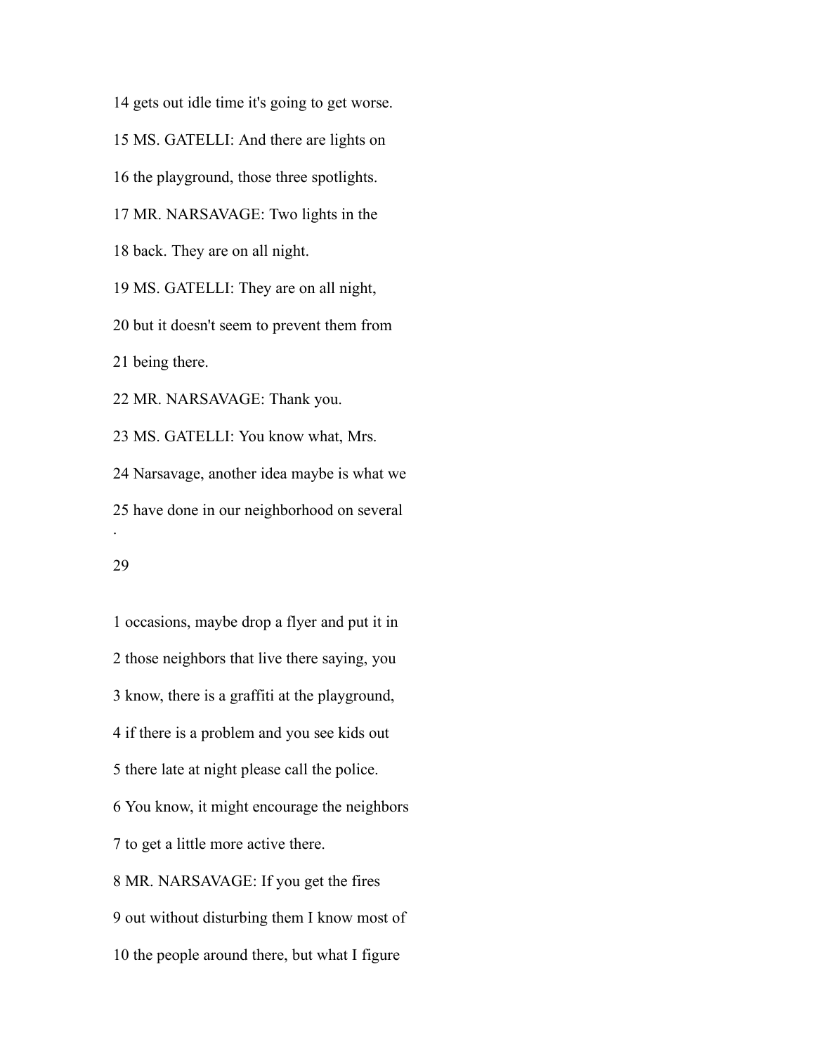14 gets out idle time it's going to get worse.

15 MS. GATELLI: And there are lights on

16 the playground, those three spotlights.

17 MR. NARSAVAGE: Two lights in the

18 back. They are on all night.

19 MS. GATELLI: They are on all night,

20 but it doesn't seem to prevent them from

21 being there.

22 MR. NARSAVAGE: Thank you.

23 MS. GATELLI: You know what, Mrs.

24 Narsavage, another idea maybe is what we

25 have done in our neighborhood on several

1 occasions, maybe drop a flyer and put it in

2 those neighbors that live there saying, you

3 know, there is a graffiti at the playground,

4 if there is a problem and you see kids out

5 there late at night please call the police.

6 You know, it might encourage the neighbors

7 to get a little more active there.

8 MR. NARSAVAGE: If you get the fires

9 out without disturbing them I know most of

10 the people around there, but what I figure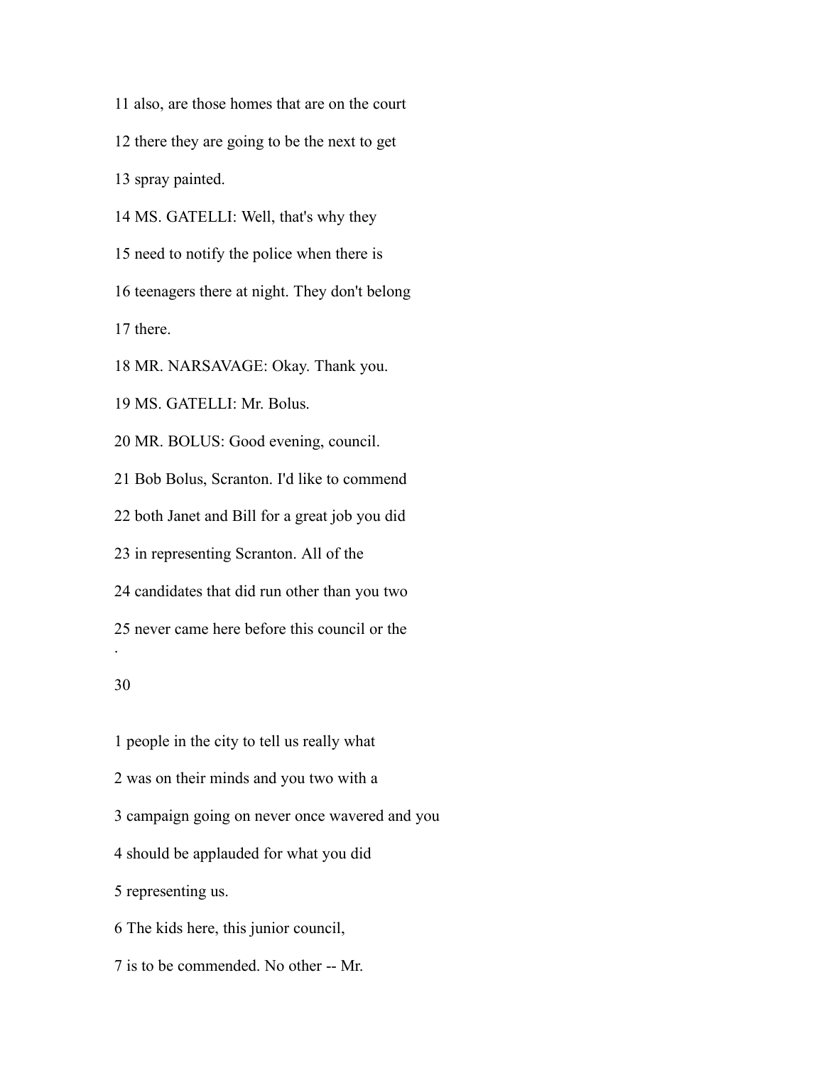11 also, are those homes that are on the court

12 there they are going to be the next to get

13 spray painted.

14 MS. GATELLI: Well, that's why they

15 need to notify the police when there is

16 teenagers there at night. They don't belong

17 there.

18 MR. NARSAVAGE: Okay. Thank you.

19 MS. GATELLI: Mr. Bolus.

20 MR. BOLUS: Good evening, council.

21 Bob Bolus, Scranton. I'd like to commend

22 both Janet and Bill for a great job you did

23 in representing Scranton. All of the

24 candidates that did run other than you two

25 never came here before this council or the

1 people in the city to tell us really what

2 was on their minds and you two with a

3 campaign going on never once wavered and you

4 should be applauded for what you did

5 representing us.

6 The kids here, this junior council,

7 is to be commended. No other -- Mr.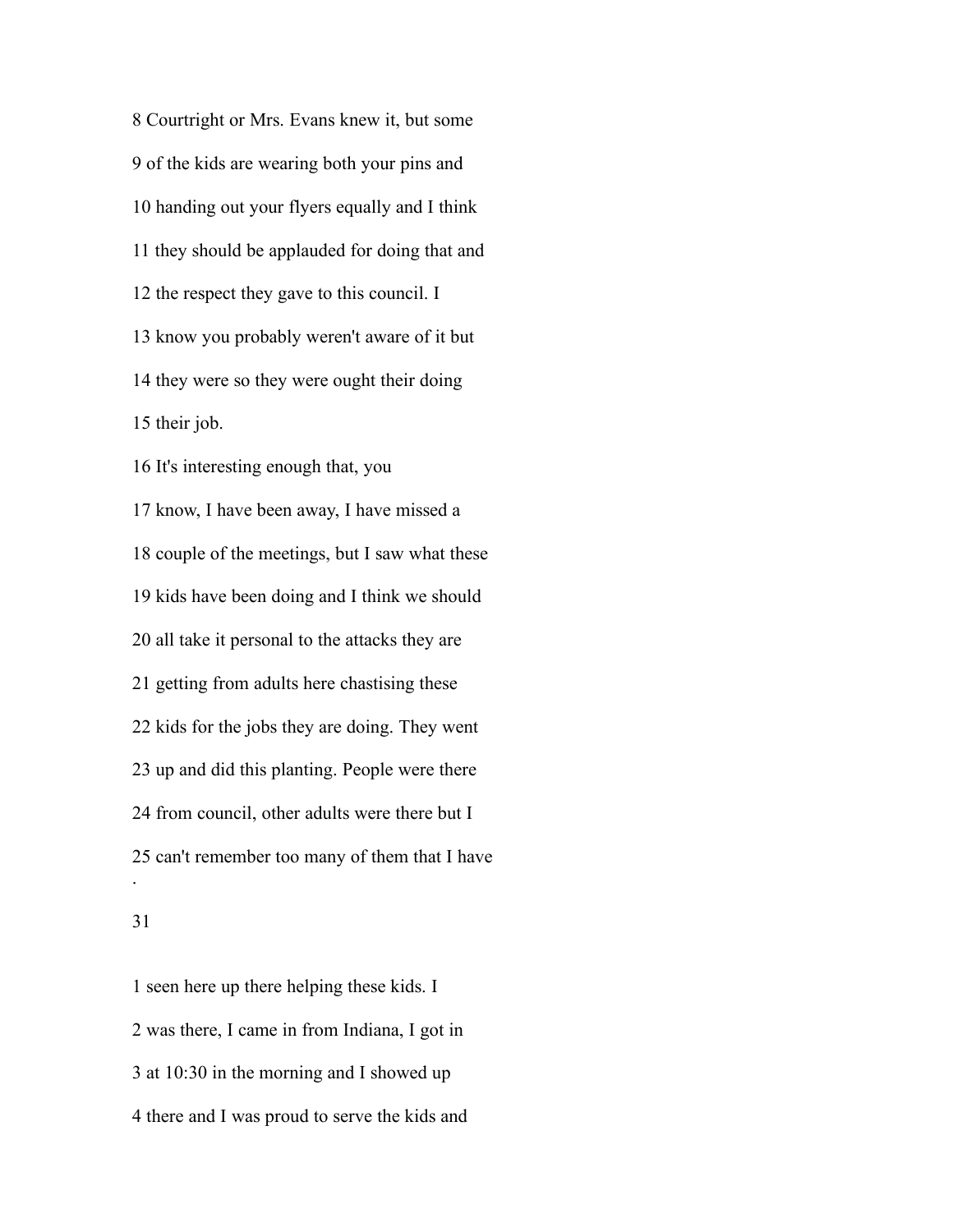8 Courtright or Mrs. Evans knew it, but some

9 of the kids are wearing both your pins and

10 handing out your flyers equally and I think

11 they should be applauded for doing that and

12 the respect they gave to this council. I

13 know you probably weren't aware of it but

14 they were so they were ought their doing

15 their job.

16 It's interesting enough that, you

17 know, I have been away, I have missed a

18 couple of the meetings, but I saw what these

19 kids have been doing and I think we should

20 all take it personal to the attacks they are

21 getting from adults here chastising these

22 kids for the jobs they are doing. They went

23 up and did this planting. People were there

24 from council, other adults were there but I

25 can't remember too many of them that I have

1 seen here up there helping these kids. I

2 was there, I came in from Indiana, I got in

3 at 10:30 in the morning and I showed up

4 there and I was proud to serve the kids and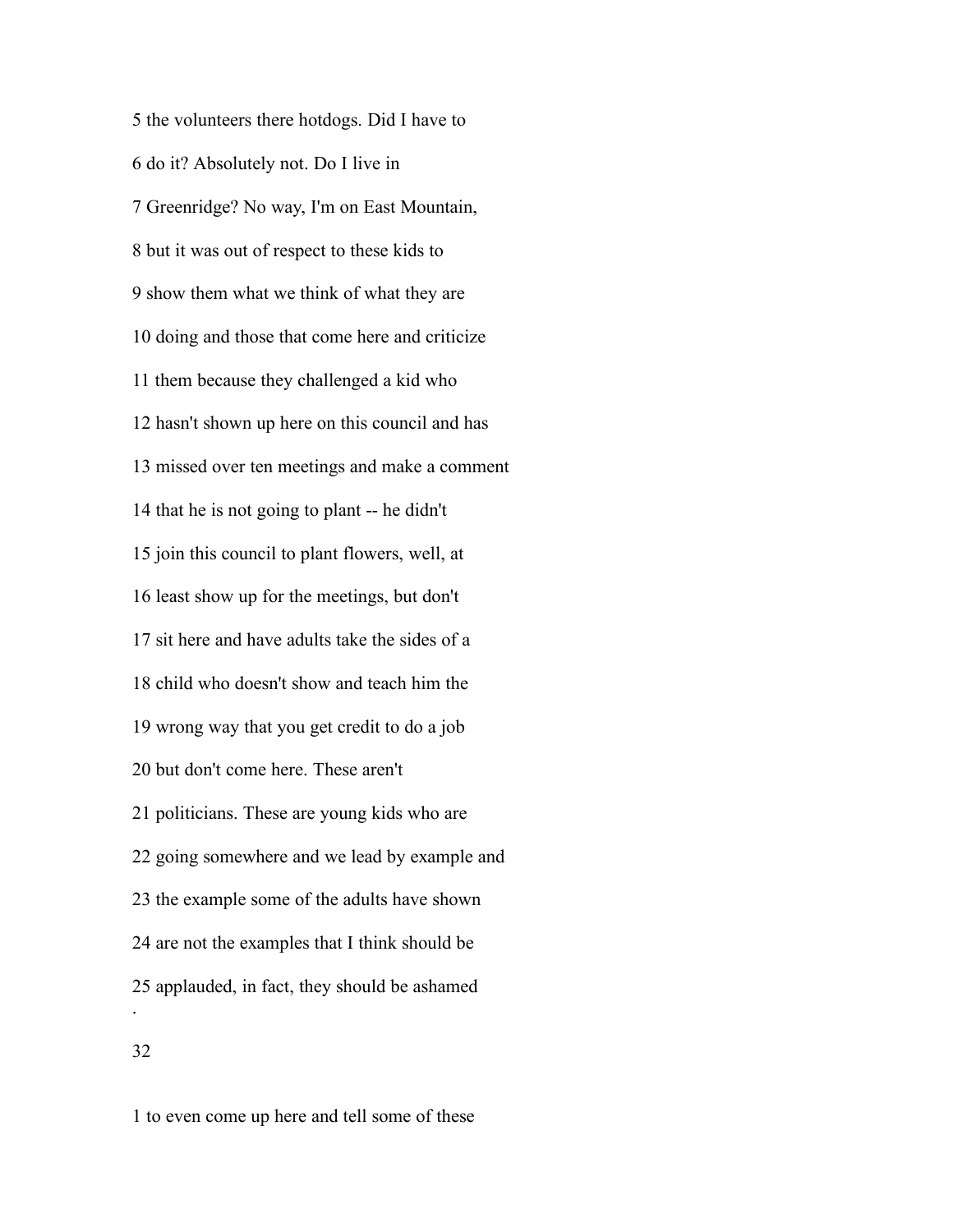5 the volunteers there hotdogs. Did I have to

6 do it? Absolutely not. Do I live in

7 Greenridge? No way, I'm on East Mountain,

8 but it was out of respect to these kids to

9 show them what we think of what they are

10 doing and those that come here and criticize

11 them because they challenged a kid who

12 hasn't shown up here on this council and has

13 missed over ten meetings and make a comment

14 that he is not going to plant -- he didn't

15 join this council to plant flowers, well, at

16 least show up for the meetings, but don't

17 sit here and have adults take the sides of a

18 child who doesn't show and teach him the

19 wrong way that you get credit to do a job

20 but don't come here. These aren't

21 politicians. These are young kids who are

22 going somewhere and we lead by example and

23 the example some of the adults have shown

24 are not the examples that I think should be

25 applauded, in fact, they should be ashamed

1 to even come up here and tell some of these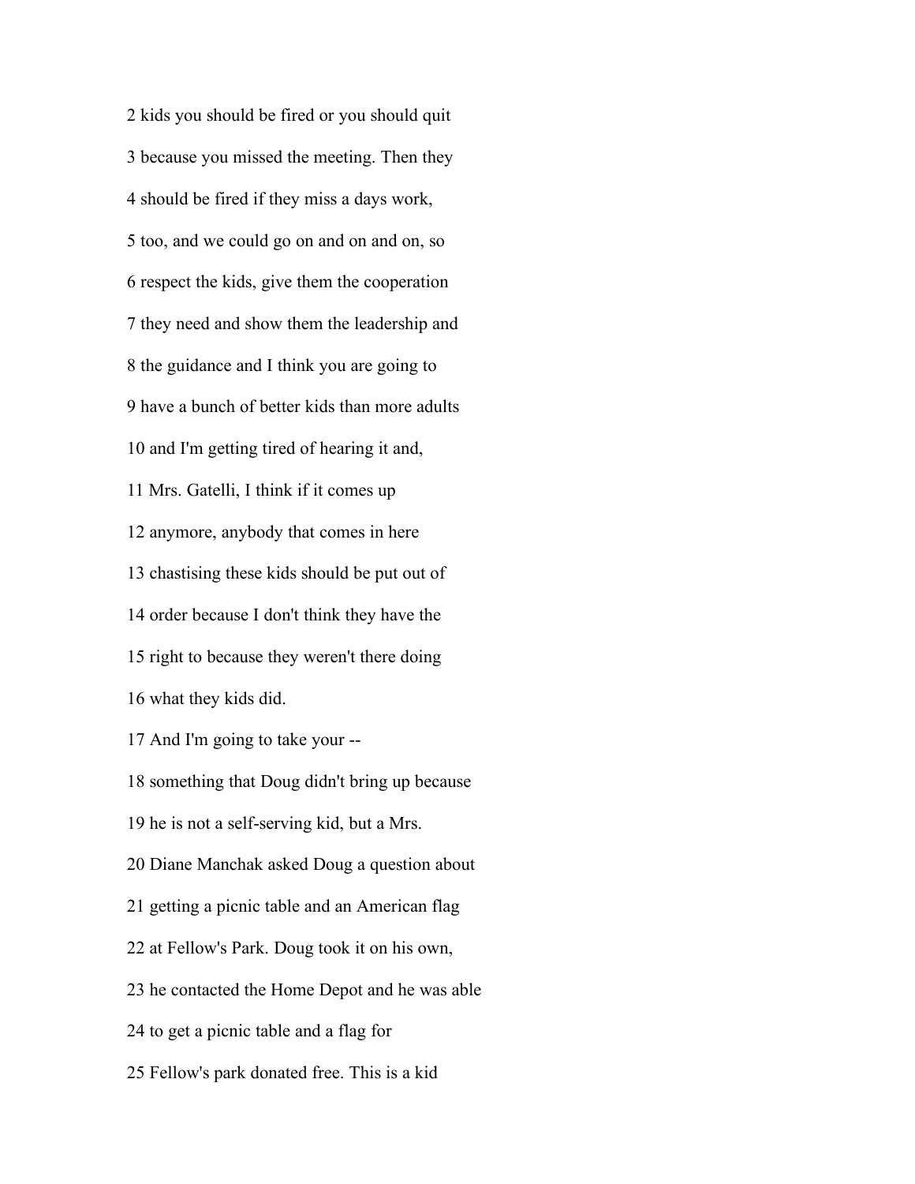2 kids you should be fired or you should quit

3 because you missed the meeting. Then they

4 should be fired if they miss a days work,

5 too, and we could go on and on and on, so

6 respect the kids, give them the cooperation

7 they need and show them the leadership and

8 the guidance and I think you are going to

9 have a bunch of better kids than more adults

10 and I'm getting tired of hearing it and,

11 Mrs. Gatelli, I think if it comes up

12 anymore, anybody that comes in here

13 chastising these kids should be put out of

14 order because I don't think they have the

15 right to because they weren't there doing

16 what they kids did.

17 And I'm going to take your --

18 something that Doug didn't bring up because

19 he is not a self-serving kid, but a Mrs.

20 Diane Manchak asked Doug a question about

21 getting a picnic table and an American flag

22 at Fellow's Park. Doug took it on his own,

23 he contacted the Home Depot and he was able

24 to get a picnic table and a flag for

25 Fellow's park donated free. This is a kid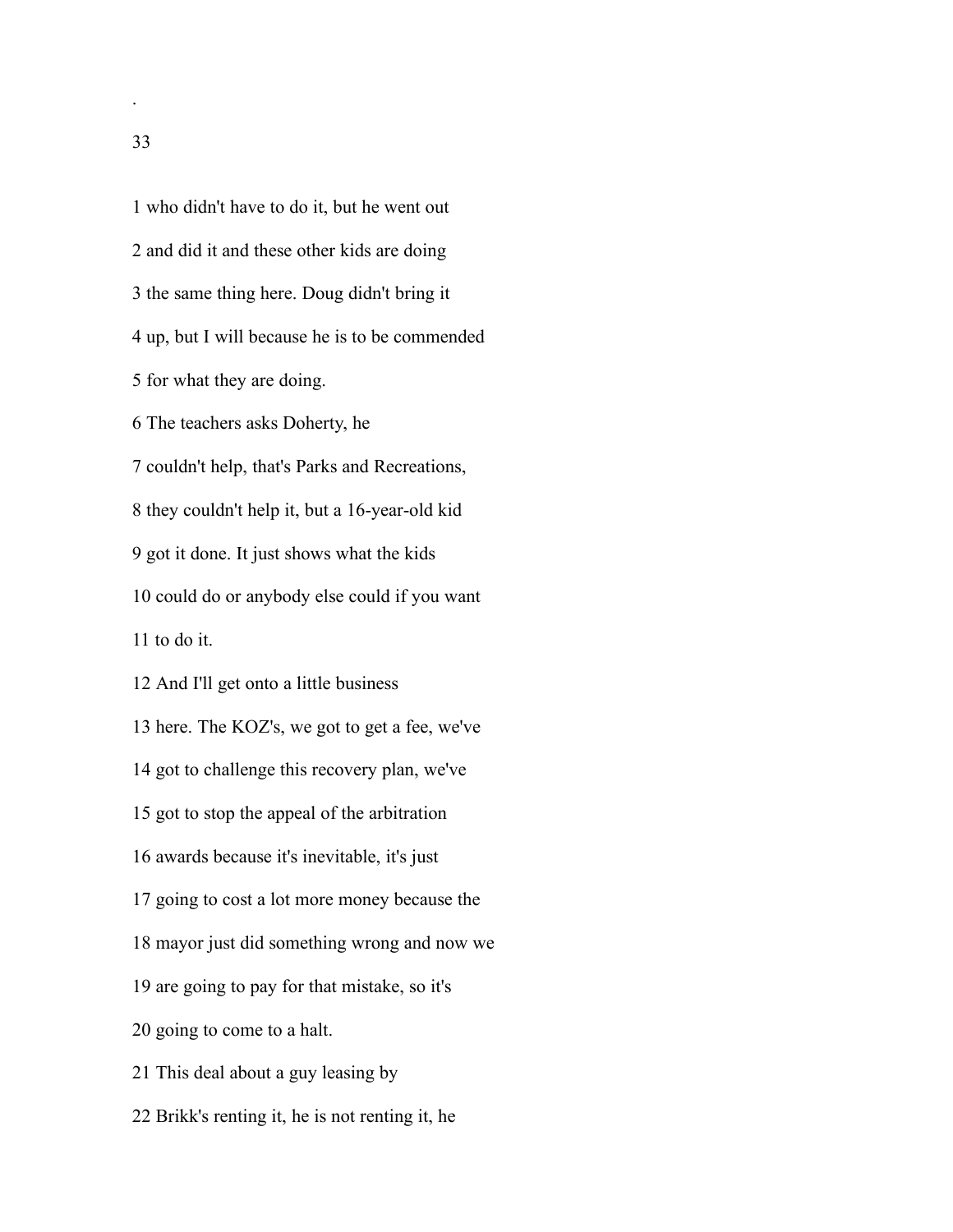1 who didn't have to do it, but he went out

2 and did it and these other kids are doing

3 the same thing here. Doug didn't bring it

4 up, but I will because he is to be commended

5 for what they are doing.

6 The teachers asks Doherty, he

7 couldn't help, that's Parks and Recreations,

8 they couldn't help it, but a 16-year-old kid

9 got it done. It just shows what the kids

10 could do or anybody else could if you want

11 to do it.

12 And I'll get onto a little business

13 here. The KOZ's, we got to get a fee, we've

14 got to challenge this recovery plan, we've

15 got to stop the appeal of the arbitration

16 awards because it's inevitable, it's just

17 going to cost a lot more money because the

18 mayor just did something wrong and now we

19 are going to pay for that mistake, so it's

20 going to come to a halt.

21 This deal about a guy leasing by

22 Brikk's renting it, he is not renting it, he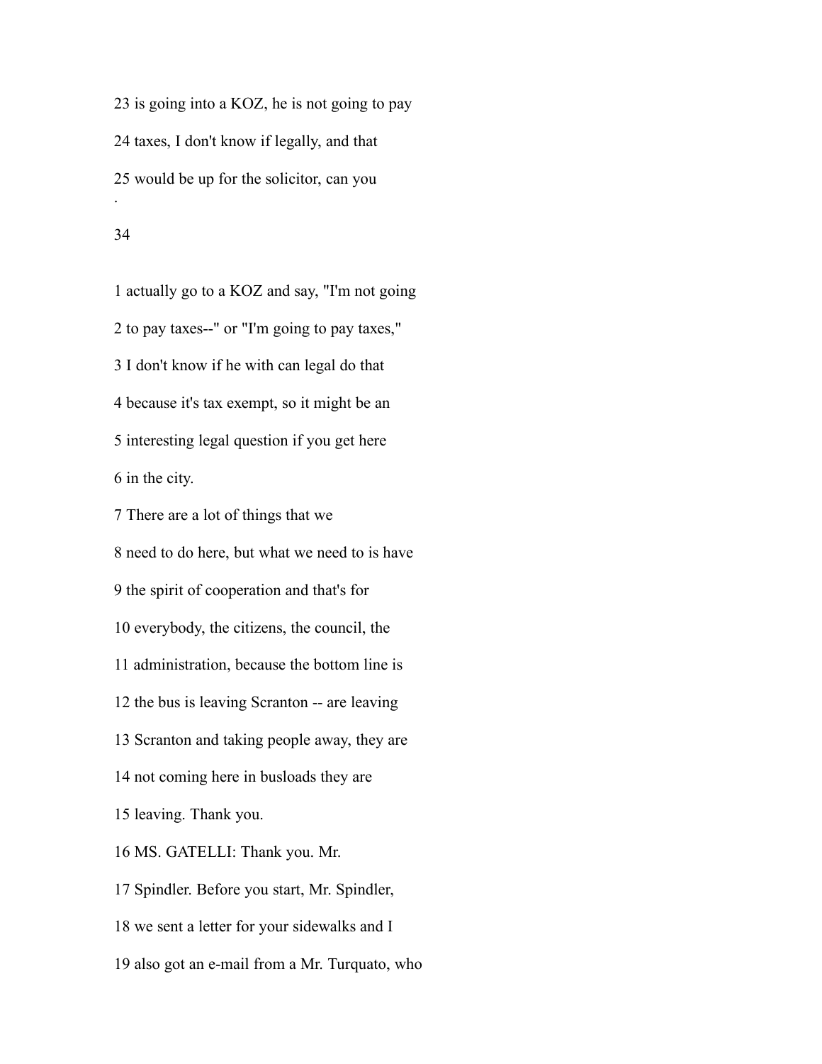23 is going into a KOZ, he is not going to pay

24 taxes, I don't know if legally, and that

25 would be up for the solicitor, can you

1 actually go to a KOZ and say, "I'm not going

2 to pay taxes--" or "I'm going to pay taxes,"

3 I don't know if he with can legal do that

4 because it's tax exempt, so it might be an

5 interesting legal question if you get here

6 in the city.

7 There are a lot of things that we

8 need to do here, but what we need to is have

9 the spirit of cooperation and that's for

10 everybody, the citizens, the council, the

11 administration, because the bottom line is

12 the bus is leaving Scranton -- are leaving

13 Scranton and taking people away, they are

14 not coming here in busloads they are

15 leaving. Thank you.

16 MS. GATELLI: Thank you. Mr.

17 Spindler. Before you start, Mr. Spindler,

18 we sent a letter for your sidewalks and I

19 also got an e-mail from a Mr. Turquato, who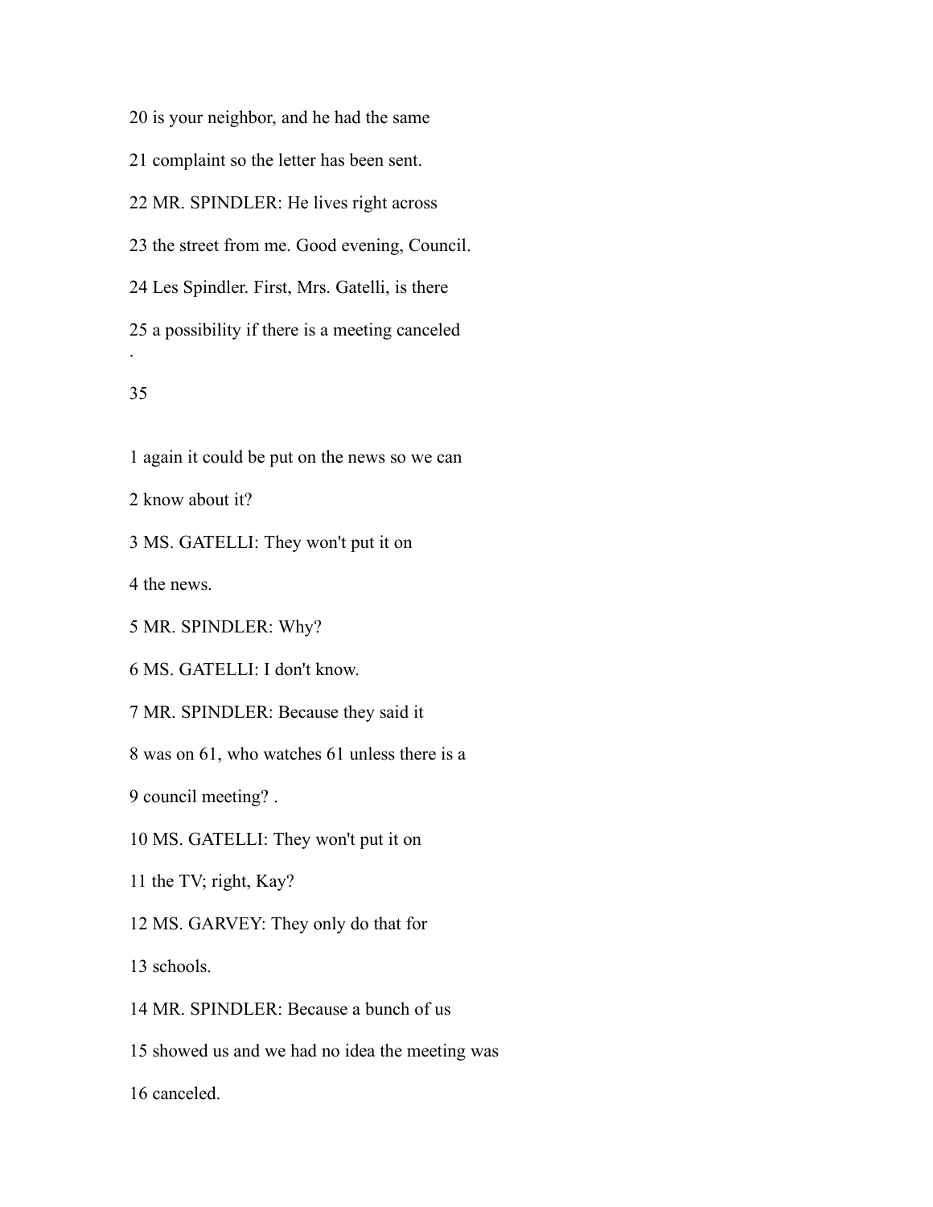20 is your neighbor, and he had the same

21 complaint so the letter has been sent.

22 MR. SPINDLER: He lives right across

23 the street from me. Good evening, Council.

24 Les Spindler. First, Mrs. Gatelli, is there

25 a possibility if there is a meeting canceled

.

1 again it could be put on the news so we can

2 know about it?

3 MS. GATELLI: They won't put it on

4 the news.

5 MR. SPINDLER: Why?

6 MS. GATELLI: I don't know.

7 MR. SPINDLER: Because they said it

8 was on 61, who watches 61 unless there is a

9 council meeting? .

10 MS. GATELLI: They won't put it on

11 the TV; right, Kay?

12 MS. GARVEY: They only do that for

13 schools.

14 MR. SPINDLER: Because a bunch of us

15 showed us and we had no idea the meeting was

16 canceled.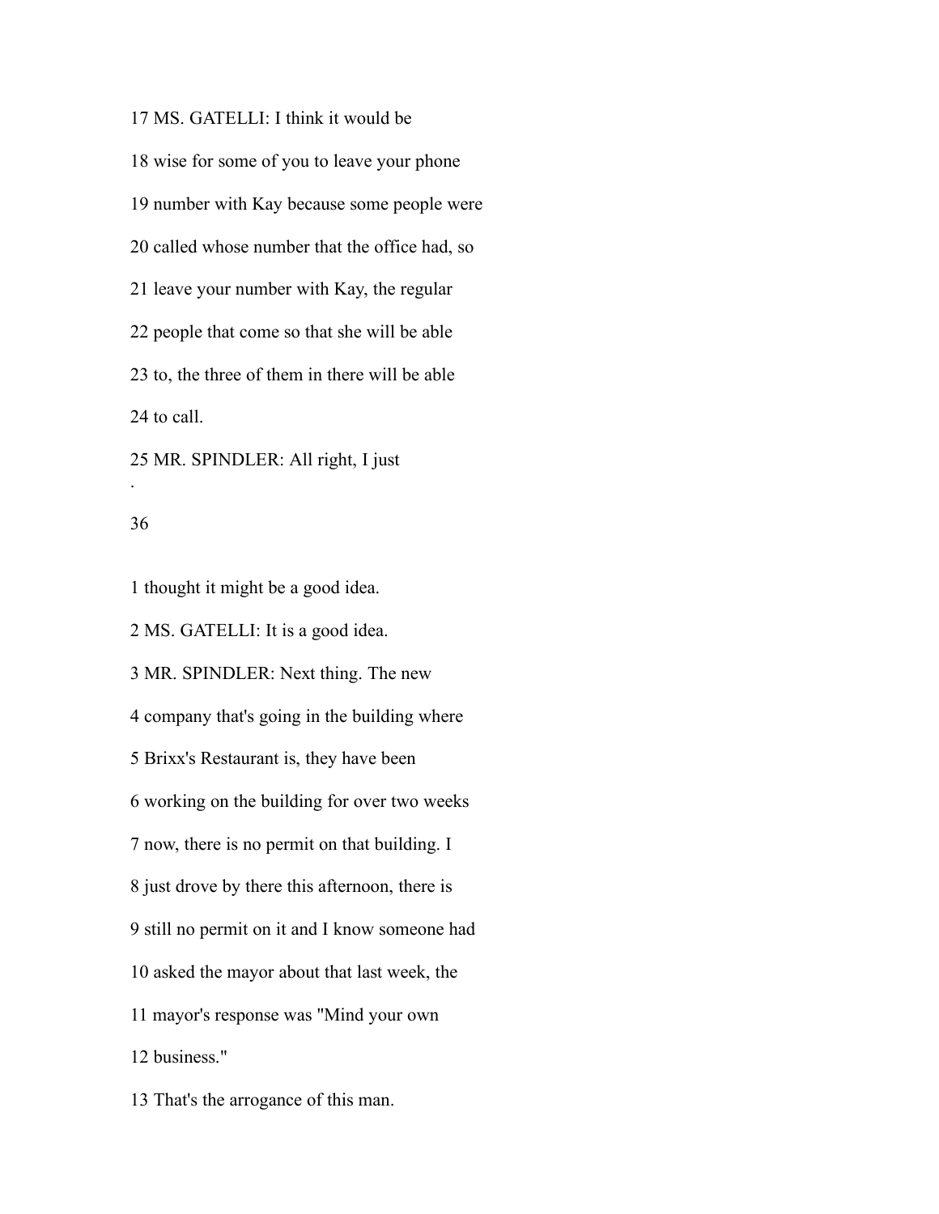17 MS. GATELLI: I think it would be

18 wise for some of you to leave your phone

19 number with Kay because some people were

20 called whose number that the office had, so

21 leave your number with Kay, the regular

22 people that come so that she will be able

23 to, the three of them in there will be able

24 to call.

25 MR. SPINDLER: All right, I just

1 thought it might be a good idea.

2 MS. GATELLI: It is a good idea.

3 MR. SPINDLER: Next thing. The new

4 company that's going in the building where

5 Brixx's Restaurant is, they have been

6 working on the building for over two weeks

7 now, there is no permit on that building. I

8 just drove by there this afternoon, there is

9 still no permit on it and I know someone had

10 asked the mayor about that last week, the

11 mayor's response was "Mind your own

12 business."

13 That's the arrogance of this man.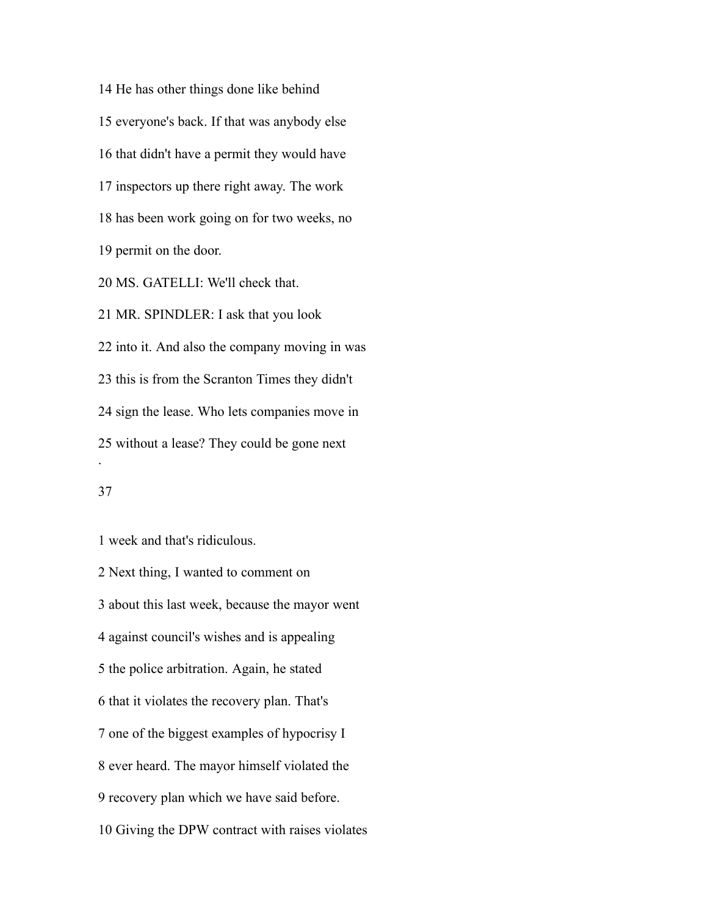14 He has other things done like behind

15 everyone's back. If that was anybody else

16 that didn't have a permit they would have

17 inspectors up there right away. The work

18 has been work going on for two weeks, no

19 permit on the door.

20 MS. GATELLI: We'll check that.

21 MR. SPINDLER: I ask that you look

22 into it. And also the company moving in was

23 this is from the Scranton Times they didn't

24 sign the lease. Who lets companies move in

25 without a lease? They could be gone next

1 week and that's ridiculous.

2 Next thing, I wanted to comment on

3 about this last week, because the mayor went

4 against council's wishes and is appealing

5 the police arbitration. Again, he stated

6 that it violates the recovery plan. That's

7 one of the biggest examples of hypocrisy I

8 ever heard. The mayor himself violated the

9 recovery plan which we have said before.

10 Giving the DPW contract with raises violates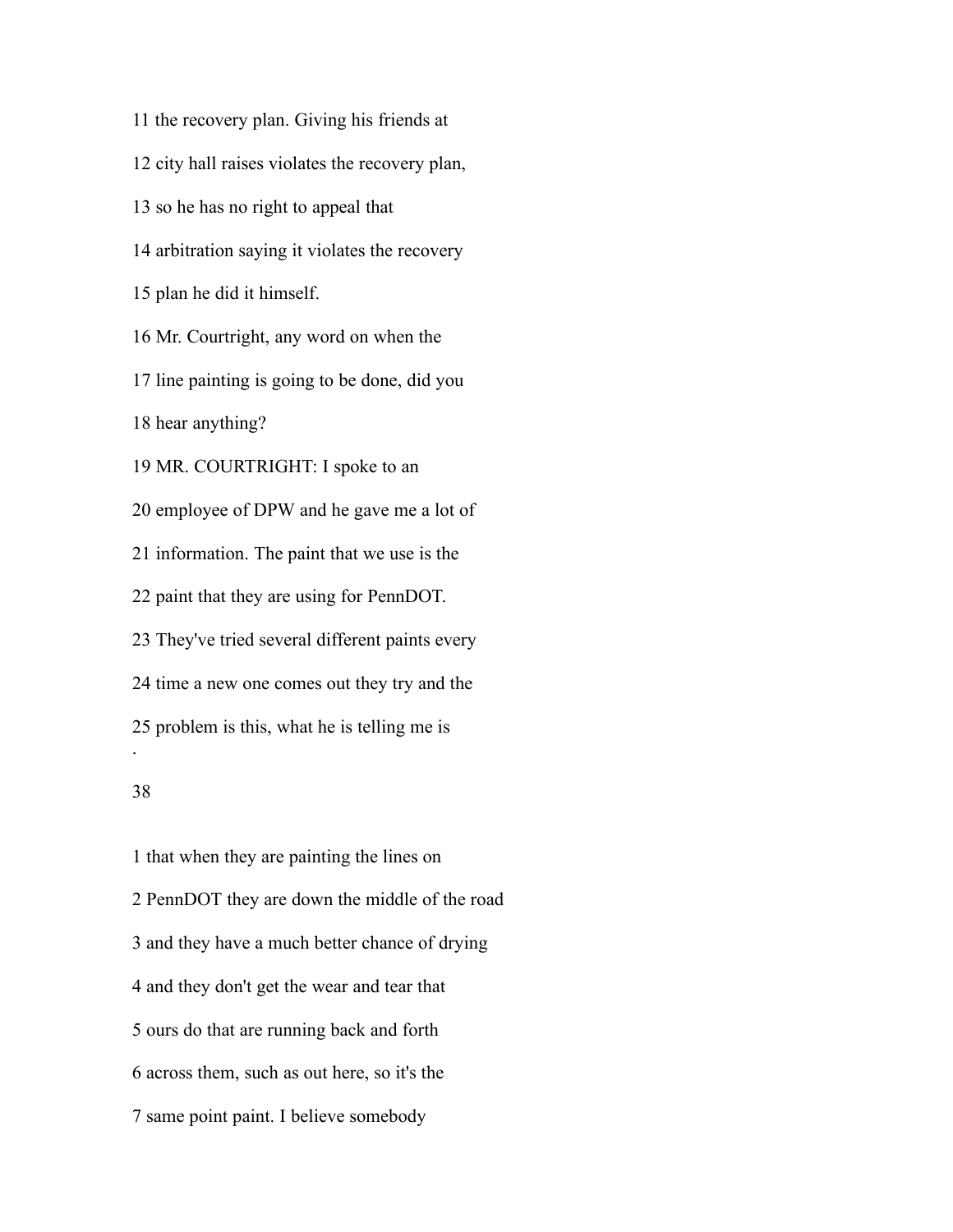11 the recovery plan. Giving his friends at

12 city hall raises violates the recovery plan,

13 so he has no right to appeal that

14 arbitration saying it violates the recovery

15 plan he did it himself.

16 Mr. Courtright, any word on when the

17 line painting is going to be done, did you

18 hear anything?

19 MR. COURTRIGHT: I spoke to an

20 employee of DPW and he gave me a lot of

21 information. The paint that we use is the

22 paint that they are using for PennDOT.

23 They've tried several different paints every

24 time a new one comes out they try and the

25 problem is this, what he is telling me is

1 that when they are painting the lines on

2 PennDOT they are down the middle of the road

3 and they have a much better chance of drying

4 and they don't get the wear and tear that

5 ours do that are running back and forth

6 across them, such as out here, so it's the

7 same point paint. I believe somebody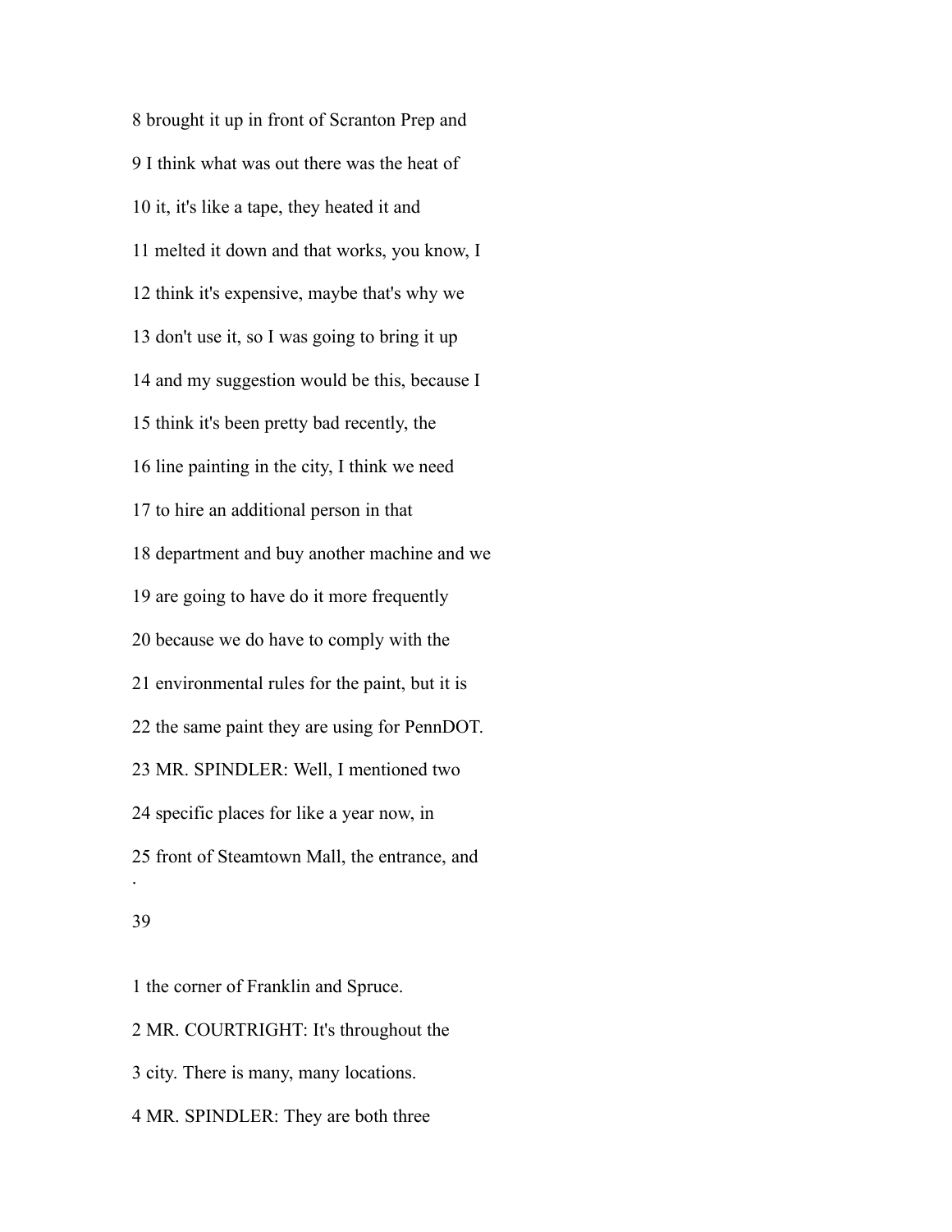8 brought it up in front of Scranton Prep and

9 I think what was out there was the heat of

10 it, it's like a tape, they heated it and

11 melted it down and that works, you know, I

12 think it's expensive, maybe that's why we

13 don't use it, so I was going to bring it up

14 and my suggestion would be this, because I

15 think it's been pretty bad recently, the

16 line painting in the city, I think we need

17 to hire an additional person in that

18 department and buy another machine and we

19 are going to have do it more frequently

20 because we do have to comply with the

21 environmental rules for the paint, but it is

22 the same paint they are using for PennDOT.

23 MR. SPINDLER: Well, I mentioned two

24 specific places for like a year now, in

25 front of Steamtown Mall, the entrance, and

.

1 the corner of Franklin and Spruce.

2 MR. COURTRIGHT: It's throughout the

3 city. There is many, many locations.

4 MR. SPINDLER: They are both three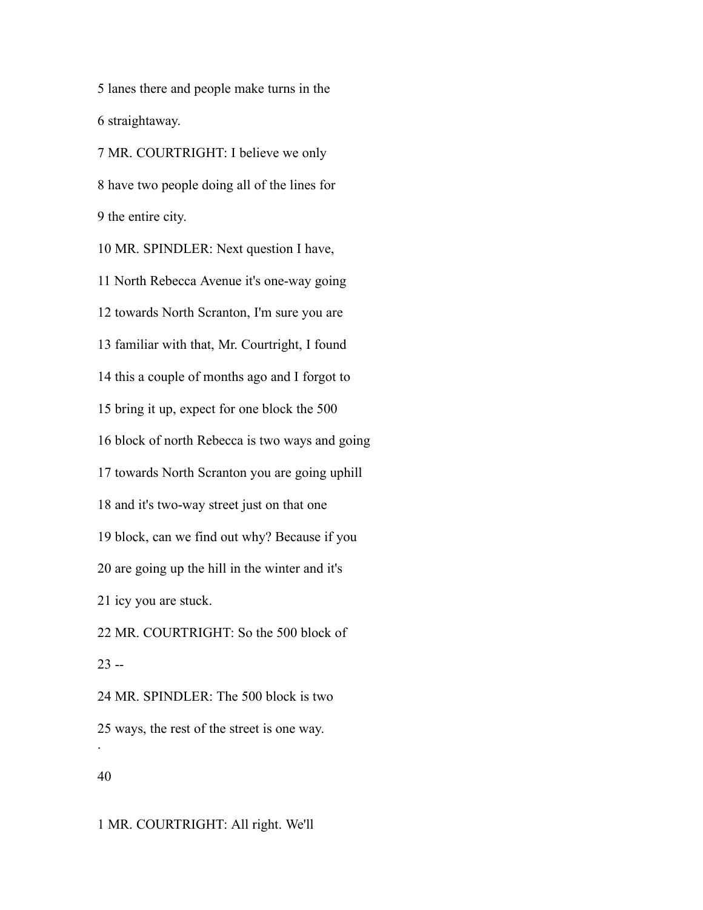5 lanes there and people make turns in the

6 straightaway.

7 MR. COURTRIGHT: I believe we only

8 have two people doing all of the lines for

9 the entire city.

10 MR. SPINDLER: Next question I have,

11 North Rebecca Avenue it's one-way going

12 towards North Scranton, I'm sure you are

13 familiar with that, Mr. Courtright, I found

14 this a couple of months ago and I forgot to

15 bring it up, expect for one block the 500

16 block of north Rebecca is two ways and going

17 towards North Scranton you are going uphill

18 and it's two-way street just on that one

19 block, can we find out why? Because if you

20 are going up the hill in the winter and it's

21 icy you are stuck.

22 MR. COURTRIGHT: So the 500 block of

23 --

24 MR. SPINDLER: The 500 block is two

25 ways, the rest of the street is one way.

1 MR. COURTRIGHT: All right. We'll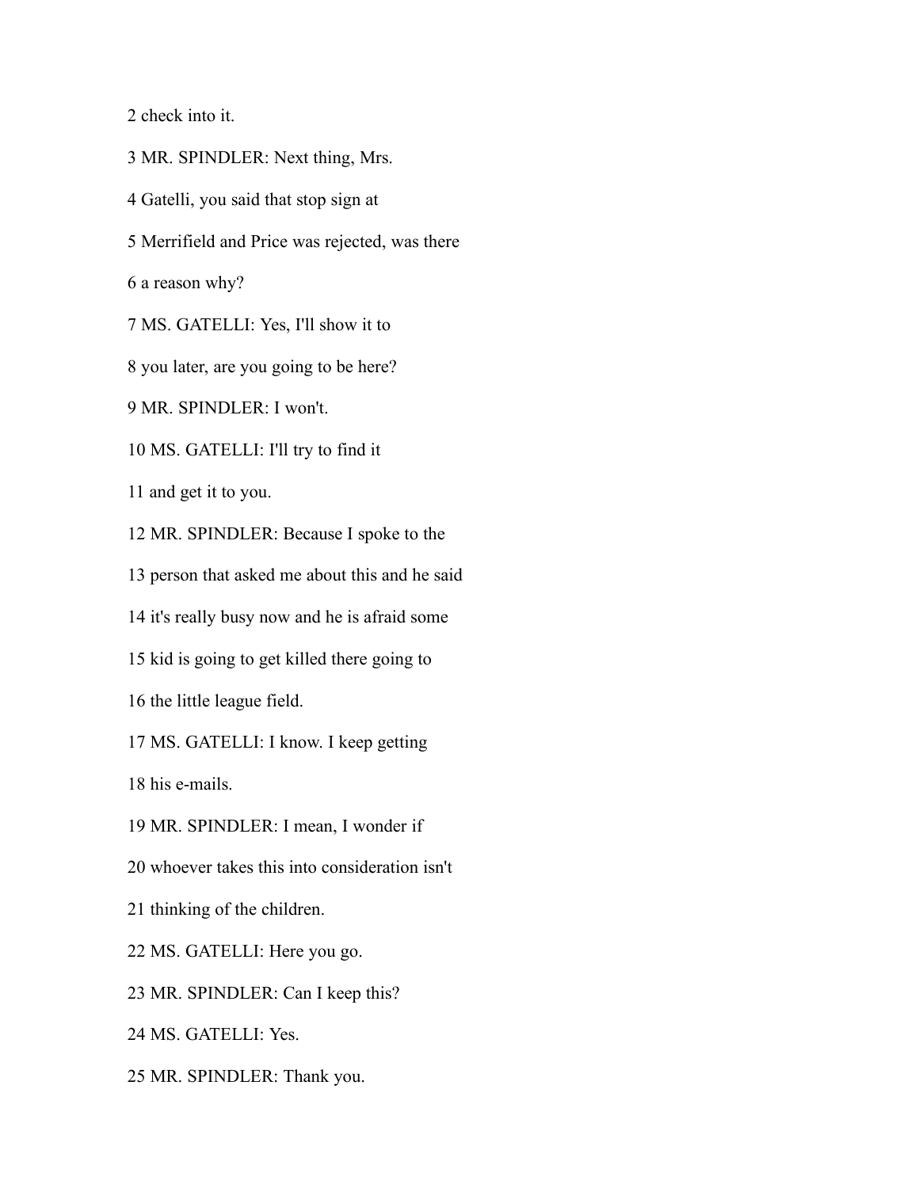2 check into it.

3 MR. SPINDLER: Next thing, Mrs.

4 Gatelli, you said that stop sign at

5 Merrifield and Price was rejected, was there

6 a reason why?

7 MS. GATELLI: Yes, I'll show it to

8 you later, are you going to be here?

9 MR. SPINDLER: I won't.

10 MS. GATELLI: I'll try to find it

11 and get it to you.

12 MR. SPINDLER: Because I spoke to the

13 person that asked me about this and he said

14 it's really busy now and he is afraid some

15 kid is going to get killed there going to

16 the little league field.

17 MS. GATELLI: I know. I keep getting

18 his e-mails.

19 MR. SPINDLER: I mean, I wonder if

20 whoever takes this into consideration isn't

21 thinking of the children.

22 MS. GATELLI: Here you go.

23 MR. SPINDLER: Can I keep this?

24 MS. GATELLI: Yes.

25 MR. SPINDLER: Thank you.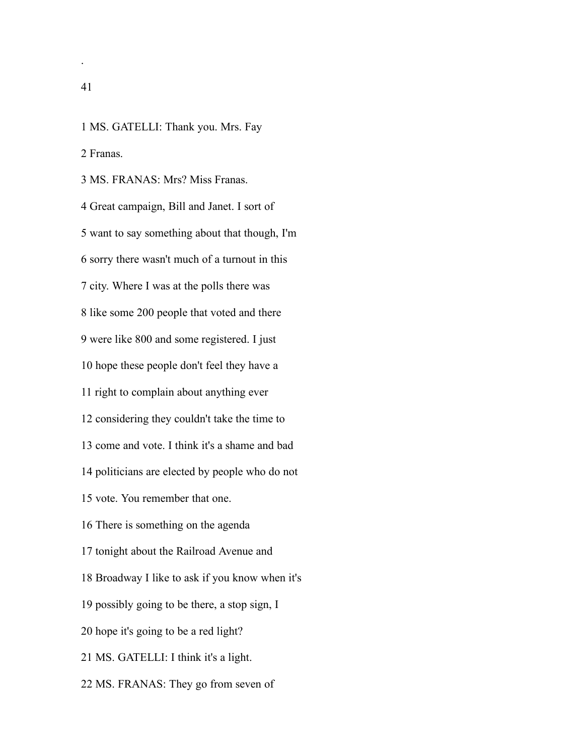1 MS. GATELLI: Thank you. Mrs. Fay

2 Franas.

3 MS. FRANAS: Mrs? Miss Franas.

4 Great campaign, Bill and Janet. I sort of

5 want to say something about that though, I'm

6 sorry there wasn't much of a turnout in this

7 city. Where I was at the polls there was

8 like some 200 people that voted and there

9 were like 800 and some registered. I just

10 hope these people don't feel they have a

11 right to complain about anything ever

12 considering they couldn't take the time to

13 come and vote. I think it's a shame and bad

14 politicians are elected by people who do not

15 vote. You remember that one.

16 There is something on the agenda

17 tonight about the Railroad Avenue and

18 Broadway I like to ask if you know when it's

19 possibly going to be there, a stop sign, I

20 hope it's going to be a red light?

21 MS. GATELLI: I think it's a light.

22 MS. FRANAS: They go from seven of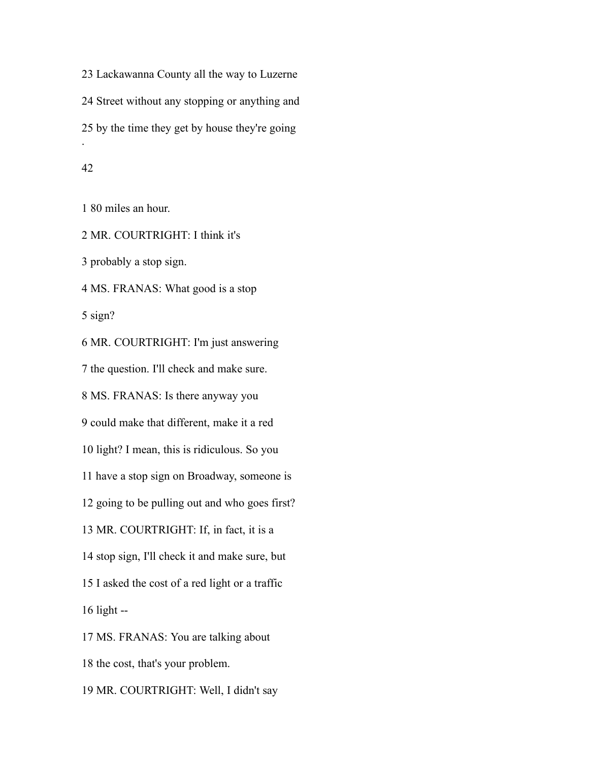23 Lackawanna County all the way to Luzerne

24 Street without any stopping or anything and

25 by the time they get by house they're going

.

1 80 miles an hour.

2 MR. COURTRIGHT: I think it's

3 probably a stop sign.

4 MS. FRANAS: What good is a stop

5 sign?

6 MR. COURTRIGHT: I'm just answering

7 the question. I'll check and make sure.

8 MS. FRANAS: Is there anyway you

9 could make that different, make it a red

10 light? I mean, this is ridiculous. So you

11 have a stop sign on Broadway, someone is

12 going to be pulling out and who goes first?

13 MR. COURTRIGHT: If, in fact, it is a

14 stop sign, I'll check it and make sure, but

15 I asked the cost of a red light or a traffic

16 light --

17 MS. FRANAS: You are talking about

18 the cost, that's your problem.

19 MR. COURTRIGHT: Well, I didn't say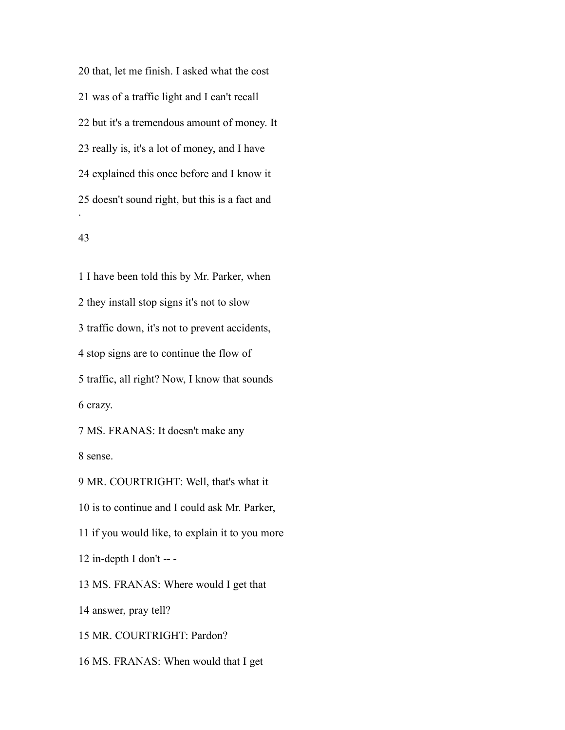20 that, let me finish. I asked what the cost

21 was of a traffic light and I can't recall

22 but it's a tremendous amount of money. It

23 really is, it's a lot of money, and I have

24 explained this once before and I know it

25 doesn't sound right, but this is a fact and

1 I have been told this by Mr. Parker, when

2 they install stop signs it's not to slow

3 traffic down, it's not to prevent accidents,

4 stop signs are to continue the flow of

5 traffic, all right? Now, I know that sounds

6 crazy.

7 MS. FRANAS: It doesn't make any

8 sense.

9 MR. COURTRIGHT: Well, that's what it

10 is to continue and I could ask Mr. Parker,

11 if you would like, to explain it to you more

12 in-depth I don't -- -

13 MS. FRANAS: Where would I get that

14 answer, pray tell?

15 MR. COURTRIGHT: Pardon?

16 MS. FRANAS: When would that I get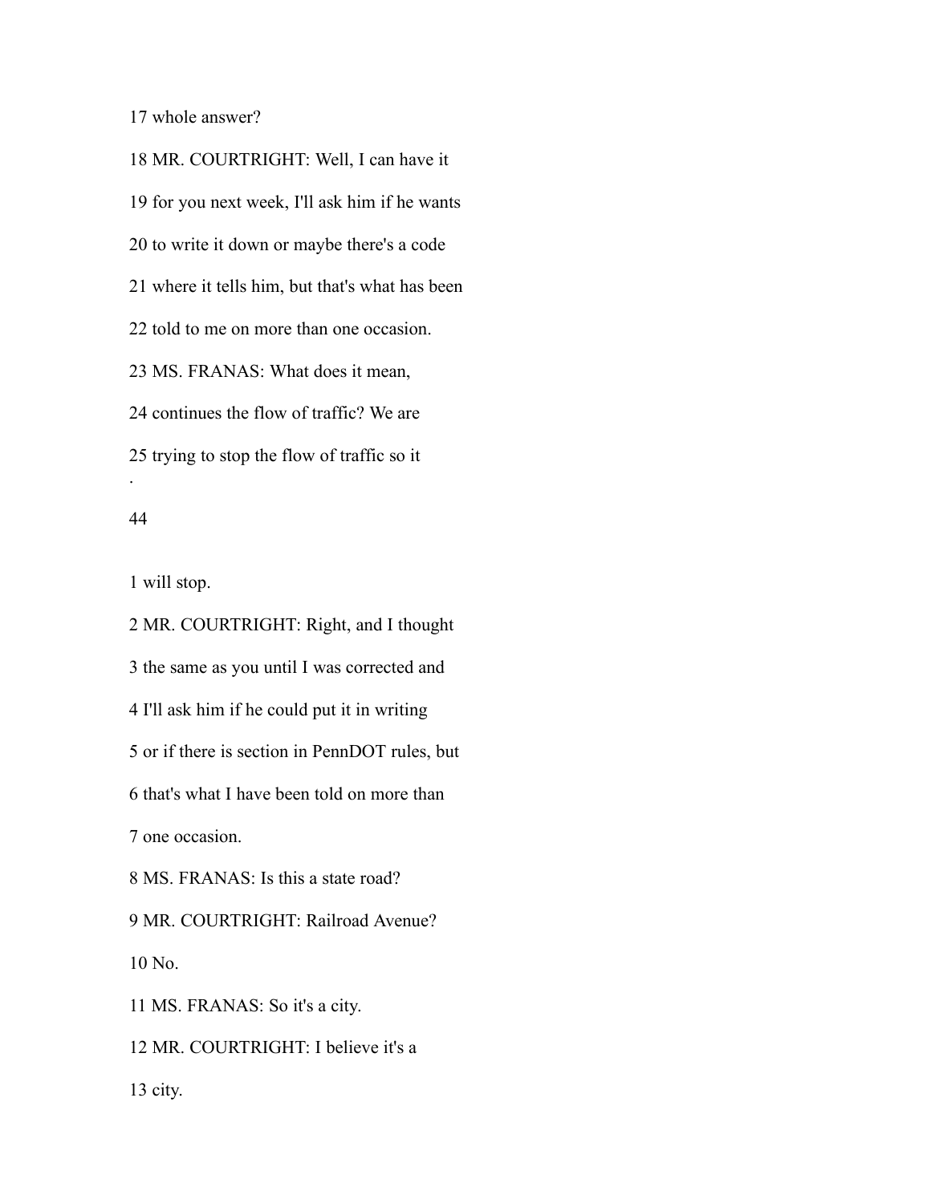17 whole answer?

18 MR. COURTRIGHT: Well, I can have it

19 for you next week, I'll ask him if he wants

20 to write it down or maybe there's a code

21 where it tells him, but that's what has been

22 told to me on more than one occasion.

23 MS. FRANAS: What does it mean,

24 continues the flow of traffic? We are

25 trying to stop the flow of traffic so it

1 will stop.

2 MR. COURTRIGHT: Right, and I thought

3 the same as you until I was corrected and

4 I'll ask him if he could put it in writing

5 or if there is section in PennDOT rules, but

6 that's what I have been told on more than

7 one occasion.

8 MS. FRANAS: Is this a state road?

9 MR. COURTRIGHT: Railroad Avenue?

10 No.

11 MS. FRANAS: So it's a city.

12 MR. COURTRIGHT: I believe it's a

13 city.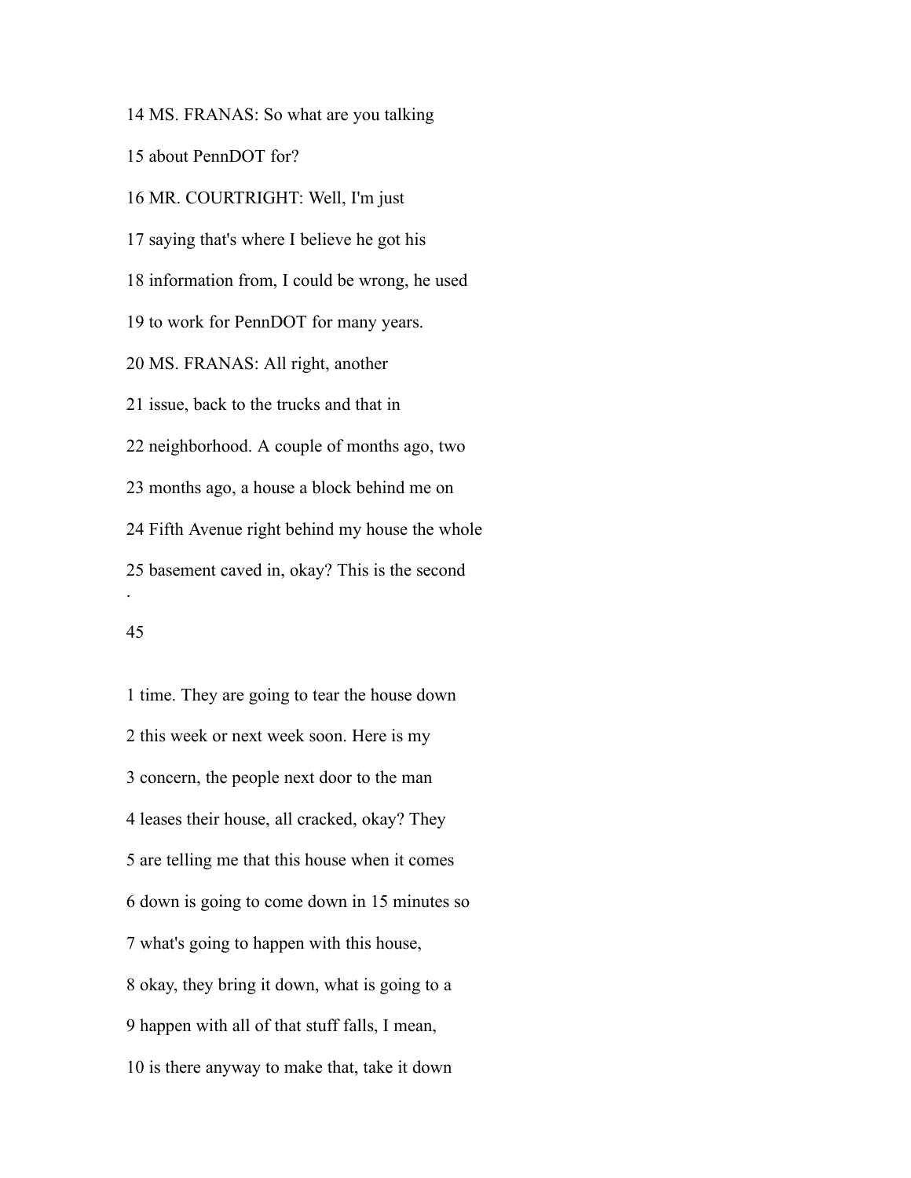14 MS. FRANAS: So what are you talking

15 about PennDOT for?

16 MR. COURTRIGHT: Well, I'm just

17 saying that's where I believe he got his

18 information from, I could be wrong, he used

19 to work for PennDOT for many years.

20 MS. FRANAS: All right, another

21 issue, back to the trucks and that in

22 neighborhood. A couple of months ago, two

23 months ago, a house a block behind me on

24 Fifth Avenue right behind my house the whole

25 basement caved in, okay? This is the second

1 time. They are going to tear the house down

2 this week or next week soon. Here is my

3 concern, the people next door to the man

4 leases their house, all cracked, okay? They

5 are telling me that this house when it comes

6 down is going to come down in 15 minutes so

7 what's going to happen with this house,

8 okay, they bring it down, what is going to a

9 happen with all of that stuff falls, I mean,

10 is there anyway to make that, take it down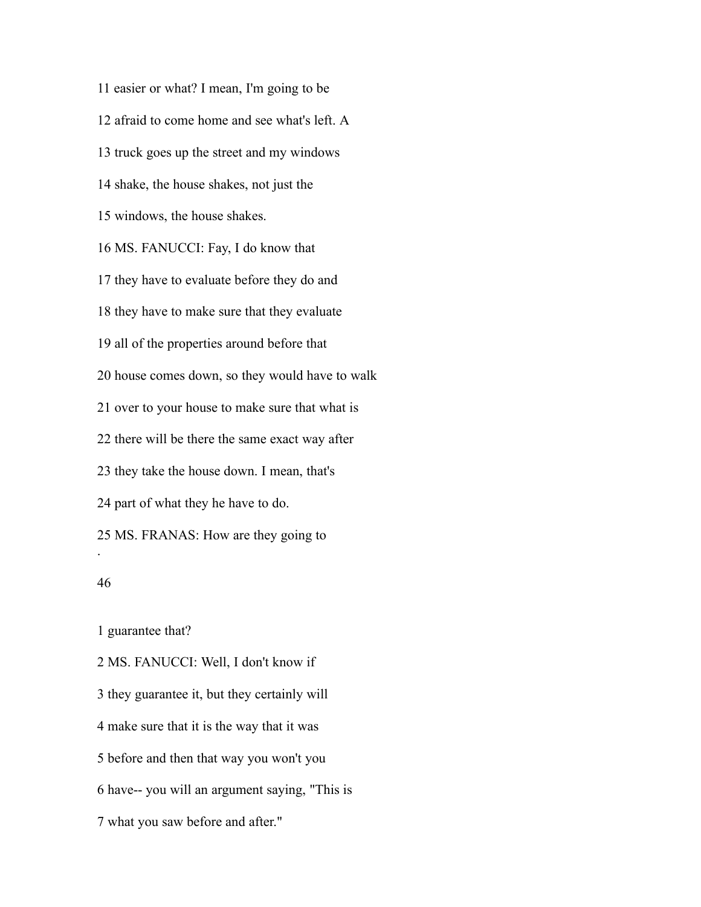11 easier or what? I mean, I'm going to be

12 afraid to come home and see what's left. A

13 truck goes up the street and my windows

14 shake, the house shakes, not just the

15 windows, the house shakes.

16 MS. FANUCCI: Fay, I do know that

17 they have to evaluate before they do and

18 they have to make sure that they evaluate

19 all of the properties around before that

20 house comes down, so they would have to walk

21 over to your house to make sure that what is

22 there will be there the same exact way after

23 they take the house down. I mean, that's

24 part of what they he have to do.

25 MS. FRANAS: How are they going to

1 guarantee that?

2 MS. FANUCCI: Well, I don't know if

3 they guarantee it, but they certainly will

4 make sure that it is the way that it was

5 before and then that way you won't you

6 have-- you will an argument saying, "This is

7 what you saw before and after."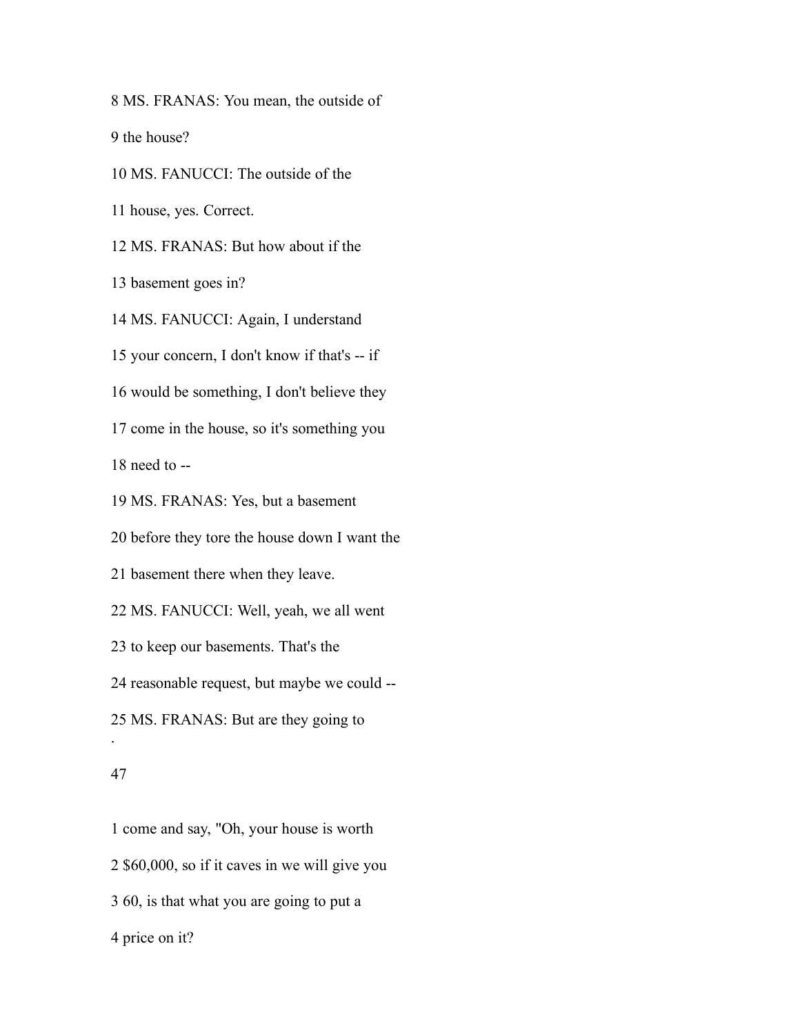8 MS. FRANAS: You mean, the outside of

9 the house?

10 MS. FANUCCI: The outside of the

11 house, yes. Correct.

12 MS. FRANAS: But how about if the

13 basement goes in?

14 MS. FANUCCI: Again, I understand

15 your concern, I don't know if that's -- if

16 would be something, I don't believe they

17 come in the house, so it's something you

18 need to --

19 MS. FRANAS: Yes, but a basement

20 before they tore the house down I want the

21 basement there when they leave.

22 MS. FANUCCI: Well, yeah, we all went

23 to keep our basements. That's the

24 reasonable request, but maybe we could --

25 MS. FRANAS: But are they going to

1 come and say, "Oh, your house is worth

2 $60,000, so if it caves in we will give you

3 60, is that what you are going to put a

4 price on it?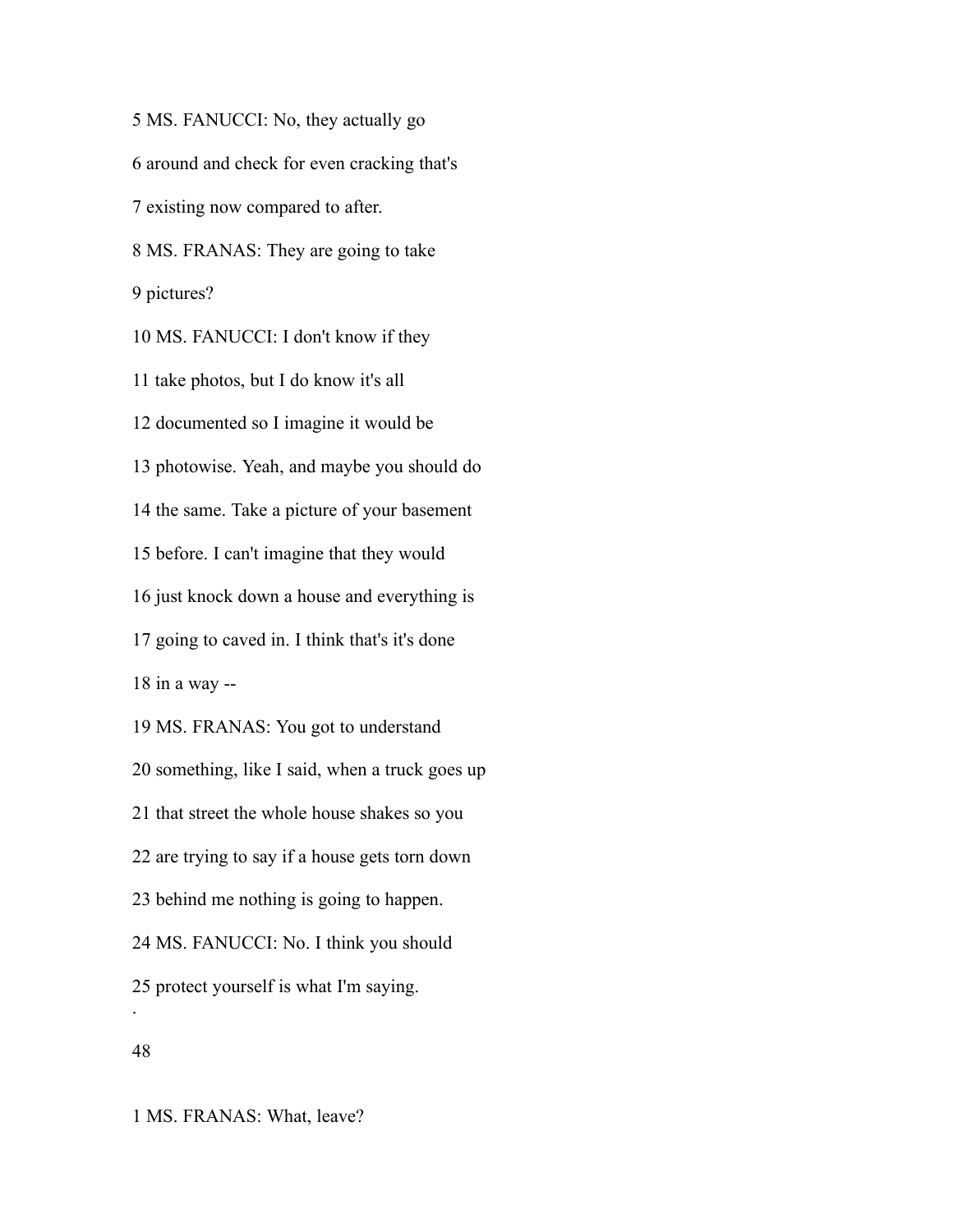5 MS. FANUCCI: No, they actually go

6 around and check for even cracking that's

7 existing now compared to after.

8 MS. FRANAS: They are going to take

9 pictures?

10 MS. FANUCCI: I don't know if they

11 take photos, but I do know it's all

12 documented so I imagine it would be

13 photowise. Yeah, and maybe you should do

14 the same. Take a picture of your basement

15 before. I can't imagine that they would

16 just knock down a house and everything is

17 going to caved in. I think that's it's done

18 in a way --

19 MS. FRANAS: You got to understand

20 something, like I said, when a truck goes up

21 that street the whole house shakes so you

22 are trying to say if a house gets torn down

23 behind me nothing is going to happen.

24 MS. FANUCCI: No. I think you should

25 protect yourself is what I'm saying.

1 MS. FRANAS: What, leave?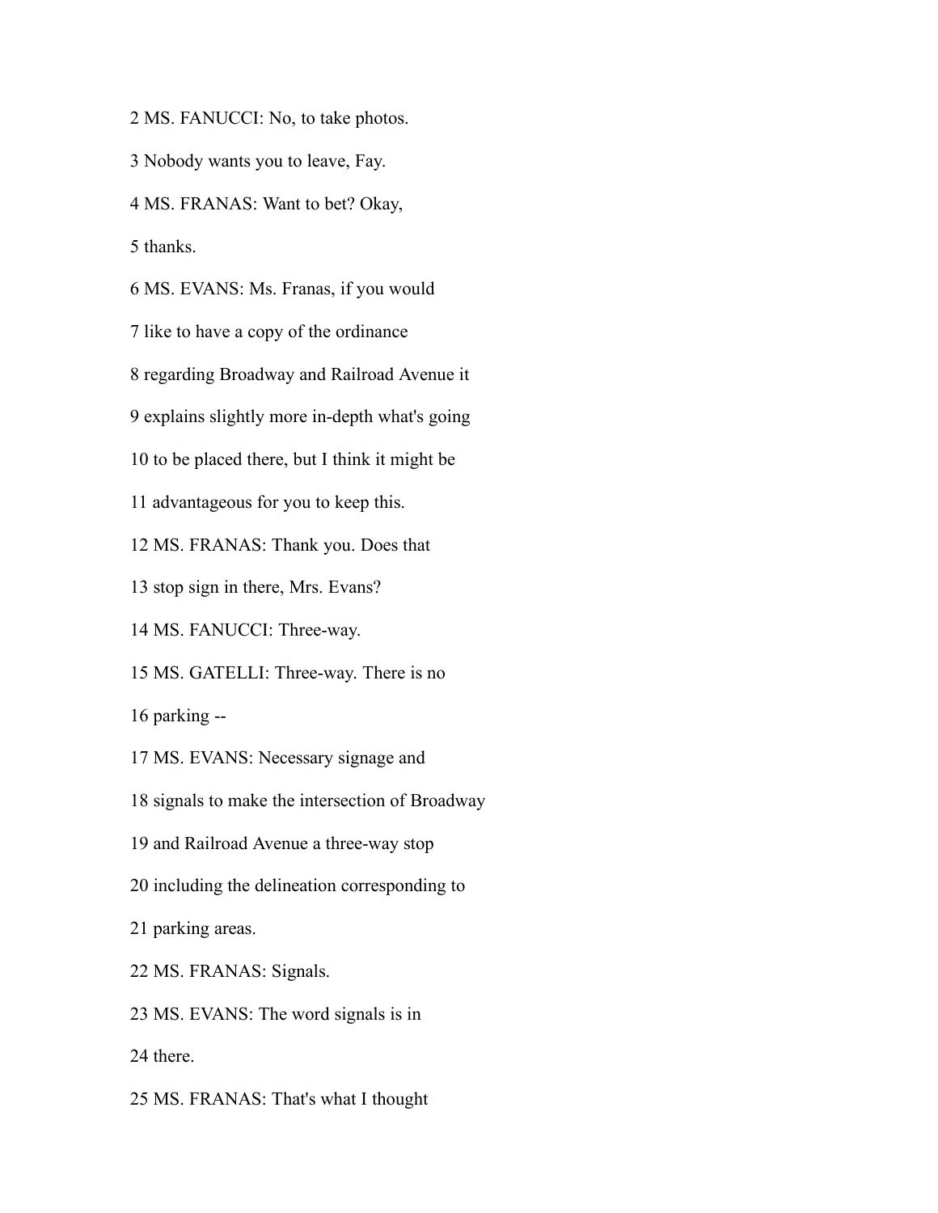2 MS. FANUCCI: No, to take photos.

3 Nobody wants you to leave, Fay.

4 MS. FRANAS: Want to bet? Okay,

5 thanks.

6 MS. EVANS: Ms. Franas, if you would

7 like to have a copy of the ordinance

8 regarding Broadway and Railroad Avenue it

9 explains slightly more in-depth what's going

10 to be placed there, but I think it might be

11 advantageous for you to keep this.

12 MS. FRANAS: Thank you. Does that

13 stop sign in there, Mrs. Evans?

14 MS. FANUCCI: Three-way.

15 MS. GATELLI: Three-way. There is no

16 parking --

17 MS. EVANS: Necessary signage and

18 signals to make the intersection of Broadway

19 and Railroad Avenue a three-way stop

20 including the delineation corresponding to

21 parking areas.

22 MS. FRANAS: Signals.

23 MS. EVANS: The word signals is in

24 there.

25 MS. FRANAS: That's what I thought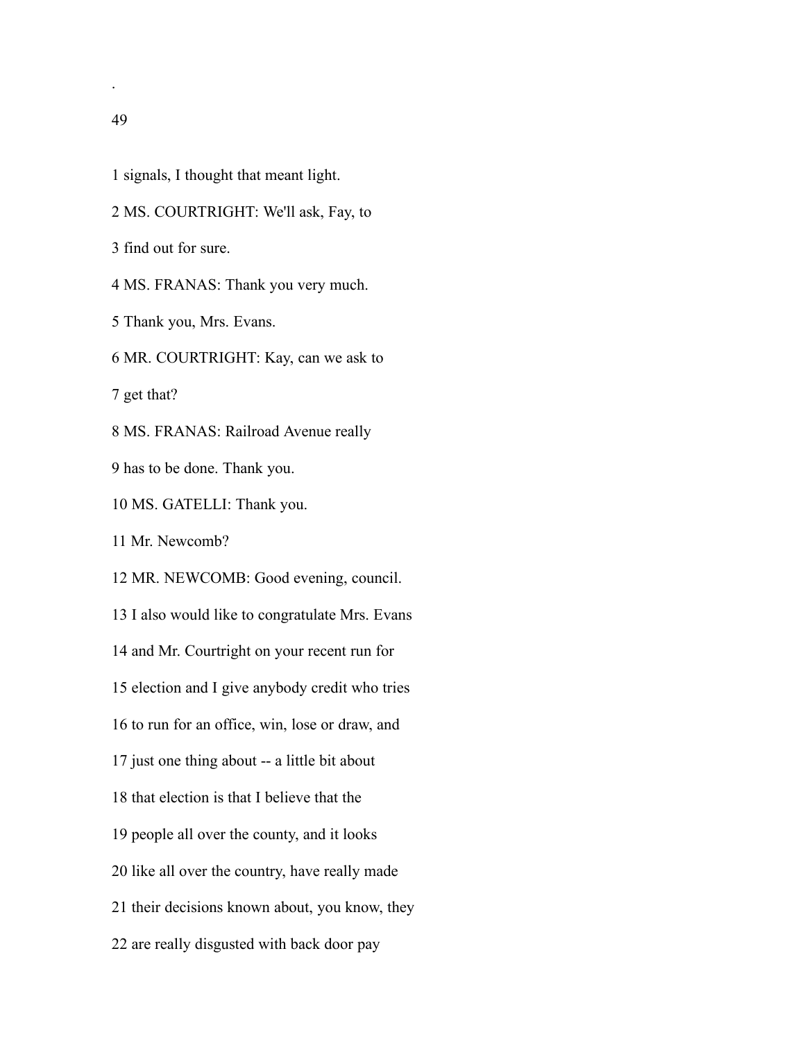1 signals, I thought that meant light.

2 MS. COURTRIGHT: We'll ask, Fay, to

3 find out for sure.

4 MS. FRANAS: Thank you very much.

5 Thank you, Mrs. Evans.

6 MR. COURTRIGHT: Kay, can we ask to

7 get that?

8 MS. FRANAS: Railroad Avenue really

9 has to be done. Thank you.

10 MS. GATELLI: Thank you.

11 Mr. Newcomb?

12 MR. NEWCOMB: Good evening, council.

13 I also would like to congratulate Mrs. Evans

14 and Mr. Courtright on your recent run for

15 election and I give anybody credit who tries

16 to run for an office, win, lose or draw, and

17 just one thing about -- a little bit about

18 that election is that I believe that the

19 people all over the county, and it looks

20 like all over the country, have really made

21 their decisions known about, you know, they

22 are really disgusted with back door pay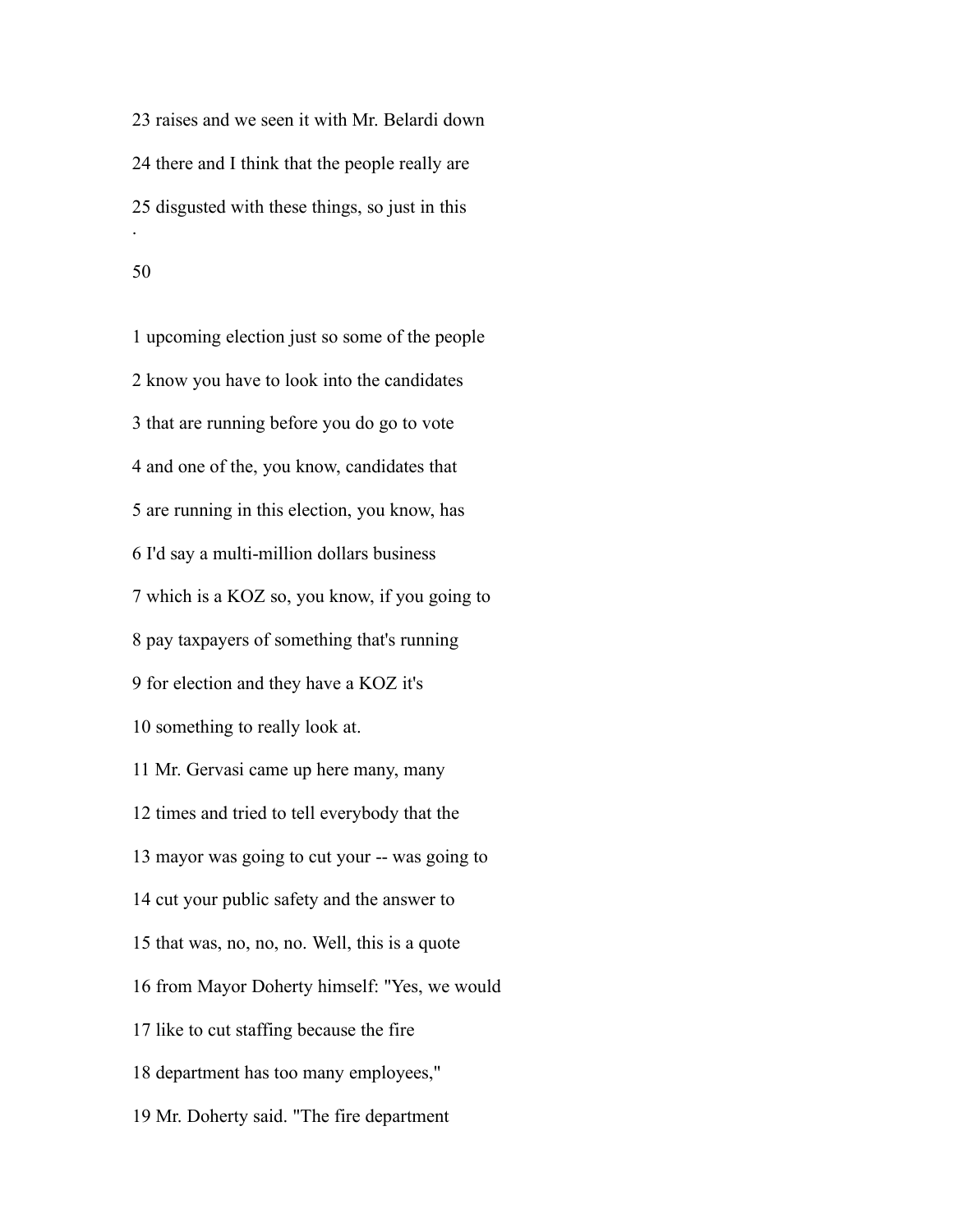23 raises and we seen it with Mr. Belardi down

24 there and I think that the people really are

25 disgusted with these things, so just in this

1 upcoming election just so some of the people

2 know you have to look into the candidates

3 that are running before you do go to vote

4 and one of the, you know, candidates that

5 are running in this election, you know, has

6 I'd say a multi-million dollars business

7 which is a KOZ so, you know, if you going to

8 pay taxpayers of something that's running

9 for election and they have a KOZ it's

10 something to really look at.

11 Mr. Gervasi came up here many, many

12 times and tried to tell everybody that the

13 mayor was going to cut your -- was going to

14 cut your public safety and the answer to

15 that was, no, no, no. Well, this is a quote

16 from Mayor Doherty himself: "Yes, we would

17 like to cut staffing because the fire

18 department has too many employees,"

19 Mr. Doherty said. "The fire department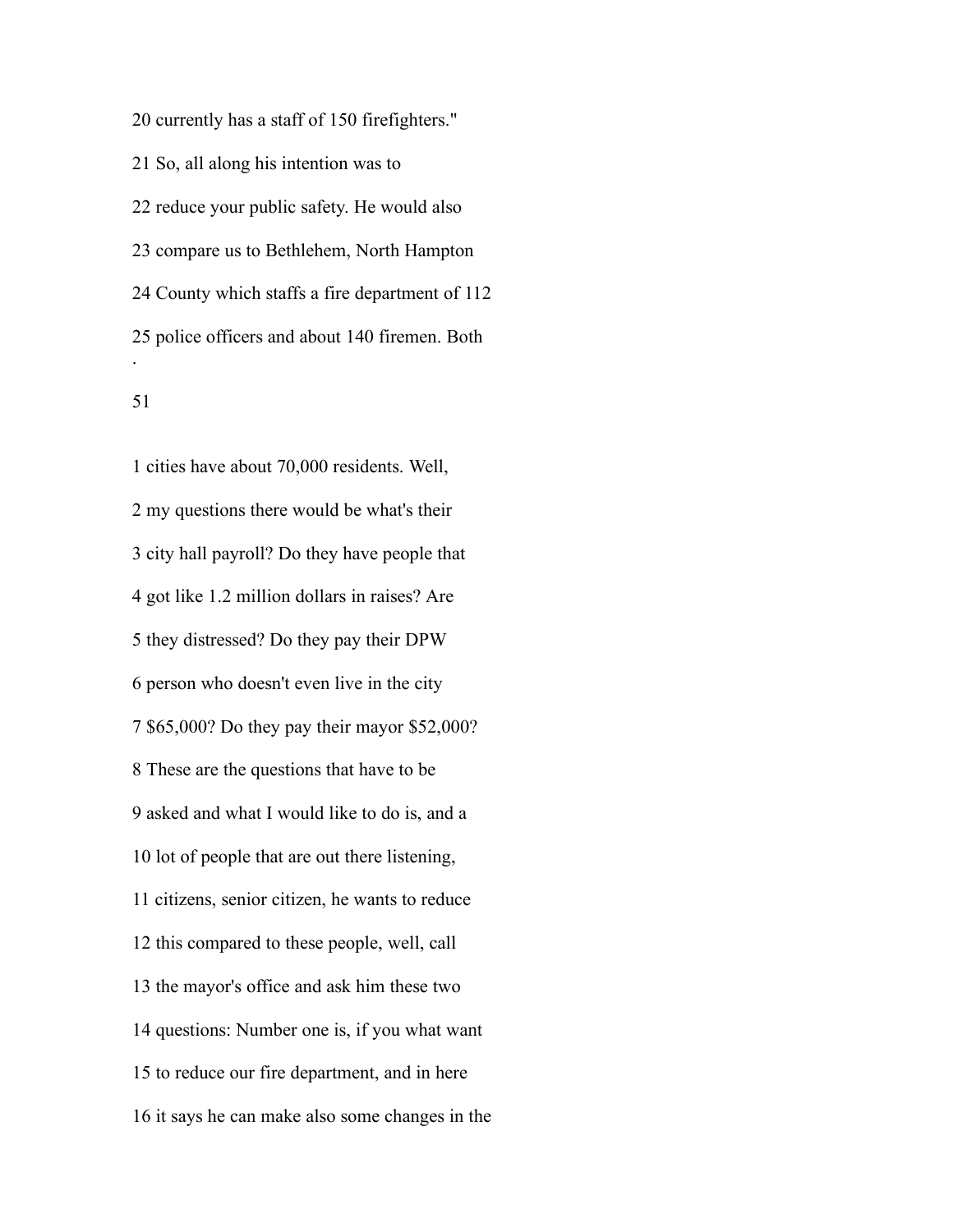20 currently has a staff of 150 firefighters."

21 So, all along his intention was to

22 reduce your public safety. He would also

23 compare us to Bethlehem, North Hampton

24 County which staffs a fire department of 112

25 police officers and about 140 firemen. Both

1 cities have about 70,000 residents. Well,

2 my questions there would be what's their

3 city hall payroll? Do they have people that

4 got like 1.2 million dollars in raises? Are

5 they distressed? Do they pay their DPW

6 person who doesn't even live in the city

7 $65,000? Do they pay their mayor $52,000?

8 These are the questions that have to be

9 asked and what I would like to do is, and a

10 lot of people that are out there listening,

11 citizens, senior citizen, he wants to reduce

12 this compared to these people, well, call

13 the mayor's office and ask him these two

14 questions: Number one is, if you what want

15 to reduce our fire department, and in here

16 it says he can make also some changes in the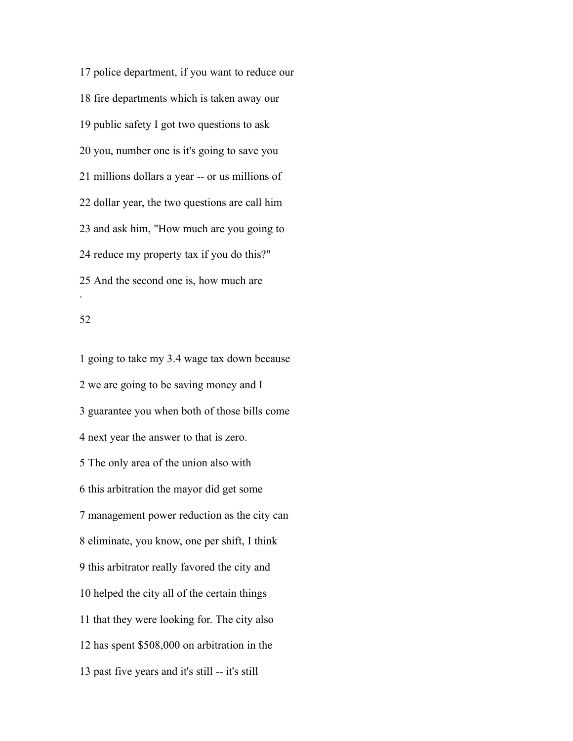17 police department, if you want to reduce our

18 fire departments which is taken away our

19 public safety I got two questions to ask

20 you, number one is it's going to save you

21 millions dollars a year -- or us millions of

22 dollar year, the two questions are call him

23 and ask him, "How much are you going to

24 reduce my property tax if you do this?"

25 And the second one is, how much are

1 going to take my 3.4 wage tax down because

2 we are going to be saving money and I

3 guarantee you when both of those bills come

4 next year the answer to that is zero.

5 The only area of the union also with

6 this arbitration the mayor did get some

7 management power reduction as the city can

8 eliminate, you know, one per shift, I think

9 this arbitrator really favored the city and

10 helped the city all of the certain things

11 that they were looking for. The city also

12 has spent $508,000 on arbitration in the

13 past five years and it's still -- it's still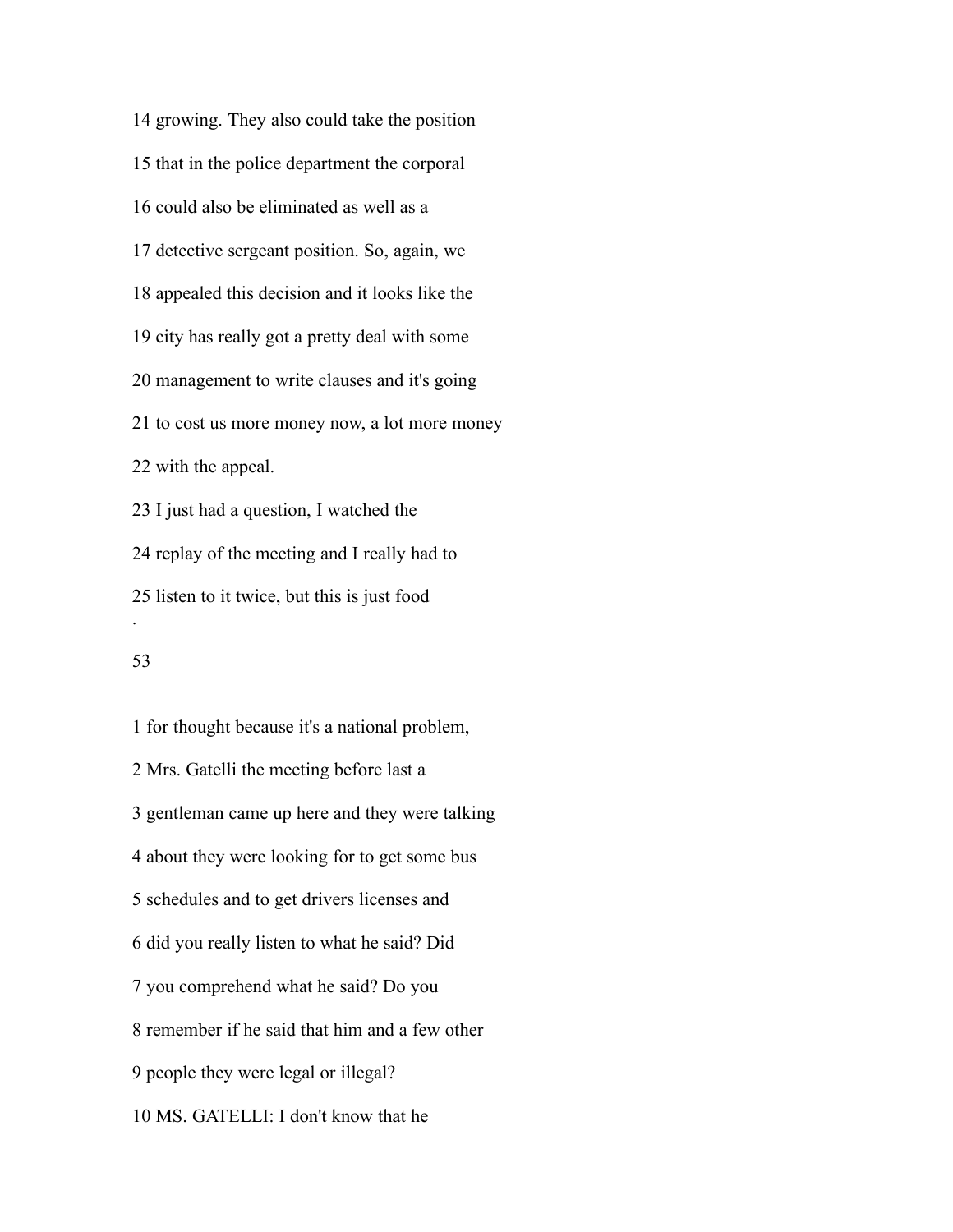14 growing. They also could take the position

15 that in the police department the corporal

16 could also be eliminated as well as a

17 detective sergeant position. So, again, we

18 appealed this decision and it looks like the

19 city has really got a pretty deal with some

20 management to write clauses and it's going

21 to cost us more money now, a lot more money

22 with the appeal.

23 I just had a question, I watched the

24 replay of the meeting and I really had to

25 listen to it twice, but this is just food

.

53

1 for thought because it's a national problem,

2 Mrs. Gatelli the meeting before last a

3 gentleman came up here and they were talking

4 about they were looking for to get some bus

5 schedules and to get drivers licenses and

6 did you really listen to what he said? Did

7 you comprehend what he said? Do you

8 remember if he said that him and a few other

9 people they were legal or illegal?

10 MS. GATELLI: I don't know that he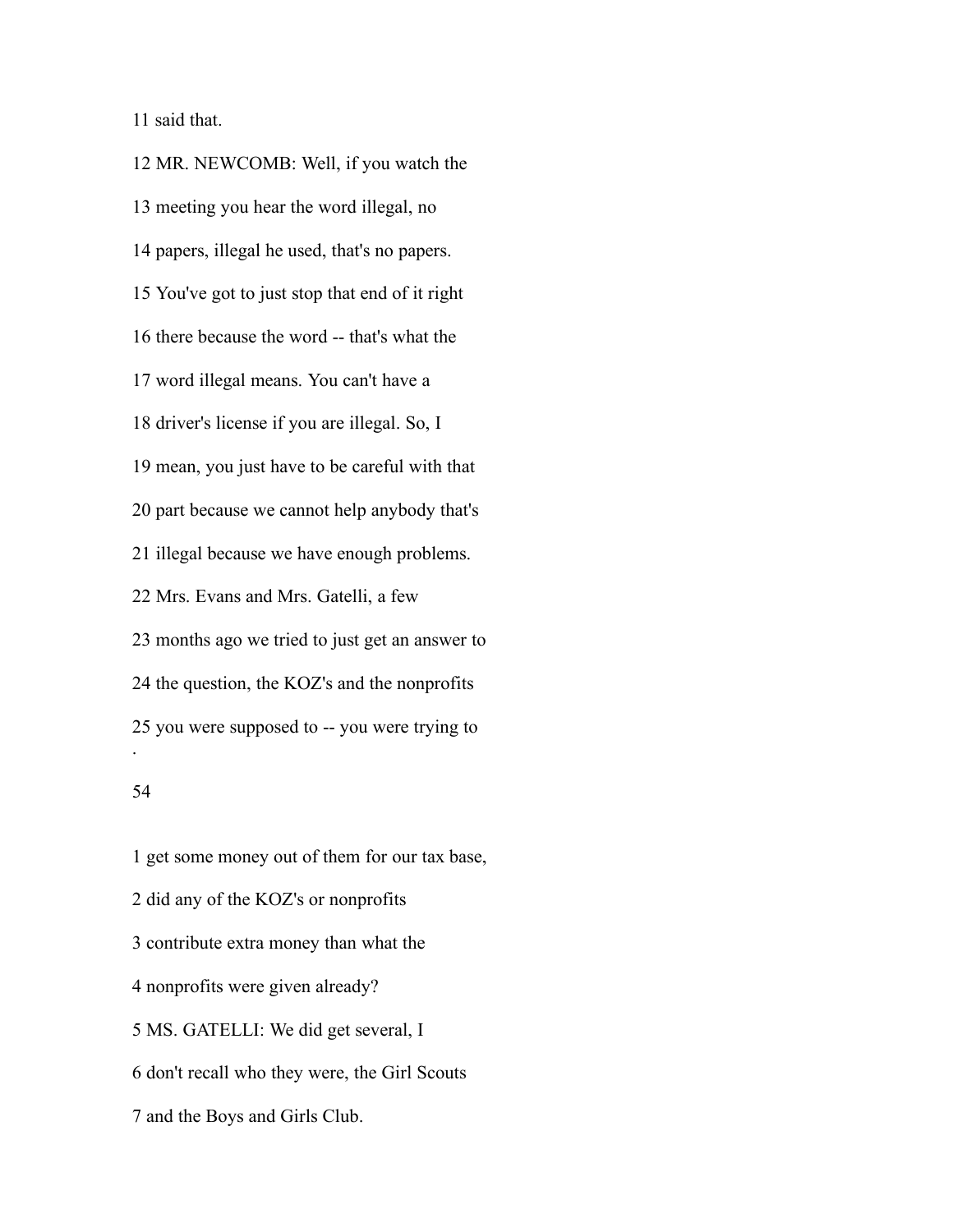11 said that.

12 MR. NEWCOMB: Well, if you watch the

13 meeting you hear the word illegal, no

14 papers, illegal he used, that's no papers.

15 You've got to just stop that end of it right

16 there because the word -- that's what the

17 word illegal means. You can't have a

18 driver's license if you are illegal. So, I

19 mean, you just have to be careful with that

20 part because we cannot help anybody that's

21 illegal because we have enough problems.

22 Mrs. Evans and Mrs. Gatelli, a few

23 months ago we tried to just get an answer to

24 the question, the KOZ's and the nonprofits

25 you were supposed to -- you were trying to

1 get some money out of them for our tax base,

2 did any of the KOZ's or nonprofits

3 contribute extra money than what the

4 nonprofits were given already?

5 MS. GATELLI: We did get several, I

6 don't recall who they were, the Girl Scouts

7 and the Boys and Girls Club.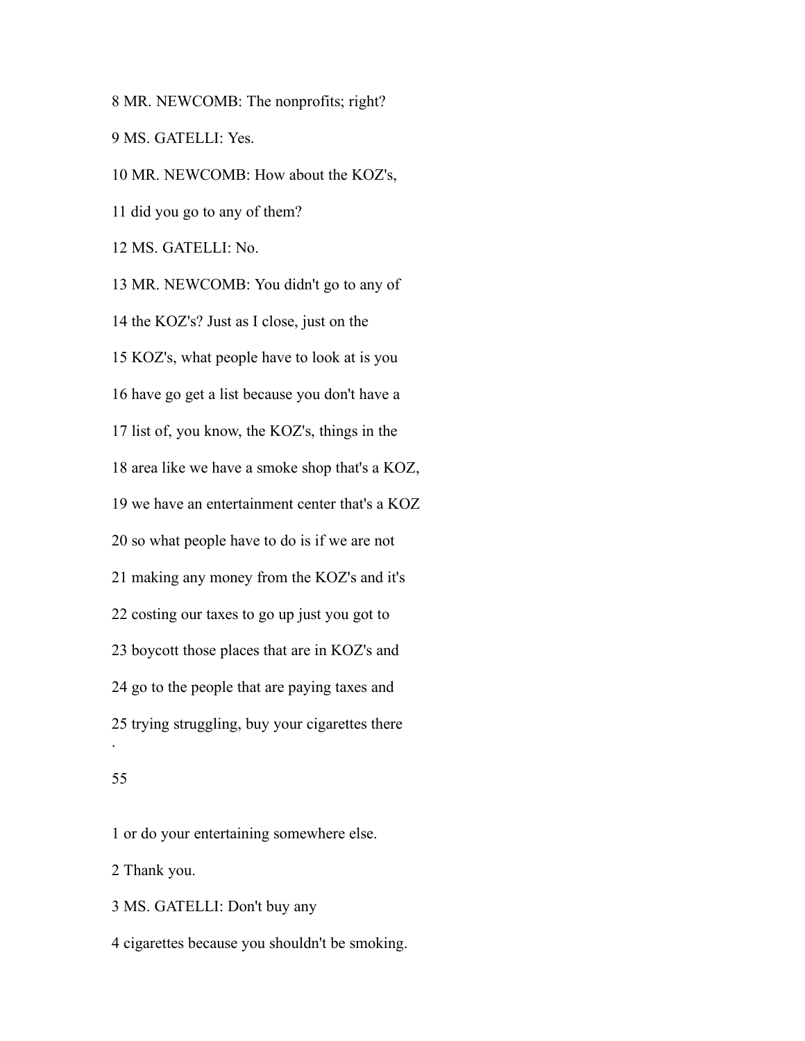8 MR. NEWCOMB: The nonprofits; right?

9 MS. GATELLI: Yes.

10 MR. NEWCOMB: How about the KOZ's,

11 did you go to any of them?

12 MS. GATELLI: No.

13 MR. NEWCOMB: You didn't go to any of

14 the KOZ's? Just as I close, just on the

15 KOZ's, what people have to look at is you

16 have go get a list because you don't have a

17 list of, you know, the KOZ's, things in the

18 area like we have a smoke shop that's a KOZ,

19 we have an entertainment center that's a KOZ

20 so what people have to do is if we are not

21 making any money from the KOZ's and it's

22 costing our taxes to go up just you got to

23 boycott those places that are in KOZ's and

24 go to the people that are paying taxes and

25 trying struggling, buy your cigarettes there

1 or do your entertaining somewhere else.

2 Thank you.

3 MS. GATELLI: Don't buy any

4 cigarettes because you shouldn't be smoking.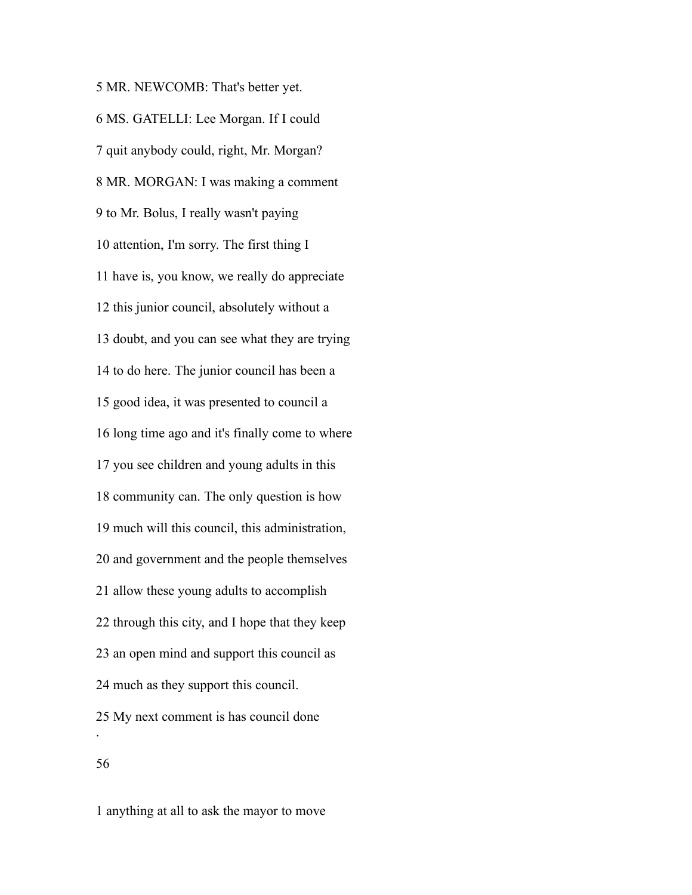5 MR. NEWCOMB: That's better yet.

6 MS. GATELLI: Lee Morgan. If I could

7 quit anybody could, right, Mr. Morgan?

8 MR. MORGAN: I was making a comment

9 to Mr. Bolus, I really wasn't paying

10 attention, I'm sorry. The first thing I

11 have is, you know, we really do appreciate

12 this junior council, absolutely without a

13 doubt, and you can see what they are trying

14 to do here. The junior council has been a

15 good idea, it was presented to council a

16 long time ago and it's finally come to where

17 you see children and young adults in this

18 community can. The only question is how

19 much will this council, this administration,

20 and government and the people themselves

21 allow these young adults to accomplish

22 through this city, and I hope that they keep

23 an open mind and support this council as

24 much as they support this council.

25 My next comment is has council done

1 anything at all to ask the mayor to move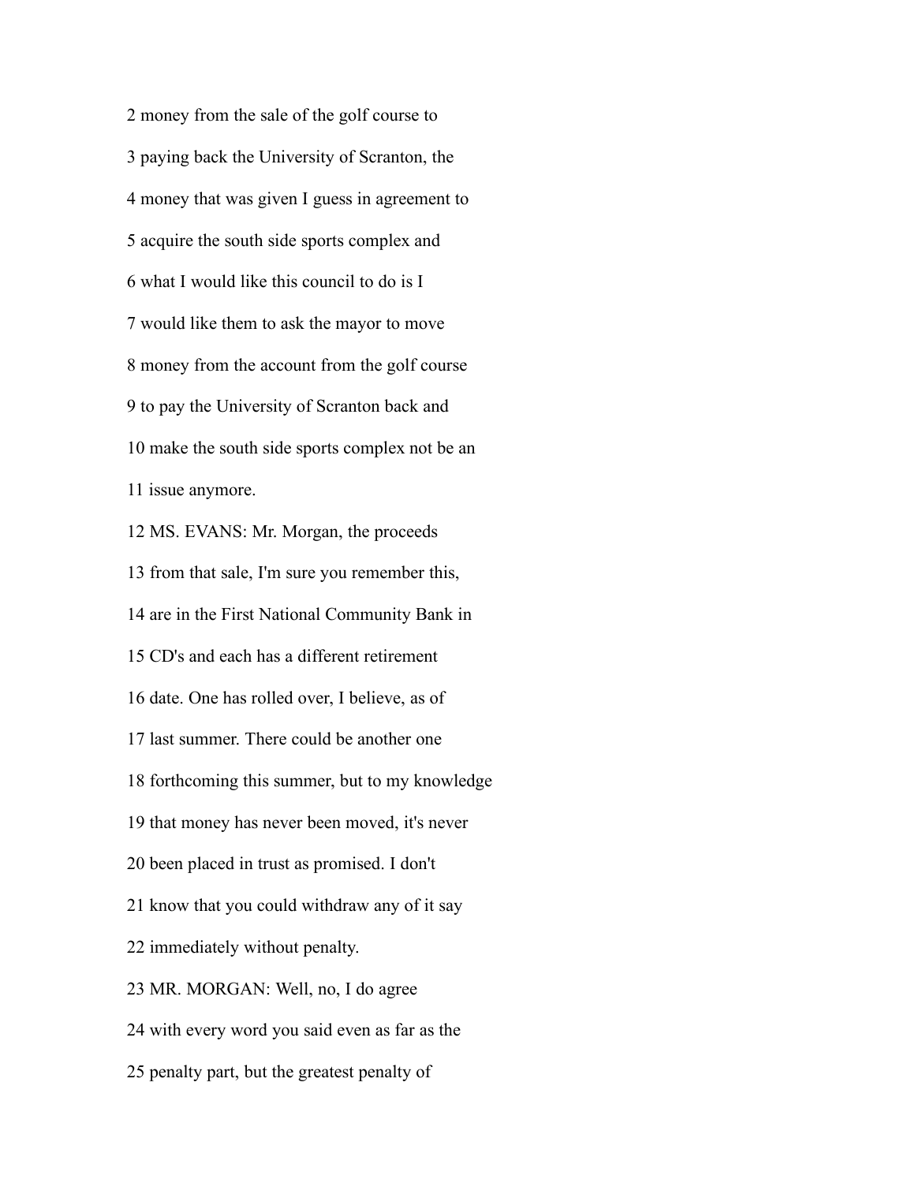2 money from the sale of the golf course to

3 paying back the University of Scranton, the

4 money that was given I guess in agreement to

5 acquire the south side sports complex and

6 what I would like this council to do is I

7 would like them to ask the mayor to move

8 money from the account from the golf course

9 to pay the University of Scranton back and

10 make the south side sports complex not be an

11 issue anymore.

12 MS. EVANS: Mr. Morgan, the proceeds

13 from that sale, I'm sure you remember this,

14 are in the First National Community Bank in

15 CD's and each has a different retirement

16 date. One has rolled over, I believe, as of

17 last summer. There could be another one

18 forthcoming this summer, but to my knowledge

19 that money has never been moved, it's never

20 been placed in trust as promised. I don't

21 know that you could withdraw any of it say

22 immediately without penalty.

23 MR. MORGAN: Well, no, I do agree

24 with every word you said even as far as the

25 penalty part, but the greatest penalty of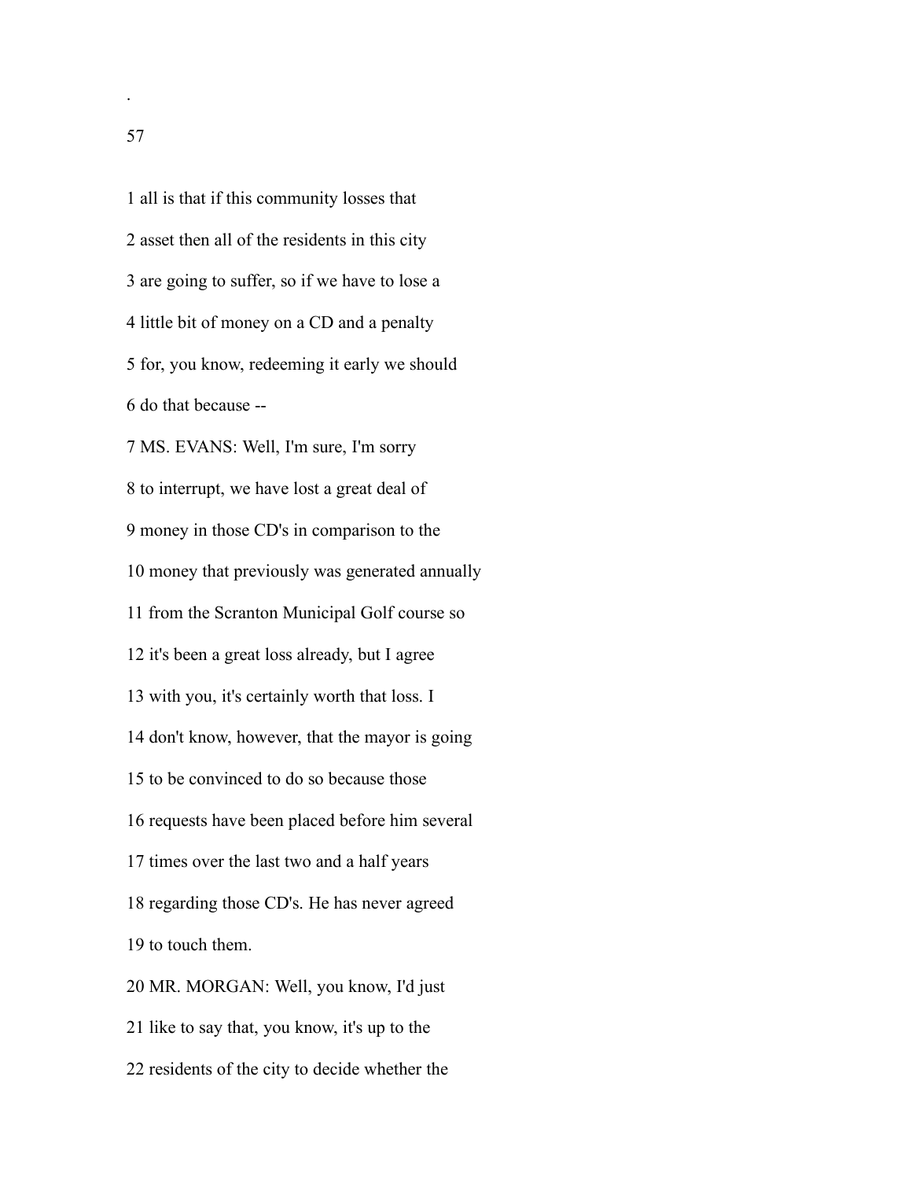1 all is that if this community losses that

2 asset then all of the residents in this city

3 are going to suffer, so if we have to lose a

4 little bit of money on a CD and a penalty

5 for, you know, redeeming it early we should

6 do that because --

7 MS. EVANS: Well, I'm sure, I'm sorry

8 to interrupt, we have lost a great deal of

9 money in those CD's in comparison to the

10 money that previously was generated annually

11 from the Scranton Municipal Golf course so

12 it's been a great loss already, but I agree

13 with you, it's certainly worth that loss. I

14 don't know, however, that the mayor is going

15 to be convinced to do so because those

16 requests have been placed before him several

17 times over the last two and a half years

18 regarding those CD's. He has never agreed

19 to touch them.

20 MR. MORGAN: Well, you know, I'd just

21 like to say that, you know, it's up to the

22 residents of the city to decide whether the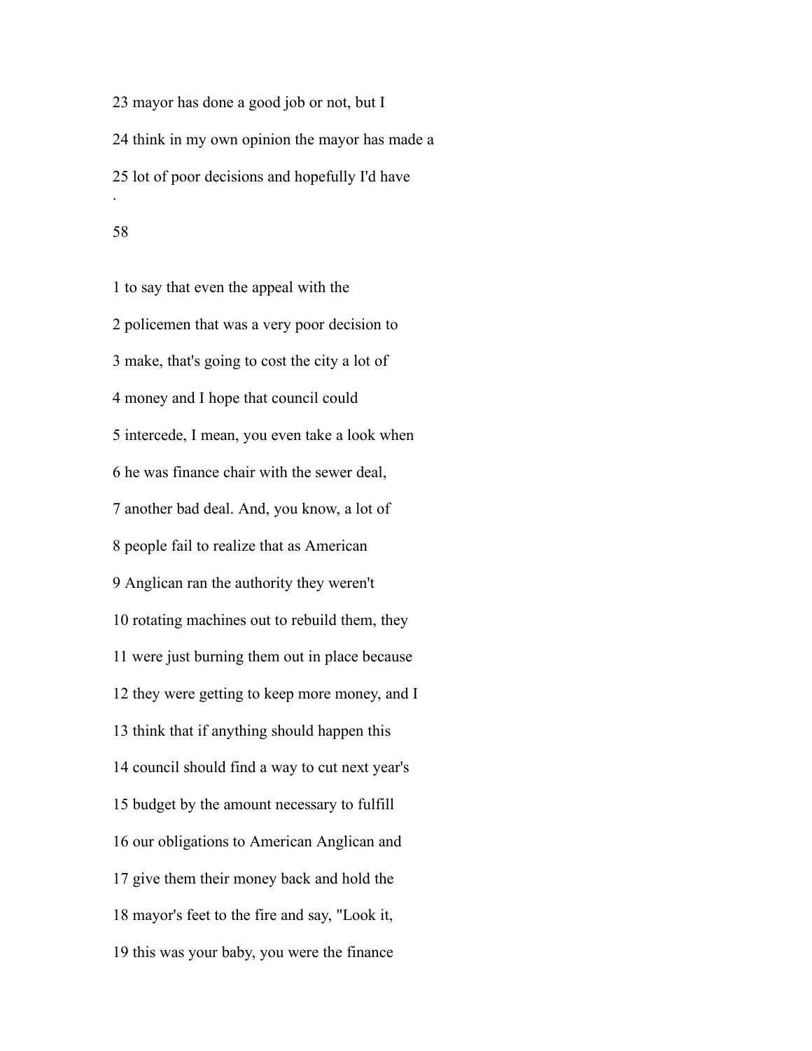23 mayor has done a good job or not, but I

24 think in my own opinion the mayor has made a

25 lot of poor decisions and hopefully I'd have

1 to say that even the appeal with the

2 policemen that was a very poor decision to

3 make, that's going to cost the city a lot of

4 money and I hope that council could

5 intercede, I mean, you even take a look when

6 he was finance chair with the sewer deal,

7 another bad deal. And, you know, a lot of

8 people fail to realize that as American

9 Anglican ran the authority they weren't

10 rotating machines out to rebuild them, they

11 were just burning them out in place because

12 they were getting to keep more money, and I

13 think that if anything should happen this

14 council should find a way to cut next year's

15 budget by the amount necessary to fulfill

16 our obligations to American Anglican and

17 give them their money back and hold the

18 mayor's feet to the fire and say, "Look it,

19 this was your baby, you were the finance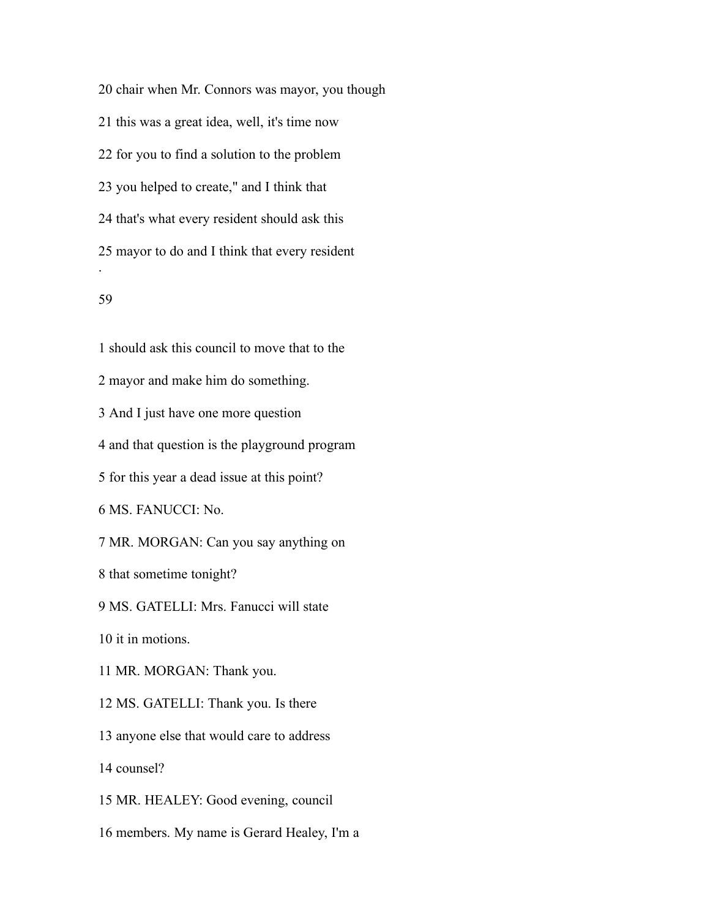20 chair when Mr. Connors was mayor, you though

21 this was a great idea, well, it's time now

22 for you to find a solution to the problem

23 you helped to create," and I think that

24 that's what every resident should ask this

25 mayor to do and I think that every resident

.

59

1 should ask this council to move that to the

2 mayor and make him do something.

3 And I just have one more question

4 and that question is the playground program

5 for this year a dead issue at this point?

6 MS. FANUCCI: No.

7 MR. MORGAN: Can you say anything on

8 that sometime tonight?

9 MS. GATELLI: Mrs. Fanucci will state

10 it in motions.

11 MR. MORGAN: Thank you.

12 MS. GATELLI: Thank you. Is there

13 anyone else that would care to address

14 counsel?

15 MR. HEALEY: Good evening, council

16 members. My name is Gerard Healey, I'm a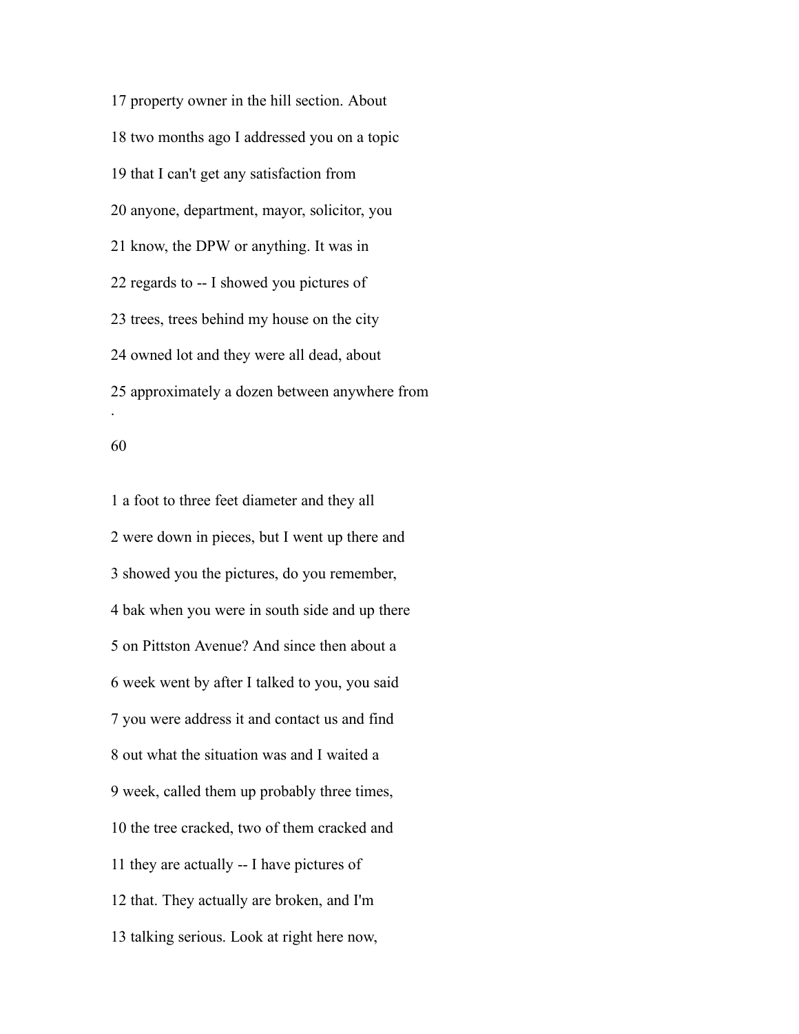17 property owner in the hill section. About

18 two months ago I addressed you on a topic

19 that I can't get any satisfaction from

20 anyone, department, mayor, solicitor, you

21 know, the DPW or anything. It was in

22 regards to -- I showed you pictures of

23 trees, trees behind my house on the city

24 owned lot and they were all dead, about

25 approximately a dozen between anywhere from

1 a foot to three feet diameter and they all

2 were down in pieces, but I went up there and

3 showed you the pictures, do you remember,

4 bak when you were in south side and up there

5 on Pittston Avenue? And since then about a

6 week went by after I talked to you, you said

7 you were address it and contact us and find

8 out what the situation was and I waited a

9 week, called them up probably three times,

10 the tree cracked, two of them cracked and

11 they are actually -- I have pictures of

12 that. They actually are broken, and I'm

13 talking serious. Look at right here now,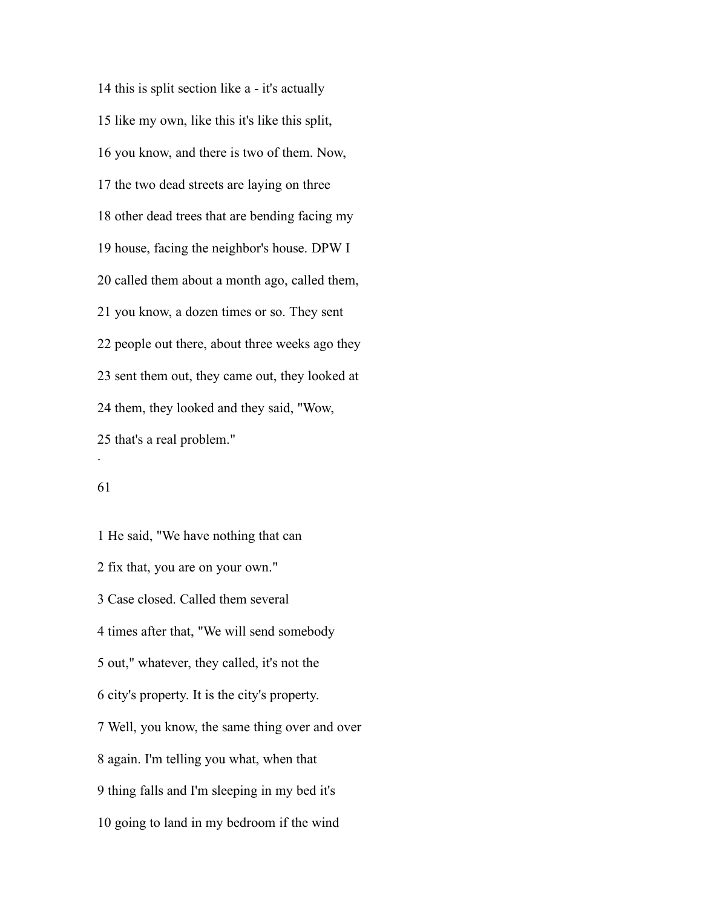14 this is split section like a - it's actually

15 like my own, like this it's like this split,

16 you know, and there is two of them. Now,

17 the two dead streets are laying on three

18 other dead trees that are bending facing my

19 house, facing the neighbor's house. DPW I

20 called them about a month ago, called them,

21 you know, a dozen times or so. They sent

22 people out there, about three weeks ago they

23 sent them out, they came out, they looked at

24 them, they looked and they said, "Wow,

25 that's a real problem."

1 He said, "We have nothing that can

2 fix that, you are on your own."

3 Case closed. Called them several

4 times after that, "We will send somebody

5 out," whatever, they called, it's not the

6 city's property. It is the city's property.

7 Well, you know, the same thing over and over

8 again. I'm telling you what, when that

9 thing falls and I'm sleeping in my bed it's

10 going to land in my bedroom if the wind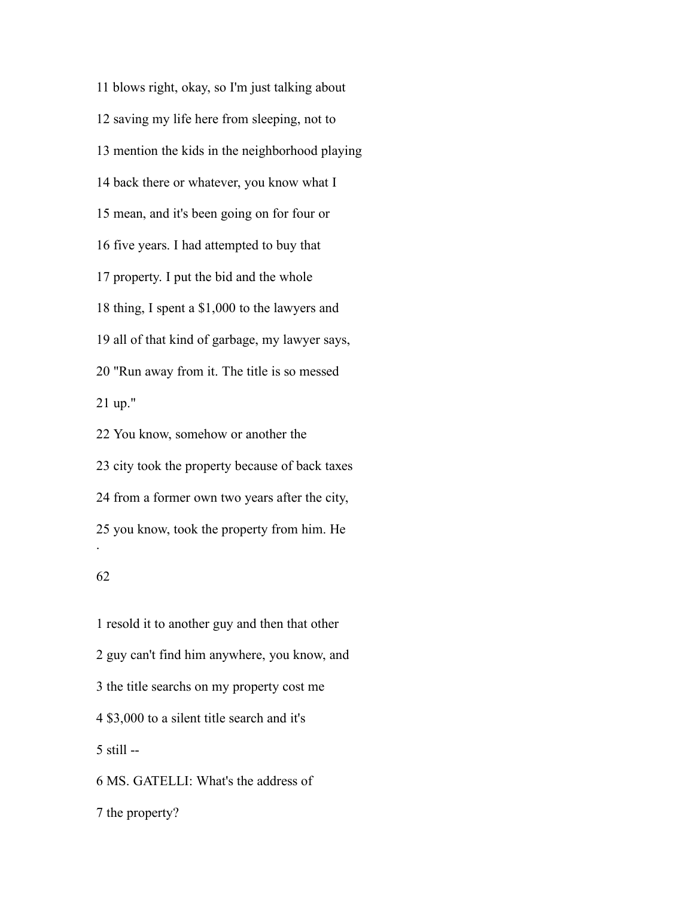11 blows right, okay, so I'm just talking about

12 saving my life here from sleeping, not to

13 mention the kids in the neighborhood playing

14 back there or whatever, you know what I

15 mean, and it's been going on for four or

16 five years. I had attempted to buy that

17 property. I put the bid and the whole

18 thing, I spent a $1,000 to the lawyers and

19 all of that kind of garbage, my lawyer says,

20 "Run away from it. The title is so messed

21 up."

22 You know, somehow or another the

23 city took the property because of back taxes

24 from a former own two years after the city,

25 you know, took the property from him. He

1 resold it to another guy and then that other

2 guy can't find him anywhere, you know, and

3 the title searchs on my property cost me

4 $3,000 to a silent title search and it's

5 still --

6 MS. GATELLI: What's the address of

7 the property?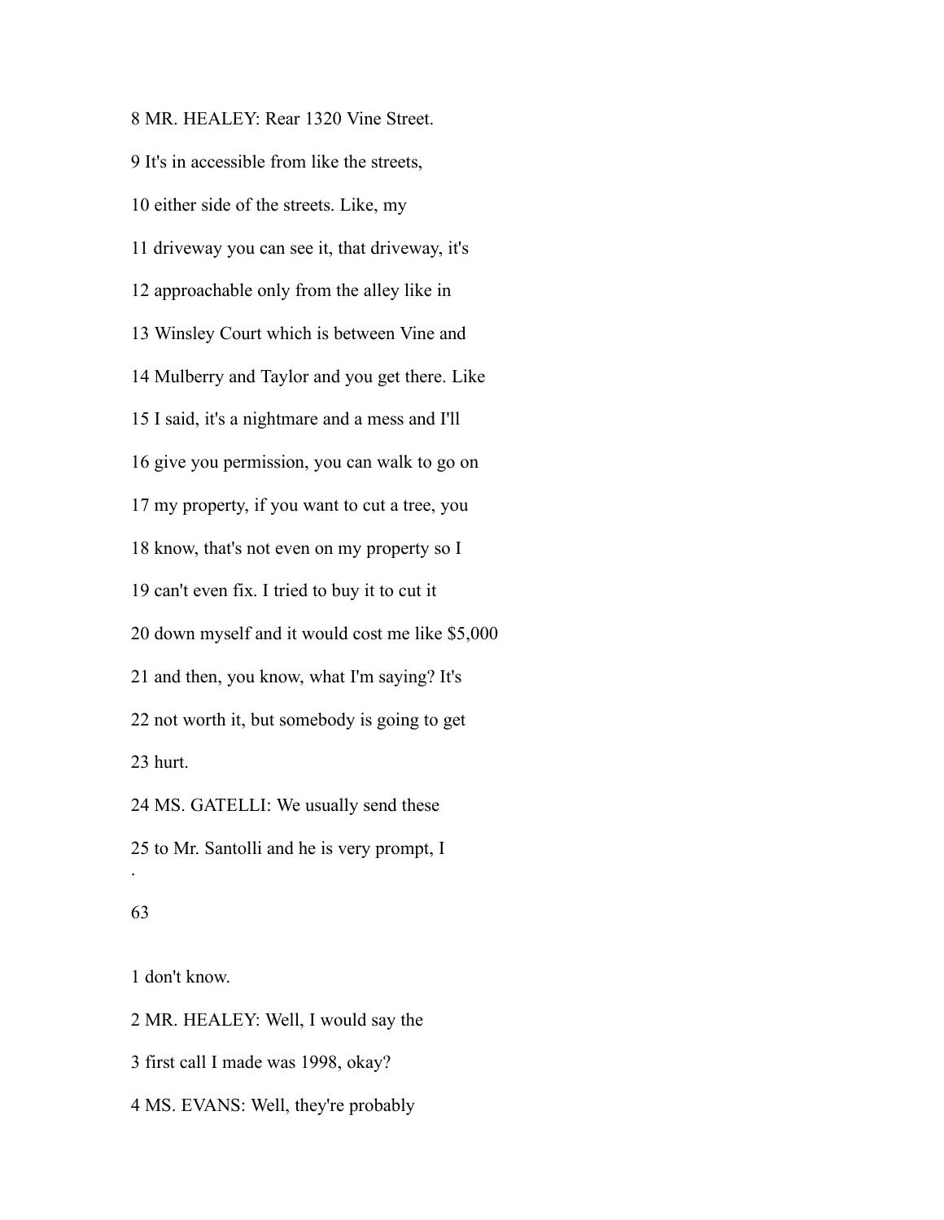8 MR. HEALEY: Rear 1320 Vine Street.

9 It's in accessible from like the streets,

10 either side of the streets. Like, my

11 driveway you can see it, that driveway, it's

12 approachable only from the alley like in

13 Winsley Court which is between Vine and

14 Mulberry and Taylor and you get there. Like

15 I said, it's a nightmare and a mess and I'll

16 give you permission, you can walk to go on

17 my property, if you want to cut a tree, you

18 know, that's not even on my property so I

19 can't even fix. I tried to buy it to cut it

20 down myself and it would cost me like $5,000

21 and then, you know, what I'm saying? It's

22 not worth it, but somebody is going to get

23 hurt.

24 MS. GATELLI: We usually send these

25 to Mr. Santolli and he is very prompt, I

1 don't know.

2 MR. HEALEY: Well, I would say the

3 first call I made was 1998, okay?

4 MS. EVANS: Well, they're probably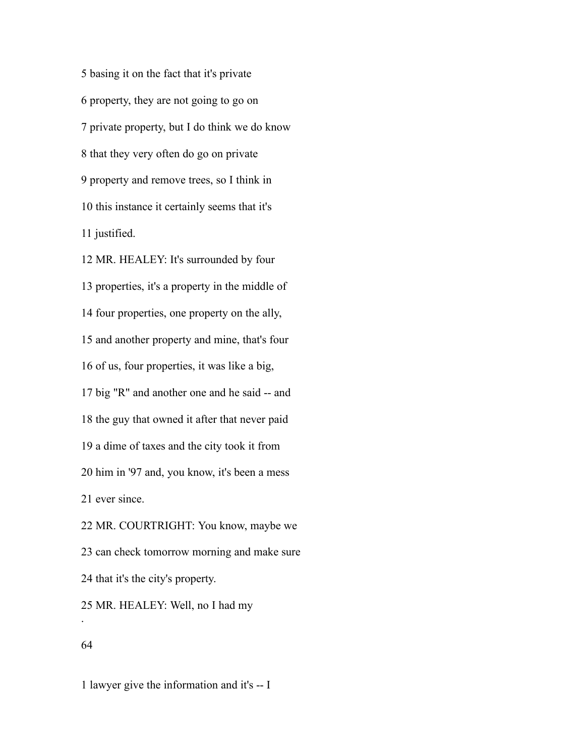5 basing it on the fact that it's private

6 property, they are not going to go on

7 private property, but I do think we do know

8 that they very often do go on private

9 property and remove trees, so I think in

10 this instance it certainly seems that it's

11 justified.

12 MR. HEALEY: It's surrounded by four

13 properties, it's a property in the middle of

14 four properties, one property on the ally,

15 and another property and mine, that's four

16 of us, four properties, it was like a big,

17 big "R" and another one and he said -- and

18 the guy that owned it after that never paid

19 a dime of taxes and the city took it from

20 him in '97 and, you know, it's been a mess

21 ever since.

22 MR. COURTRIGHT: You know, maybe we

23 can check tomorrow morning and make sure

24 that it's the city's property.

25 MR. HEALEY: Well, no I had my

1 lawyer give the information and it's -- I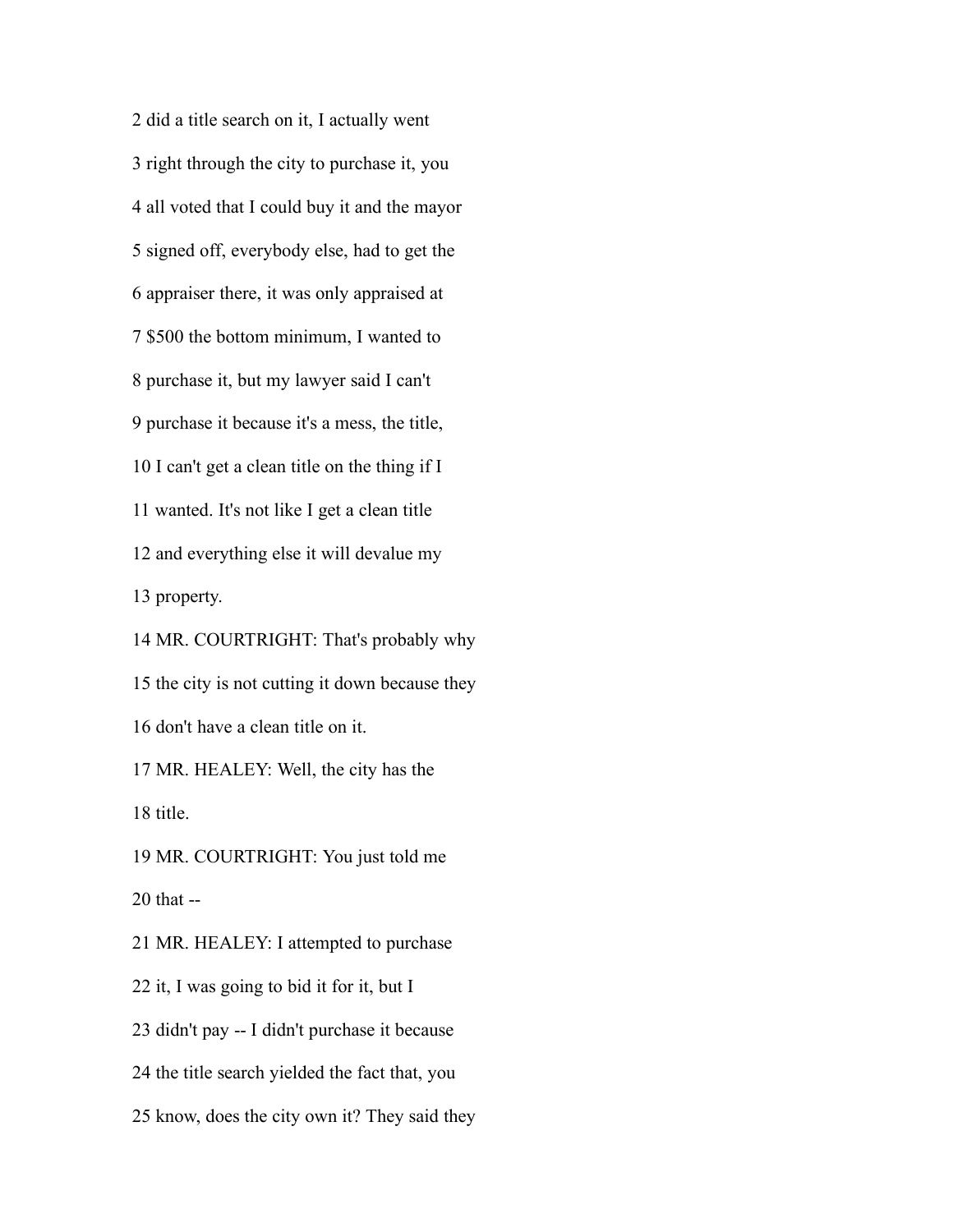2 did a title search on it, I actually went

3 right through the city to purchase it, you

4 all voted that I could buy it and the mayor

5 signed off, everybody else, had to get the

6 appraiser there, it was only appraised at

7 $500 the bottom minimum, I wanted to

8 purchase it, but my lawyer said I can't

9 purchase it because it's a mess, the title,

10 I can't get a clean title on the thing if I

11 wanted. It's not like I get a clean title

12 and everything else it will devalue my

13 property.

14 MR. COURTRIGHT: That's probably why

15 the city is not cutting it down because they

16 don't have a clean title on it.

17 MR. HEALEY: Well, the city has the

18 title.

19 MR. COURTRIGHT: You just told me

20 that --

21 MR. HEALEY: I attempted to purchase

22 it, I was going to bid it for it, but I

23 didn't pay -- I didn't purchase it because

24 the title search yielded the fact that, you

25 know, does the city own it? They said they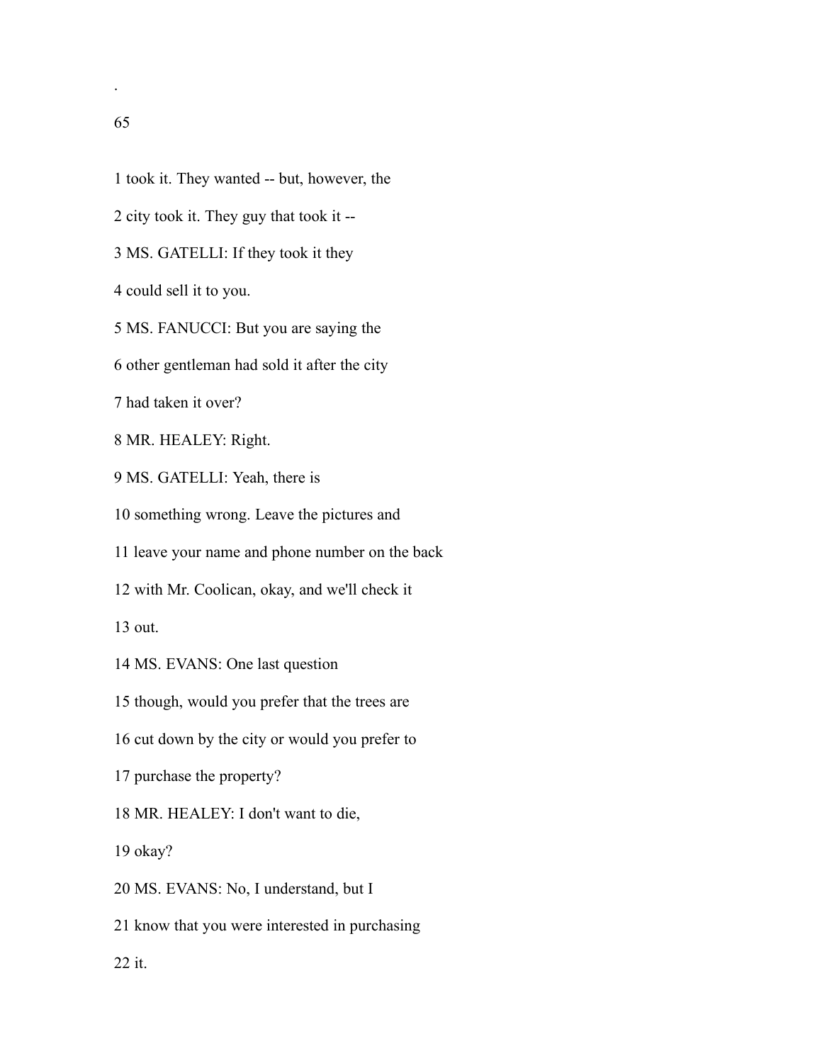1 took it. They wanted -- but, however, the

2 city took it. They guy that took it --

3 MS. GATELLI: If they took it they

4 could sell it to you.

5 MS. FANUCCI: But you are saying the

6 other gentleman had sold it after the city

7 had taken it over?

8 MR. HEALEY: Right.

9 MS. GATELLI: Yeah, there is

10 something wrong. Leave the pictures and

11 leave your name and phone number on the back

12 with Mr. Coolican, okay, and we'll check it

13 out.

14 MS. EVANS: One last question

15 though, would you prefer that the trees are

16 cut down by the city or would you prefer to

17 purchase the property?

18 MR. HEALEY: I don't want to die,

19 okay?

20 MS. EVANS: No, I understand, but I

21 know that you were interested in purchasing

22 it.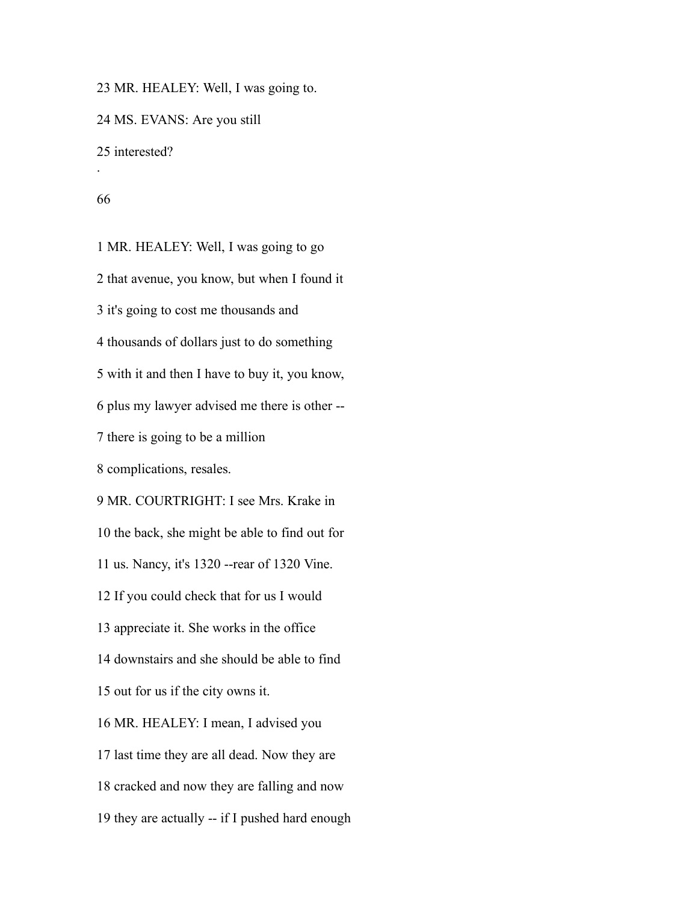23 MR. HEALEY: Well, I was going to.

24 MS. EVANS: Are you still

25 interested?

1 MR. HEALEY: Well, I was going to go

2 that avenue, you know, but when I found it

3 it's going to cost me thousands and

4 thousands of dollars just to do something

5 with it and then I have to buy it, you know,

6 plus my lawyer advised me there is other --

7 there is going to be a million

8 complications, resales.

9 MR. COURTRIGHT: I see Mrs. Krake in

10 the back, she might be able to find out for

11 us. Nancy, it's 1320 --rear of 1320 Vine.

12 If you could check that for us I would

13 appreciate it. She works in the office

14 downstairs and she should be able to find

15 out for us if the city owns it.

16 MR. HEALEY: I mean, I advised you

17 last time they are all dead. Now they are

18 cracked and now they are falling and now

19 they are actually -- if I pushed hard enough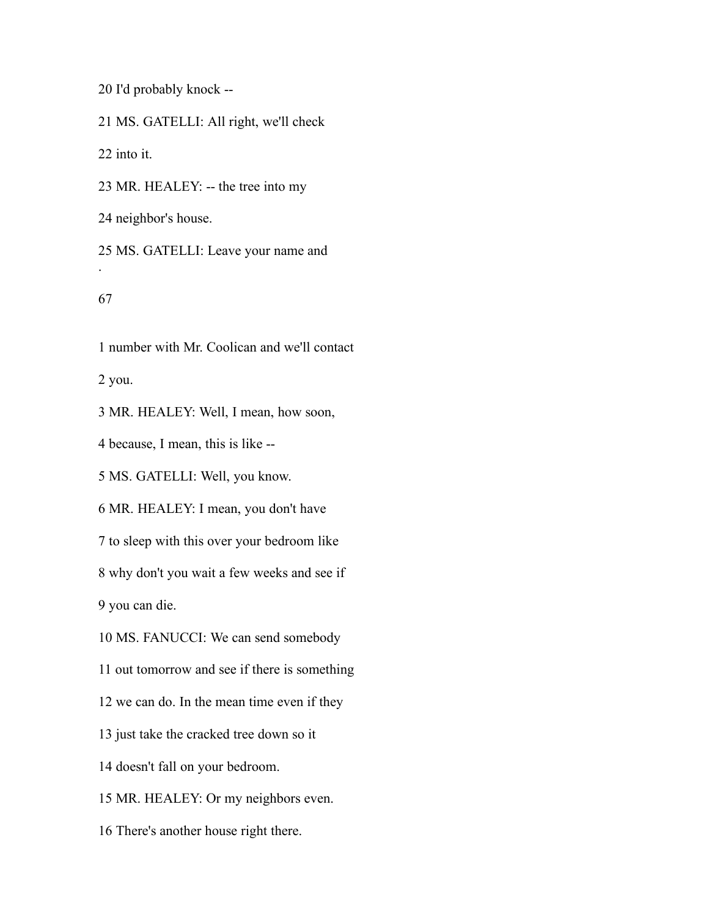20 I'd probably knock --

21 MS. GATELLI: All right, we'll check

22 into it.

23 MR. HEALEY: -- the tree into my

24 neighbor's house.

25 MS. GATELLI: Leave your name and

1 number with Mr. Coolican and we'll contact

2 you.

3 MR. HEALEY: Well, I mean, how soon,

4 because, I mean, this is like --

5 MS. GATELLI: Well, you know.

6 MR. HEALEY: I mean, you don't have

7 to sleep with this over your bedroom like

8 why don't you wait a few weeks and see if

9 you can die.

10 MS. FANUCCI: We can send somebody

11 out tomorrow and see if there is something

12 we can do. In the mean time even if they

13 just take the cracked tree down so it

14 doesn't fall on your bedroom.

15 MR. HEALEY: Or my neighbors even.

16 There's another house right there.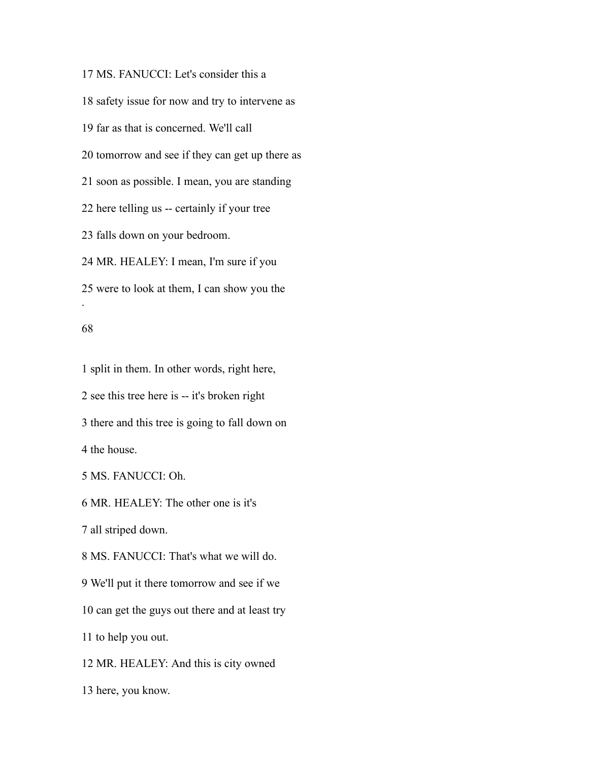17 MS. FANUCCI: Let's consider this a

18 safety issue for now and try to intervene as

19 far as that is concerned. We'll call

20 tomorrow and see if they can get up there as

21 soon as possible. I mean, you are standing

22 here telling us -- certainly if your tree

23 falls down on your bedroom.

24 MR. HEALEY: I mean, I'm sure if you

25 were to look at them, I can show you the

1 split in them. In other words, right here,

2 see this tree here is -- it's broken right

3 there and this tree is going to fall down on

4 the house.

5 MS. FANUCCI: Oh.

6 MR. HEALEY: The other one is it's

7 all striped down.

8 MS. FANUCCI: That's what we will do.

9 We'll put it there tomorrow and see if we

10 can get the guys out there and at least try

11 to help you out.

12 MR. HEALEY: And this is city owned

13 here, you know.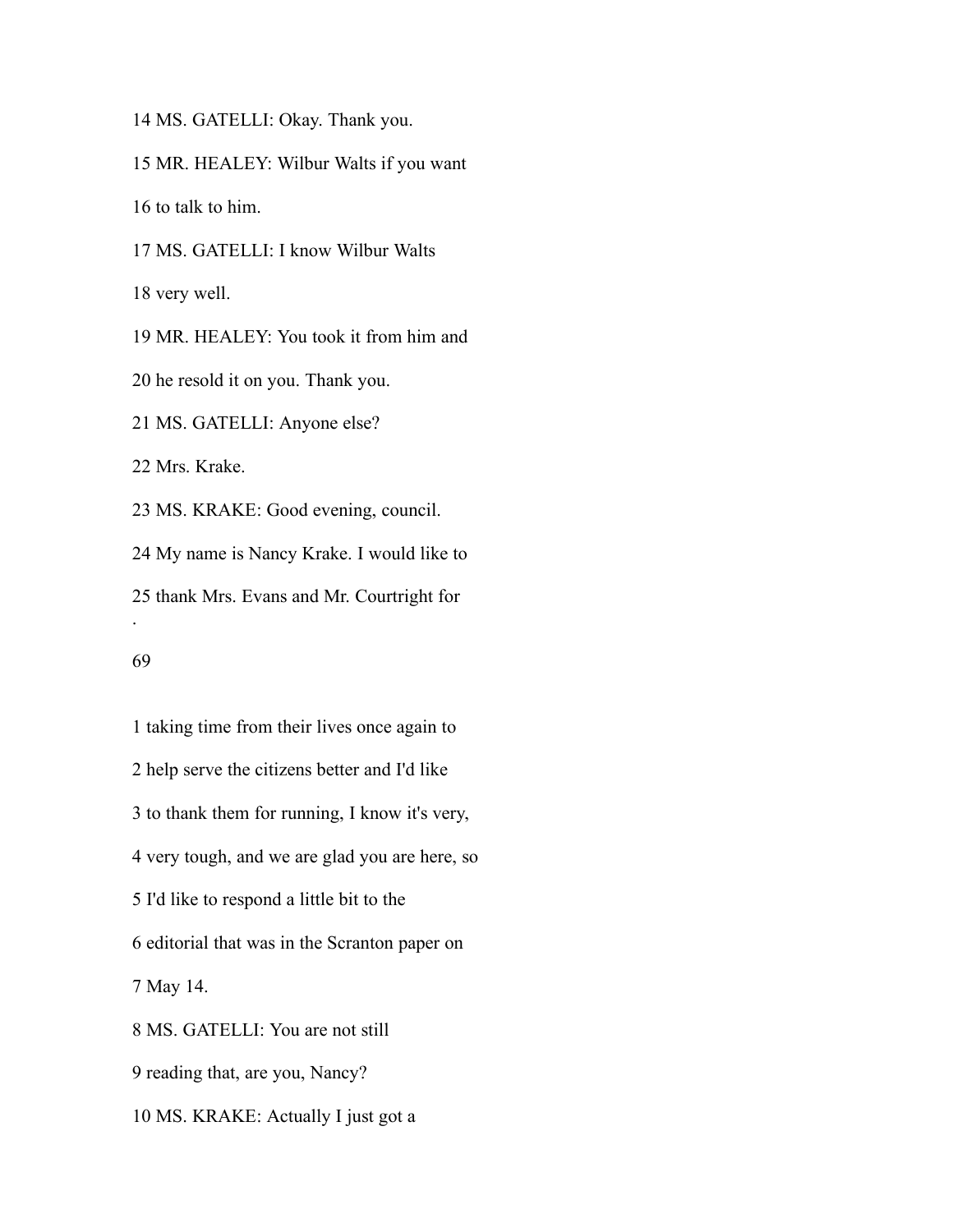14 MS. GATELLI: Okay. Thank you.

15 MR. HEALEY: Wilbur Walts if you want

16 to talk to him.

17 MS. GATELLI: I know Wilbur Walts

18 very well.

19 MR. HEALEY: You took it from him and

20 he resold it on you. Thank you.

21 MS. GATELLI: Anyone else?

22 Mrs. Krake.

23 MS. KRAKE: Good evening, council.

24 My name is Nancy Krake. I would like to

25 thank Mrs. Evans and Mr. Courtright for

.

1 taking time from their lives once again to

2 help serve the citizens better and I'd like

3 to thank them for running, I know it's very,

4 very tough, and we are glad you are here, so

5 I'd like to respond a little bit to the

6 editorial that was in the Scranton paper on

7 May 14.

8 MS. GATELLI: You are not still

9 reading that, are you, Nancy?

10 MS. KRAKE: Actually I just got a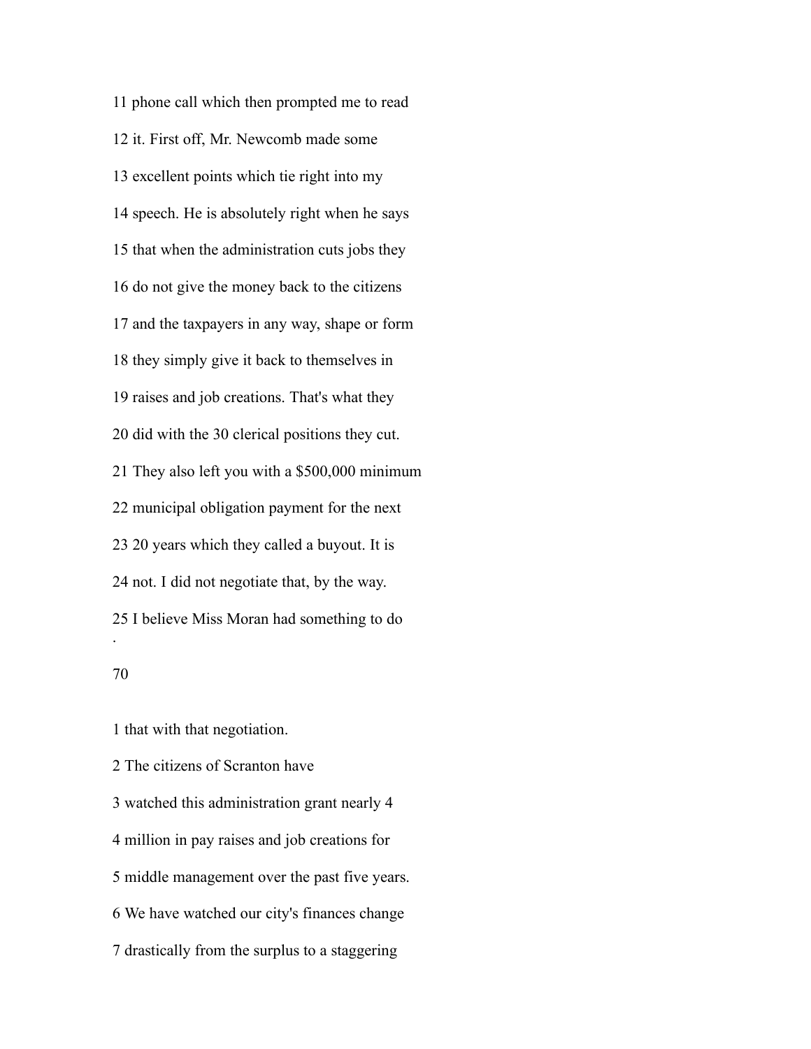11 phone call which then prompted me to read

12 it. First off, Mr. Newcomb made some

13 excellent points which tie right into my

14 speech. He is absolutely right when he says

15 that when the administration cuts jobs they

16 do not give the money back to the citizens

17 and the taxpayers in any way, shape or form

18 they simply give it back to themselves in

19 raises and job creations. That's what they

20 did with the 30 clerical positions they cut.

21 They also left you with a $500,000 minimum

22 municipal obligation payment for the next

23 20 years which they called a buyout. It is

24 not. I did not negotiate that, by the way.

25 I believe Miss Moran had something to do

1 that with that negotiation.

2 The citizens of Scranton have

3 watched this administration grant nearly 4

4 million in pay raises and job creations for

5 middle management over the past five years.

6 We have watched our city's finances change

7 drastically from the surplus to a staggering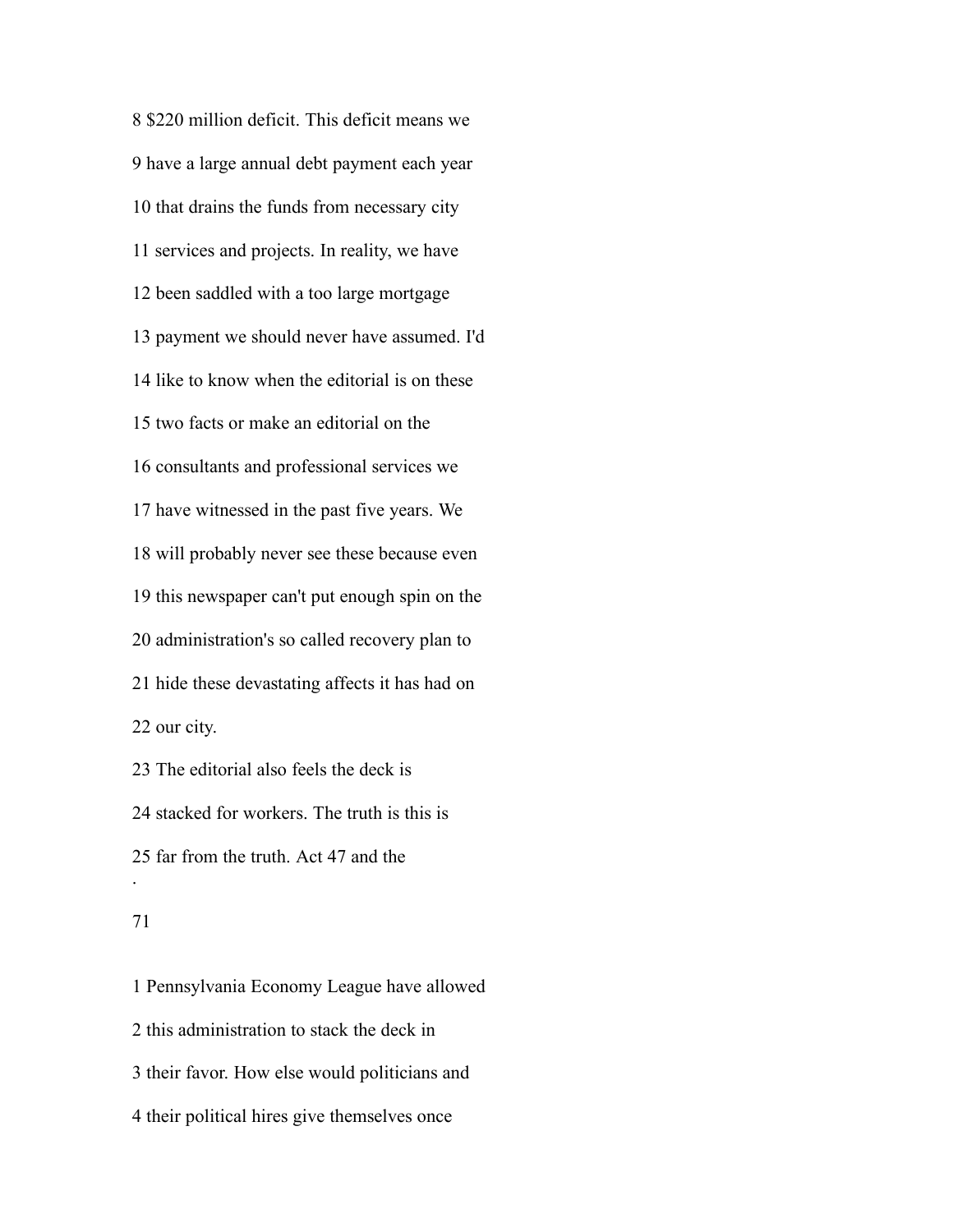8 $220 million deficit. This deficit means we

9 have a large annual debt payment each year

10 that drains the funds from necessary city

11 services and projects. In reality, we have

12 been saddled with a too large mortgage

13 payment we should never have assumed. I'd

14 like to know when the editorial is on these

15 two facts or make an editorial on the

16 consultants and professional services we

17 have witnessed in the past five years. We

18 will probably never see these because even

19 this newspaper can't put enough spin on the

20 administration's so called recovery plan to

21 hide these devastating affects it has had on

22 our city.

23 The editorial also feels the deck is

24 stacked for workers. The truth is this is

25 far from the truth. Act 47 and the

1 Pennsylvania Economy League have allowed

2 this administration to stack the deck in

3 their favor. How else would politicians and

4 their political hires give themselves once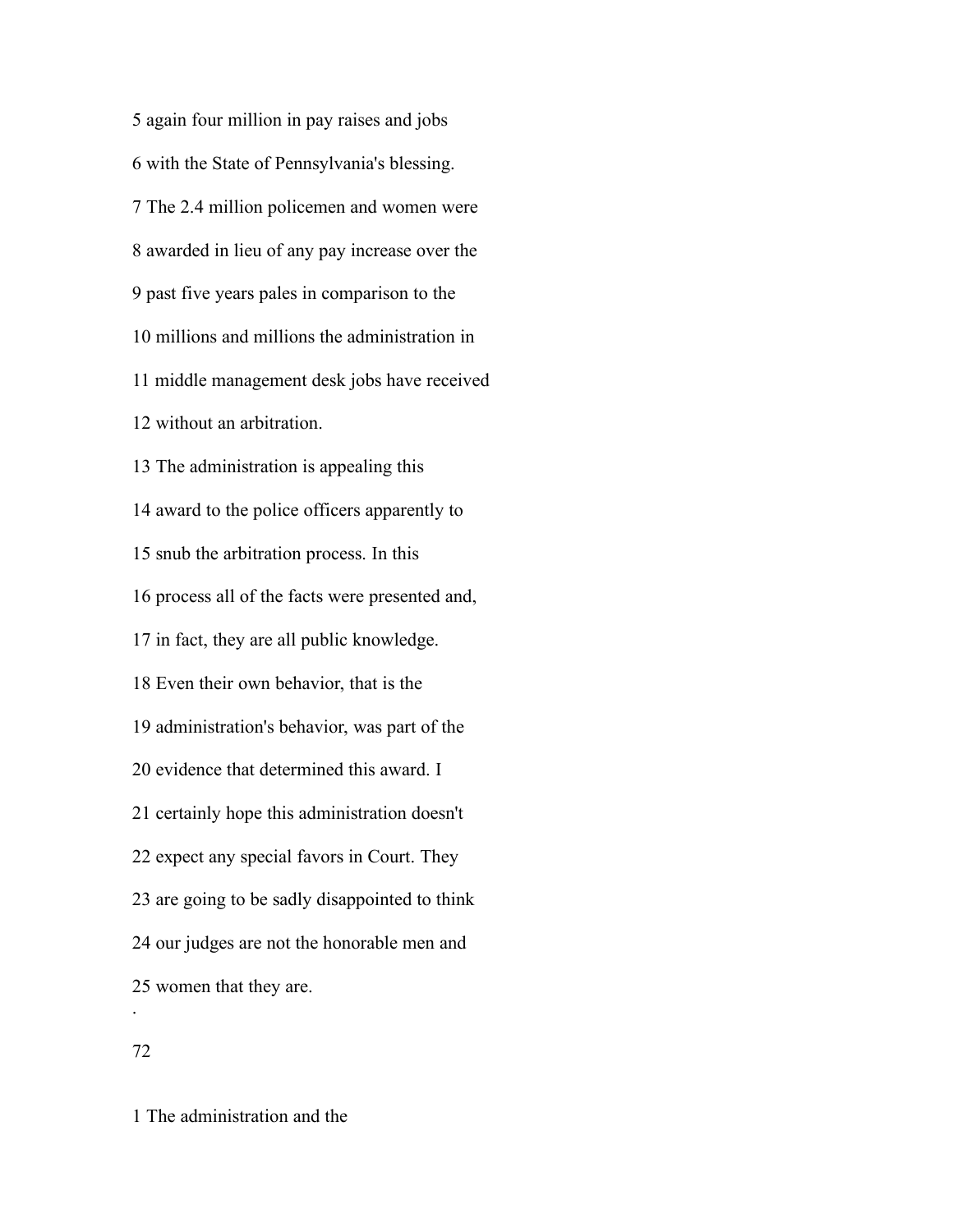5 again four million in pay raises and jobs

6 with the State of Pennsylvania's blessing.

7 The 2.4 million policemen and women were

8 awarded in lieu of any pay increase over the

9 past five years pales in comparison to the

10 millions and millions the administration in

11 middle management desk jobs have received

12 without an arbitration.

13 The administration is appealing this

14 award to the police officers apparently to

15 snub the arbitration process. In this

16 process all of the facts were presented and,

17 in fact, they are all public knowledge.

18 Even their own behavior, that is the

19 administration's behavior, was part of the

20 evidence that determined this award. I

21 certainly hope this administration doesn't

22 expect any special favors in Court. They

23 are going to be sadly disappointed to think

24 our judges are not the honorable men and

25 women that they are.

.

1 The administration and the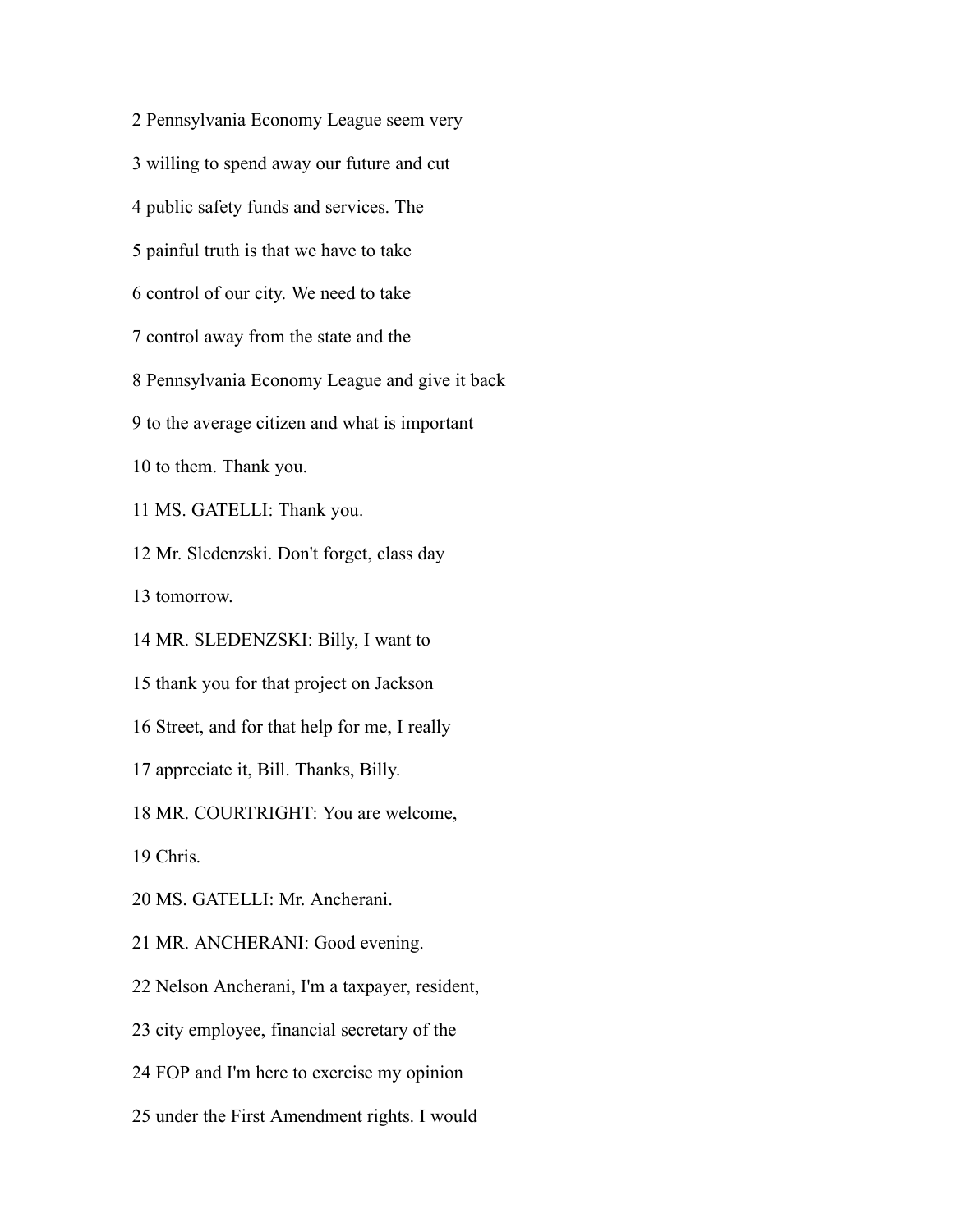2 Pennsylvania Economy League seem very

3 willing to spend away our future and cut

4 public safety funds and services. The

5 painful truth is that we have to take

6 control of our city. We need to take

7 control away from the state and the

8 Pennsylvania Economy League and give it back

9 to the average citizen and what is important

10 to them. Thank you.

11 MS. GATELLI: Thank you.

12 Mr. Sledenzski. Don't forget, class day

13 tomorrow.

14 MR. SLEDENZSKI: Billy, I want to

15 thank you for that project on Jackson

16 Street, and for that help for me, I really

17 appreciate it, Bill. Thanks, Billy.

18 MR. COURTRIGHT: You are welcome,

19 Chris.

20 MS. GATELLI: Mr. Ancherani.

21 MR. ANCHERANI: Good evening.

22 Nelson Ancherani, I'm a taxpayer, resident,

23 city employee, financial secretary of the

24 FOP and I'm here to exercise my opinion

25 under the First Amendment rights. I would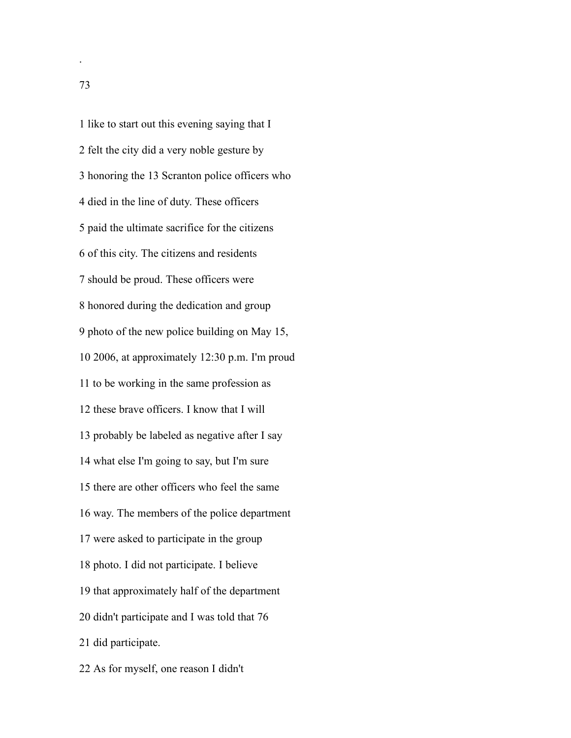1 like to start out this evening saying that I

2 felt the city did a very noble gesture by

3 honoring the 13 Scranton police officers who

4 died in the line of duty. These officers

5 paid the ultimate sacrifice for the citizens

6 of this city. The citizens and residents

7 should be proud. These officers were

8 honored during the dedication and group

9 photo of the new police building on May 15,

10 2006, at approximately 12:30 p.m. I'm proud

11 to be working in the same profession as

12 these brave officers. I know that I will

13 probably be labeled as negative after I say

14 what else I'm going to say, but I'm sure

15 there are other officers who feel the same

16 way. The members of the police department

17 were asked to participate in the group

18 photo. I did not participate. I believe

19 that approximately half of the department

20 didn't participate and I was told that 76

21 did participate.

22 As for myself, one reason I didn't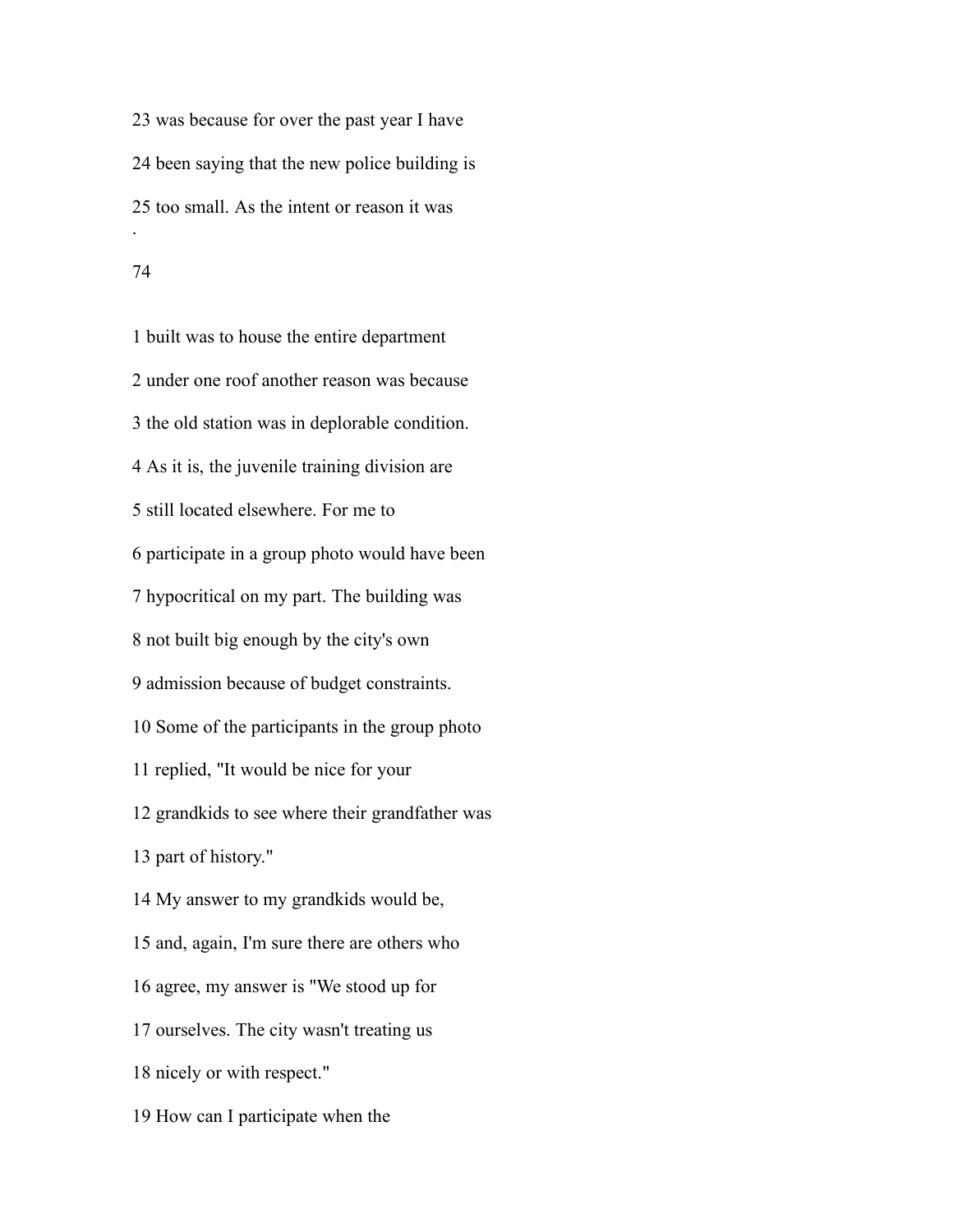23 was because for over the past year I have

24 been saying that the new police building is

25 too small. As the intent or reason it was

1 built was to house the entire department

2 under one roof another reason was because

3 the old station was in deplorable condition.

4 As it is, the juvenile training division are

5 still located elsewhere. For me to

6 participate in a group photo would have been

7 hypocritical on my part. The building was

8 not built big enough by the city's own

9 admission because of budget constraints.

10 Some of the participants in the group photo

11 replied, "It would be nice for your

12 grandkids to see where their grandfather was

13 part of history."

14 My answer to my grandkids would be,

15 and, again, I'm sure there are others who

16 agree, my answer is "We stood up for

17 ourselves. The city wasn't treating us

18 nicely or with respect."

19 How can I participate when the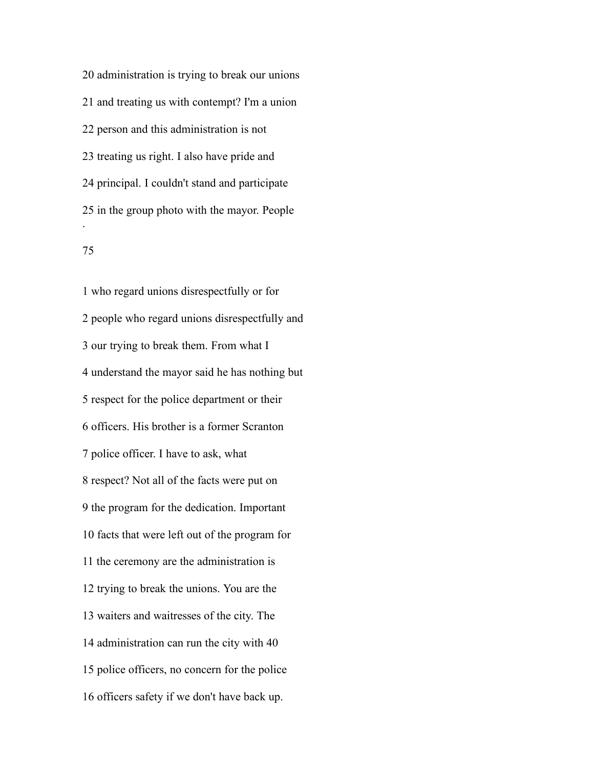20 administration is trying to break our unions

21 and treating us with contempt? I'm a union

22 person and this administration is not

23 treating us right. I also have pride and

24 principal. I couldn't stand and participate

25 in the group photo with the mayor. People

1 who regard unions disrespectfully or for

2 people who regard unions disrespectfully and

3 our trying to break them. From what I

4 understand the mayor said he has nothing but

5 respect for the police department or their

6 officers. His brother is a former Scranton

7 police officer. I have to ask, what

8 respect? Not all of the facts were put on

9 the program for the dedication. Important

10 facts that were left out of the program for

11 the ceremony are the administration is

12 trying to break the unions. You are the

13 waiters and waitresses of the city. The

14 administration can run the city with 40

15 police officers, no concern for the police

16 officers safety if we don't have back up.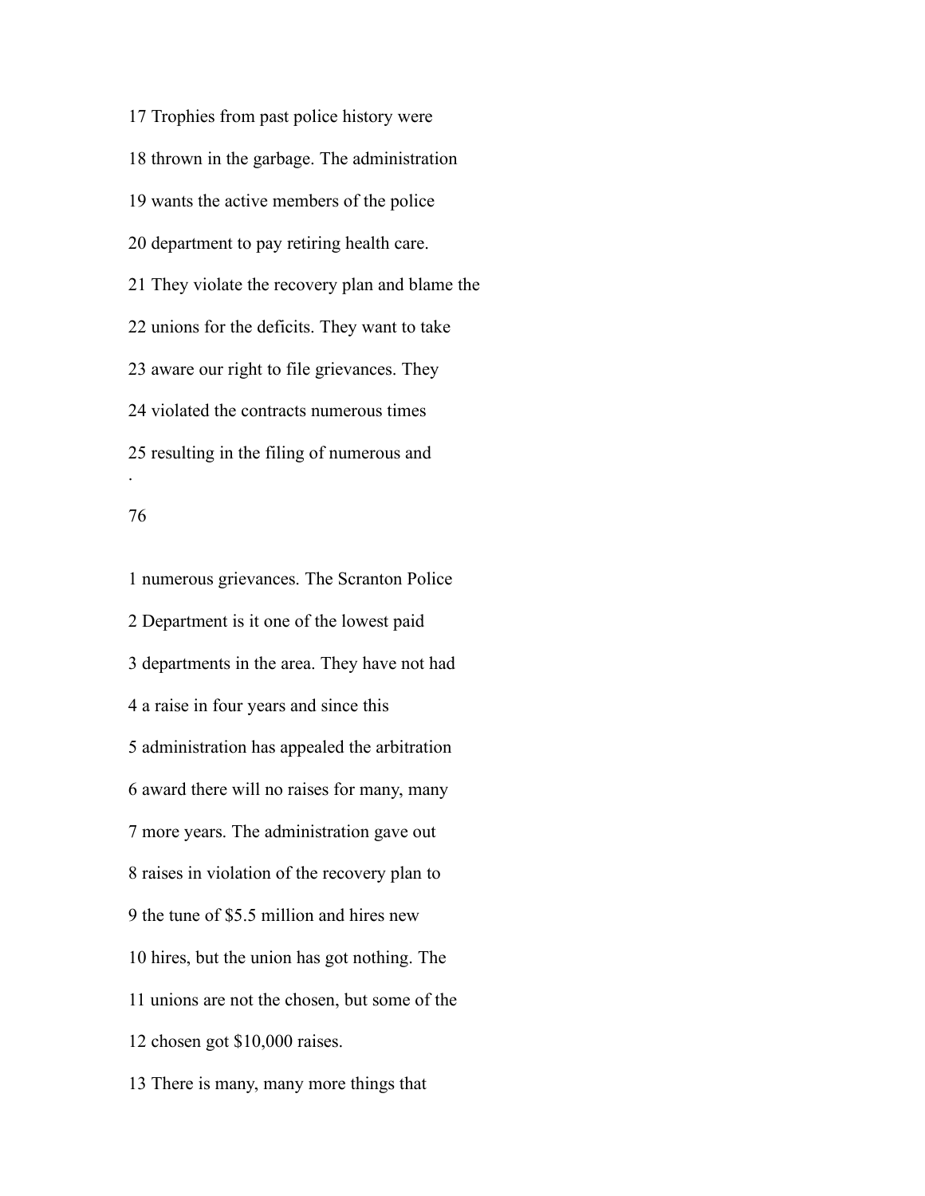17 Trophies from past police history were

18 thrown in the garbage. The administration

19 wants the active members of the police

20 department to pay retiring health care.

21 They violate the recovery plan and blame the

22 unions for the deficits. They want to take

23 aware our right to file grievances. They

24 violated the contracts numerous times

25 resulting in the filing of numerous and

.

76

1 numerous grievances. The Scranton Police

2 Department is it one of the lowest paid

3 departments in the area. They have not had

4 a raise in four years and since this

5 administration has appealed the arbitration

6 award there will no raises for many, many

7 more years. The administration gave out

8 raises in violation of the recovery plan to

9 the tune of $5.5 million and hires new

10 hires, but the union has got nothing. The

11 unions are not the chosen, but some of the

12 chosen got $10,000 raises.

13 There is many, many more things that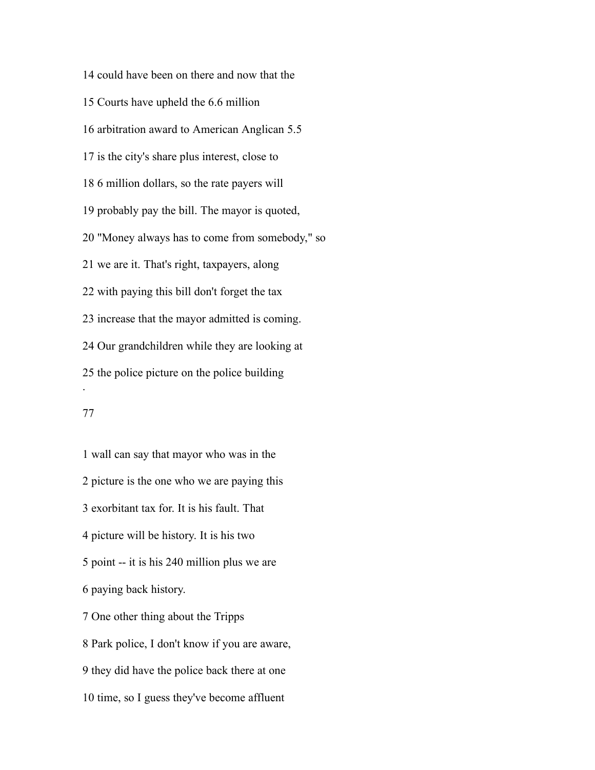14 could have been on there and now that the

15 Courts have upheld the 6.6 million

16 arbitration award to American Anglican 5.5

17 is the city's share plus interest, close to

18 6 million dollars, so the rate payers will

19 probably pay the bill. The mayor is quoted,

20 "Money always has to come from somebody," so

21 we are it. That's right, taxpayers, along

22 with paying this bill don't forget the tax

23 increase that the mayor admitted is coming.

24 Our grandchildren while they are looking at

25 the police picture on the police building

1 wall can say that mayor who was in the

2 picture is the one who we are paying this

3 exorbitant tax for. It is his fault. That

4 picture will be history. It is his two

5 point -- it is his 240 million plus we are

6 paying back history.

7 One other thing about the Tripps

8 Park police, I don't know if you are aware,

9 they did have the police back there at one

10 time, so I guess they've become affluent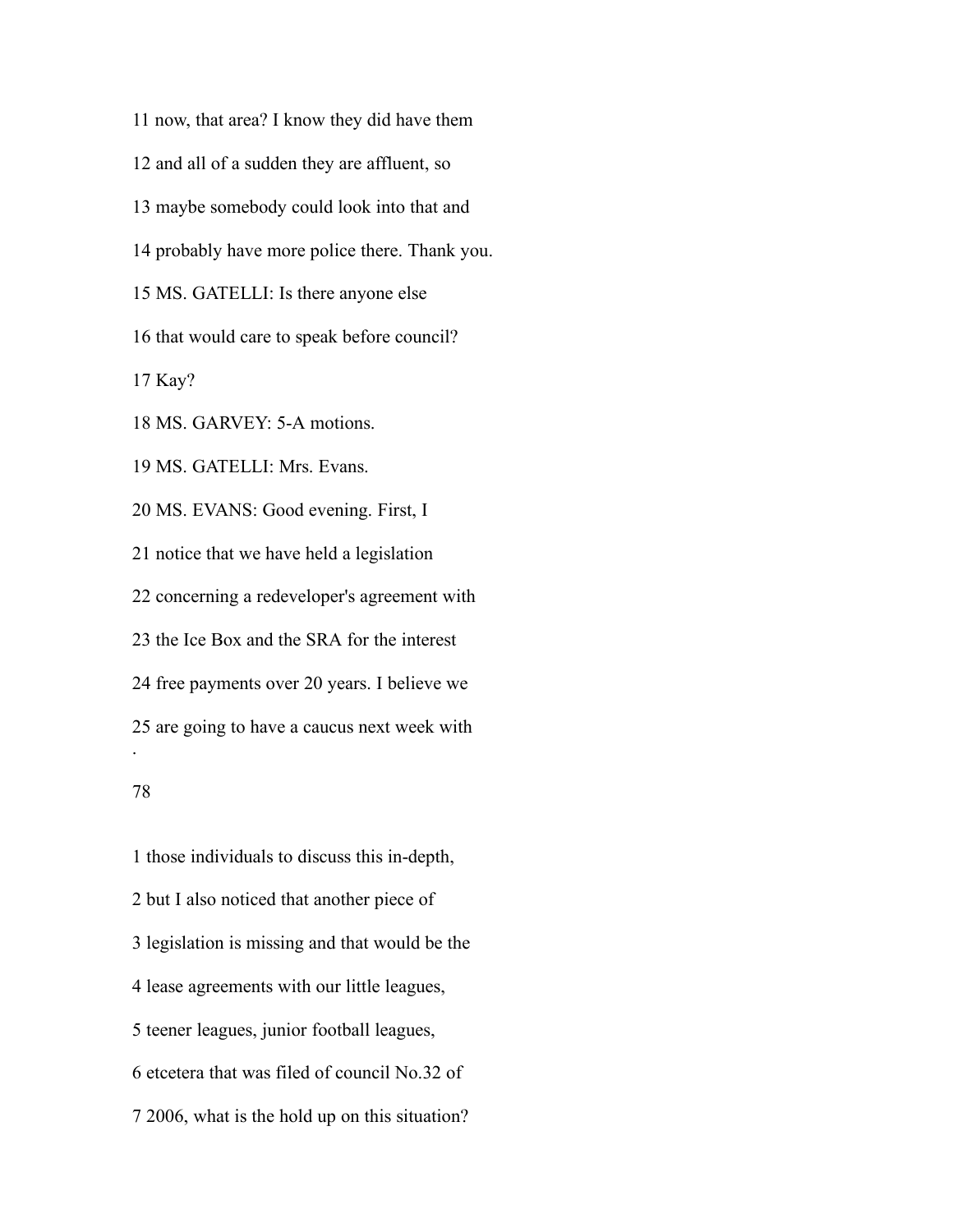11 now, that area? I know they did have them

12 and all of a sudden they are affluent, so

13 maybe somebody could look into that and

14 probably have more police there. Thank you.

15 MS. GATELLI: Is there anyone else

16 that would care to speak before council?

17 Kay?

18 MS. GARVEY: 5-A motions.

19 MS. GATELLI: Mrs. Evans.

20 MS. EVANS: Good evening. First, I

21 notice that we have held a legislation

22 concerning a redeveloper's agreement with

23 the Ice Box and the SRA for the interest

24 free payments over 20 years. I believe we

25 are going to have a caucus next week with

1 those individuals to discuss this in-depth,

2 but I also noticed that another piece of

3 legislation is missing and that would be the

4 lease agreements with our little leagues,

5 teener leagues, junior football leagues,

6 etcetera that was filed of council No.32 of

7 2006, what is the hold up on this situation?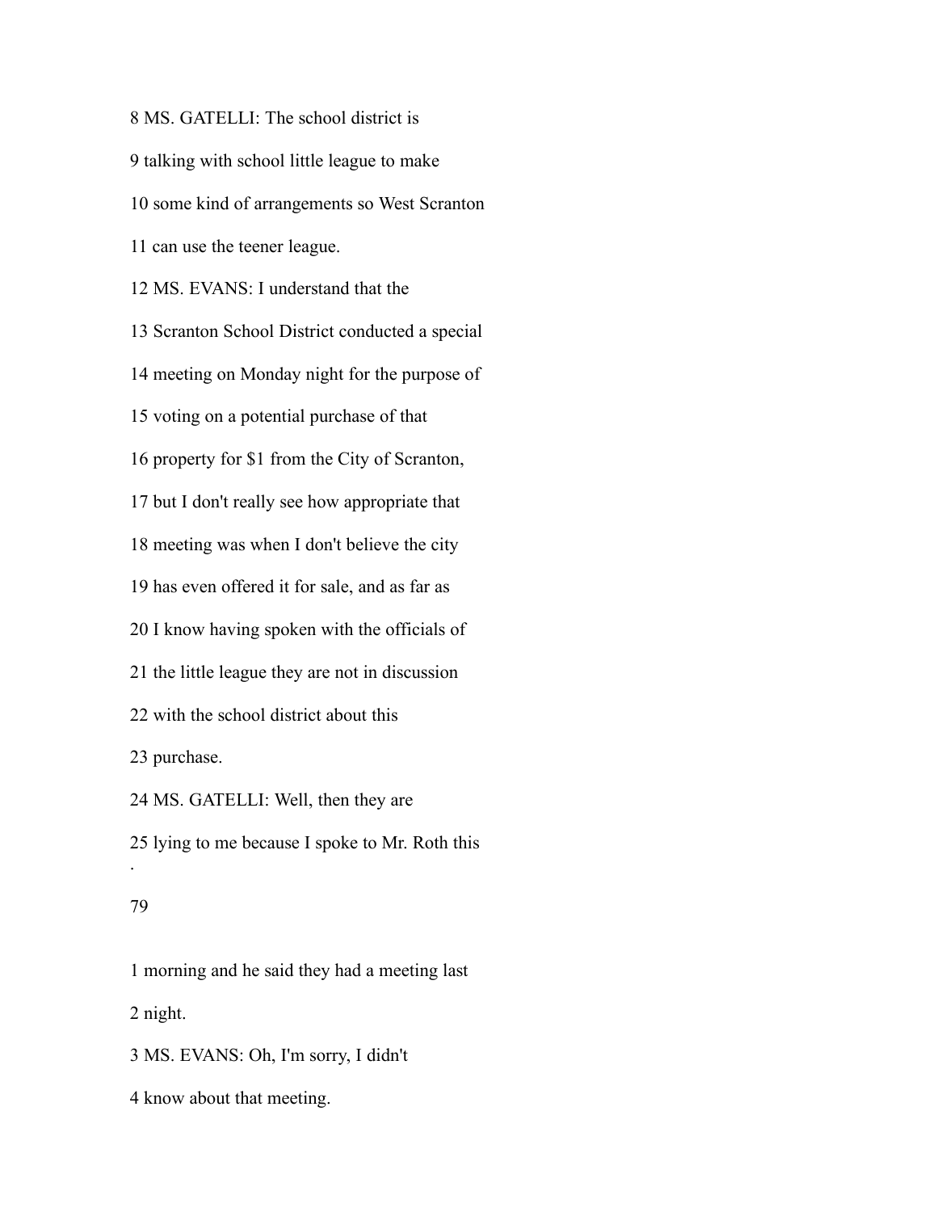8 MS. GATELLI: The school district is

9 talking with school little league to make

10 some kind of arrangements so West Scranton

11 can use the teener league.

12 MS. EVANS: I understand that the

13 Scranton School District conducted a special

14 meeting on Monday night for the purpose of

15 voting on a potential purchase of that

16 property for $1 from the City of Scranton,

17 but I don't really see how appropriate that

18 meeting was when I don't believe the city

19 has even offered it for sale, and as far as

20 I know having spoken with the officials of

21 the little league they are not in discussion

22 with the school district about this

23 purchase.

24 MS. GATELLI: Well, then they are

25 lying to me because I spoke to Mr. Roth this

1 morning and he said they had a meeting last

2 night.

3 MS. EVANS: Oh, I'm sorry, I didn't

4 know about that meeting.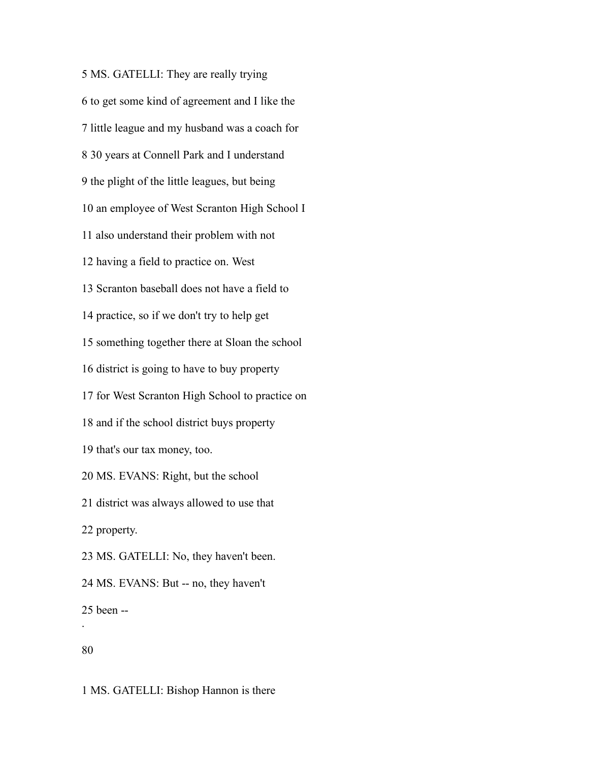5 MS. GATELLI: They are really trying

6 to get some kind of agreement and I like the

7 little league and my husband was a coach for

8 30 years at Connell Park and I understand

9 the plight of the little leagues, but being

10 an employee of West Scranton High School I

11 also understand their problem with not

12 having a field to practice on. West

13 Scranton baseball does not have a field to

14 practice, so if we don't try to help get

15 something together there at Sloan the school

16 district is going to have to buy property

17 for West Scranton High School to practice on

18 and if the school district buys property

19 that's our tax money, too.

20 MS. EVANS: Right, but the school

21 district was always allowed to use that

22 property.

23 MS. GATELLI: No, they haven't been.

24 MS. EVANS: But -- no, they haven't

25 been --

.

80

1 MS. GATELLI: Bishop Hannon is there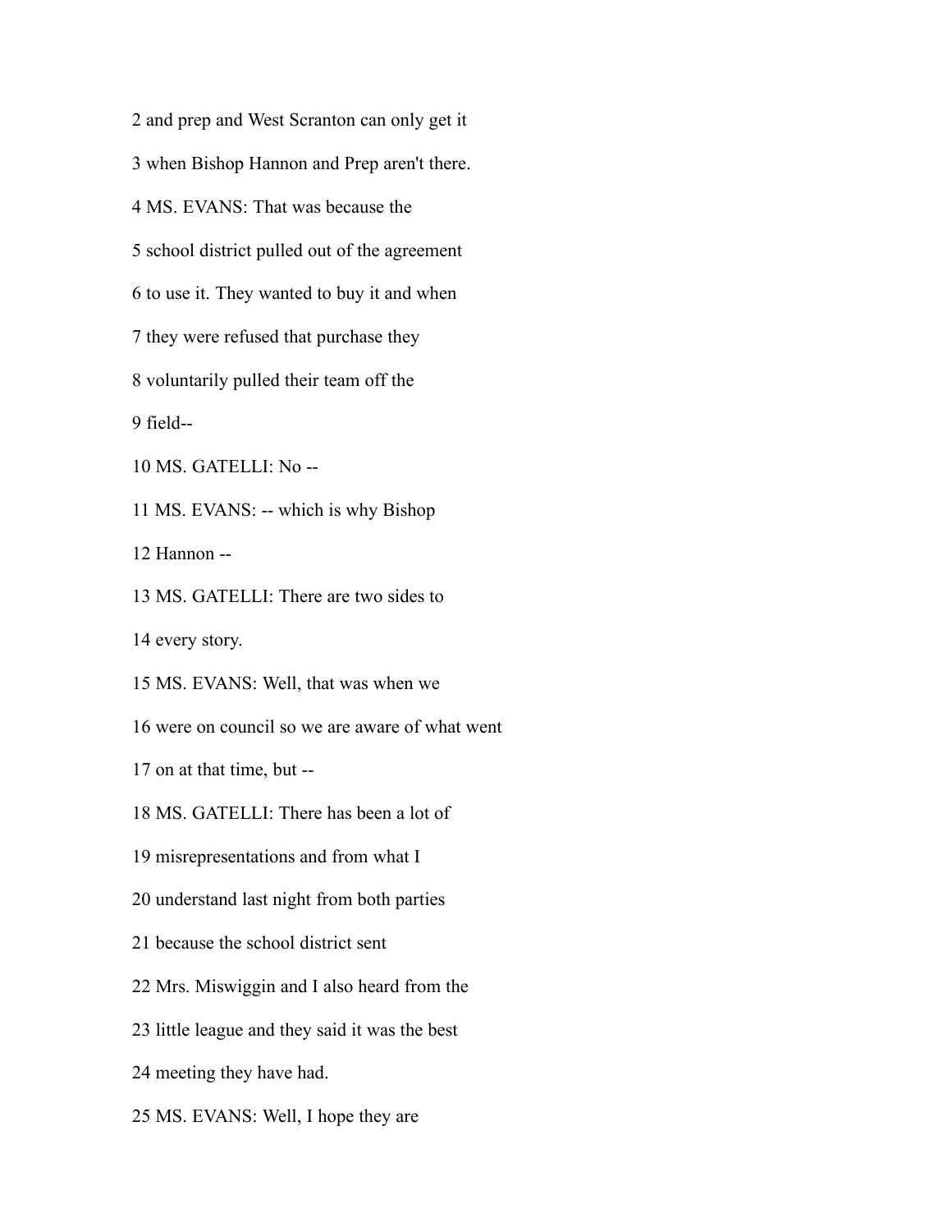2 and prep and West Scranton can only get it

3 when Bishop Hannon and Prep aren't there.

4 MS. EVANS: That was because the

5 school district pulled out of the agreement

6 to use it. They wanted to buy it and when

7 they were refused that purchase they

8 voluntarily pulled their team off the

9 field--

10 MS. GATELLI: No --

11 MS. EVANS: -- which is why Bishop

12 Hannon --

13 MS. GATELLI: There are two sides to

14 every story.

15 MS. EVANS: Well, that was when we

16 were on council so we are aware of what went

17 on at that time, but --

18 MS. GATELLI: There has been a lot of

19 misrepresentations and from what I

20 understand last night from both parties

21 because the school district sent

22 Mrs. Miswiggin and I also heard from the

23 little league and they said it was the best

24 meeting they have had.

25 MS. EVANS: Well, I hope they are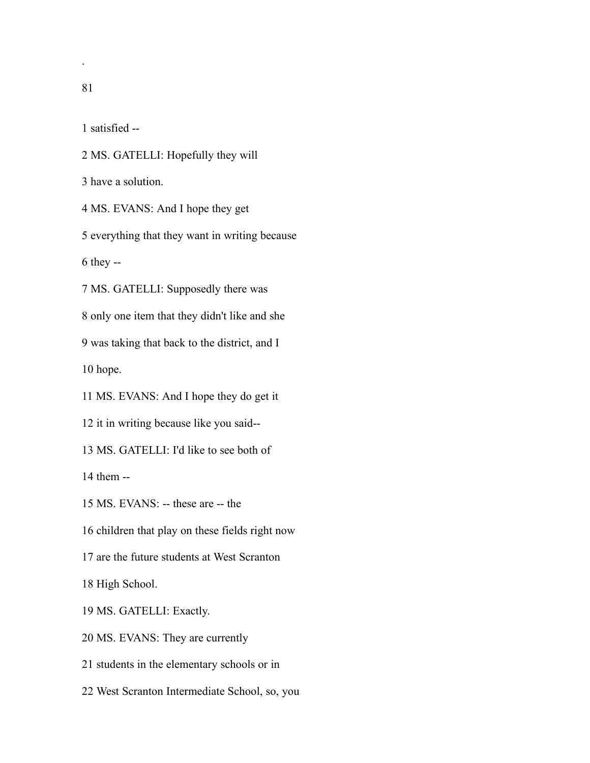1 satisfied --

2 MS. GATELLI: Hopefully they will

3 have a solution.

4 MS. EVANS: And I hope they get

5 everything that they want in writing because

6 they --

7 MS. GATELLI: Supposedly there was

8 only one item that they didn't like and she

9 was taking that back to the district, and I

10 hope.

11 MS. EVANS: And I hope they do get it

12 it in writing because like you said--

13 MS. GATELLI: I'd like to see both of

14 them --

15 MS. EVANS: -- these are -- the

16 children that play on these fields right now

17 are the future students at West Scranton

18 High School.

19 MS. GATELLI: Exactly.

20 MS. EVANS: They are currently

21 students in the elementary schools or in

22 West Scranton Intermediate School, so, you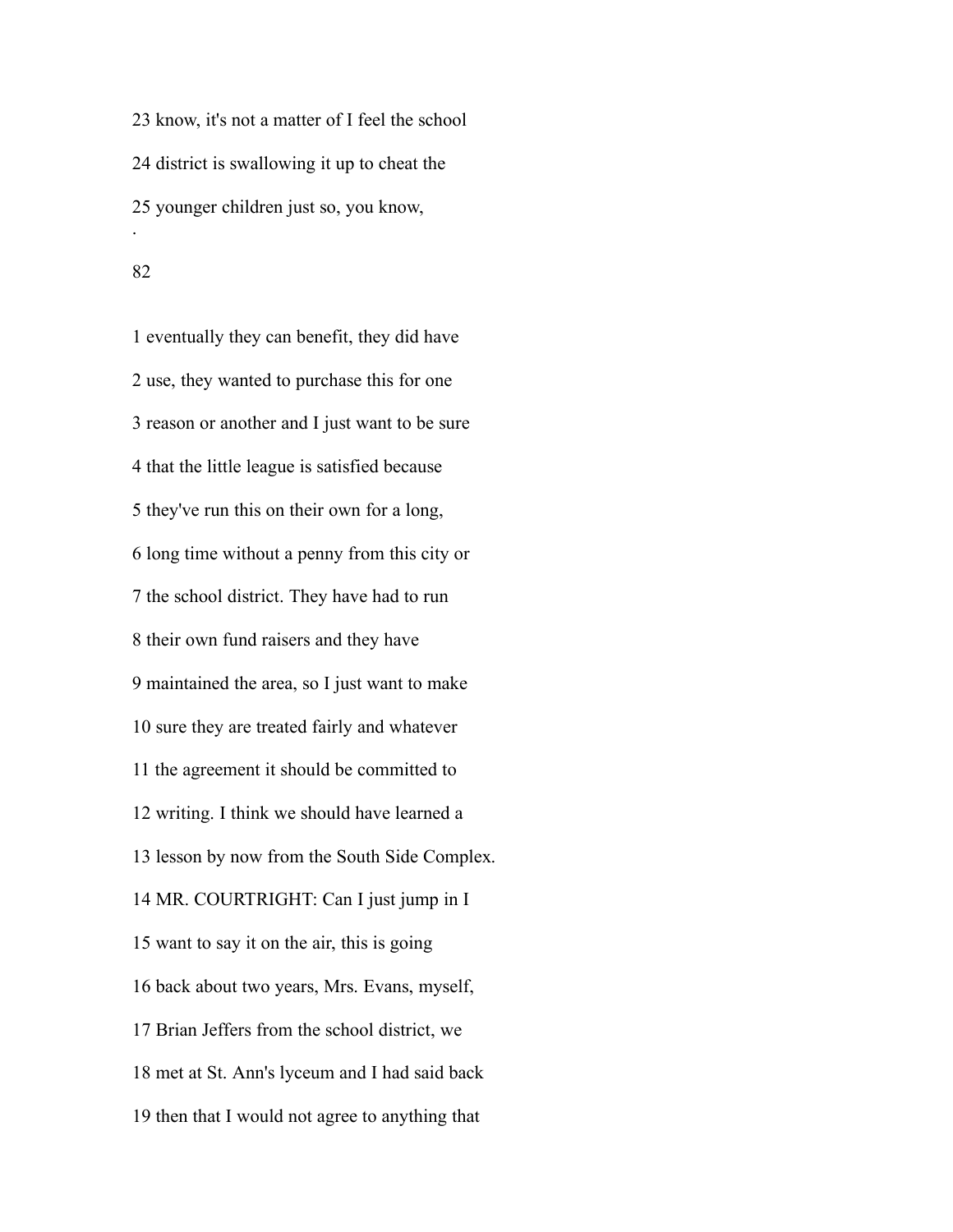23 know, it's not a matter of I feel the school

24 district is swallowing it up to cheat the

25 younger children just so, you know,

1 eventually they can benefit, they did have

2 use, they wanted to purchase this for one

3 reason or another and I just want to be sure

4 that the little league is satisfied because

5 they've run this on their own for a long,

6 long time without a penny from this city or

7 the school district. They have had to run

8 their own fund raisers and they have

9 maintained the area, so I just want to make

10 sure they are treated fairly and whatever

11 the agreement it should be committed to

12 writing. I think we should have learned a

13 lesson by now from the South Side Complex.

14 MR. COURTRIGHT: Can I just jump in I

15 want to say it on the air, this is going

16 back about two years, Mrs. Evans, myself,

17 Brian Jeffers from the school district, we

18 met at St. Ann's lyceum and I had said back

19 then that I would not agree to anything that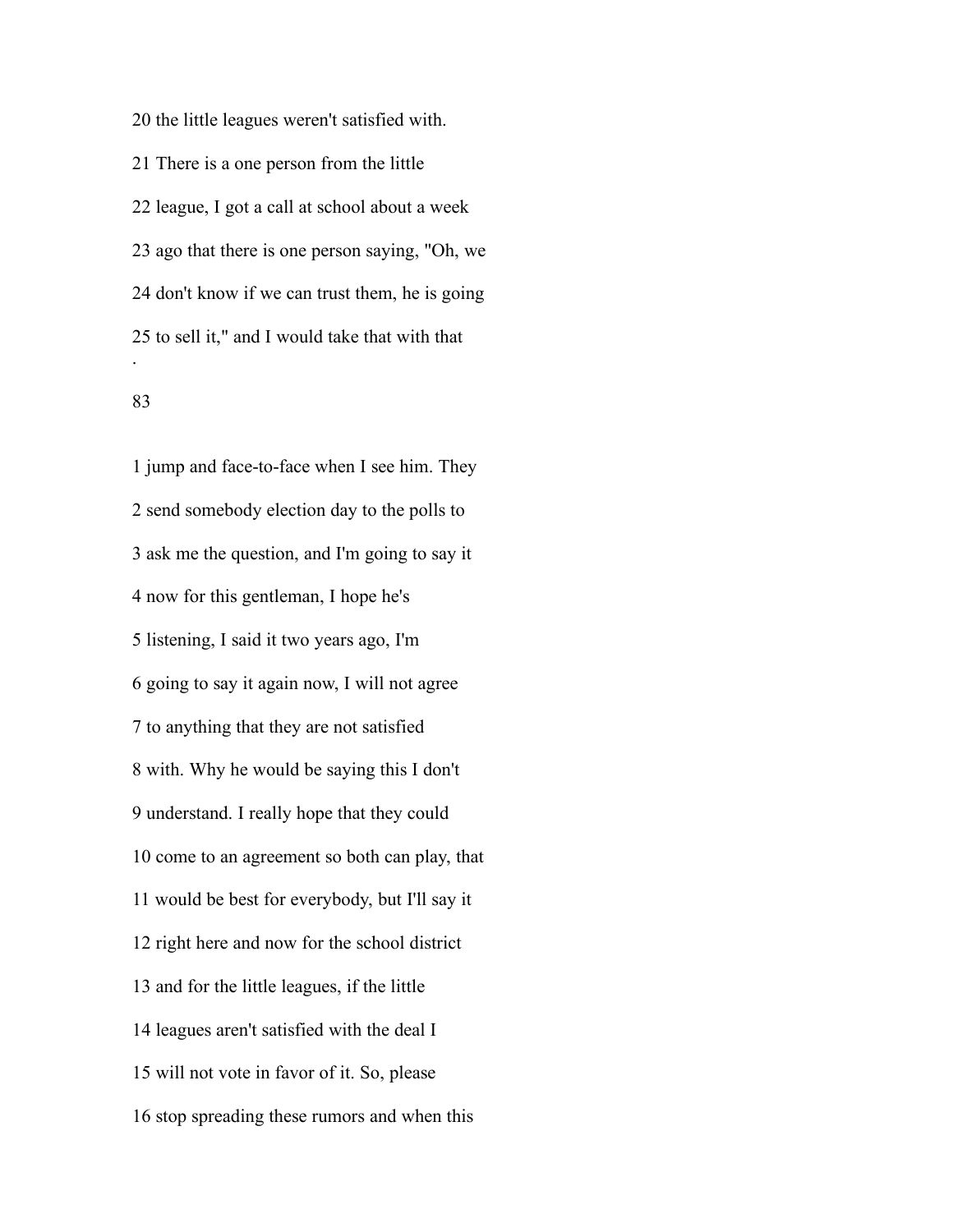20 the little leagues weren't satisfied with.

21 There is a one person from the little

22 league, I got a call at school about a week

23 ago that there is one person saying, "Oh, we

24 don't know if we can trust them, he is going

25 to sell it," and I would take that with that

1 jump and face-to-face when I see him. They

2 send somebody election day to the polls to

3 ask me the question, and I'm going to say it

4 now for this gentleman, I hope he's

5 listening, I said it two years ago, I'm

6 going to say it again now, I will not agree

7 to anything that they are not satisfied

8 with. Why he would be saying this I don't

9 understand. I really hope that they could

10 come to an agreement so both can play, that

11 would be best for everybody, but I'll say it

12 right here and now for the school district

13 and for the little leagues, if the little

14 leagues aren't satisfied with the deal I

15 will not vote in favor of it. So, please

16 stop spreading these rumors and when this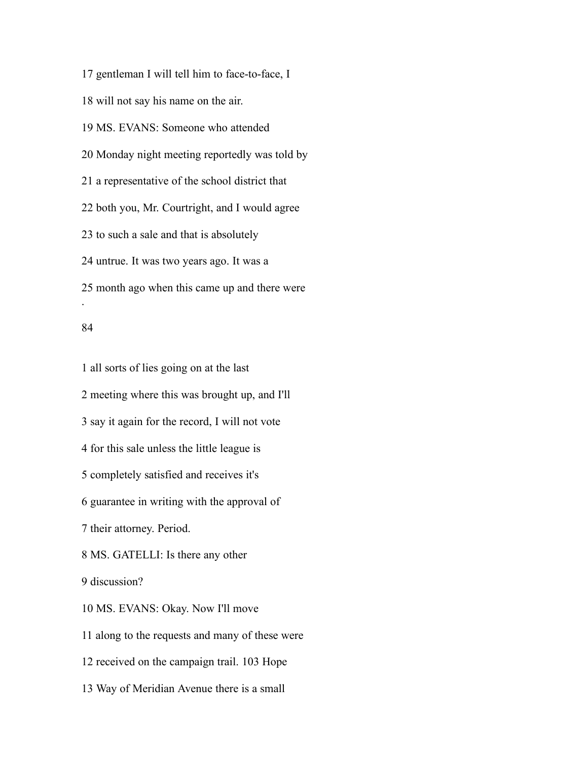17 gentleman I will tell him to face-to-face, I

18 will not say his name on the air.

19 MS. EVANS: Someone who attended

20 Monday night meeting reportedly was told by

21 a representative of the school district that

22 both you, Mr. Courtright, and I would agree

23 to such a sale and that is absolutely

24 untrue. It was two years ago. It was a

25 month ago when this came up and there were

1 all sorts of lies going on at the last

2 meeting where this was brought up, and I'll

3 say it again for the record, I will not vote

4 for this sale unless the little league is

5 completely satisfied and receives it's

6 guarantee in writing with the approval of

7 their attorney. Period.

8 MS. GATELLI: Is there any other

9 discussion?

10 MS. EVANS: Okay. Now I'll move

11 along to the requests and many of these were

12 received on the campaign trail. 103 Hope

13 Way of Meridian Avenue there is a small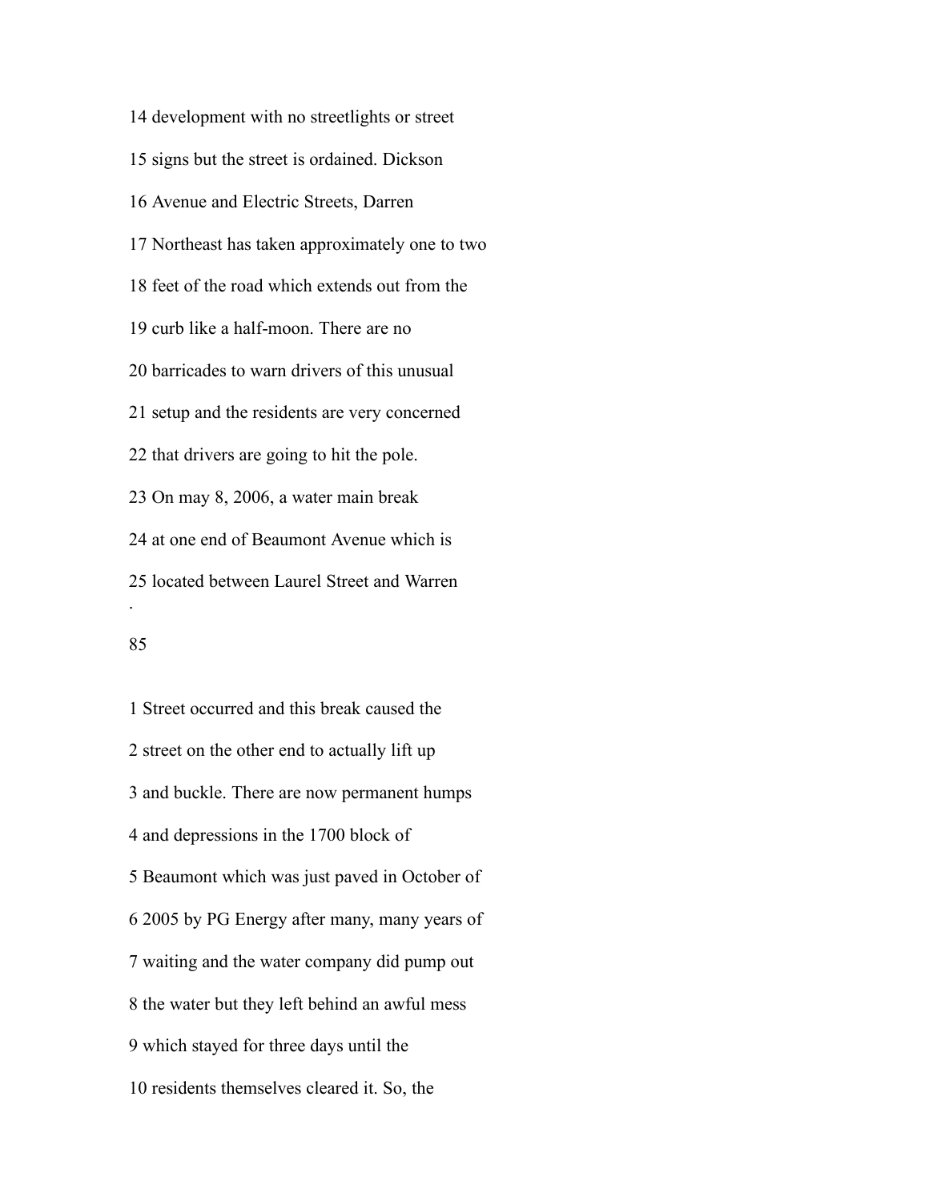14 development with no streetlights or street

15 signs but the street is ordained. Dickson

16 Avenue and Electric Streets, Darren

17 Northeast has taken approximately one to two

18 feet of the road which extends out from the

19 curb like a half-moon. There are no

20 barricades to warn drivers of this unusual

21 setup and the residents are very concerned

22 that drivers are going to hit the pole.

23 On may 8, 2006, a water main break

24 at one end of Beaumont Avenue which is

25 located between Laurel Street and Warren

.

1 Street occurred and this break caused the

2 street on the other end to actually lift up

3 and buckle. There are now permanent humps

4 and depressions in the 1700 block of

5 Beaumont which was just paved in October of

6 2005 by PG Energy after many, many years of

7 waiting and the water company did pump out

8 the water but they left behind an awful mess

9 which stayed for three days until the

10 residents themselves cleared it. So, the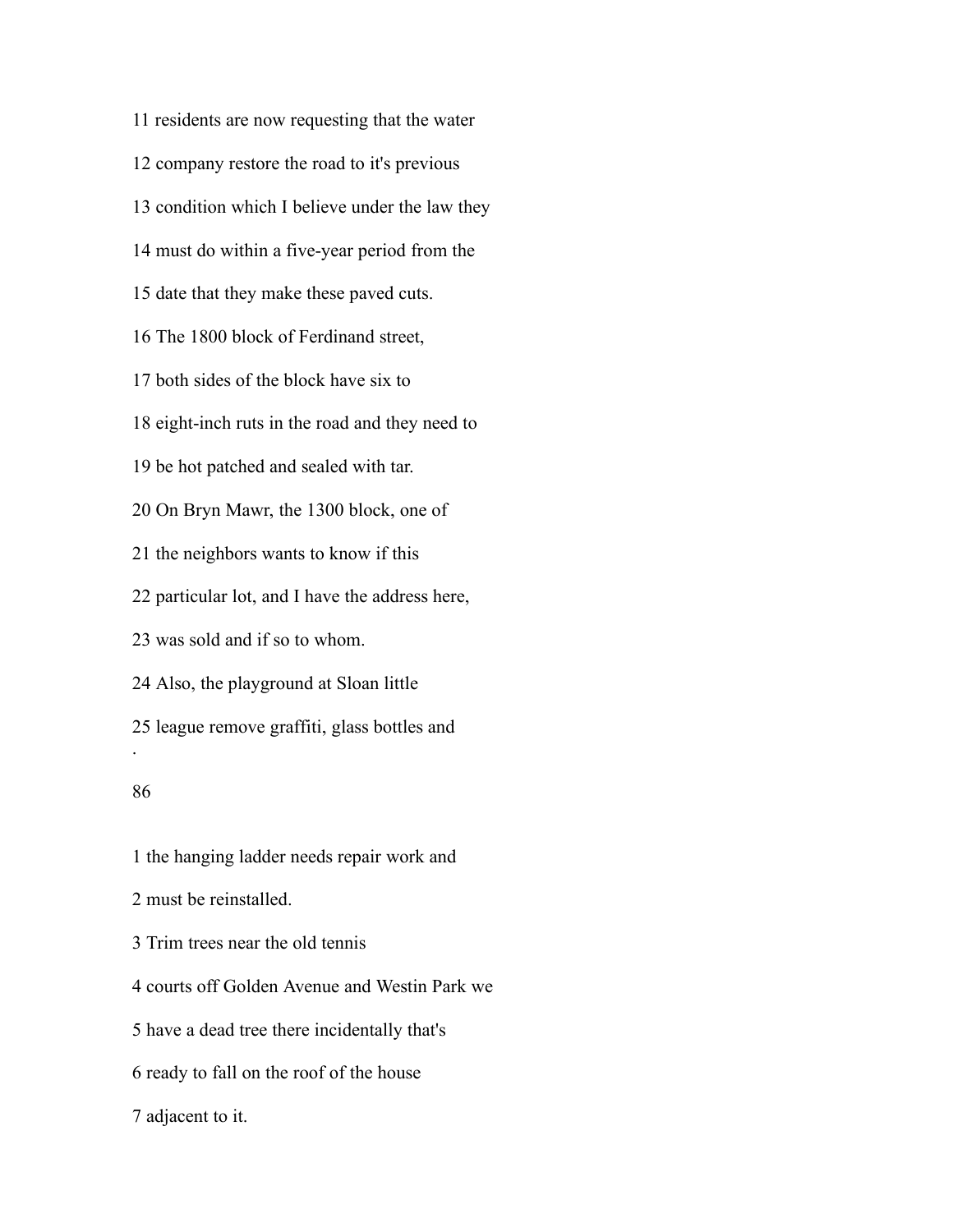11 residents are now requesting that the water

12 company restore the road to it's previous

13 condition which I believe under the law they

14 must do within a five-year period from the

15 date that they make these paved cuts.

16 The 1800 block of Ferdinand street,

17 both sides of the block have six to

18 eight-inch ruts in the road and they need to

19 be hot patched and sealed with tar.

20 On Bryn Mawr, the 1300 block, one of

21 the neighbors wants to know if this

22 particular lot, and I have the address here,

23 was sold and if so to whom.

24 Also, the playground at Sloan little

25 league remove graffiti, glass bottles and

1 the hanging ladder needs repair work and

2 must be reinstalled.

3 Trim trees near the old tennis

4 courts off Golden Avenue and Westin Park we

5 have a dead tree there incidentally that's

6 ready to fall on the roof of the house

7 adjacent to it.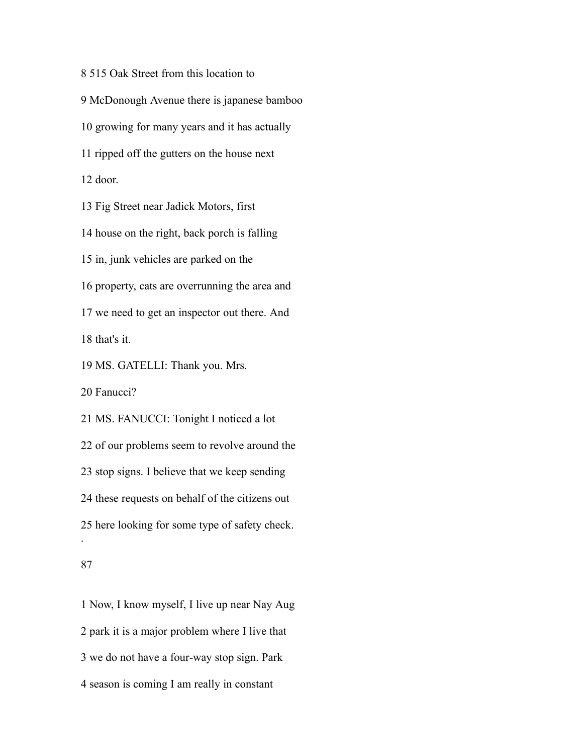8 515 Oak Street from this location to

9 McDonough Avenue there is japanese bamboo

10 growing for many years and it has actually

11 ripped off the gutters on the house next

12 door.

13 Fig Street near Jadick Motors, first

14 house on the right, back porch is falling

15 in, junk vehicles are parked on the

16 property, cats are overrunning the area and

17 we need to get an inspector out there. And

18 that's it.

19 MS. GATELLI: Thank you. Mrs.

20 Fanucci?

21 MS. FANUCCI: Tonight I noticed a lot

22 of our problems seem to revolve around the

23 stop signs. I believe that we keep sending

24 these requests on behalf of the citizens out

25 here looking for some type of safety check.

1 Now, I know myself, I live up near Nay Aug

2 park it is a major problem where I live that

3 we do not have a four-way stop sign. Park

4 season is coming I am really in constant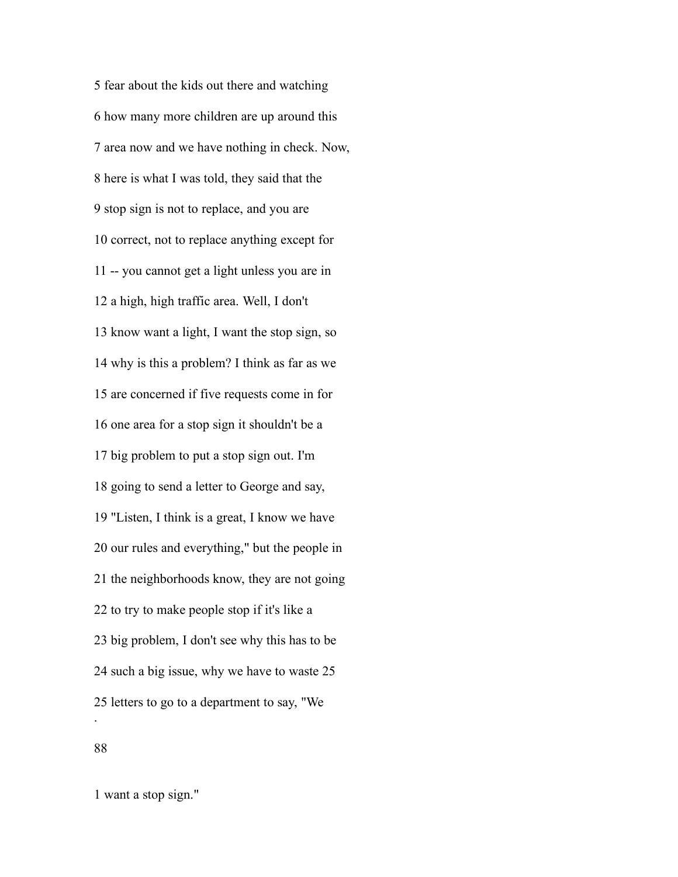5 fear about the kids out there and watching

6 how many more children are up around this

7 area now and we have nothing in check. Now,

8 here is what I was told, they said that the

9 stop sign is not to replace, and you are

10 correct, not to replace anything except for

11 -- you cannot get a light unless you are in

12 a high, high traffic area. Well, I don't

13 know want a light, I want the stop sign, so

14 why is this a problem? I think as far as we

15 are concerned if five requests come in for

16 one area for a stop sign it shouldn't be a

17 big problem to put a stop sign out. I'm

18 going to send a letter to George and say,

19 "Listen, I think is a great, I know we have

20 our rules and everything," but the people in

21 the neighborhoods know, they are not going

22 to try to make people stop if it's like a

23 big problem, I don't see why this has to be

24 such a big issue, why we have to waste 25

25 letters to go to a department to say, "We

88

1 want a stop sign."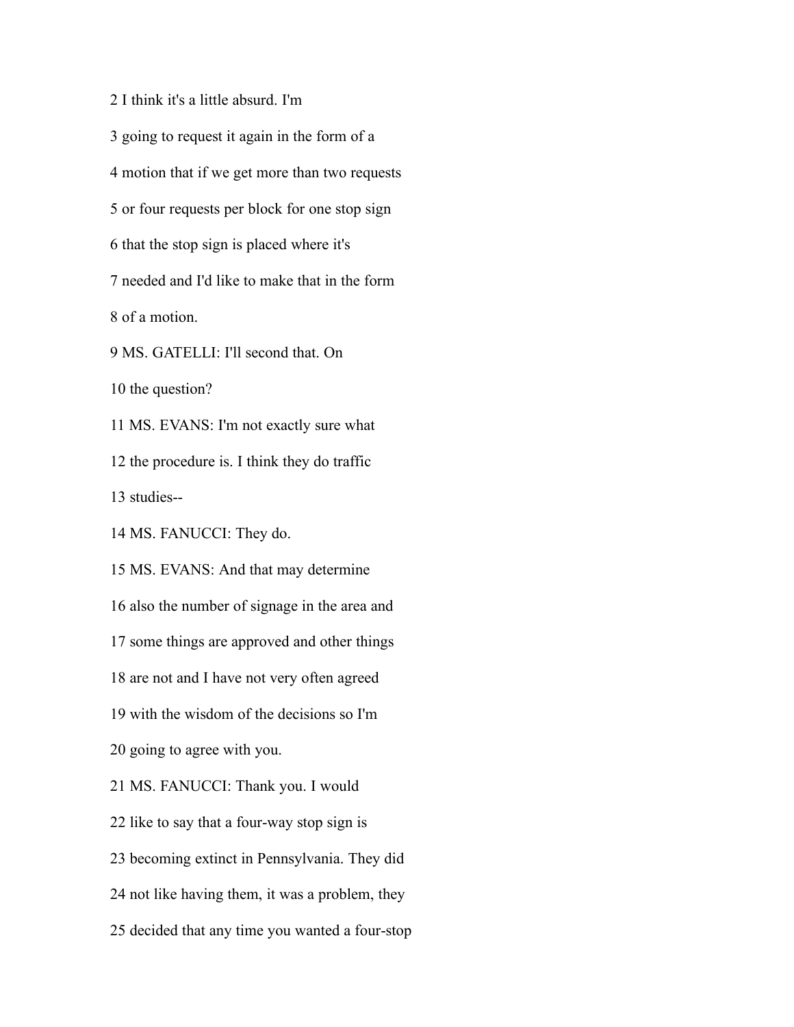2 I think it's a little absurd. I'm

3 going to request it again in the form of a

4 motion that if we get more than two requests

5 or four requests per block for one stop sign

6 that the stop sign is placed where it's

7 needed and I'd like to make that in the form

8 of a motion.

9 MS. GATELLI: I'll second that. On

10 the question?

11 MS. EVANS: I'm not exactly sure what

12 the procedure is. I think they do traffic

13 studies--

14 MS. FANUCCI: They do.

15 MS. EVANS: And that may determine

16 also the number of signage in the area and

17 some things are approved and other things

18 are not and I have not very often agreed

19 with the wisdom of the decisions so I'm

20 going to agree with you.

21 MS. FANUCCI: Thank you. I would

22 like to say that a four-way stop sign is

23 becoming extinct in Pennsylvania. They did

24 not like having them, it was a problem, they

25 decided that any time you wanted a four-stop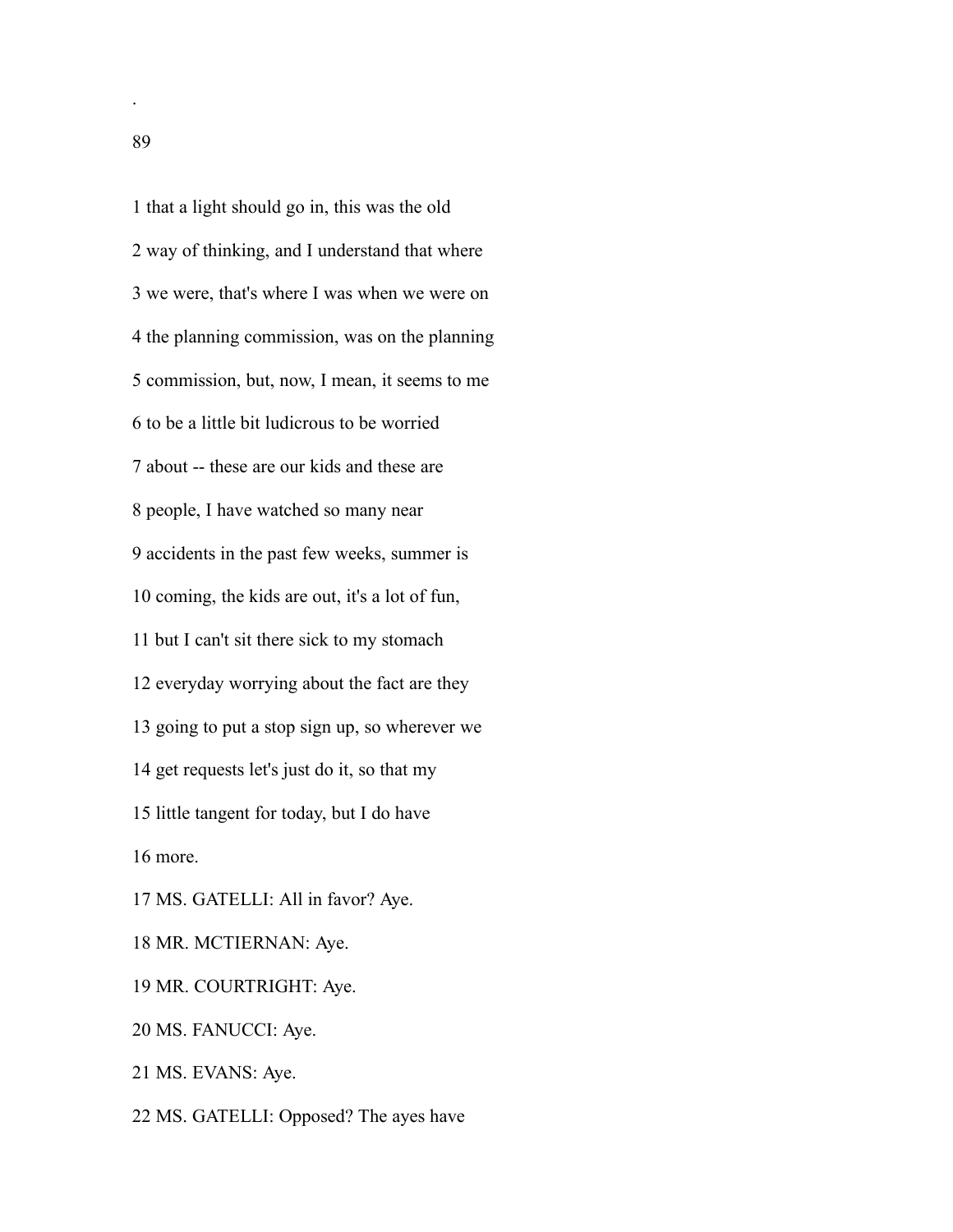1 that a light should go in, this was the old

2 way of thinking, and I understand that where

3 we were, that's where I was when we were on

4 the planning commission, was on the planning

5 commission, but, now, I mean, it seems to me

6 to be a little bit ludicrous to be worried

7 about -- these are our kids and these are

8 people, I have watched so many near

9 accidents in the past few weeks, summer is

10 coming, the kids are out, it's a lot of fun,

11 but I can't sit there sick to my stomach

12 everyday worrying about the fact are they

13 going to put a stop sign up, so wherever we

14 get requests let's just do it, so that my

15 little tangent for today, but I do have

16 more.

17 MS. GATELLI: All in favor? Aye.

18 MR. MCTIERNAN: Aye.

19 MR. COURTRIGHT: Aye.

20 MS. FANUCCI: Aye.

21 MS. EVANS: Aye.

22 MS. GATELLI: Opposed? The ayes have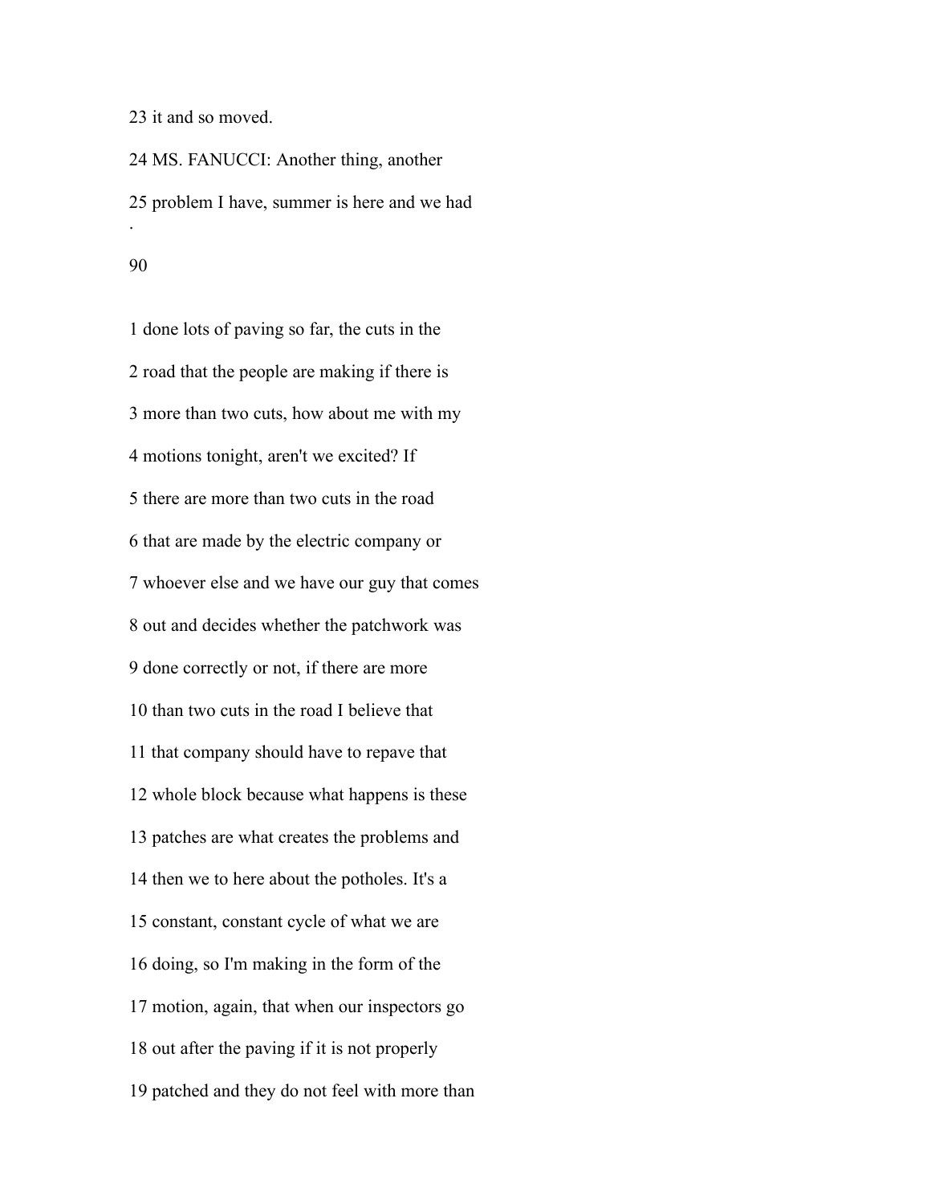23 it and so moved.

24 MS. FANUCCI: Another thing, another

25 problem I have, summer is here and we had

1 done lots of paving so far, the cuts in the

2 road that the people are making if there is

3 more than two cuts, how about me with my

4 motions tonight, aren't we excited? If

5 there are more than two cuts in the road

6 that are made by the electric company or

7 whoever else and we have our guy that comes

8 out and decides whether the patchwork was

9 done correctly or not, if there are more

10 than two cuts in the road I believe that

11 that company should have to repave that

12 whole block because what happens is these

13 patches are what creates the problems and

14 then we to here about the potholes. It's a

15 constant, constant cycle of what we are

16 doing, so I'm making in the form of the

17 motion, again, that when our inspectors go

18 out after the paving if it is not properly

19 patched and they do not feel with more than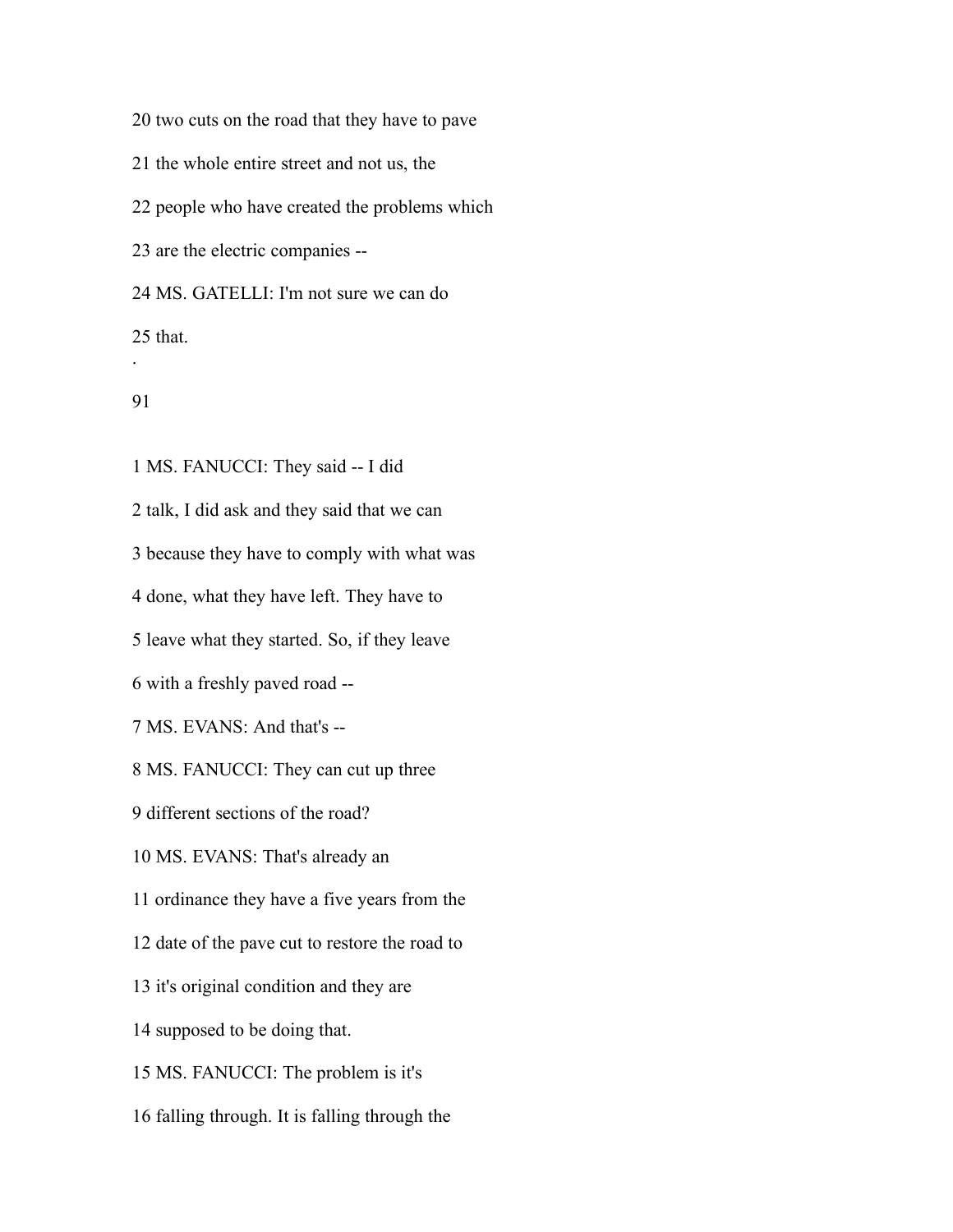20 two cuts on the road that they have to pave

21 the whole entire street and not us, the

22 people who have created the problems which

23 are the electric companies --

24 MS. GATELLI: I'm not sure we can do

25 that.

.

91

1 MS. FANUCCI: They said -- I did

2 talk, I did ask and they said that we can

3 because they have to comply with what was

4 done, what they have left. They have to

5 leave what they started. So, if they leave

6 with a freshly paved road --

7 MS. EVANS: And that's --

8 MS. FANUCCI: They can cut up three

9 different sections of the road?

10 MS. EVANS: That's already an

11 ordinance they have a five years from the

12 date of the pave cut to restore the road to

13 it's original condition and they are

14 supposed to be doing that.

15 MS. FANUCCI: The problem is it's

16 falling through. It is falling through the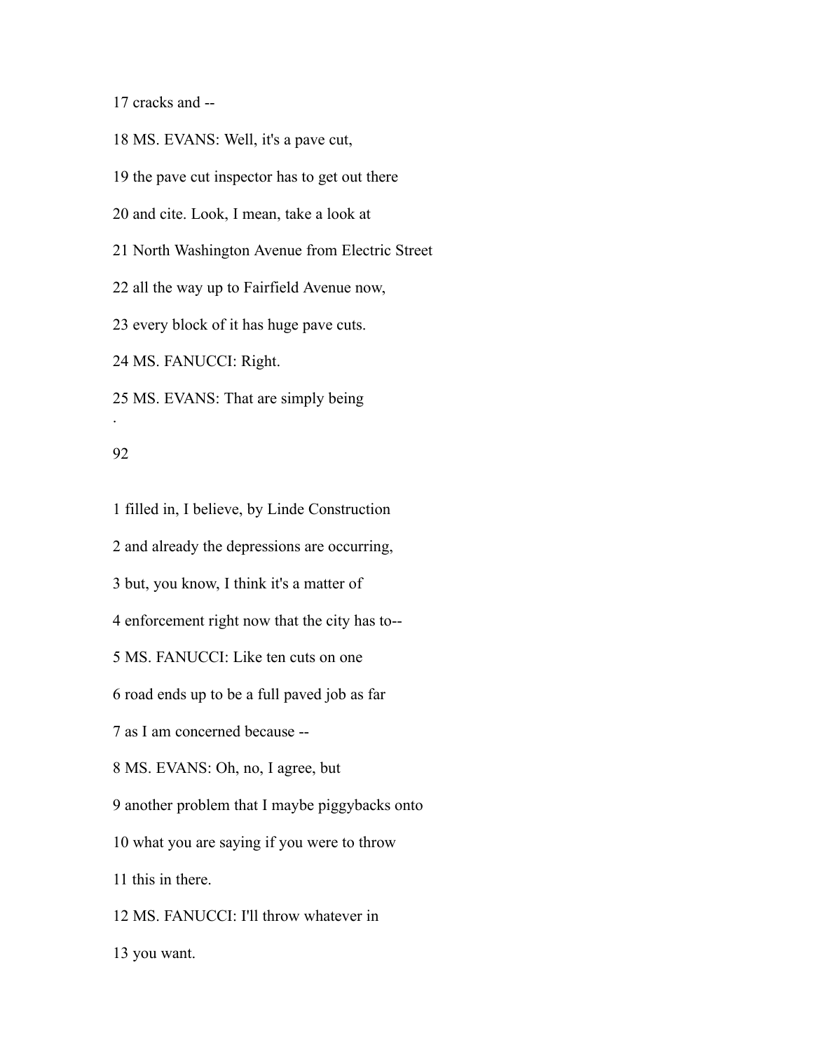17 cracks and --

18 MS. EVANS: Well, it's a pave cut,

19 the pave cut inspector has to get out there

20 and cite. Look, I mean, take a look at

21 North Washington Avenue from Electric Street

22 all the way up to Fairfield Avenue now,

23 every block of it has huge pave cuts.

24 MS. FANUCCI: Right.

25 MS. EVANS: That are simply being

1 filled in, I believe, by Linde Construction

2 and already the depressions are occurring,

3 but, you know, I think it's a matter of

4 enforcement right now that the city has to--

5 MS. FANUCCI: Like ten cuts on one

6 road ends up to be a full paved job as far

7 as I am concerned because --

8 MS. EVANS: Oh, no, I agree, but

9 another problem that I maybe piggybacks onto

10 what you are saying if you were to throw

11 this in there.

12 MS. FANUCCI: I'll throw whatever in

13 you want.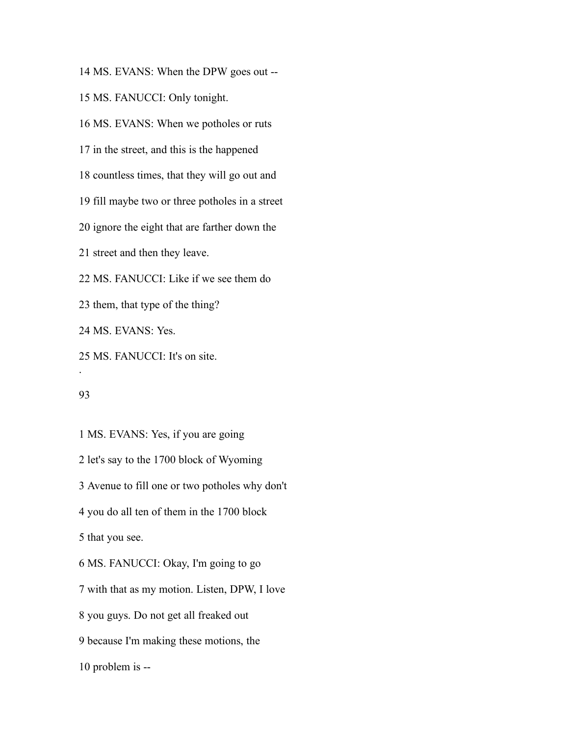14 MS. EVANS: When the DPW goes out --

15 MS. FANUCCI: Only tonight.

16 MS. EVANS: When we potholes or ruts

17 in the street, and this is the happened

18 countless times, that they will go out and

19 fill maybe two or three potholes in a street

20 ignore the eight that are farther down the

21 street and then they leave.

22 MS. FANUCCI: Like if we see them do

23 them, that type of the thing?

24 MS. EVANS: Yes.

25 MS. FANUCCI: It's on site.

1 MS. EVANS: Yes, if you are going

2 let's say to the 1700 block of Wyoming

3 Avenue to fill one or two potholes why don't

4 you do all ten of them in the 1700 block

5 that you see.

6 MS. FANUCCI: Okay, I'm going to go

7 with that as my motion. Listen, DPW, I love

8 you guys. Do not get all freaked out

9 because I'm making these motions, the

10 problem is --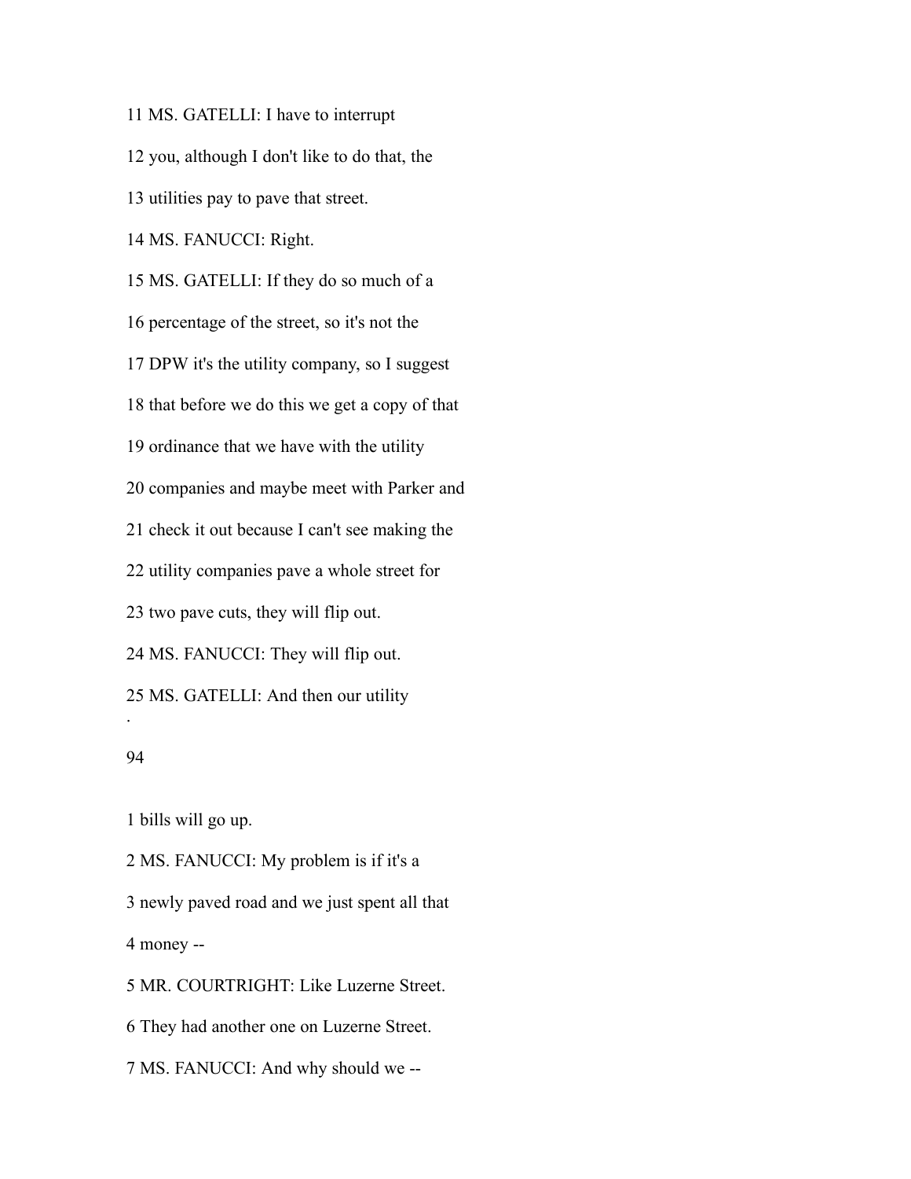11 MS. GATELLI: I have to interrupt

12 you, although I don't like to do that, the

13 utilities pay to pave that street.

14 MS. FANUCCI: Right.

15 MS. GATELLI: If they do so much of a

16 percentage of the street, so it's not the

17 DPW it's the utility company, so I suggest

18 that before we do this we get a copy of that

19 ordinance that we have with the utility

20 companies and maybe meet with Parker and

21 check it out because I can't see making the

22 utility companies pave a whole street for

23 two pave cuts, they will flip out.

24 MS. FANUCCI: They will flip out.

25 MS. GATELLI: And then our utility

1 bills will go up.

2 MS. FANUCCI: My problem is if it's a

3 newly paved road and we just spent all that

4 money --

5 MR. COURTRIGHT: Like Luzerne Street.

6 They had another one on Luzerne Street.

7 MS. FANUCCI: And why should we --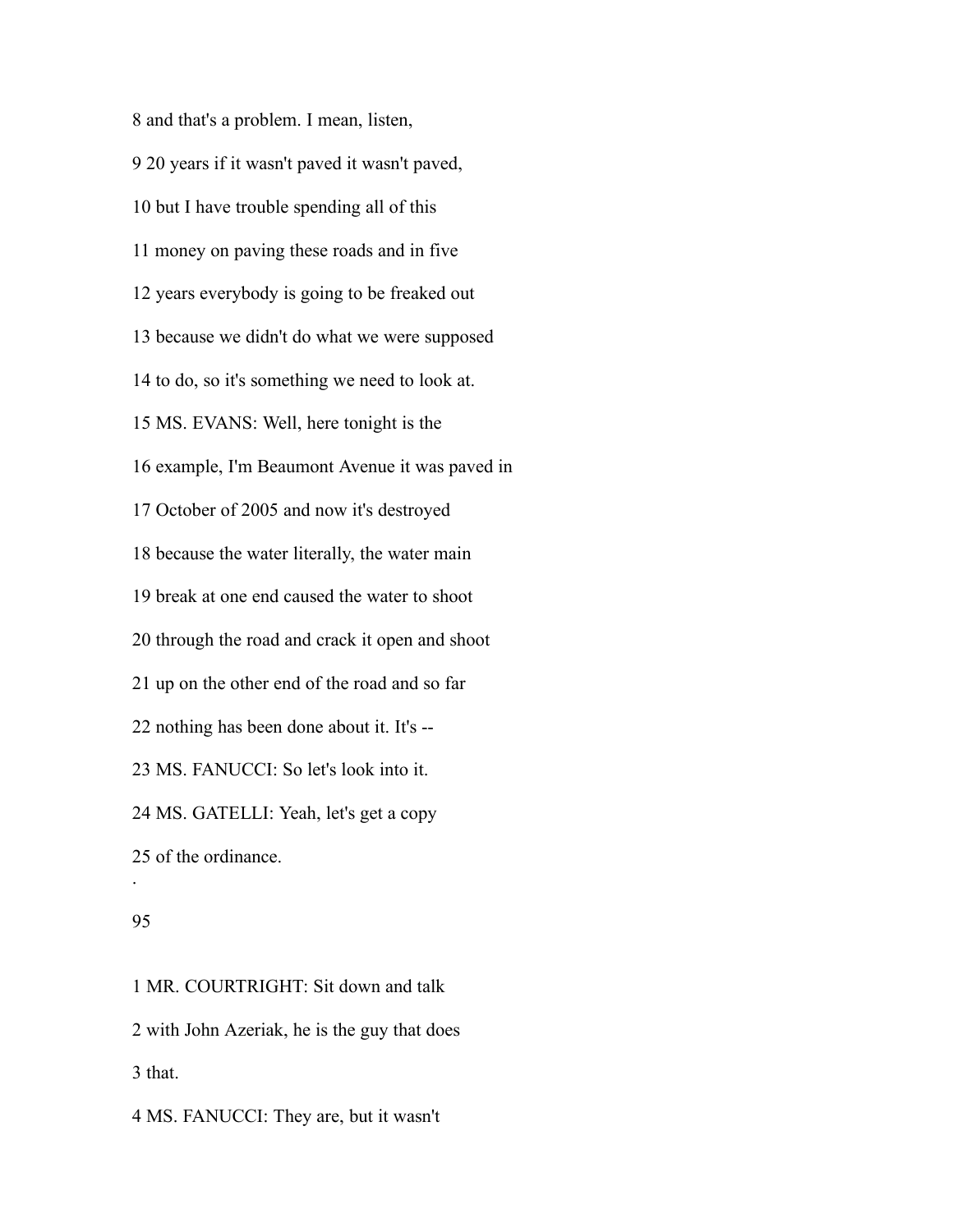8 and that's a problem. I mean, listen,

9 20 years if it wasn't paved it wasn't paved,

10 but I have trouble spending all of this

11 money on paving these roads and in five

12 years everybody is going to be freaked out

13 because we didn't do what we were supposed

14 to do, so it's something we need to look at.

15 MS. EVANS: Well, here tonight is the

16 example, I'm Beaumont Avenue it was paved in

17 October of 2005 and now it's destroyed

18 because the water literally, the water main

19 break at one end caused the water to shoot

20 through the road and crack it open and shoot

21 up on the other end of the road and so far

22 nothing has been done about it. It's --

23 MS. FANUCCI: So let's look into it.

24 MS. GATELLI: Yeah, let's get a copy

25 of the ordinance.

.

1 MR. COURTRIGHT: Sit down and talk

2 with John Azeriak, he is the guy that does

3 that.

4 MS. FANUCCI: They are, but it wasn't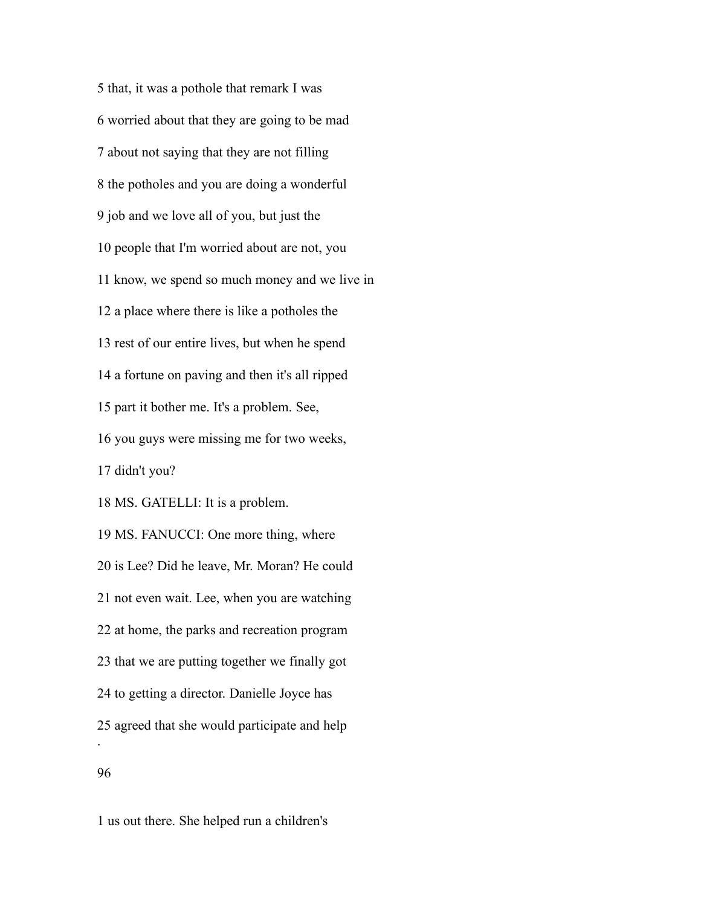5 that, it was a pothole that remark I was

6 worried about that they are going to be mad

7 about not saying that they are not filling

8 the potholes and you are doing a wonderful

9 job and we love all of you, but just the

10 people that I'm worried about are not, you

11 know, we spend so much money and we live in

12 a place where there is like a potholes the

13 rest of our entire lives, but when he spend

14 a fortune on paving and then it's all ripped

15 part it bother me. It's a problem. See,

16 you guys were missing me for two weeks,

17 didn't you?

18 MS. GATELLI: It is a problem.

19 MS. FANUCCI: One more thing, where

20 is Lee? Did he leave, Mr. Moran? He could

21 not even wait. Lee, when you are watching

22 at home, the parks and recreation program

23 that we are putting together we finally got

24 to getting a director. Danielle Joyce has

25 agreed that she would participate and help

.

1 us out there. She helped run a children's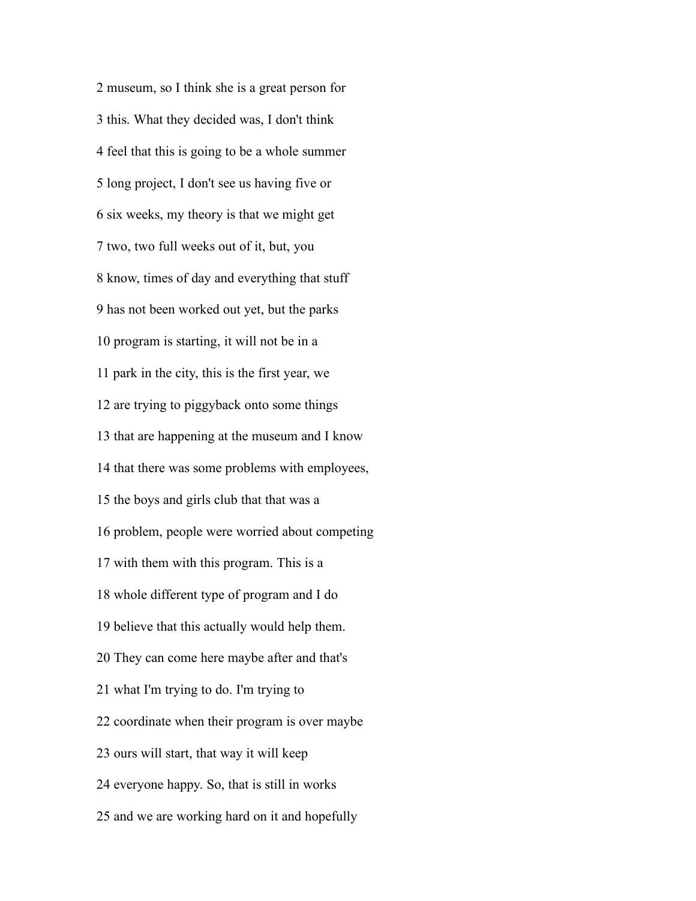2 museum, so I think she is a great person for

3 this. What they decided was, I don't think

4 feel that this is going to be a whole summer

5 long project, I don't see us having five or

6 six weeks, my theory is that we might get

7 two, two full weeks out of it, but, you

8 know, times of day and everything that stuff

9 has not been worked out yet, but the parks

10 program is starting, it will not be in a

11 park in the city, this is the first year, we

12 are trying to piggyback onto some things

13 that are happening at the museum and I know

14 that there was some problems with employees,

15 the boys and girls club that that was a

16 problem, people were worried about competing

17 with them with this program. This is a

18 whole different type of program and I do

19 believe that this actually would help them.

20 They can come here maybe after and that's

21 what I'm trying to do. I'm trying to

22 coordinate when their program is over maybe

23 ours will start, that way it will keep

24 everyone happy. So, that is still in works

25 and we are working hard on it and hopefully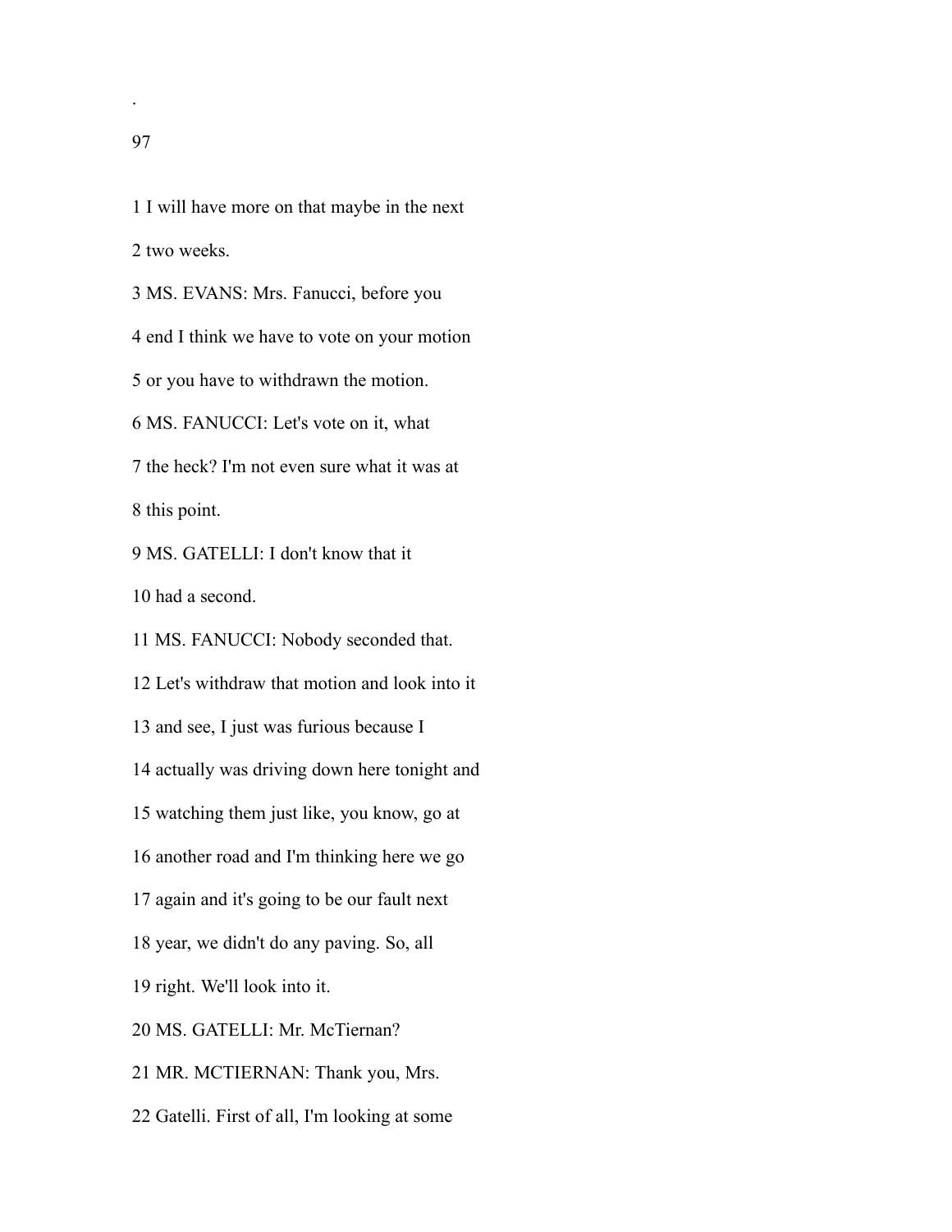1 I will have more on that maybe in the next

2 two weeks.

3 MS. EVANS: Mrs. Fanucci, before you

4 end I think we have to vote on your motion

5 or you have to withdrawn the motion.

6 MS. FANUCCI: Let's vote on it, what

7 the heck? I'm not even sure what it was at

8 this point.

9 MS. GATELLI: I don't know that it

10 had a second.

11 MS. FANUCCI: Nobody seconded that.

12 Let's withdraw that motion and look into it

13 and see, I just was furious because I

14 actually was driving down here tonight and

15 watching them just like, you know, go at

16 another road and I'm thinking here we go

17 again and it's going to be our fault next

18 year, we didn't do any paving. So, all

19 right. We'll look into it.

20 MS. GATELLI: Mr. McTiernan?

21 MR. MCTIERNAN: Thank you, Mrs.

22 Gatelli. First of all, I'm looking at some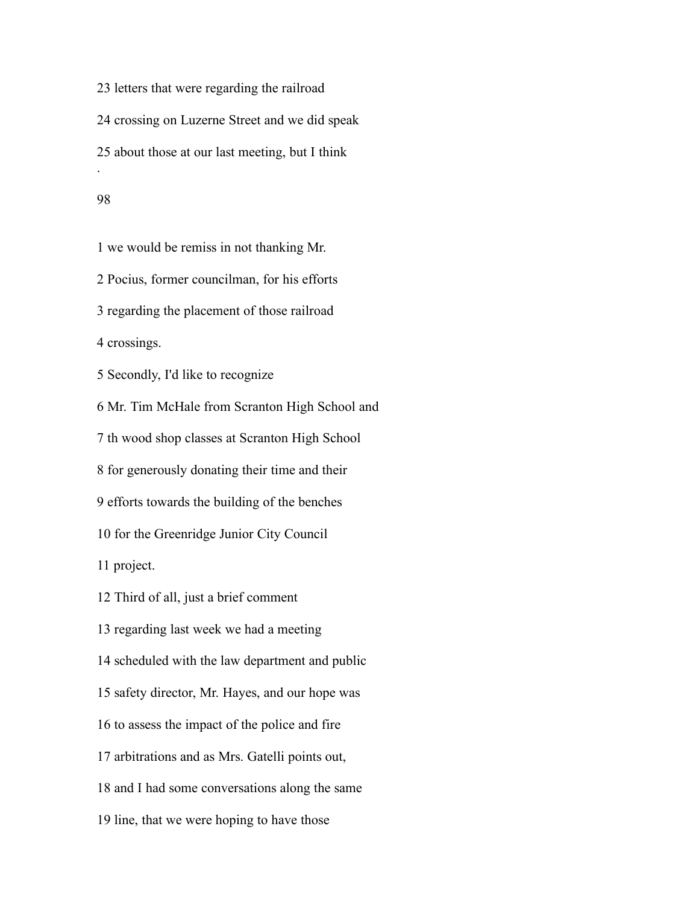23 letters that were regarding the railroad

24 crossing on Luzerne Street and we did speak

25 about those at our last meeting, but I think

1 we would be remiss in not thanking Mr.

2 Pocius, former councilman, for his efforts

3 regarding the placement of those railroad

4 crossings.

5 Secondly, I'd like to recognize

6 Mr. Tim McHale from Scranton High School and

7 th wood shop classes at Scranton High School

8 for generously donating their time and their

9 efforts towards the building of the benches

10 for the Greenridge Junior City Council

11 project.

12 Third of all, just a brief comment

13 regarding last week we had a meeting

14 scheduled with the law department and public

15 safety director, Mr. Hayes, and our hope was

16 to assess the impact of the police and fire

17 arbitrations and as Mrs. Gatelli points out,

18 and I had some conversations along the same

19 line, that we were hoping to have those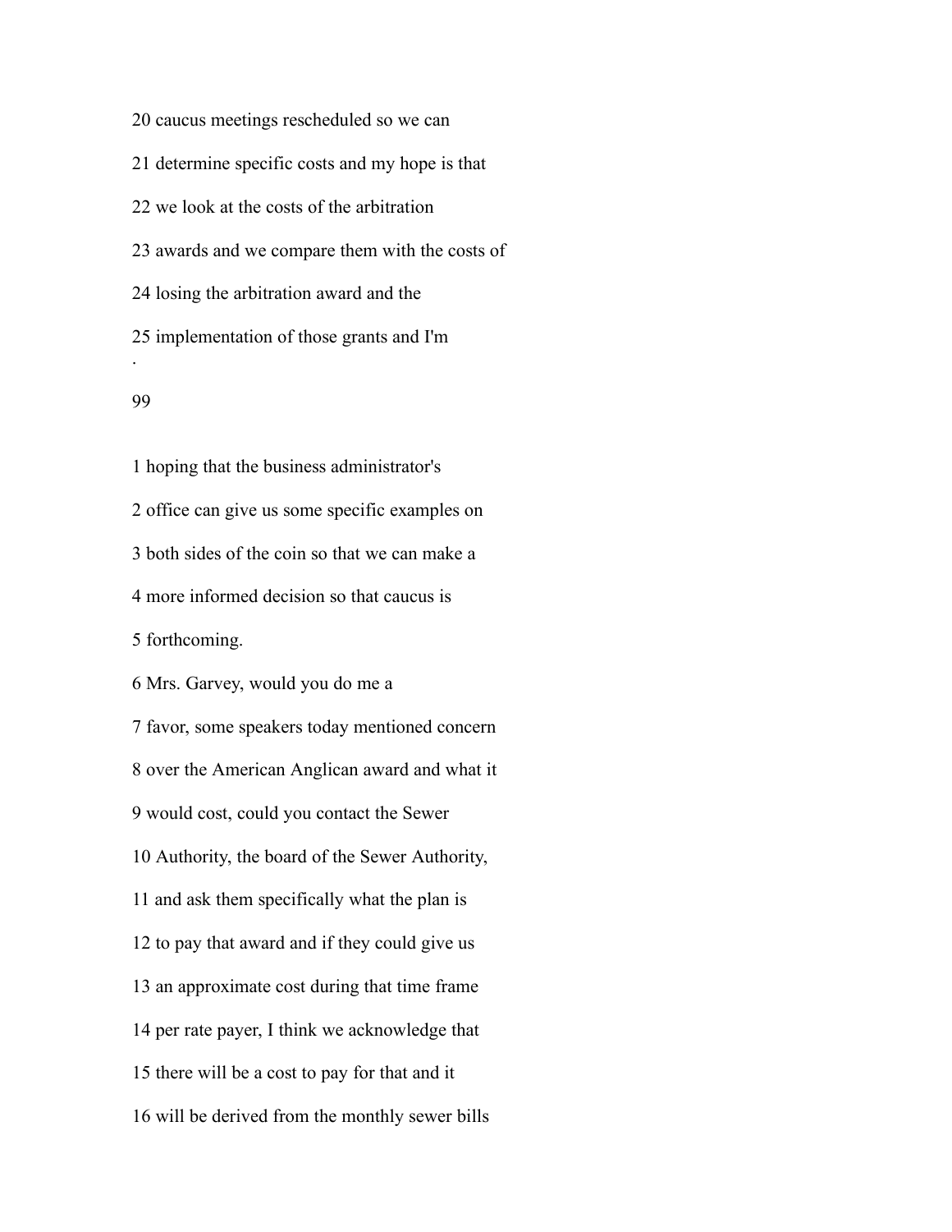20 caucus meetings rescheduled so we can

21 determine specific costs and my hope is that

22 we look at the costs of the arbitration

23 awards and we compare them with the costs of

24 losing the arbitration award and the

25 implementation of those grants and I'm

1 hoping that the business administrator's

2 office can give us some specific examples on

3 both sides of the coin so that we can make a

4 more informed decision so that caucus is

5 forthcoming.

6 Mrs. Garvey, would you do me a

7 favor, some speakers today mentioned concern

8 over the American Anglican award and what it

9 would cost, could you contact the Sewer

10 Authority, the board of the Sewer Authority,

11 and ask them specifically what the plan is

12 to pay that award and if they could give us

13 an approximate cost during that time frame

14 per rate payer, I think we acknowledge that

15 there will be a cost to pay for that and it

16 will be derived from the monthly sewer bills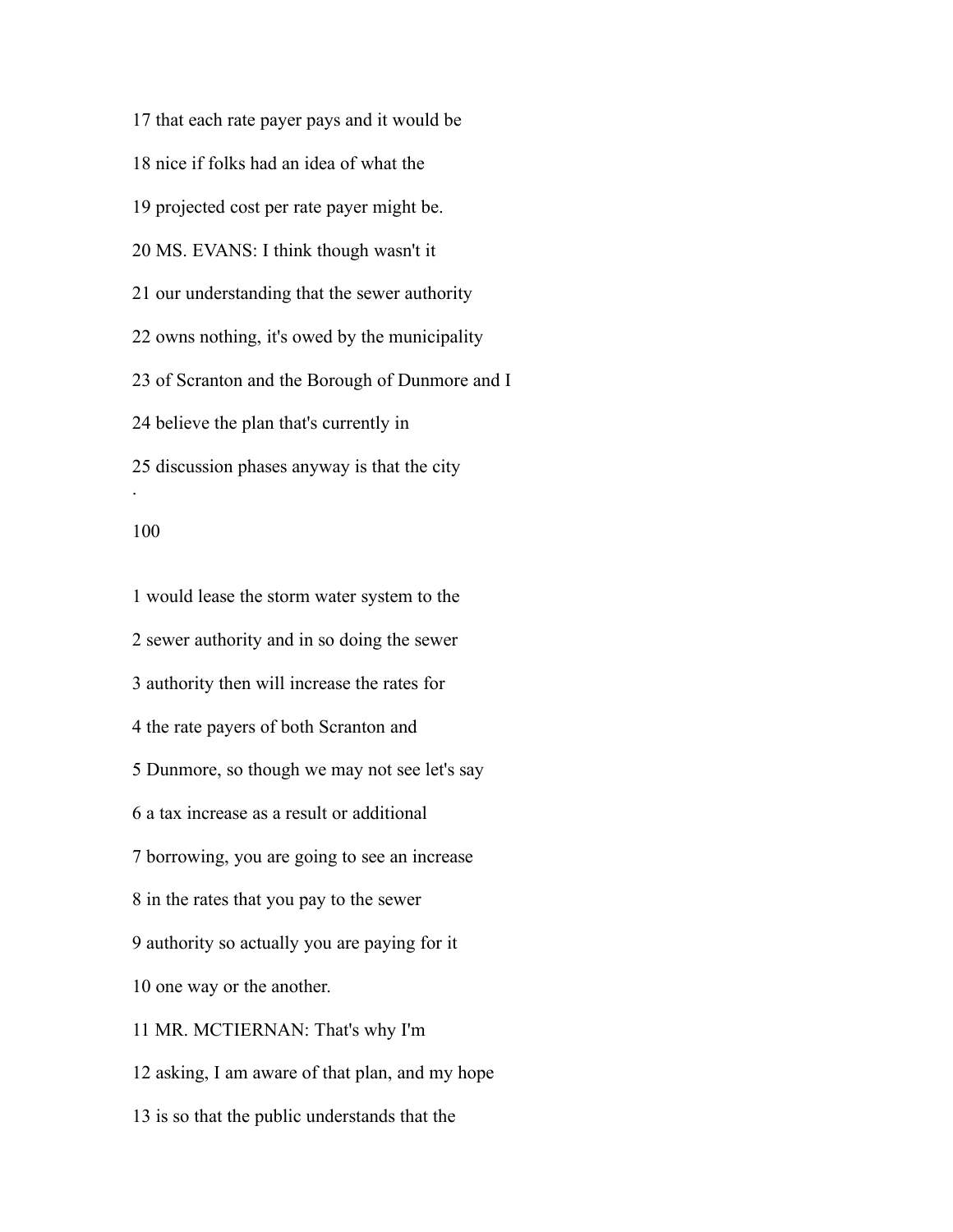17 that each rate payer pays and it would be

18 nice if folks had an idea of what the

19 projected cost per rate payer might be.

20 MS. EVANS: I think though wasn't it

21 our understanding that the sewer authority

22 owns nothing, it's owed by the municipality

23 of Scranton and the Borough of Dunmore and I

24 believe the plan that's currently in

25 discussion phases anyway is that the city

1 would lease the storm water system to the

2 sewer authority and in so doing the sewer

3 authority then will increase the rates for

4 the rate payers of both Scranton and

5 Dunmore, so though we may not see let's say

6 a tax increase as a result or additional

7 borrowing, you are going to see an increase

8 in the rates that you pay to the sewer

9 authority so actually you are paying for it

10 one way or the another.

11 MR. MCTIERNAN: That's why I'm

12 asking, I am aware of that plan, and my hope

13 is so that the public understands that the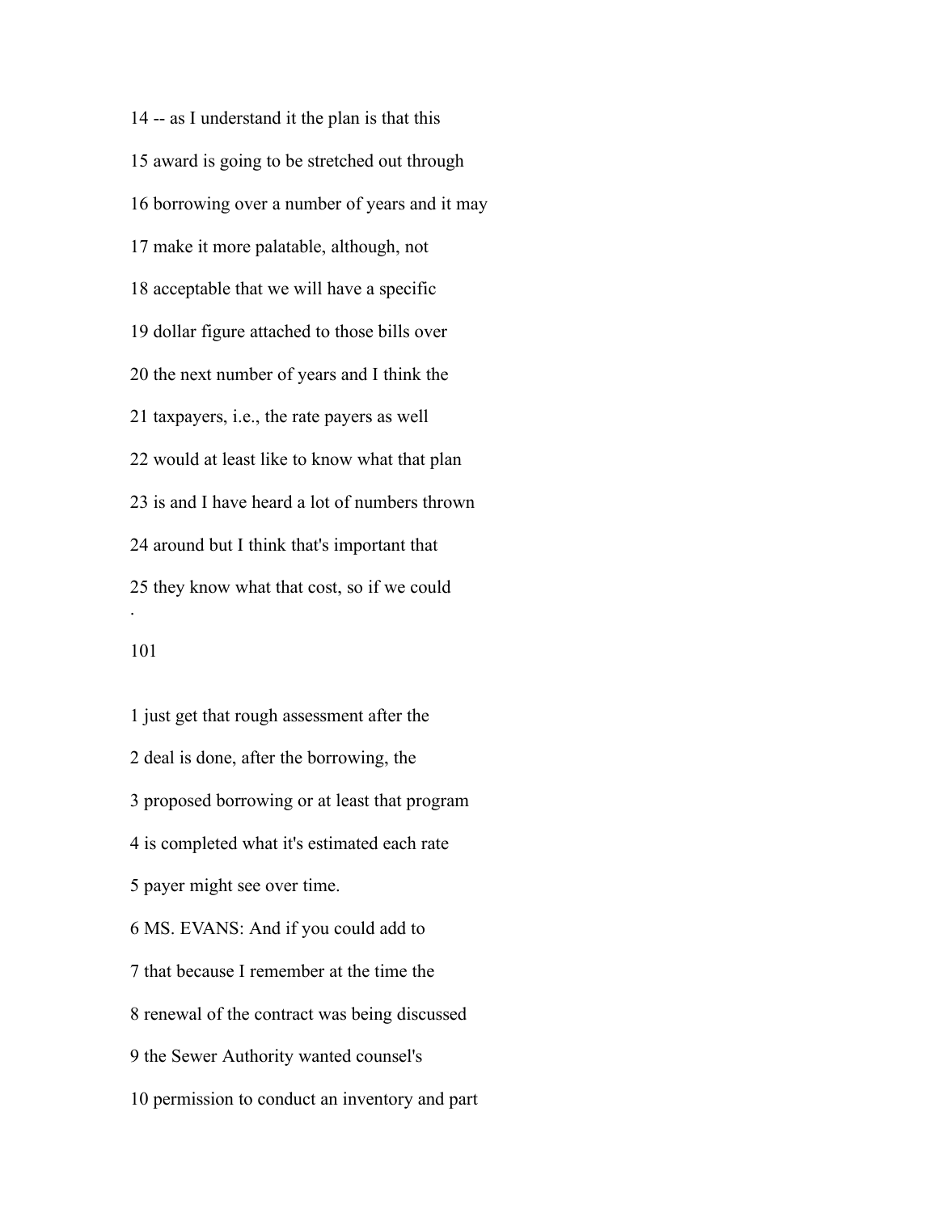14 -- as I understand it the plan is that this

15 award is going to be stretched out through

16 borrowing over a number of years and it may

17 make it more palatable, although, not

18 acceptable that we will have a specific

19 dollar figure attached to those bills over

20 the next number of years and I think the

21 taxpayers, i.e., the rate payers as well

22 would at least like to know what that plan

23 is and I have heard a lot of numbers thrown

24 around but I think that's important that

25 they know what that cost, so if we could

.

101

1 just get that rough assessment after the

2 deal is done, after the borrowing, the

3 proposed borrowing or at least that program

4 is completed what it's estimated each rate

5 payer might see over time.

6 MS. EVANS: And if you could add to

7 that because I remember at the time the

8 renewal of the contract was being discussed

9 the Sewer Authority wanted counsel's

10 permission to conduct an inventory and part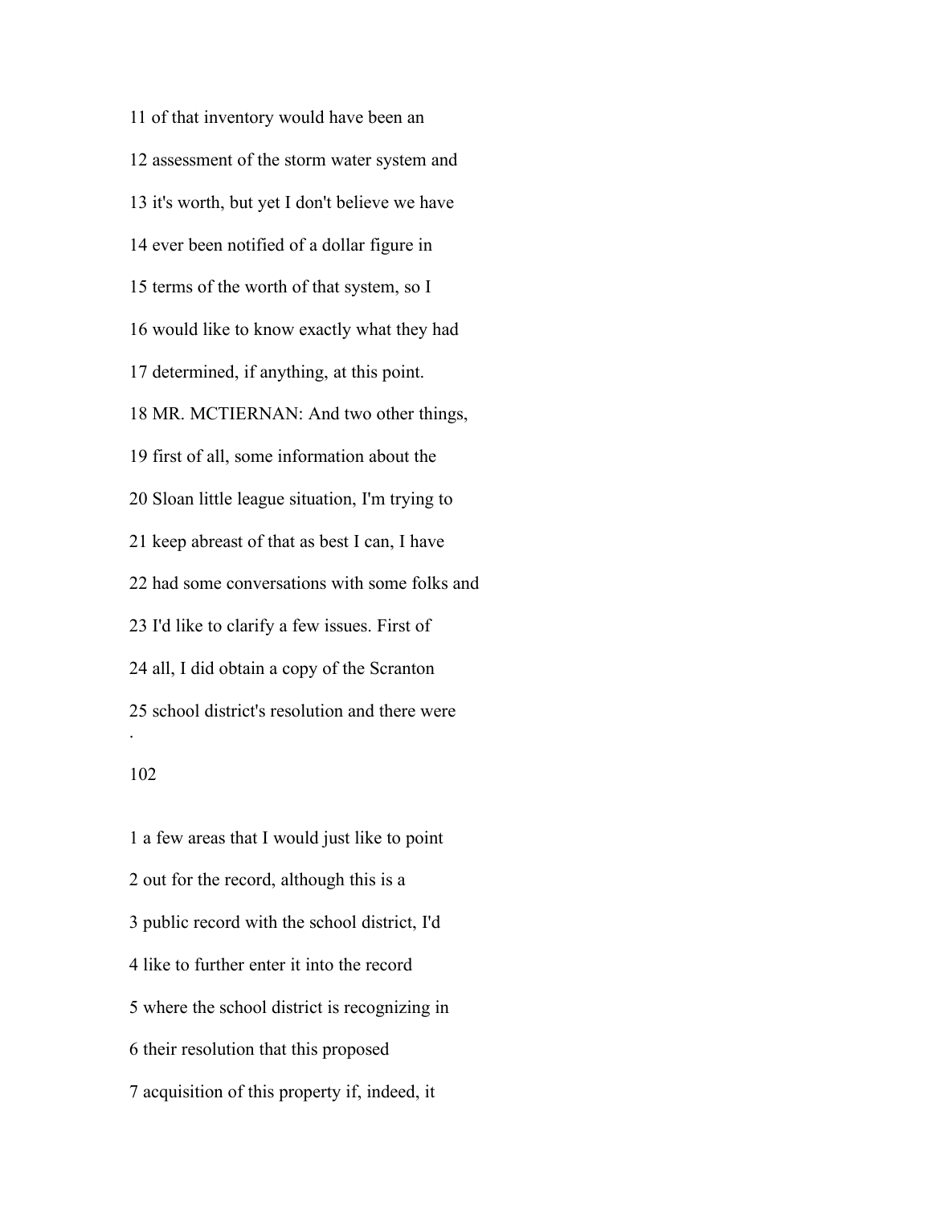11 of that inventory would have been an

12 assessment of the storm water system and

13 it's worth, but yet I don't believe we have

14 ever been notified of a dollar figure in

15 terms of the worth of that system, so I

16 would like to know exactly what they had

17 determined, if anything, at this point.

18 MR. MCTIERNAN: And two other things,

19 first of all, some information about the

20 Sloan little league situation, I'm trying to

21 keep abreast of that as best I can, I have

22 had some conversations with some folks and

23 I'd like to clarify a few issues. First of

24 all, I did obtain a copy of the Scranton

25 school district's resolution and there were

1 a few areas that I would just like to point

2 out for the record, although this is a

3 public record with the school district, I'd

4 like to further enter it into the record

5 where the school district is recognizing in

6 their resolution that this proposed

7 acquisition of this property if, indeed, it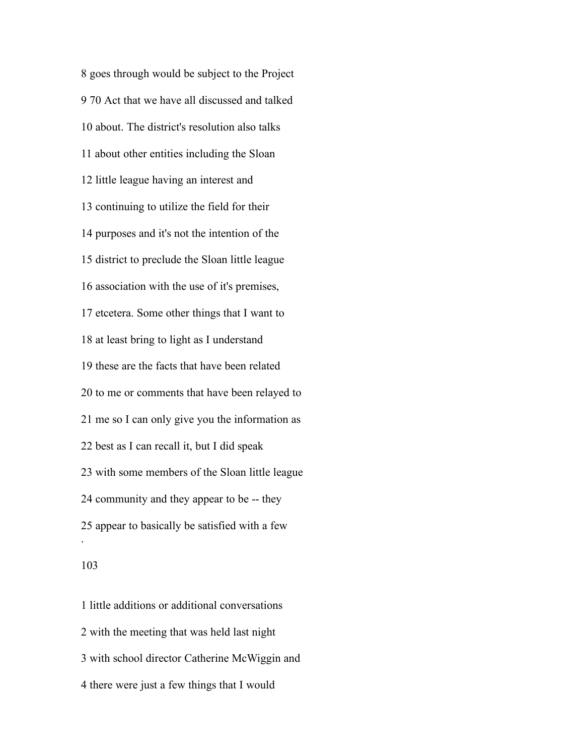8 goes through would be subject to the Project

9 70 Act that we have all discussed and talked

10 about. The district's resolution also talks

11 about other entities including the Sloan

12 little league having an interest and

13 continuing to utilize the field for their

14 purposes and it's not the intention of the

15 district to preclude the Sloan little league

16 association with the use of it's premises,

17 etcetera. Some other things that I want to

18 at least bring to light as I understand

19 these are the facts that have been related

20 to me or comments that have been relayed to

21 me so I can only give you the information as

22 best as I can recall it, but I did speak

23 with some members of the Sloan little league

24 community and they appear to be -- they

25 appear to basically be satisfied with a few

1 little additions or additional conversations

2 with the meeting that was held last night

3 with school director Catherine McWiggin and

4 there were just a few things that I would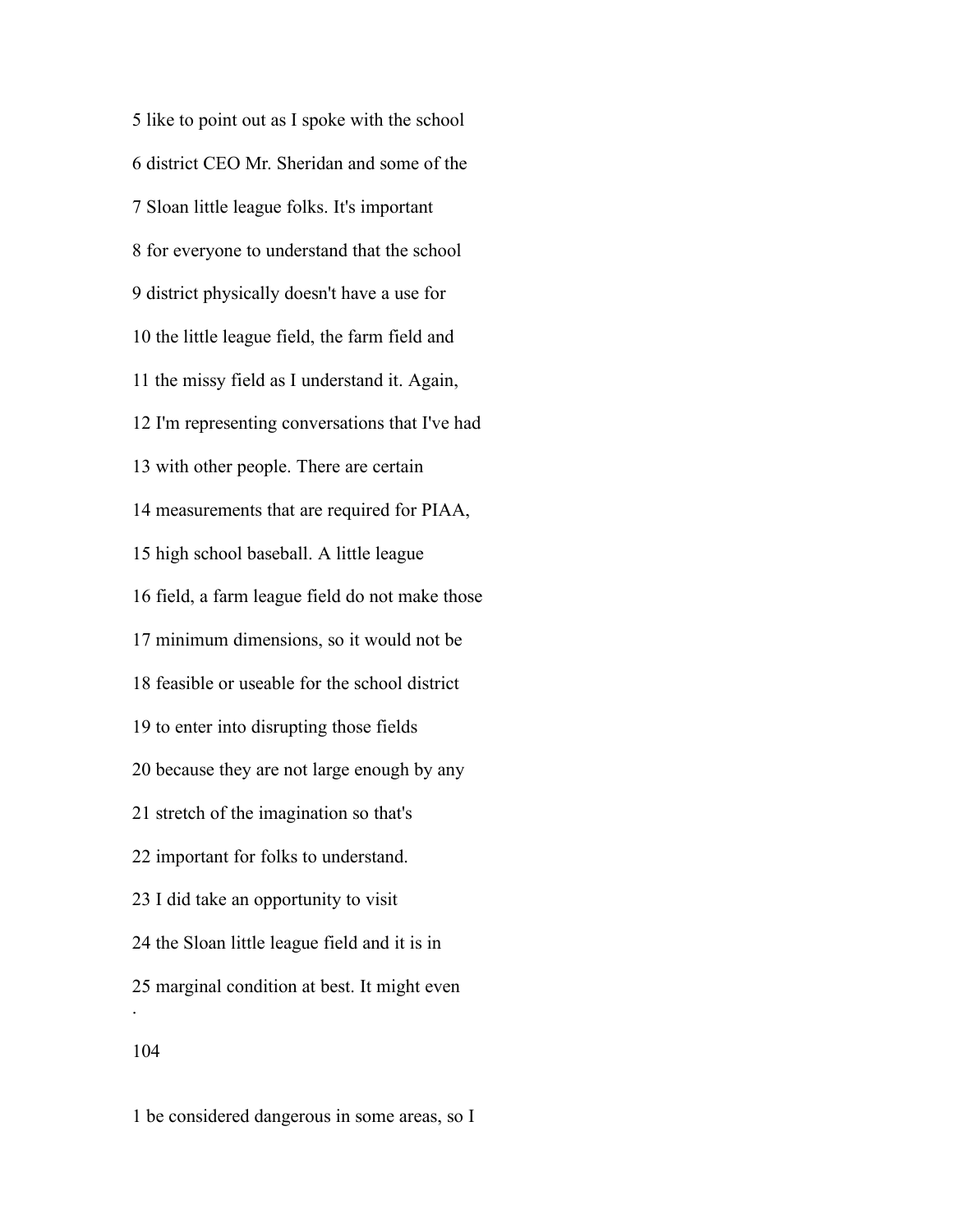5 like to point out as I spoke with the school

6 district CEO Mr. Sheridan and some of the

7 Sloan little league folks. It's important

8 for everyone to understand that the school

9 district physically doesn't have a use for

10 the little league field, the farm field and

11 the missy field as I understand it. Again,

12 I'm representing conversations that I've had

13 with other people. There are certain

14 measurements that are required for PIAA,

15 high school baseball. A little league

16 field, a farm league field do not make those

17 minimum dimensions, so it would not be

18 feasible or useable for the school district

19 to enter into disrupting those fields

20 because they are not large enough by any

21 stretch of the imagination so that's

22 important for folks to understand.

23 I did take an opportunity to visit

24 the Sloan little league field and it is in

25 marginal condition at best. It might even

1 be considered dangerous in some areas, so I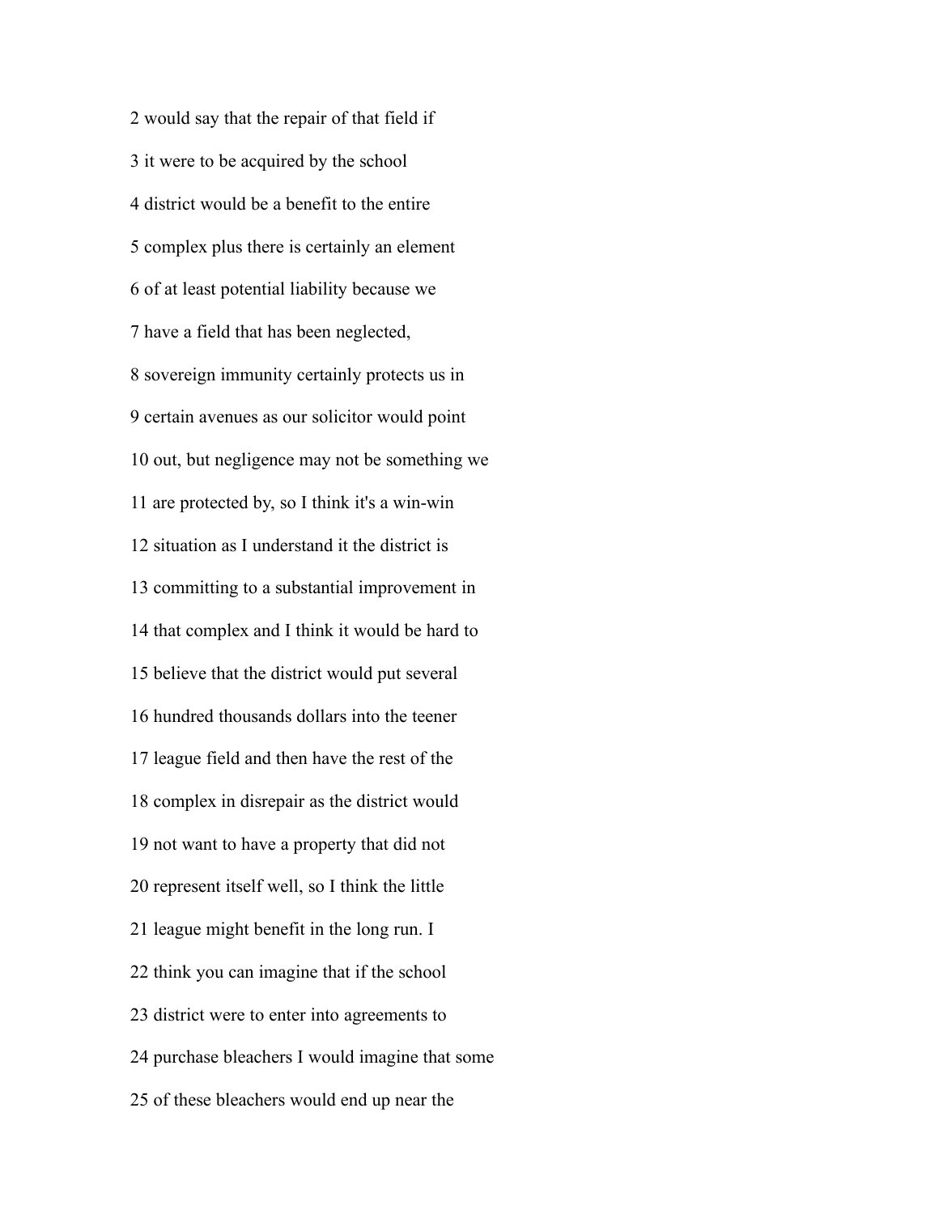2 would say that the repair of that field if

3 it were to be acquired by the school

4 district would be a benefit to the entire

5 complex plus there is certainly an element

6 of at least potential liability because we

7 have a field that has been neglected,

8 sovereign immunity certainly protects us in

9 certain avenues as our solicitor would point

10 out, but negligence may not be something we

11 are protected by, so I think it's a win-win

12 situation as I understand it the district is

13 committing to a substantial improvement in

14 that complex and I think it would be hard to

15 believe that the district would put several

16 hundred thousands dollars into the teener

17 league field and then have the rest of the

18 complex in disrepair as the district would

19 not want to have a property that did not

20 represent itself well, so I think the little

21 league might benefit in the long run. I

22 think you can imagine that if the school

23 district were to enter into agreements to

24 purchase bleachers I would imagine that some

25 of these bleachers would end up near the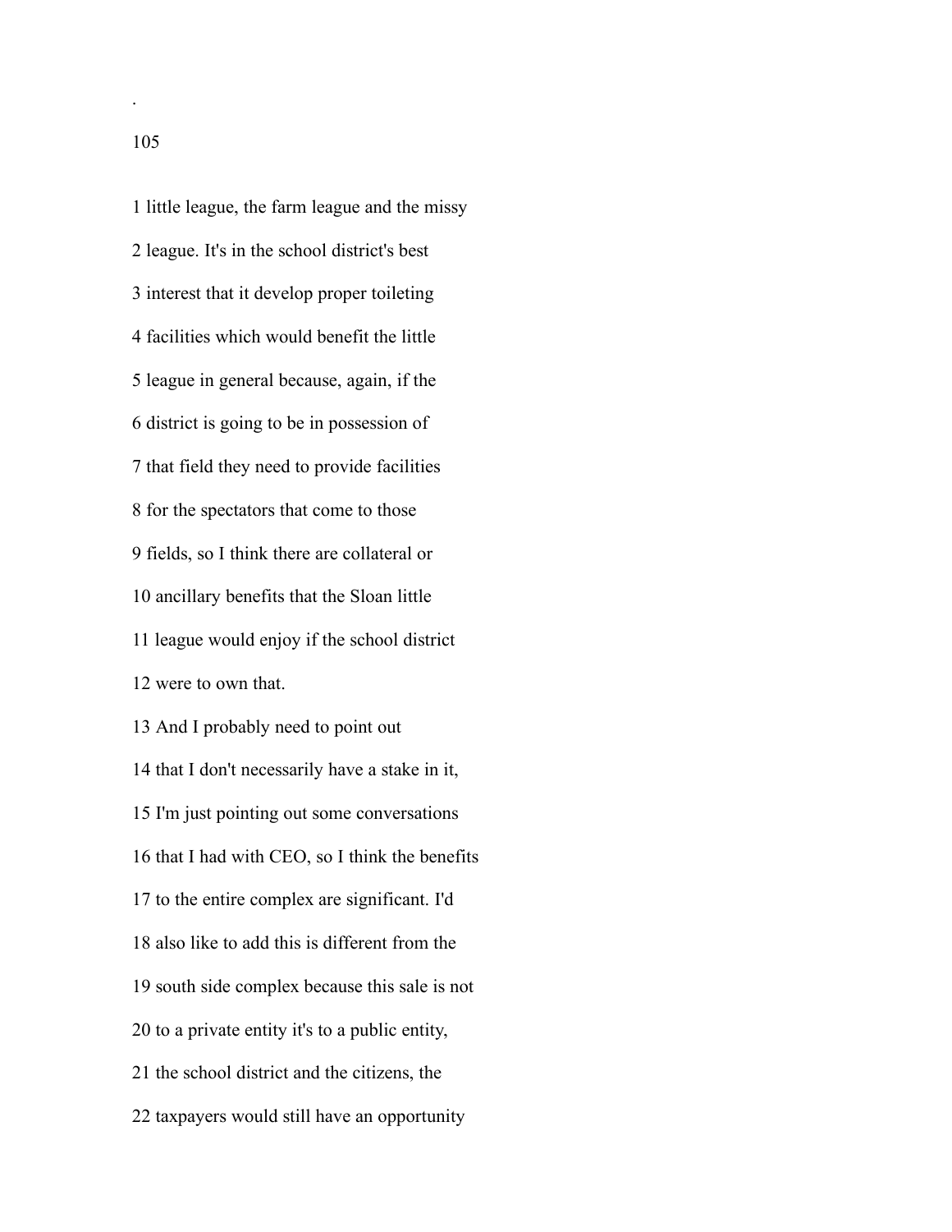1 little league, the farm league and the missy

2 league. It's in the school district's best

3 interest that it develop proper toileting

4 facilities which would benefit the little

5 league in general because, again, if the

6 district is going to be in possession of

7 that field they need to provide facilities

8 for the spectators that come to those

9 fields, so I think there are collateral or

10 ancillary benefits that the Sloan little

11 league would enjoy if the school district

12 were to own that.

13 And I probably need to point out

14 that I don't necessarily have a stake in it,

15 I'm just pointing out some conversations

16 that I had with CEO, so I think the benefits

17 to the entire complex are significant. I'd

18 also like to add this is different from the

19 south side complex because this sale is not

20 to a private entity it's to a public entity,

21 the school district and the citizens, the

22 taxpayers would still have an opportunity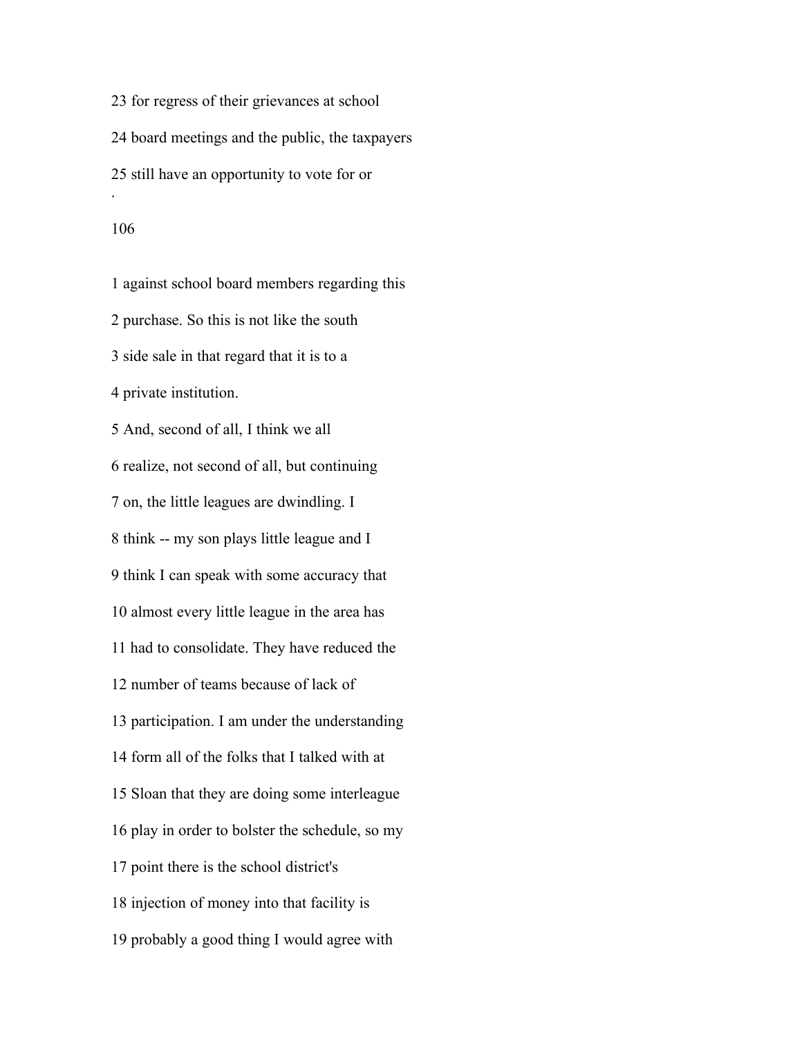23 for regress of their grievances at school

24 board meetings and the public, the taxpayers

25 still have an opportunity to vote for or

1 against school board members regarding this

2 purchase. So this is not like the south

3 side sale in that regard that it is to a

4 private institution.

5 And, second of all, I think we all

6 realize, not second of all, but continuing

7 on, the little leagues are dwindling. I

8 think -- my son plays little league and I

9 think I can speak with some accuracy that

10 almost every little league in the area has

11 had to consolidate. They have reduced the

12 number of teams because of lack of

13 participation. I am under the understanding

14 form all of the folks that I talked with at

15 Sloan that they are doing some interleague

16 play in order to bolster the schedule, so my

17 point there is the school district's

18 injection of money into that facility is

19 probably a good thing I would agree with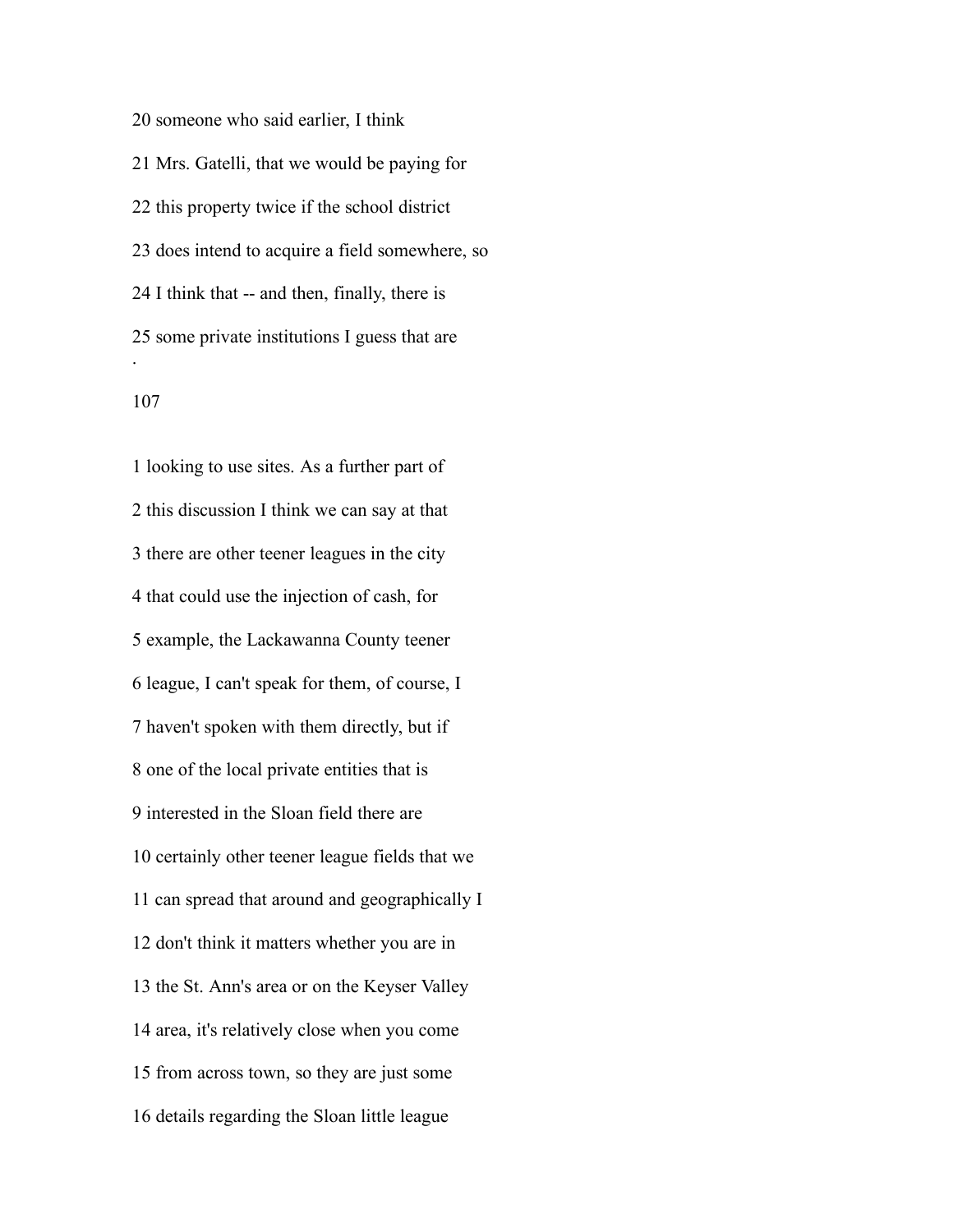20 someone who said earlier, I think

21 Mrs. Gatelli, that we would be paying for

22 this property twice if the school district

23 does intend to acquire a field somewhere, so

24 I think that -- and then, finally, there is

25 some private institutions I guess that are

.

107

1 looking to use sites. As a further part of

2 this discussion I think we can say at that

3 there are other teener leagues in the city

4 that could use the injection of cash, for

5 example, the Lackawanna County teener

6 league, I can't speak for them, of course, I

7 haven't spoken with them directly, but if

8 one of the local private entities that is

9 interested in the Sloan field there are

10 certainly other teener league fields that we

11 can spread that around and geographically I

12 don't think it matters whether you are in

13 the St. Ann's area or on the Keyser Valley

14 area, it's relatively close when you come

15 from across town, so they are just some

16 details regarding the Sloan little league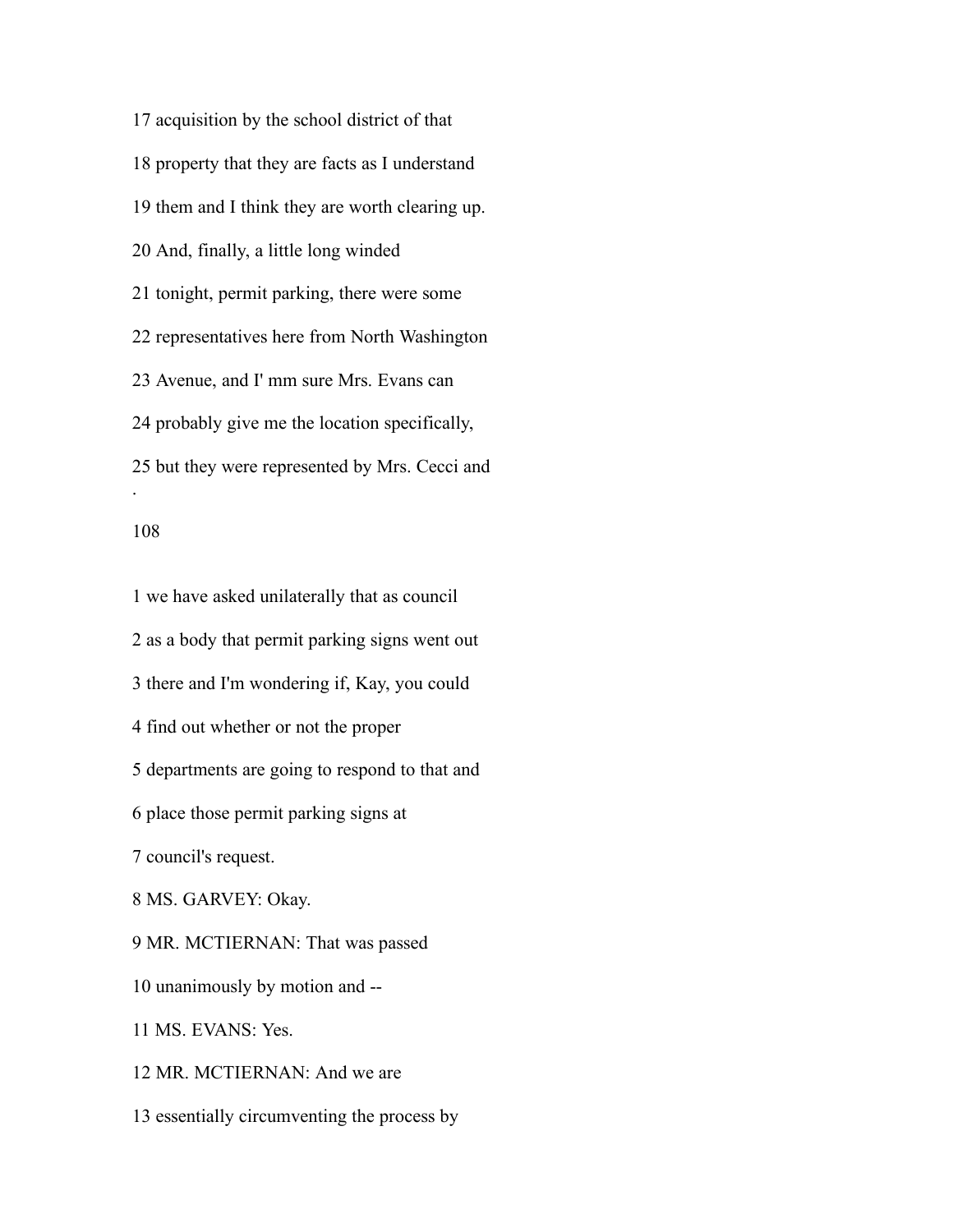17 acquisition by the school district of that

18 property that they are facts as I understand

19 them and I think they are worth clearing up.

20 And, finally, a little long winded

21 tonight, permit parking, there were some

22 representatives here from North Washington

23 Avenue, and I' mm sure Mrs. Evans can

24 probably give me the location specifically,

25 but they were represented by Mrs. Cecci and

1 we have asked unilaterally that as council

2 as a body that permit parking signs went out

3 there and I'm wondering if, Kay, you could

4 find out whether or not the proper

5 departments are going to respond to that and

6 place those permit parking signs at

7 council's request.

8 MS. GARVEY: Okay.

9 MR. MCTIERNAN: That was passed

10 unanimously by motion and --

11 MS. EVANS: Yes.

12 MR. MCTIERNAN: And we are

13 essentially circumventing the process by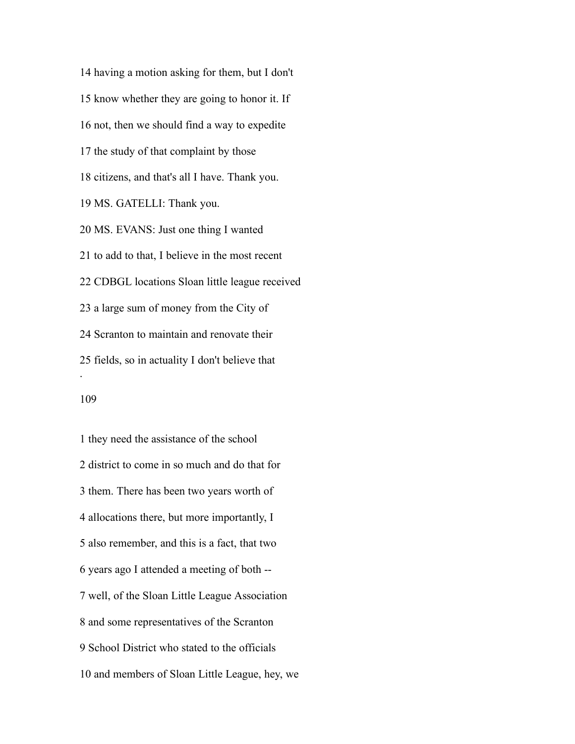14 having a motion asking for them, but I don't

15 know whether they are going to honor it. If

16 not, then we should find a way to expedite

17 the study of that complaint by those

18 citizens, and that's all I have. Thank you.

19 MS. GATELLI: Thank you.

20 MS. EVANS: Just one thing I wanted

21 to add to that, I believe in the most recent

22 CDBGL locations Sloan little league received

23 a large sum of money from the City of

24 Scranton to maintain and renovate their

25 fields, so in actuality I don't believe that

1 they need the assistance of the school

2 district to come in so much and do that for

3 them. There has been two years worth of

4 allocations there, but more importantly, I

5 also remember, and this is a fact, that two

6 years ago I attended a meeting of both --

7 well, of the Sloan Little League Association

8 and some representatives of the Scranton

9 School District who stated to the officials

10 and members of Sloan Little League, hey, we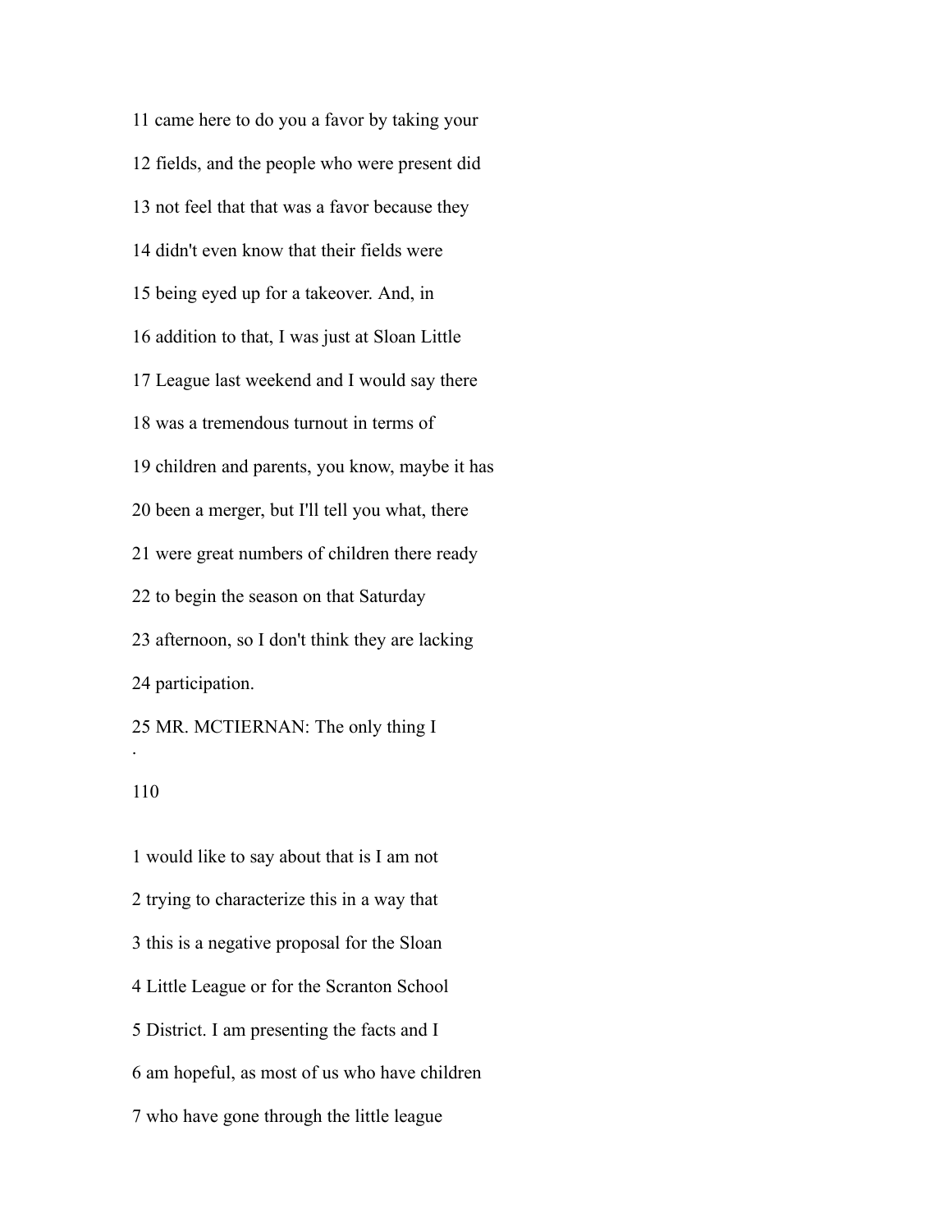11 came here to do you a favor by taking your

12 fields, and the people who were present did

13 not feel that that was a favor because they

14 didn't even know that their fields were

15 being eyed up for a takeover. And, in

16 addition to that, I was just at Sloan Little

17 League last weekend and I would say there

18 was a tremendous turnout in terms of

19 children and parents, you know, maybe it has

20 been a merger, but I'll tell you what, there

21 were great numbers of children there ready

22 to begin the season on that Saturday

23 afternoon, so I don't think they are lacking

24 participation.

25 MR. MCTIERNAN: The only thing I

1 would like to say about that is I am not

2 trying to characterize this in a way that

3 this is a negative proposal for the Sloan

4 Little League or for the Scranton School

5 District. I am presenting the facts and I

6 am hopeful, as most of us who have children

7 who have gone through the little league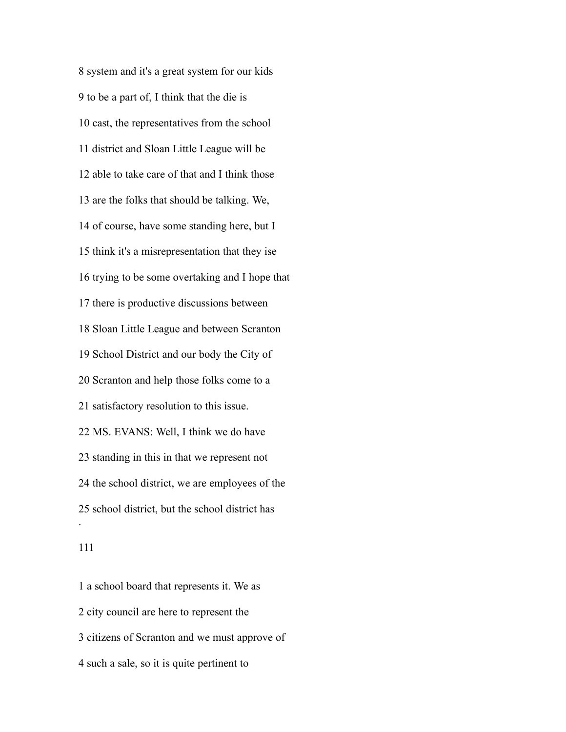8 system and it's a great system for our kids

9 to be a part of, I think that the die is

10 cast, the representatives from the school

11 district and Sloan Little League will be

12 able to take care of that and I think those

13 are the folks that should be talking. We,

14 of course, have some standing here, but I

15 think it's a misrepresentation that they ise

16 trying to be some overtaking and I hope that

17 there is productive discussions between

18 Sloan Little League and between Scranton

19 School District and our body the City of

20 Scranton and help those folks come to a

21 satisfactory resolution to this issue.

22 MS. EVANS: Well, I think we do have

23 standing in this in that we represent not

24 the school district, we are employees of the

25 school district, but the school district has

1 a school board that represents it. We as

2 city council are here to represent the

3 citizens of Scranton and we must approve of

4 such a sale, so it is quite pertinent to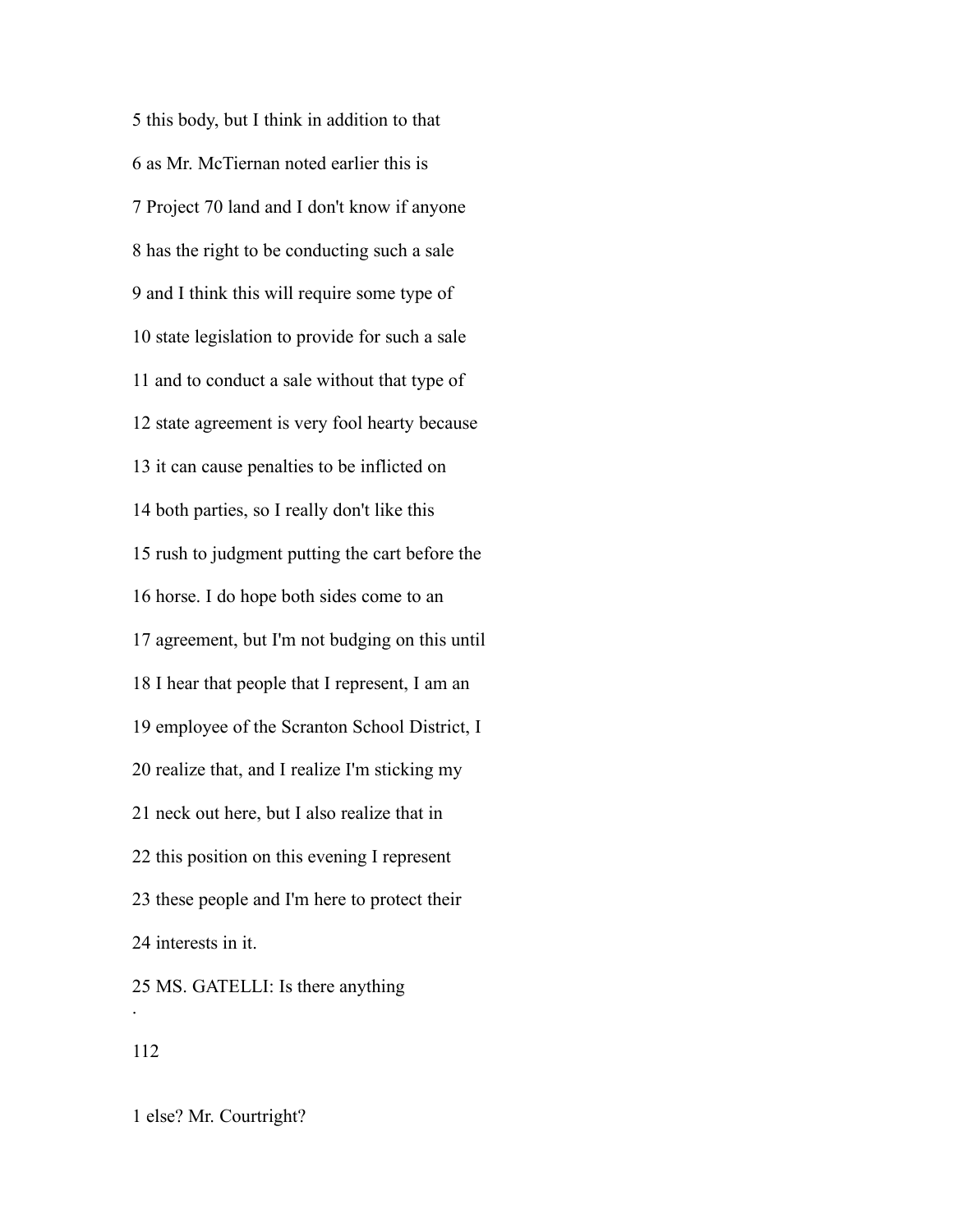5 this body, but I think in addition to that

6 as Mr. McTiernan noted earlier this is

7 Project 70 land and I don't know if anyone

8 has the right to be conducting such a sale

9 and I think this will require some type of

10 state legislation to provide for such a sale

11 and to conduct a sale without that type of

12 state agreement is very fool hearty because

13 it can cause penalties to be inflicted on

14 both parties, so I really don't like this

15 rush to judgment putting the cart before the

16 horse. I do hope both sides come to an

17 agreement, but I'm not budging on this until

18 I hear that people that I represent, I am an

19 employee of the Scranton School District, I

20 realize that, and I realize I'm sticking my

21 neck out here, but I also realize that in

22 this position on this evening I represent

23 these people and I'm here to protect their

24 interests in it.

25 MS. GATELLI: Is there anything

.

112

1 else? Mr. Courtright?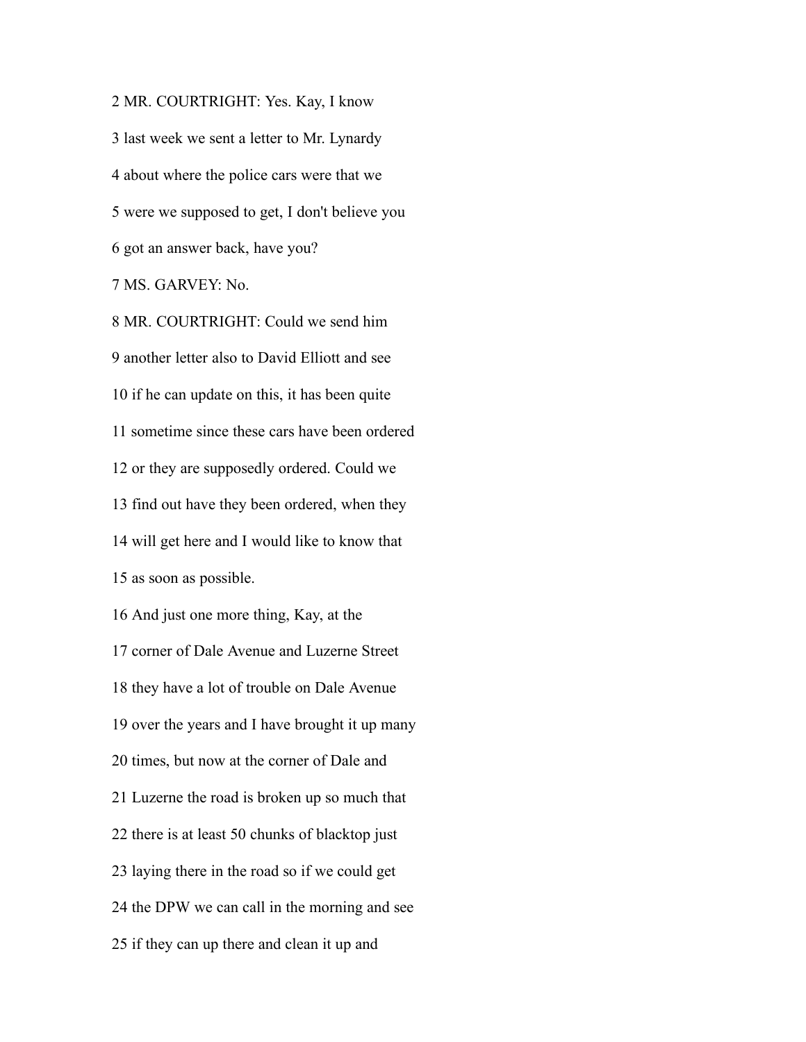2 MR. COURTRIGHT: Yes. Kay, I know

3 last week we sent a letter to Mr. Lynardy

4 about where the police cars were that we

5 were we supposed to get, I don't believe you

6 got an answer back, have you?

7 MS. GARVEY: No.

8 MR. COURTRIGHT: Could we send him

9 another letter also to David Elliott and see

10 if he can update on this, it has been quite

11 sometime since these cars have been ordered

12 or they are supposedly ordered. Could we

13 find out have they been ordered, when they

14 will get here and I would like to know that

15 as soon as possible.

16 And just one more thing, Kay, at the

17 corner of Dale Avenue and Luzerne Street

18 they have a lot of trouble on Dale Avenue

19 over the years and I have brought it up many

20 times, but now at the corner of Dale and

21 Luzerne the road is broken up so much that

22 there is at least 50 chunks of blacktop just

23 laying there in the road so if we could get

24 the DPW we can call in the morning and see

25 if they can up there and clean it up and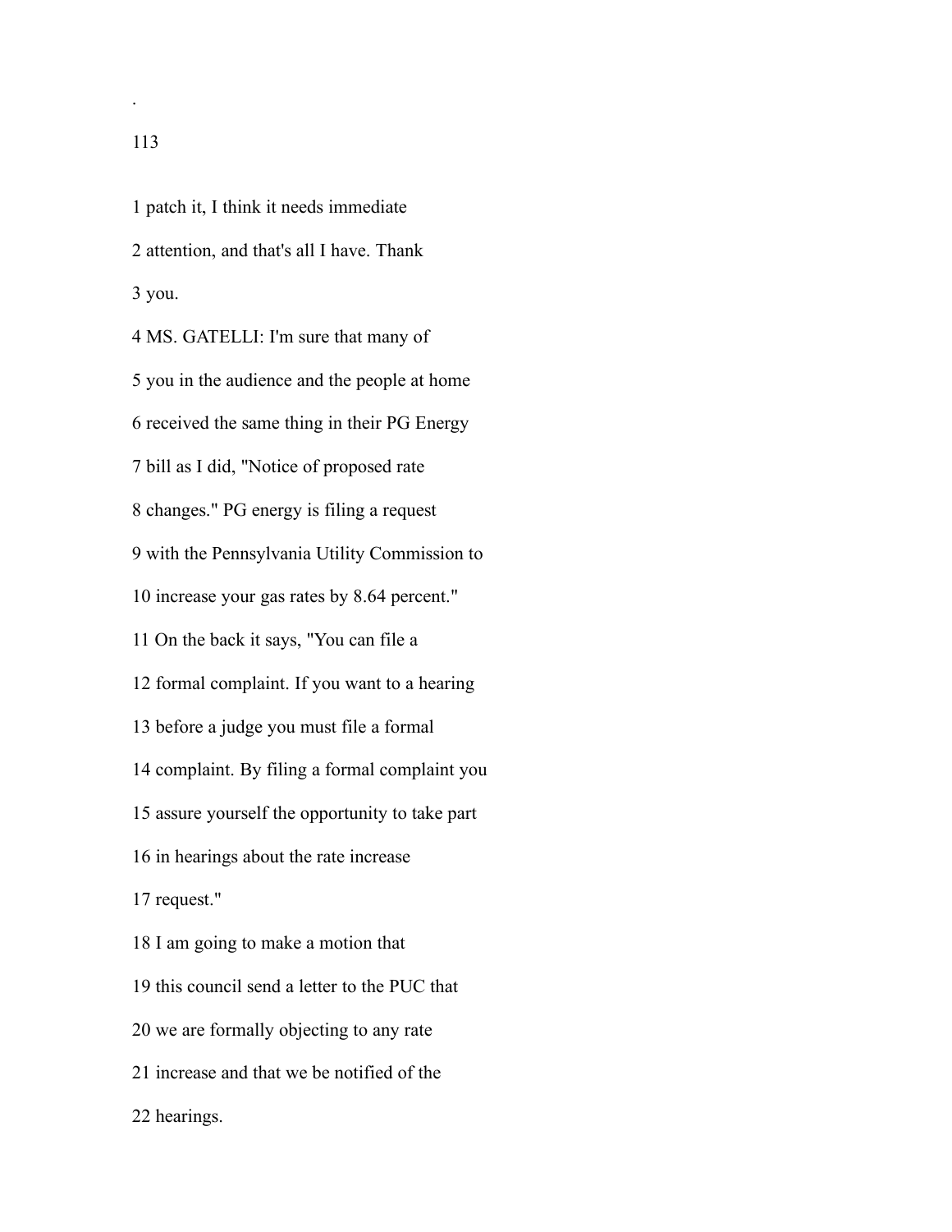1 patch it, I think it needs immediate

2 attention, and that's all I have. Thank

3 you.

4 MS. GATELLI: I'm sure that many of

5 you in the audience and the people at home

6 received the same thing in their PG Energy

7 bill as I did, "Notice of proposed rate

8 changes." PG energy is filing a request

9 with the Pennsylvania Utility Commission to

10 increase your gas rates by 8.64 percent."

11 On the back it says, "You can file a

12 formal complaint. If you want to a hearing

13 before a judge you must file a formal

14 complaint. By filing a formal complaint you

15 assure yourself the opportunity to take part

16 in hearings about the rate increase

17 request."

18 I am going to make a motion that

19 this council send a letter to the PUC that

20 we are formally objecting to any rate

21 increase and that we be notified of the

22 hearings.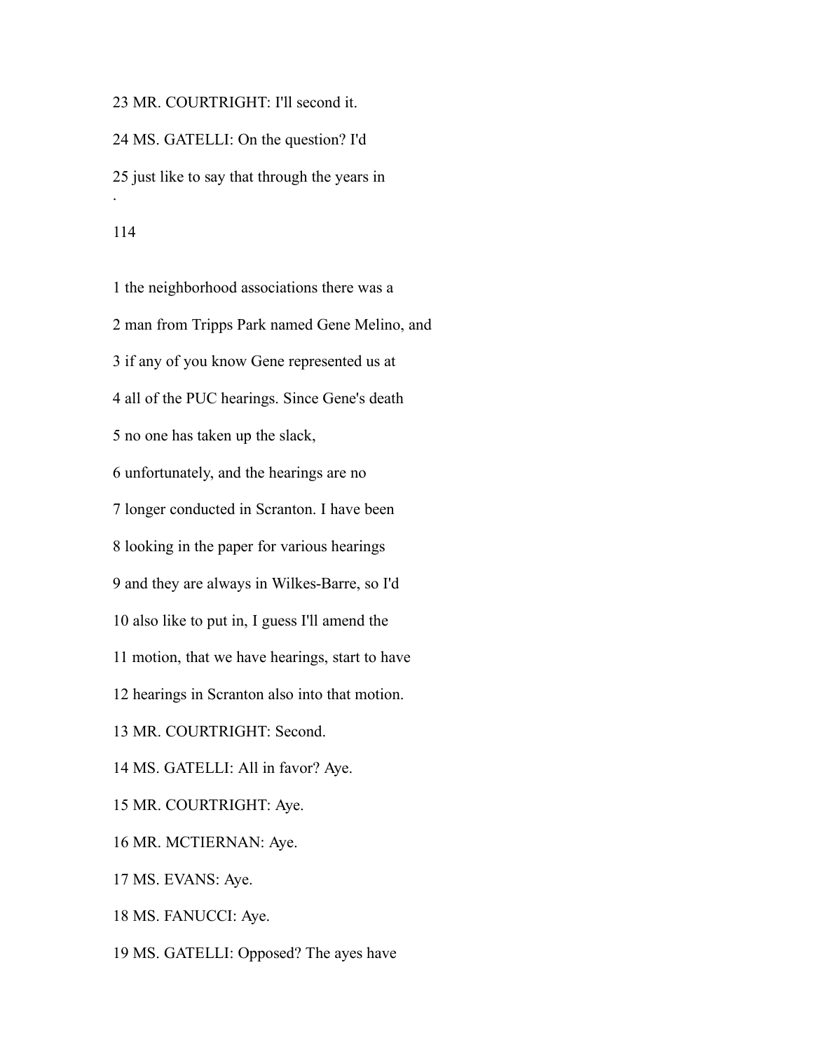23 MR. COURTRIGHT: I'll second it.

24 MS. GATELLI: On the question? I'd

25 just like to say that through the years in

1 the neighborhood associations there was a

2 man from Tripps Park named Gene Melino, and

3 if any of you know Gene represented us at

4 all of the PUC hearings. Since Gene's death

5 no one has taken up the slack,

6 unfortunately, and the hearings are no

7 longer conducted in Scranton. I have been

8 looking in the paper for various hearings

9 and they are always in Wilkes-Barre, so I'd

10 also like to put in, I guess I'll amend the

11 motion, that we have hearings, start to have

12 hearings in Scranton also into that motion.

13 MR. COURTRIGHT: Second.

14 MS. GATELLI: All in favor? Aye.

15 MR. COURTRIGHT: Aye.

16 MR. MCTIERNAN: Aye.

17 MS. EVANS: Aye.

18 MS. FANUCCI: Aye.

19 MS. GATELLI: Opposed? The ayes have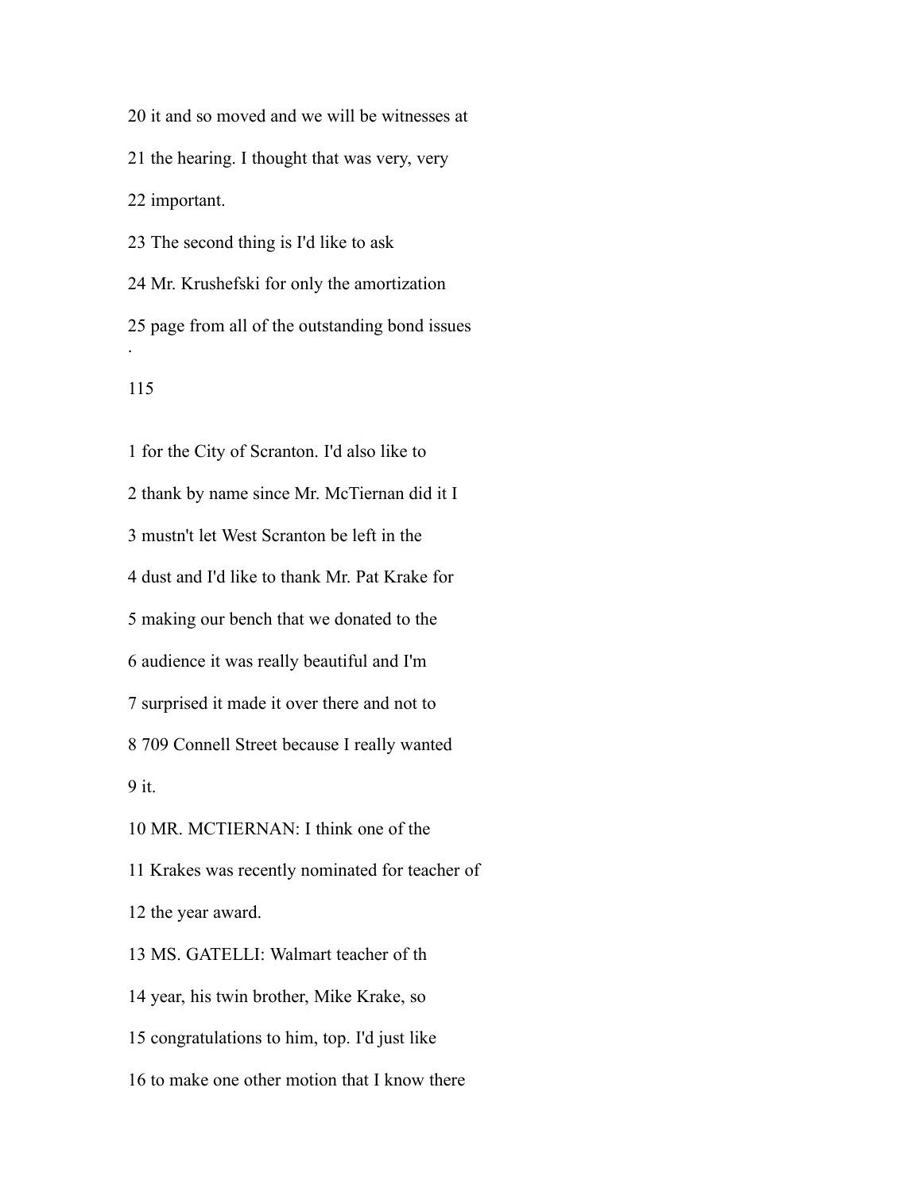20 it and so moved and we will be witnesses at

21 the hearing. I thought that was very, very

22 important.

23 The second thing is I'd like to ask

24 Mr. Krushefski for only the amortization

25 page from all of the outstanding bond issues

.

1 for the City of Scranton. I'd also like to

2 thank by name since Mr. McTiernan did it I

3 mustn't let West Scranton be left in the

4 dust and I'd like to thank Mr. Pat Krake for

5 making our bench that we donated to the

6 audience it was really beautiful and I'm

7 surprised it made it over there and not to

8 709 Connell Street because I really wanted

9 it.

10 MR. MCTIERNAN: I think one of the

11 Krakes was recently nominated for teacher of

12 the year award.

13 MS. GATELLI: Walmart teacher of th

14 year, his twin brother, Mike Krake, so

15 congratulations to him, top. I'd just like

16 to make one other motion that I know there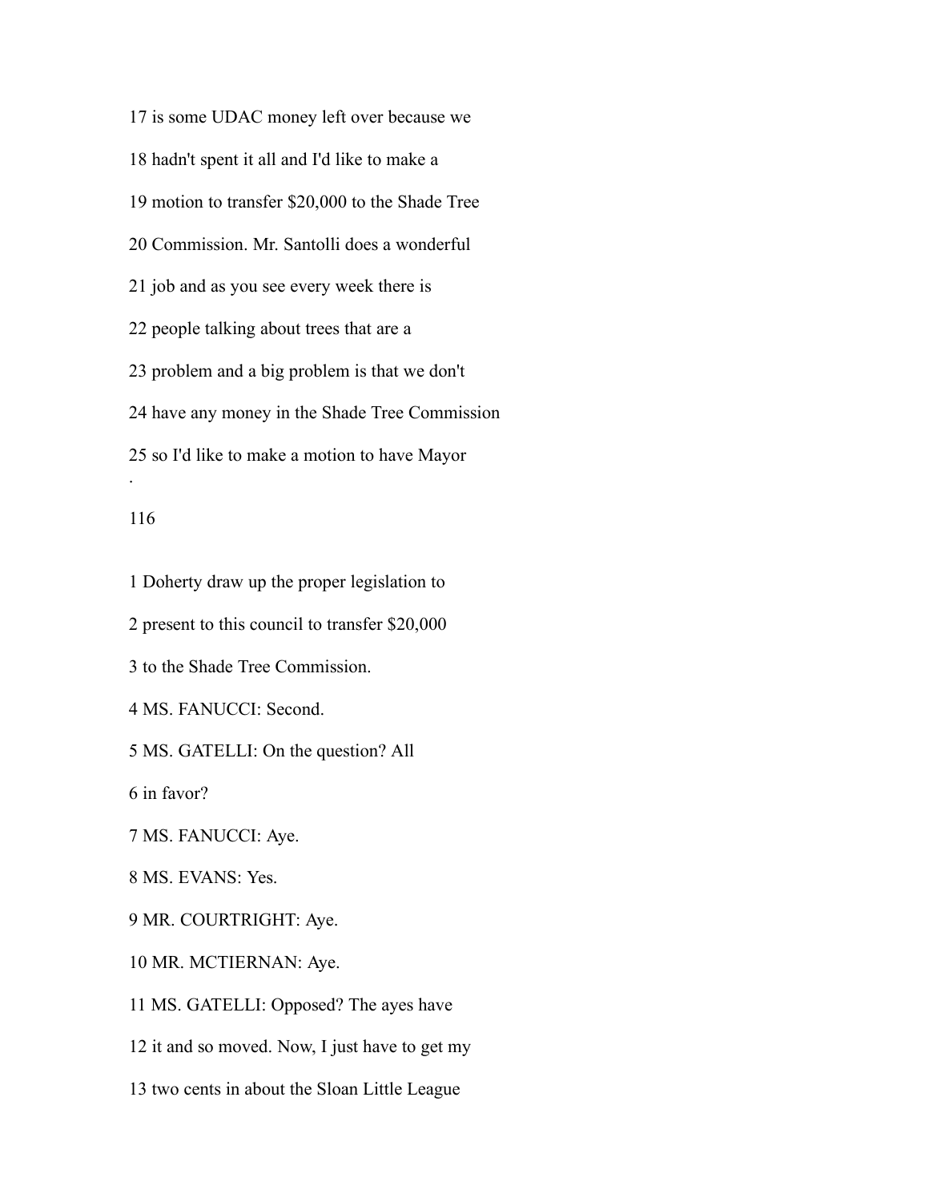17 is some UDAC money left over because we

18 hadn't spent it all and I'd like to make a

19 motion to transfer $20,000 to the Shade Tree

20 Commission. Mr. Santolli does a wonderful

21 job and as you see every week there is

22 people talking about trees that are a

23 problem and a big problem is that we don't

24 have any money in the Shade Tree Commission

25 so I'd like to make a motion to have Mayor

.

116

1 Doherty draw up the proper legislation to

2 present to this council to transfer $20,000

3 to the Shade Tree Commission.

4 MS. FANUCCI: Second.

5 MS. GATELLI: On the question? All

6 in favor?

7 MS. FANUCCI: Aye.

8 MS. EVANS: Yes.

9 MR. COURTRIGHT: Aye.

10 MR. MCTIERNAN: Aye.

11 MS. GATELLI: Opposed? The ayes have

12 it and so moved. Now, I just have to get my

13 two cents in about the Sloan Little League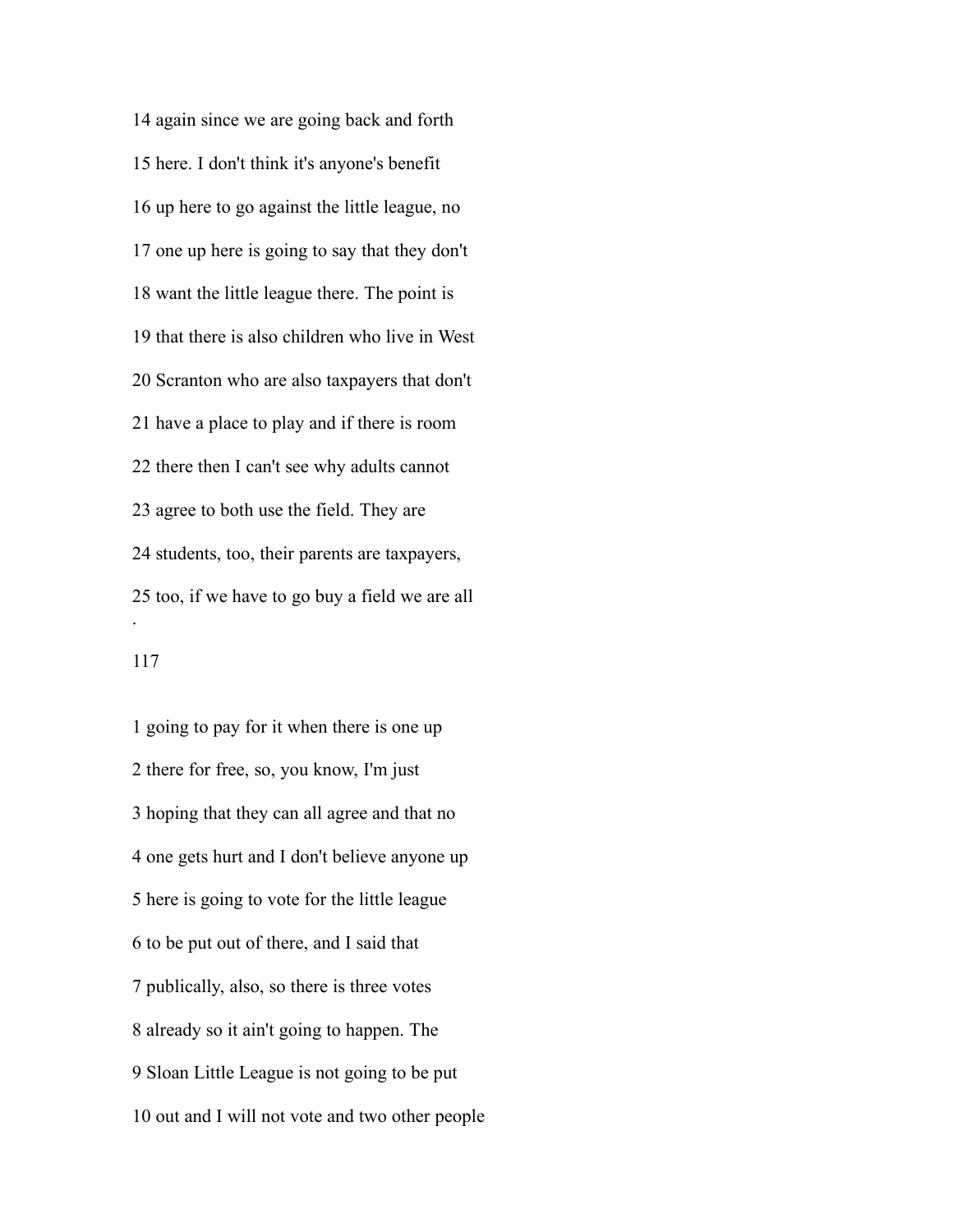14 again since we are going back and forth

15 here. I don't think it's anyone's benefit

16 up here to go against the little league, no

17 one up here is going to say that they don't

18 want the little league there. The point is

19 that there is also children who live in West

20 Scranton who are also taxpayers that don't

21 have a place to play and if there is room

22 there then I can't see why adults cannot

23 agree to both use the field. They are

24 students, too, their parents are taxpayers,

25 too, if we have to go buy a field we are all

1 going to pay for it when there is one up

2 there for free, so, you know, I'm just

3 hoping that they can all agree and that no

4 one gets hurt and I don't believe anyone up

5 here is going to vote for the little league

6 to be put out of there, and I said that

7 publically, also, so there is three votes

8 already so it ain't going to happen. The

9 Sloan Little League is not going to be put

10 out and I will not vote and two other people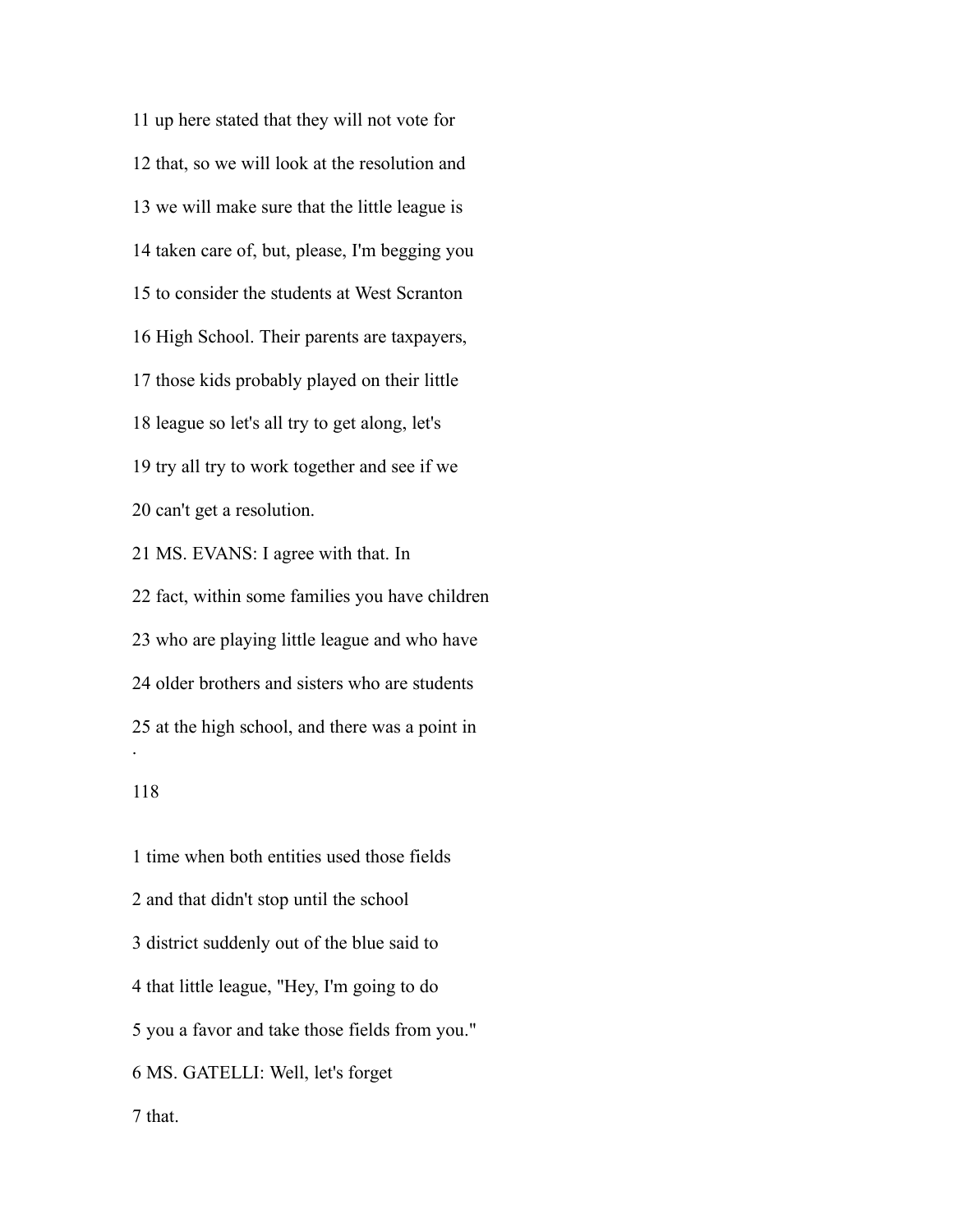11 up here stated that they will not vote for

12 that, so we will look at the resolution and

13 we will make sure that the little league is

14 taken care of, but, please, I'm begging you

15 to consider the students at West Scranton

16 High School. Their parents are taxpayers,

17 those kids probably played on their little

18 league so let's all try to get along, let's

19 try all try to work together and see if we

20 can't get a resolution.

21 MS. EVANS: I agree with that. In

22 fact, within some families you have children

23 who are playing little league and who have

24 older brothers and sisters who are students

25 at the high school, and there was a point in

1 time when both entities used those fields

2 and that didn't stop until the school

3 district suddenly out of the blue said to

4 that little league, "Hey, I'm going to do

5 you a favor and take those fields from you."

6 MS. GATELLI: Well, let's forget

7 that.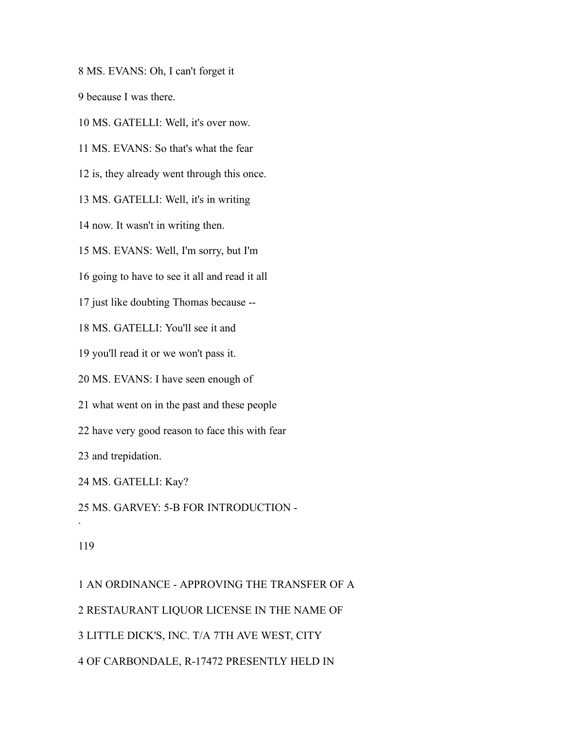8 MS. EVANS: Oh, I can't forget it

9 because I was there.

10 MS. GATELLI: Well, it's over now.

11 MS. EVANS: So that's what the fear

12 is, they already went through this once.

13 MS. GATELLI: Well, it's in writing

14 now. It wasn't in writing then.

15 MS. EVANS: Well, I'm sorry, but I'm

16 going to have to see it all and read it all

17 just like doubting Thomas because --

18 MS. GATELLI: You'll see it and

19 you'll read it or we won't pass it.

20 MS. EVANS: I have seen enough of

21 what went on in the past and these people

22 have very good reason to face this with fear

23 and trepidation.

24 MS. GATELLI: Kay?

25 MS. GARVEY: 5-B FOR INTRODUCTION -

1 AN ORDINANCE - APPROVING THE TRANSFER OF A

2 RESTAURANT LIQUOR LICENSE IN THE NAME OF

3 LITTLE DICK'S, INC. T/A 7TH AVE WEST, CITY

4 OF CARBONDALE, R-17472 PRESENTLY HELD IN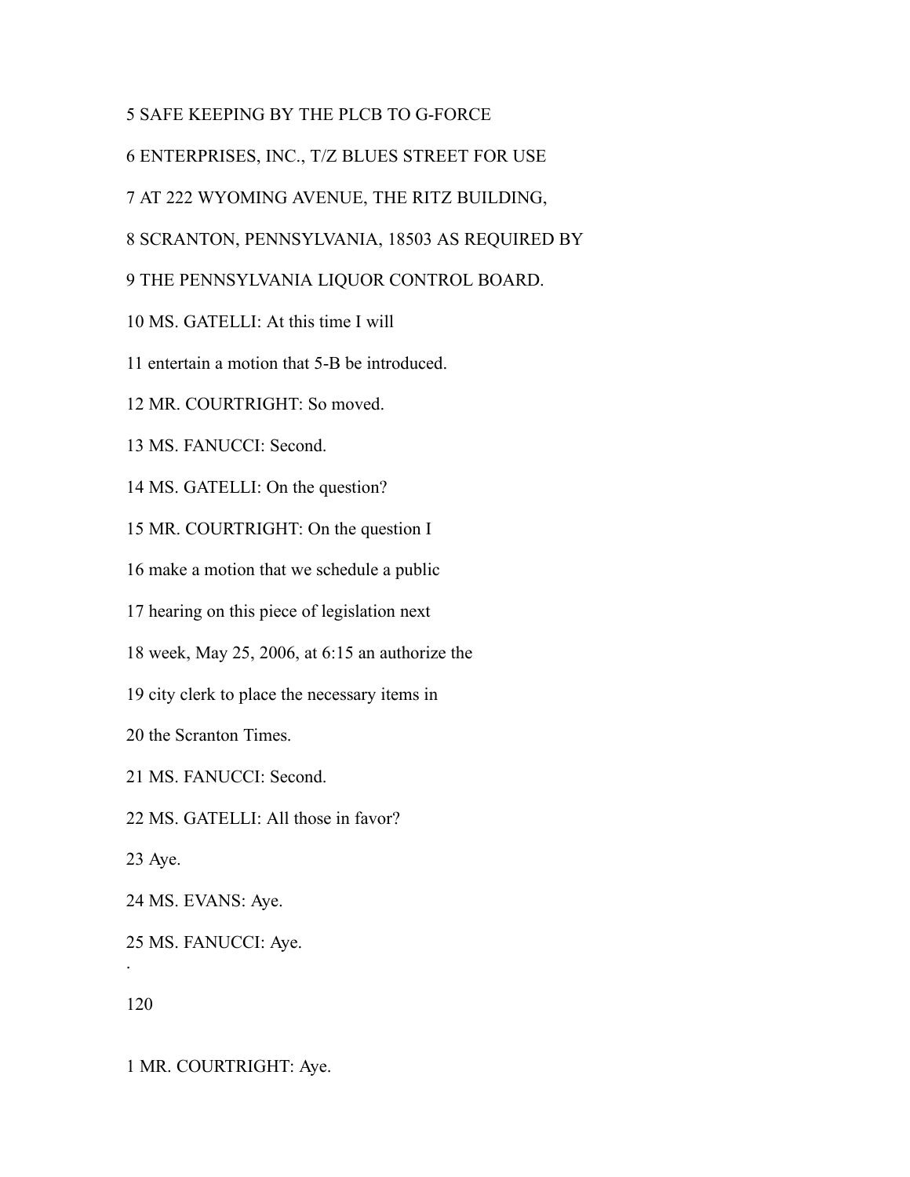5 SAFE KEEPING BY THE PLCB TO G-FORCE

6 ENTERPRISES, INC., T/Z BLUES STREET FOR USE

7 AT 222 WYOMING AVENUE, THE RITZ BUILDING,

8 SCRANTON, PENNSYLVANIA, 18503 AS REQUIRED BY

9 THE PENNSYLVANIA LIQUOR CONTROL BOARD.

10 MS. GATELLI: At this time I will

11 entertain a motion that 5-B be introduced.

12 MR. COURTRIGHT: So moved.

13 MS. FANUCCI: Second.

14 MS. GATELLI: On the question?

15 MR. COURTRIGHT: On the question I

16 make a motion that we schedule a public

17 hearing on this piece of legislation next

18 week, May 25, 2006, at 6:15 an authorize the

19 city clerk to place the necessary items in

20 the Scranton Times.

21 MS. FANUCCI: Second.

22 MS. GATELLI: All those in favor?

23 Aye.

24 MS. EVANS: Aye.

25 MS. FANUCCI: Aye.

1 MR. COURTRIGHT: Aye.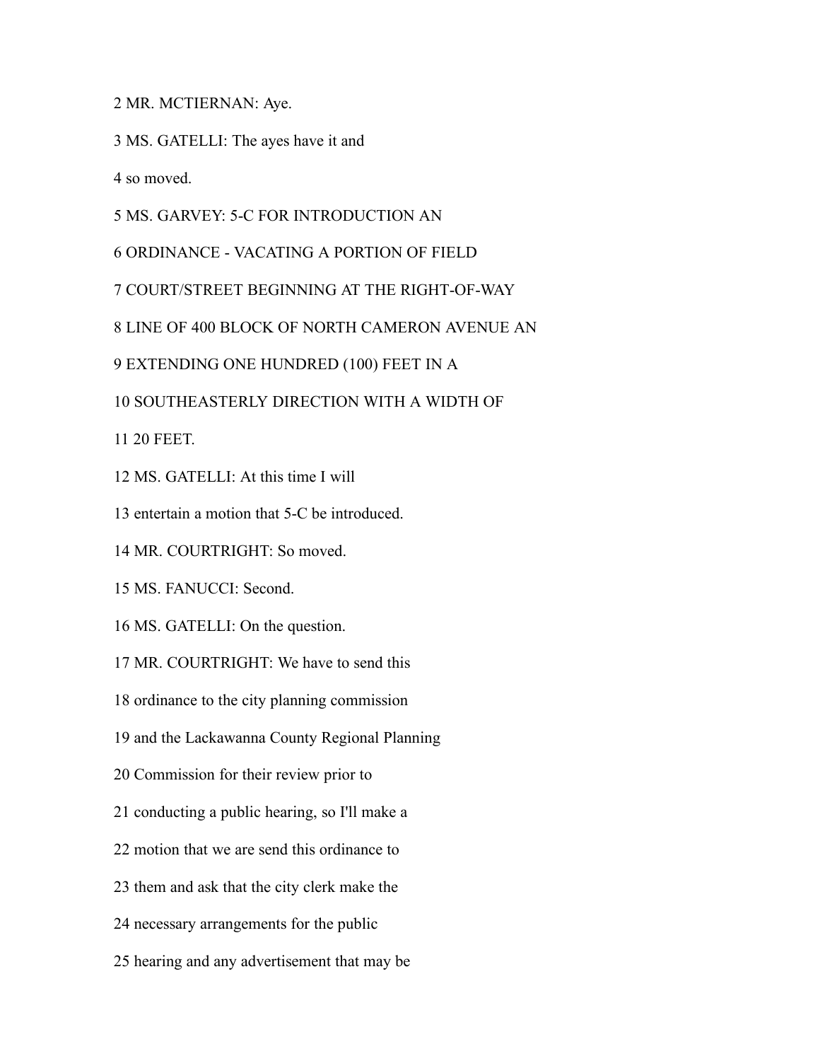2 MR. MCTIERNAN: Aye.

3 MS. GATELLI: The ayes have it and

4 so moved.

5 MS. GARVEY: 5-C FOR INTRODUCTION AN

6 ORDINANCE - VACATING A PORTION OF FIELD

7 COURT/STREET BEGINNING AT THE RIGHT-OF-WAY

8 LINE OF 400 BLOCK OF NORTH CAMERON AVENUE AN

9 EXTENDING ONE HUNDRED (100) FEET IN A

10 SOUTHEASTERLY DIRECTION WITH A WIDTH OF

11 20 FEET.

12 MS. GATELLI: At this time I will

13 entertain a motion that 5-C be introduced.

14 MR. COURTRIGHT: So moved.

15 MS. FANUCCI: Second.

16 MS. GATELLI: On the question.

17 MR. COURTRIGHT: We have to send this

18 ordinance to the city planning commission

19 and the Lackawanna County Regional Planning

20 Commission for their review prior to

21 conducting a public hearing, so I'll make a

22 motion that we are send this ordinance to

23 them and ask that the city clerk make the

24 necessary arrangements for the public

25 hearing and any advertisement that may be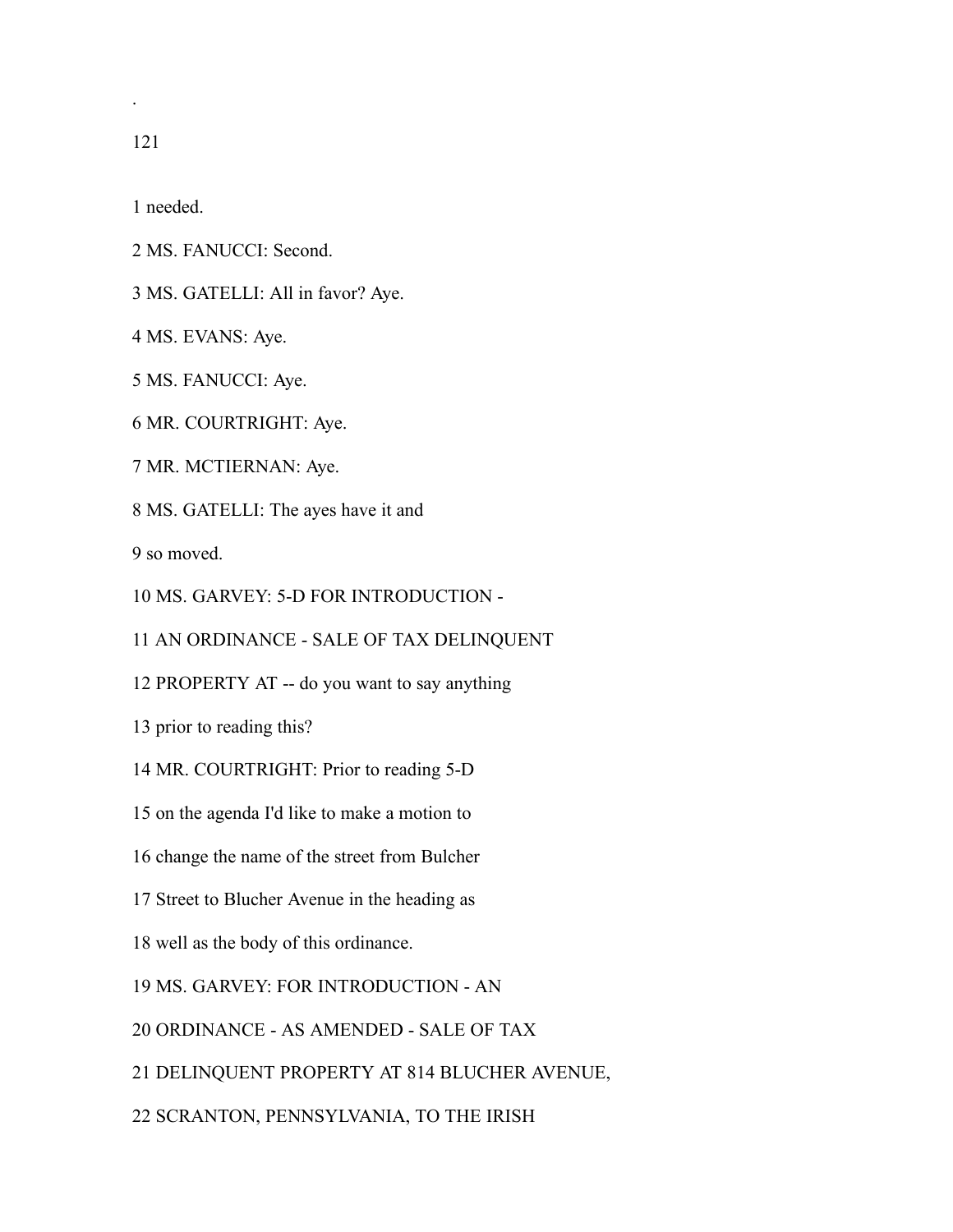1 needed.

2 MS. FANUCCI: Second.

3 MS. GATELLI: All in favor? Aye.

4 MS. EVANS: Aye.

5 MS. FANUCCI: Aye.

6 MR. COURTRIGHT: Aye.

7 MR. MCTIERNAN: Aye.

8 MS. GATELLI: The ayes have it and

9 so moved.

10 MS. GARVEY: 5-D FOR INTRODUCTION -

11 AN ORDINANCE - SALE OF TAX DELINQUENT

12 PROPERTY AT -- do you want to say anything

13 prior to reading this?

14 MR. COURTRIGHT: Prior to reading 5-D

15 on the agenda I'd like to make a motion to

16 change the name of the street from Bulcher

17 Street to Blucher Avenue in the heading as

18 well as the body of this ordinance.

19 MS. GARVEY: FOR INTRODUCTION - AN

20 ORDINANCE - AS AMENDED - SALE OF TAX

21 DELINQUENT PROPERTY AT 814 BLUCHER AVENUE,

22 SCRANTON, PENNSYLVANIA, TO THE IRISH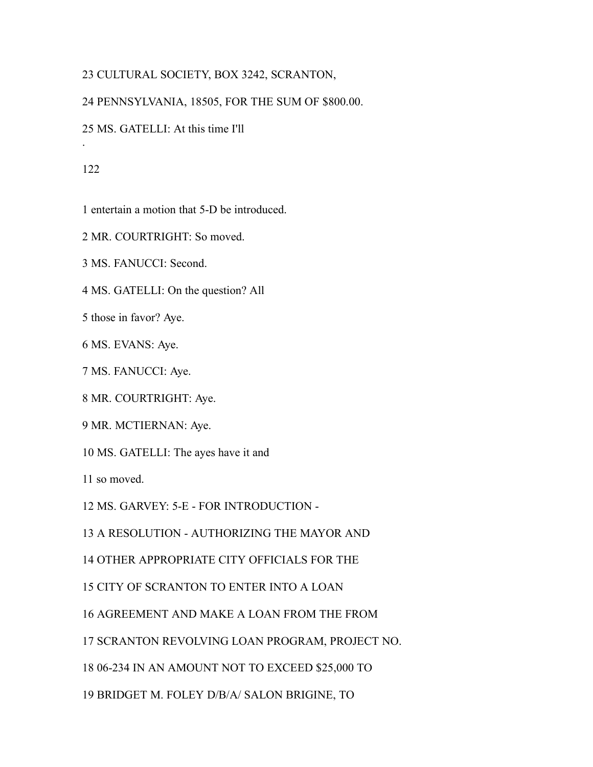23 CULTURAL SOCIETY, BOX 3242, SCRANTON,

24 PENNSYLVANIA, 18505, FOR THE SUM OF $800.00.

25 MS. GATELLI: At this time I'll

1 entertain a motion that 5-D be introduced.

2 MR. COURTRIGHT: So moved.

3 MS. FANUCCI: Second.

4 MS. GATELLI: On the question? All

5 those in favor? Aye.

6 MS. EVANS: Aye.

7 MS. FANUCCI: Aye.

8 MR. COURTRIGHT: Aye.

9 MR. MCTIERNAN: Aye.

10 MS. GATELLI: The ayes have it and

11 so moved.

12 MS. GARVEY: 5-E - FOR INTRODUCTION -

13 A RESOLUTION - AUTHORIZING THE MAYOR AND

14 OTHER APPROPRIATE CITY OFFICIALS FOR THE

15 CITY OF SCRANTON TO ENTER INTO A LOAN

16 AGREEMENT AND MAKE A LOAN FROM THE FROM

17 SCRANTON REVOLVING LOAN PROGRAM, PROJECT NO.

18 06-234 IN AN AMOUNT NOT TO EXCEED $25,000 TO

19 BRIDGET M. FOLEY D/B/A/ SALON BRIGINE, TO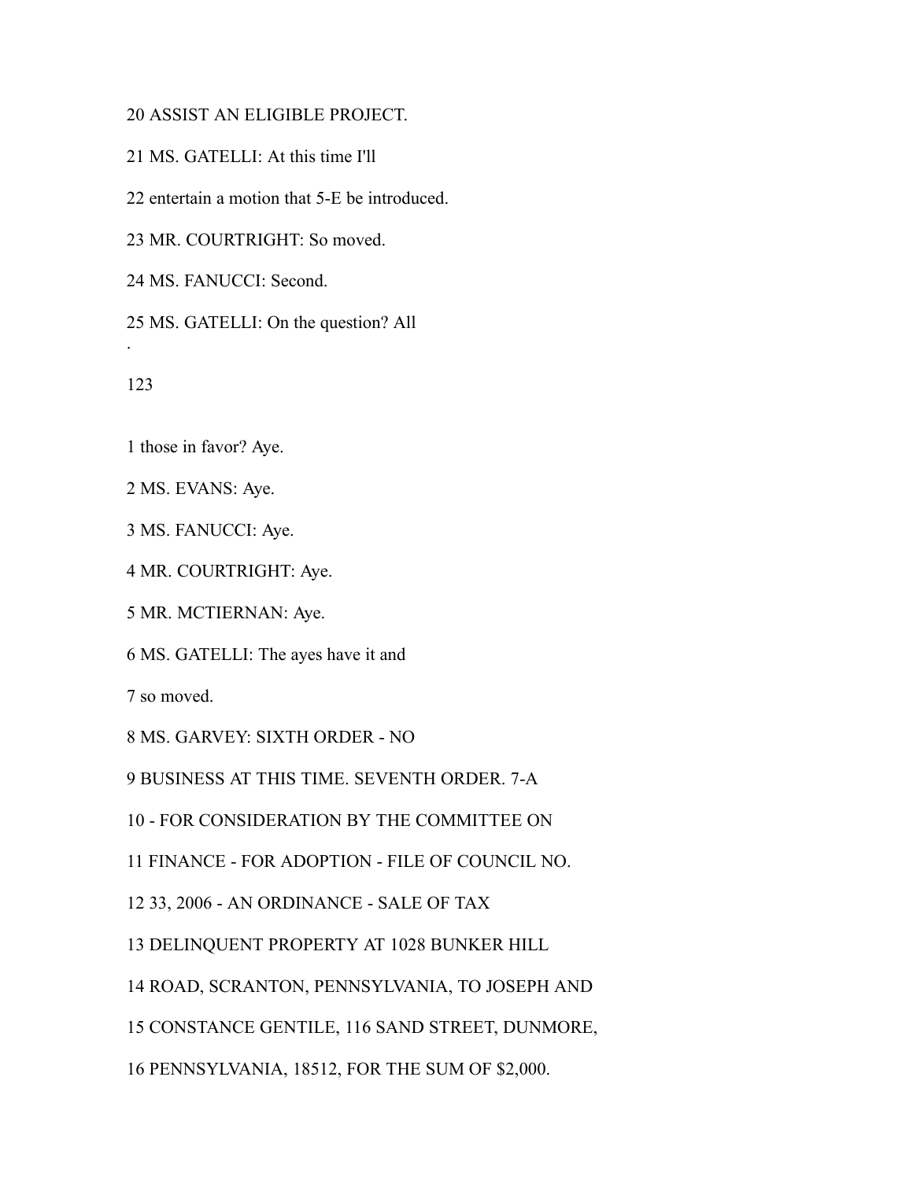20 ASSIST AN ELIGIBLE PROJECT.

21 MS. GATELLI: At this time I'll

22 entertain a motion that 5-E be introduced.

23 MR. COURTRIGHT: So moved.

24 MS. FANUCCI: Second.

25 MS. GATELLI: On the question? All

1 those in favor? Aye.

2 MS. EVANS: Aye.

3 MS. FANUCCI: Aye.

4 MR. COURTRIGHT: Aye.

5 MR. MCTIERNAN: Aye.

6 MS. GATELLI: The ayes have it and

7 so moved.

8 MS. GARVEY: SIXTH ORDER - NO

9 BUSINESS AT THIS TIME. SEVENTH ORDER. 7-A

10 - FOR CONSIDERATION BY THE COMMITTEE ON

11 FINANCE - FOR ADOPTION - FILE OF COUNCIL NO.

12 33, 2006 - AN ORDINANCE - SALE OF TAX

13 DELINQUENT PROPERTY AT 1028 BUNKER HILL

14 ROAD, SCRANTON, PENNSYLVANIA, TO JOSEPH AND

15 CONSTANCE GENTILE, 116 SAND STREET, DUNMORE,

16 PENNSYLVANIA, 18512, FOR THE SUM OF $2,000.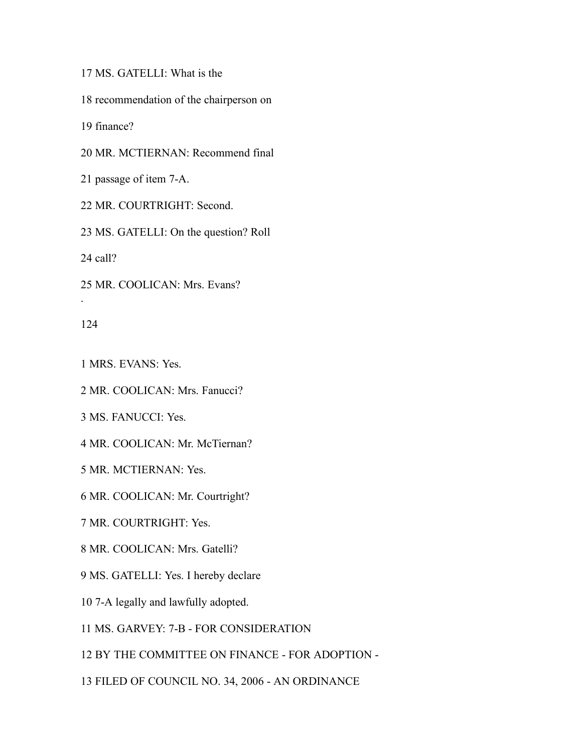17 MS. GATELLI: What is the

18 recommendation of the chairperson on

19 finance?

20 MR. MCTIERNAN: Recommend final

21 passage of item 7-A.

22 MR. COURTRIGHT: Second.

23 MS. GATELLI: On the question? Roll

24 call?

25 MR. COOLICAN: Mrs. Evans?

1 MRS. EVANS: Yes.

2 MR. COOLICAN: Mrs. Fanucci?

3 MS. FANUCCI: Yes.

4 MR. COOLICAN: Mr. McTiernan?

5 MR. MCTIERNAN: Yes.

6 MR. COOLICAN: Mr. Courtright?

7 MR. COURTRIGHT: Yes.

8 MR. COOLICAN: Mrs. Gatelli?

9 MS. GATELLI: Yes. I hereby declare

10 7-A legally and lawfully adopted.

11 MS. GARVEY: 7-B - FOR CONSIDERATION

12 BY THE COMMITTEE ON FINANCE - FOR ADOPTION -

13 FILED OF COUNCIL NO. 34, 2006 - AN ORDINANCE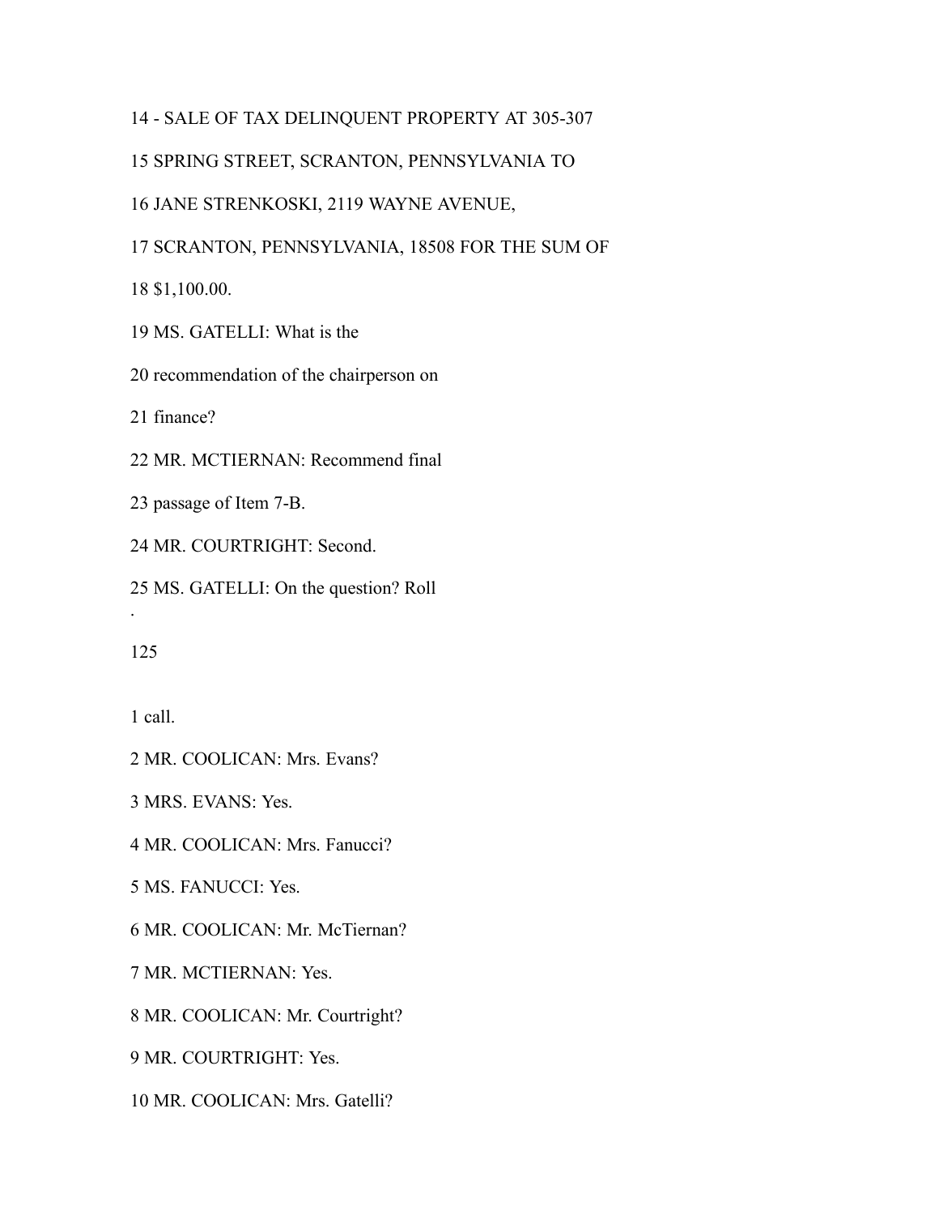14 - SALE OF TAX DELINQUENT PROPERTY AT 305-307

15 SPRING STREET, SCRANTON, PENNSYLVANIA TO

16 JANE STRENKOSKI, 2119 WAYNE AVENUE,

17 SCRANTON, PENNSYLVANIA, 18508 FOR THE SUM OF

18 $1,100.00.

19 MS. GATELLI: What is the

20 recommendation of the chairperson on

21 finance?

22 MR. MCTIERNAN: Recommend final

23 passage of Item 7-B.

24 MR. COURTRIGHT: Second.

25 MS. GATELLI: On the question? Roll

1 call.

2 MR. COOLICAN: Mrs. Evans?

3 MRS. EVANS: Yes.

4 MR. COOLICAN: Mrs. Fanucci?

5 MS. FANUCCI: Yes.

6 MR. COOLICAN: Mr. McTiernan?

7 MR. MCTIERNAN: Yes.

8 MR. COOLICAN: Mr. Courtright?

9 MR. COURTRIGHT: Yes.

10 MR. COOLICAN: Mrs. Gatelli?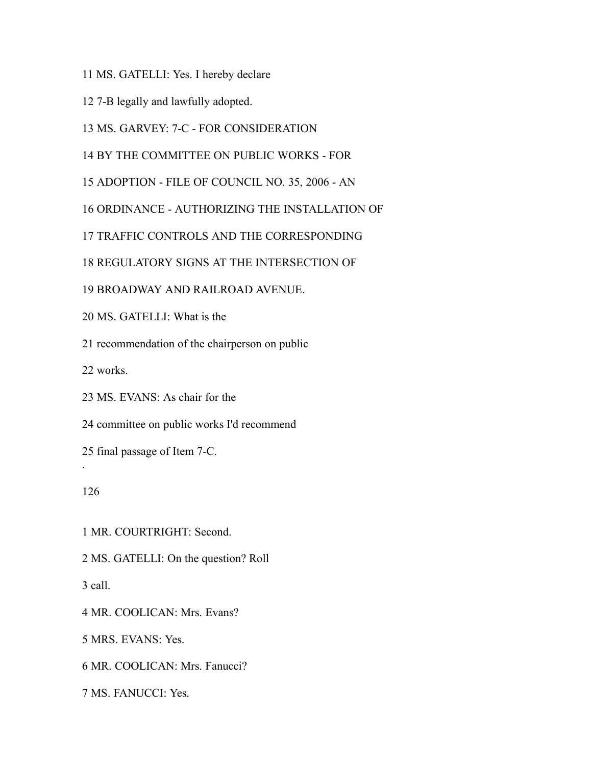11 MS. GATELLI: Yes. I hereby declare

12 7-B legally and lawfully adopted.

13 MS. GARVEY: 7-C - FOR CONSIDERATION

14 BY THE COMMITTEE ON PUBLIC WORKS - FOR

15 ADOPTION - FILE OF COUNCIL NO. 35, 2006 - AN

16 ORDINANCE - AUTHORIZING THE INSTALLATION OF

17 TRAFFIC CONTROLS AND THE CORRESPONDING

18 REGULATORY SIGNS AT THE INTERSECTION OF

19 BROADWAY AND RAILROAD AVENUE.

20 MS. GATELLI: What is the

21 recommendation of the chairperson on public

22 works.

23 MS. EVANS: As chair for the

24 committee on public works I'd recommend

25 final passage of Item 7-C.

1 MR. COURTRIGHT: Second.

2 MS. GATELLI: On the question? Roll

3 call.

4 MR. COOLICAN: Mrs. Evans?

5 MRS. EVANS: Yes.

6 MR. COOLICAN: Mrs. Fanucci?

7 MS. FANUCCI: Yes.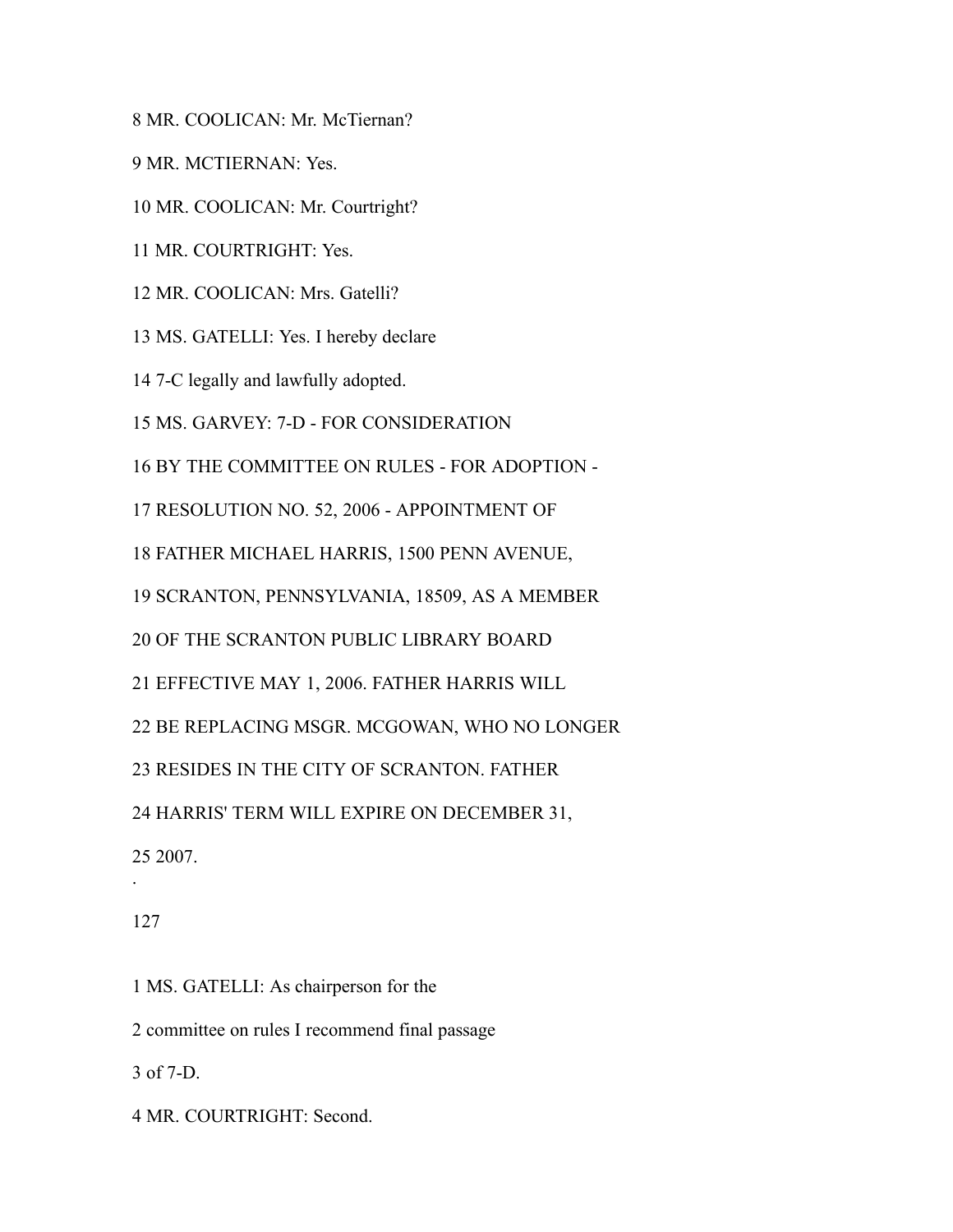8 MR. COOLICAN: Mr. McTiernan?

9 MR. MCTIERNAN: Yes.

10 MR. COOLICAN: Mr. Courtright?

11 MR. COURTRIGHT: Yes.

12 MR. COOLICAN: Mrs. Gatelli?

13 MS. GATELLI: Yes. I hereby declare

14 7-C legally and lawfully adopted.

15 MS. GARVEY: 7-D - FOR CONSIDERATION

16 BY THE COMMITTEE ON RULES - FOR ADOPTION -

17 RESOLUTION NO. 52, 2006 - APPOINTMENT OF

18 FATHER MICHAEL HARRIS, 1500 PENN AVENUE,

19 SCRANTON, PENNSYLVANIA, 18509, AS A MEMBER

20 OF THE SCRANTON PUBLIC LIBRARY BOARD

21 EFFECTIVE MAY 1, 2006. FATHER HARRIS WILL

22 BE REPLACING MSGR. MCGOWAN, WHO NO LONGER

23 RESIDES IN THE CITY OF SCRANTON. FATHER

24 HARRIS' TERM WILL EXPIRE ON DECEMBER 31,

25 2007.

1 MS. GATELLI: As chairperson for the

2 committee on rules I recommend final passage

3 of 7-D.

4 MR. COURTRIGHT: Second.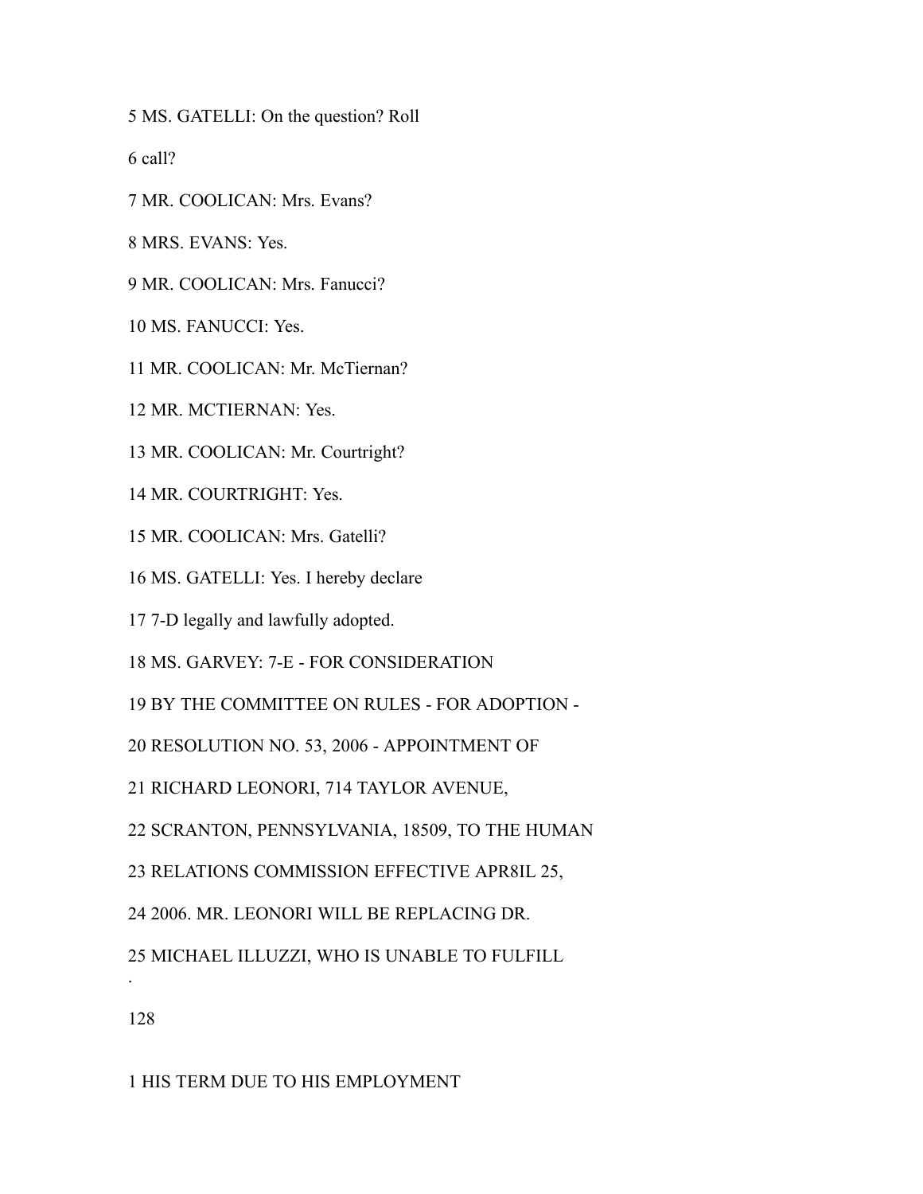5 MS. GATELLI: On the question? Roll

6 call?

7 MR. COOLICAN: Mrs. Evans?

8 MRS. EVANS: Yes.

9 MR. COOLICAN: Mrs. Fanucci?

10 MS. FANUCCI: Yes.

11 MR. COOLICAN: Mr. McTiernan?

12 MR. MCTIERNAN: Yes.

13 MR. COOLICAN: Mr. Courtright?

14 MR. COURTRIGHT: Yes.

15 MR. COOLICAN: Mrs. Gatelli?

16 MS. GATELLI: Yes. I hereby declare

17 7-D legally and lawfully adopted.

18 MS. GARVEY: 7-E - FOR CONSIDERATION

19 BY THE COMMITTEE ON RULES - FOR ADOPTION -

20 RESOLUTION NO. 53, 2006 - APPOINTMENT OF

21 RICHARD LEONORI, 714 TAYLOR AVENUE,

22 SCRANTON, PENNSYLVANIA, 18509, TO THE HUMAN

23 RELATIONS COMMISSION EFFECTIVE APR8IL 25,

24 2006. MR. LEONORI WILL BE REPLACING DR.

25 MICHAEL ILLUZZI, WHO IS UNABLE TO FULFILL

.

1 HIS TERM DUE TO HIS EMPLOYMENT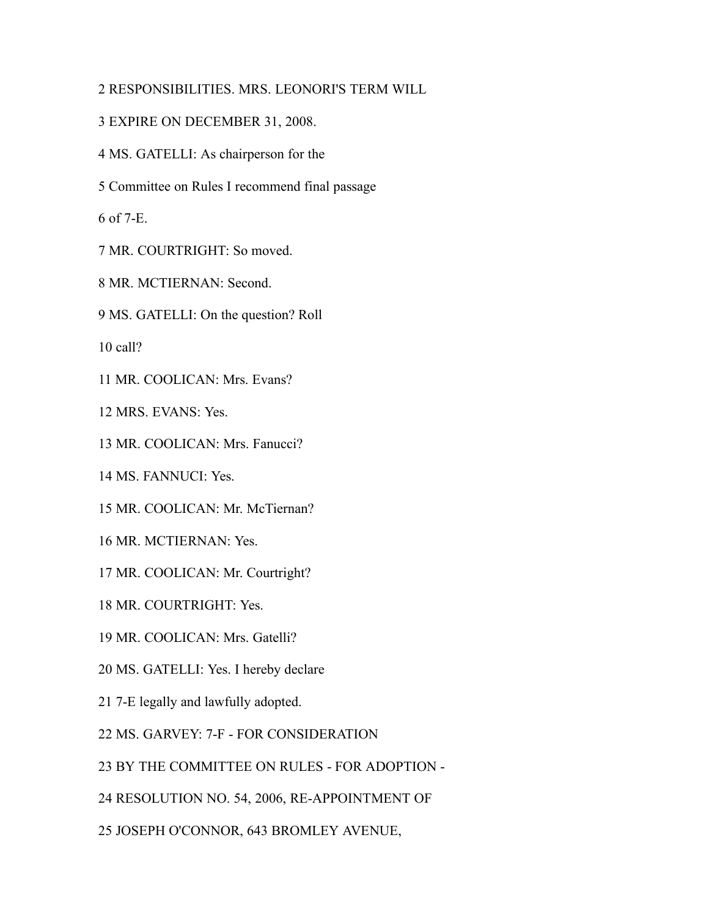2 RESPONSIBILITIES. MRS. LEONORI'S TERM WILL

3 EXPIRE ON DECEMBER 31, 2008.

4 MS. GATELLI: As chairperson for the

5 Committee on Rules I recommend final passage

6 of 7-E.

7 MR. COURTRIGHT: So moved.

8 MR. MCTIERNAN: Second.

9 MS. GATELLI: On the question? Roll

10 call?

11 MR. COOLICAN: Mrs. Evans?

12 MRS. EVANS: Yes.

13 MR. COOLICAN: Mrs. Fanucci?

14 MS. FANNUCI: Yes.

15 MR. COOLICAN: Mr. McTiernan?

16 MR. MCTIERNAN: Yes.

17 MR. COOLICAN: Mr. Courtright?

18 MR. COURTRIGHT: Yes.

19 MR. COOLICAN: Mrs. Gatelli?

20 MS. GATELLI: Yes. I hereby declare

21 7-E legally and lawfully adopted.

22 MS. GARVEY: 7-F - FOR CONSIDERATION

23 BY THE COMMITTEE ON RULES - FOR ADOPTION -

24 RESOLUTION NO. 54, 2006, RE-APPOINTMENT OF

25 JOSEPH O'CONNOR, 643 BROMLEY AVENUE,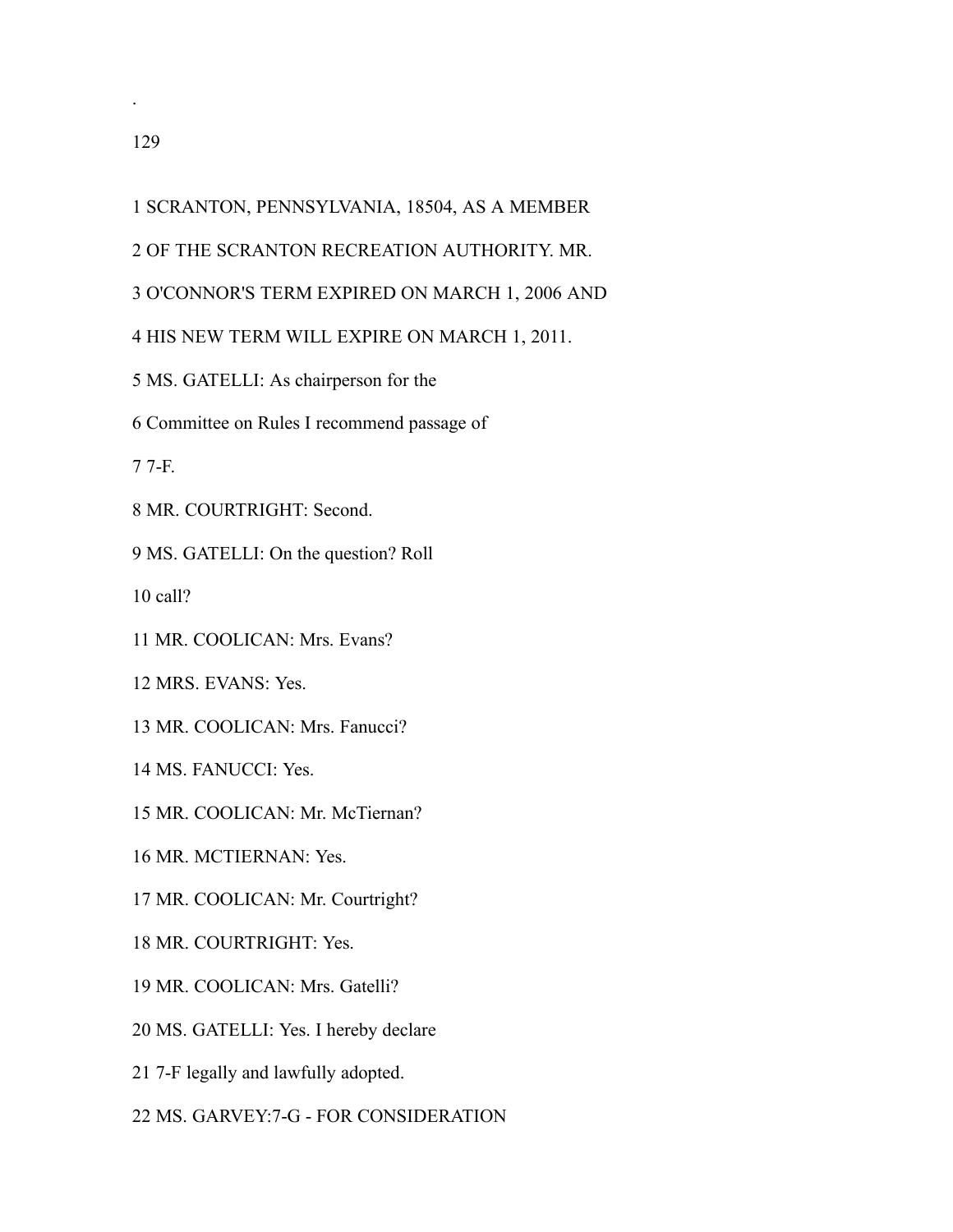1 SCRANTON, PENNSYLVANIA, 18504, AS A MEMBER

2 OF THE SCRANTON RECREATION AUTHORITY. MR.

3 O'CONNOR'S TERM EXPIRED ON MARCH 1, 2006 AND

4 HIS NEW TERM WILL EXPIRE ON MARCH 1, 2011.

5 MS. GATELLI: As chairperson for the

6 Committee on Rules I recommend passage of

7 7-F.

8 MR. COURTRIGHT: Second.

9 MS. GATELLI: On the question? Roll

10 call?

11 MR. COOLICAN: Mrs. Evans?

12 MRS. EVANS: Yes.

13 MR. COOLICAN: Mrs. Fanucci?

14 MS. FANUCCI: Yes.

15 MR. COOLICAN: Mr. McTiernan?

16 MR. MCTIERNAN: Yes.

17 MR. COOLICAN: Mr. Courtright?

18 MR. COURTRIGHT: Yes.

19 MR. COOLICAN: Mrs. Gatelli?

20 MS. GATELLI: Yes. I hereby declare

21 7-F legally and lawfully adopted.

22 MS. GARVEY:7-G - FOR CONSIDERATION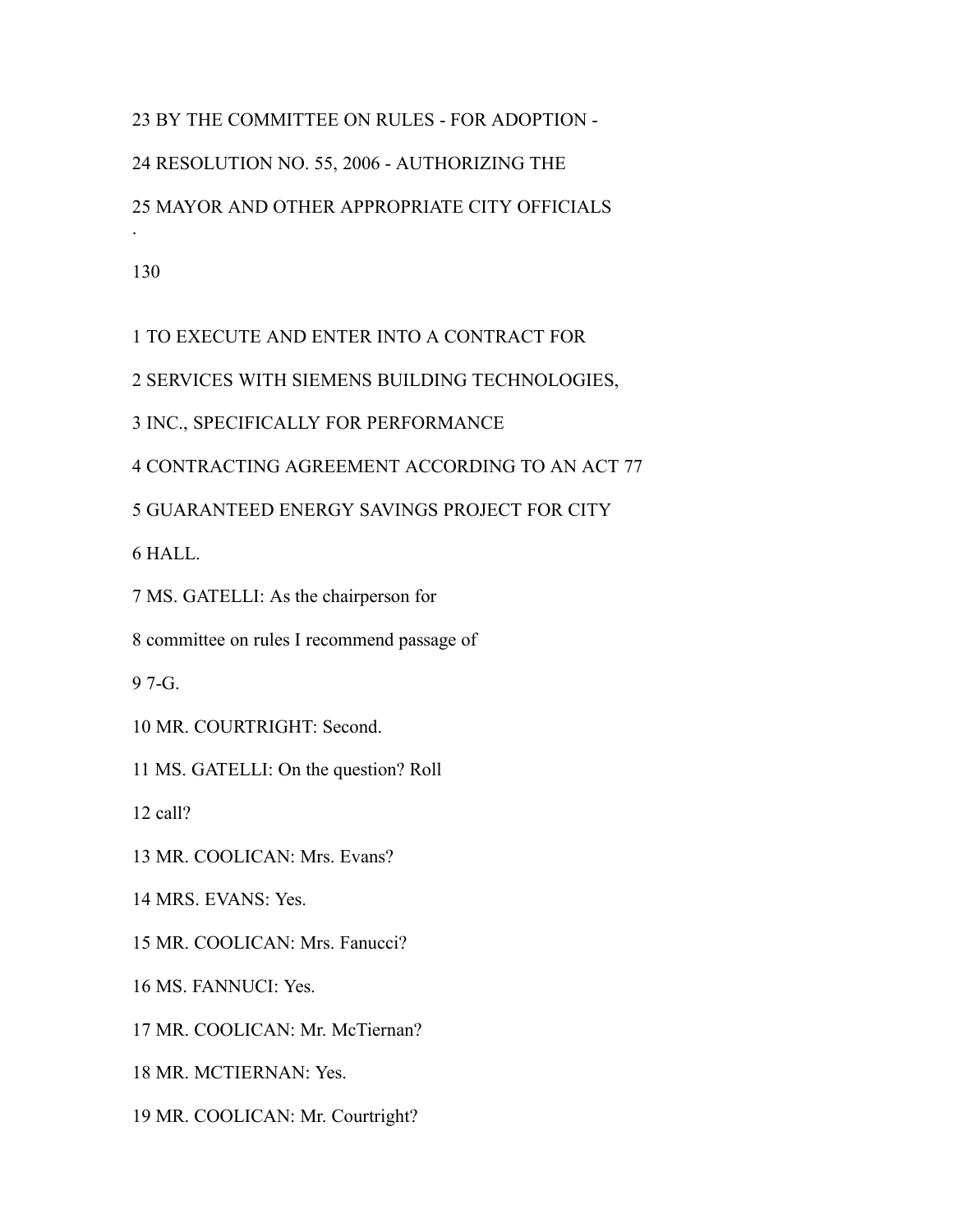23 BY THE COMMITTEE ON RULES - FOR ADOPTION -

24 RESOLUTION NO. 55, 2006 - AUTHORIZING THE

25 MAYOR AND OTHER APPROPRIATE CITY OFFICIALS

1 TO EXECUTE AND ENTER INTO A CONTRACT FOR

2 SERVICES WITH SIEMENS BUILDING TECHNOLOGIES,

3 INC., SPECIFICALLY FOR PERFORMANCE

4 CONTRACTING AGREEMENT ACCORDING TO AN ACT 77

5 GUARANTEED ENERGY SAVINGS PROJECT FOR CITY

6 HALL.

7 MS. GATELLI: As the chairperson for

8 committee on rules I recommend passage of

9 7-G.

10 MR. COURTRIGHT: Second.

11 MS. GATELLI: On the question? Roll

12 call?

13 MR. COOLICAN: Mrs. Evans?

14 MRS. EVANS: Yes.

15 MR. COOLICAN: Mrs. Fanucci?

16 MS. FANNUCI: Yes.

17 MR. COOLICAN: Mr. McTiernan?

18 MR. MCTIERNAN: Yes.

19 MR. COOLICAN: Mr. Courtright?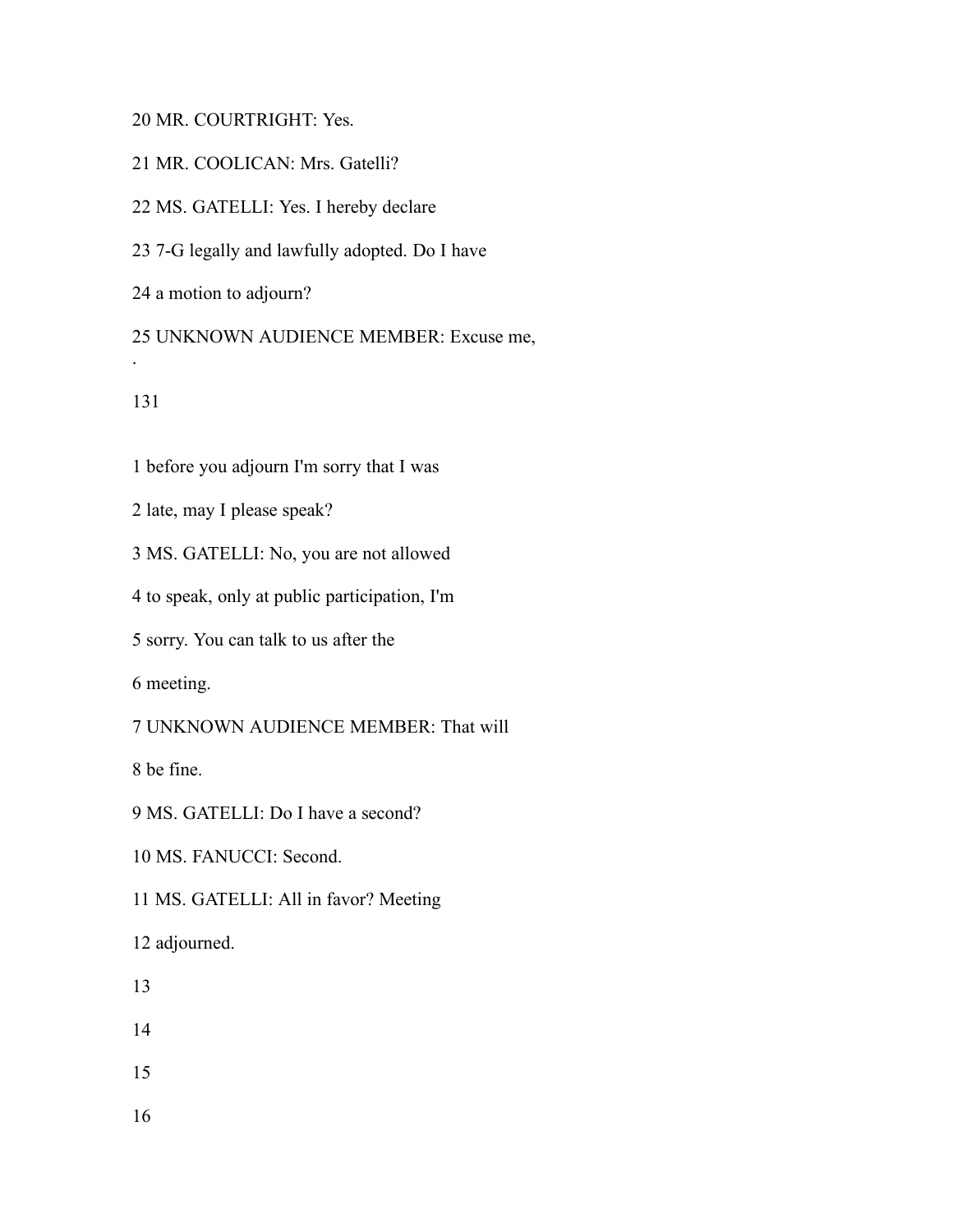20 MR. COURTRIGHT: Yes.

21 MR. COOLICAN: Mrs. Gatelli?

22 MS. GATELLI: Yes. I hereby declare

23 7-G legally and lawfully adopted. Do I have

24 a motion to adjourn?

25 UNKNOWN AUDIENCE MEMBER: Excuse me,

1 before you adjourn I'm sorry that I was

2 late, may I please speak?

3 MS. GATELLI: No, you are not allowed

4 to speak, only at public participation, I'm

5 sorry. You can talk to us after the

6 meeting.

7 UNKNOWN AUDIENCE MEMBER: That will

8 be fine.

9 MS. GATELLI: Do I have a second?

10 MS. FANUCCI: Second.

11 MS. GATELLI: All in favor? Meeting

12 adjourned.

13

14

15

16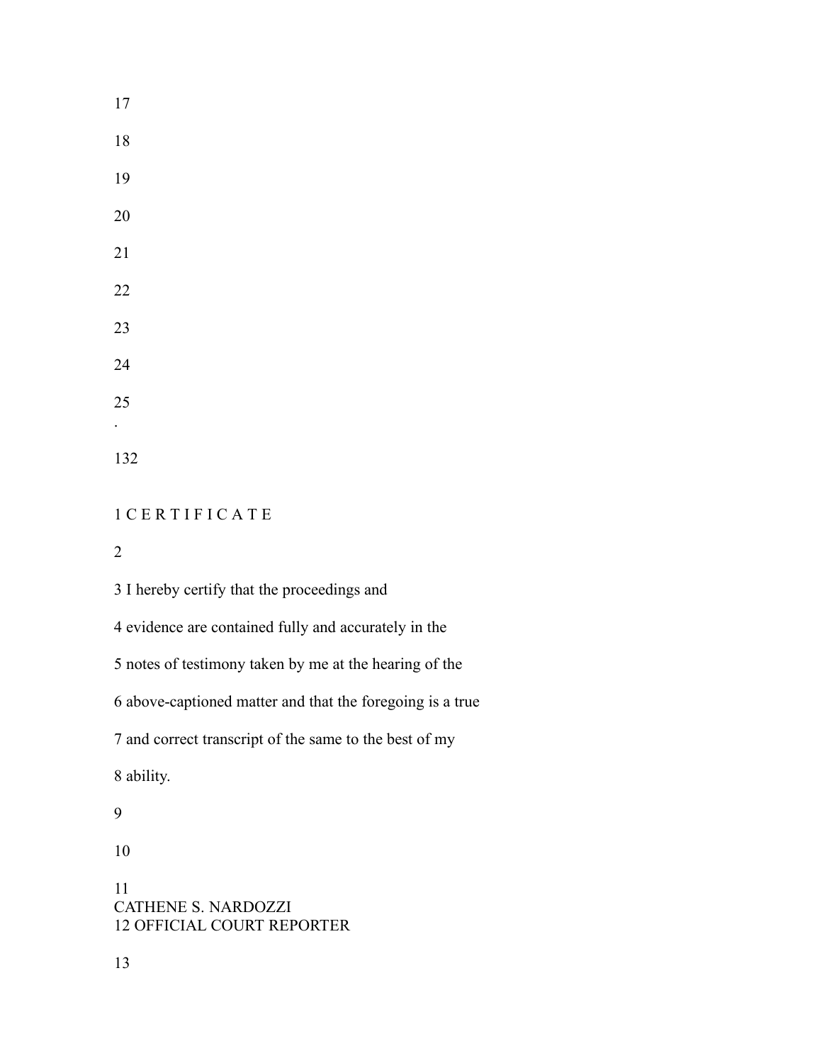17

18

19

20

21

22

23

24

25

132

1 C E R T I F I C A T E

2

3 I hereby certify that the proceedings and

4 evidence are contained fully and accurately in the

5 notes of testimony taken by me at the hearing of the

6 above-captioned matter and that the foregoing is a true

7 and correct transcript of the same to the best of my

8 ability.

9

10

11
CATHENE S. NARDOZZI
12 OFFICIAL COURT REPORTER

13